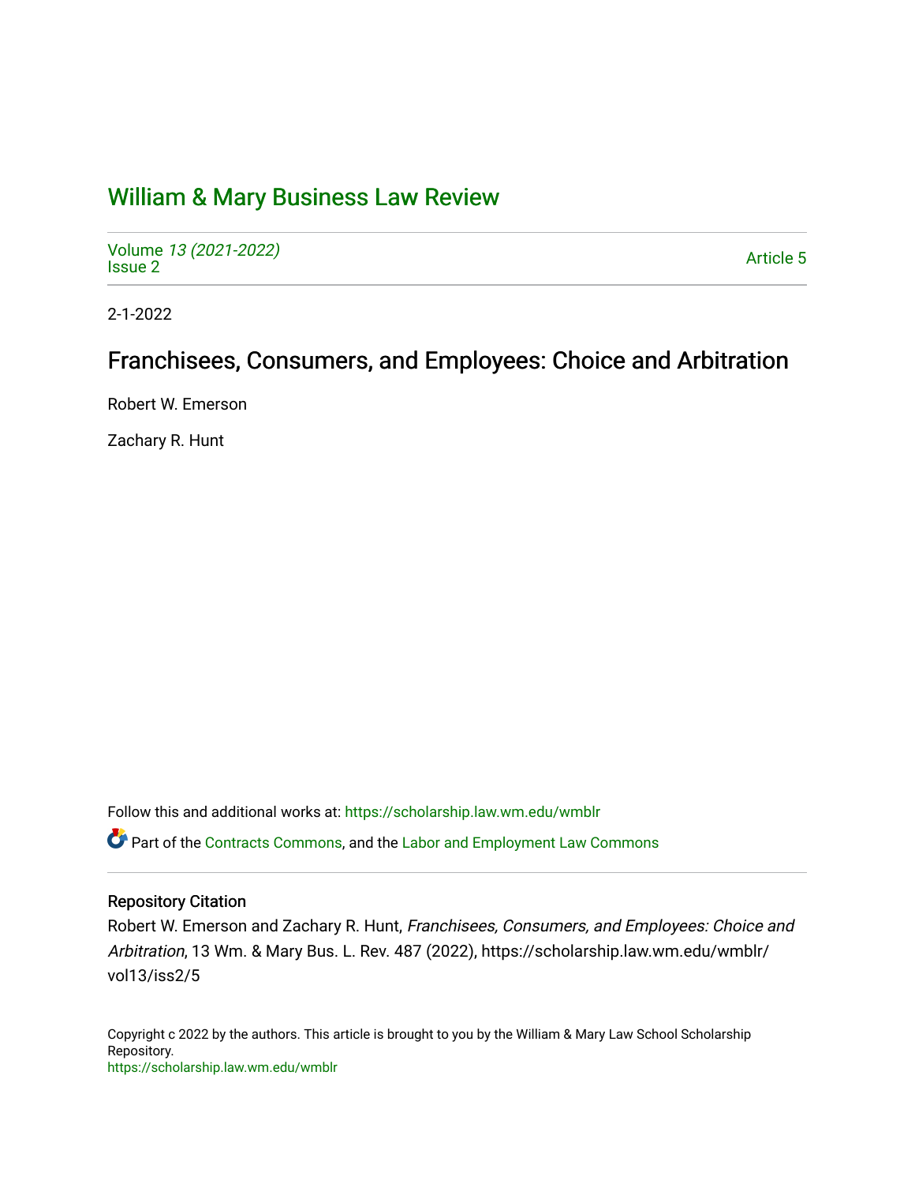# William & Mary Business Law Review

Volume *13 (2021-2022)*
Issue 2

Article 5

2-1-2022

## Franchisees, Consumers, and Employees: Choice and Arbitration

Robert W. Emerson

Zachary R. Hunt

Follow this and additional works at: https://scholarship.law.wm.edu/wmblr

Part of the Contracts Commons, and the Labor and Employment Law Commons

### Repository Citation

Robert W. Emerson and Zachary R. Hunt, *Franchisees, Consumers, and Employees: Choice and Arbitration*, 13 Wm. & Mary Bus. L. Rev. 487 (2022), https://scholarship.law.wm.edu/wmblr/vol13/iss2/5

Copyright c 2022 by the authors. This article is brought to you by the William & Mary Law School Scholarship Repository.
https://scholarship.law.wm.edu/wmblr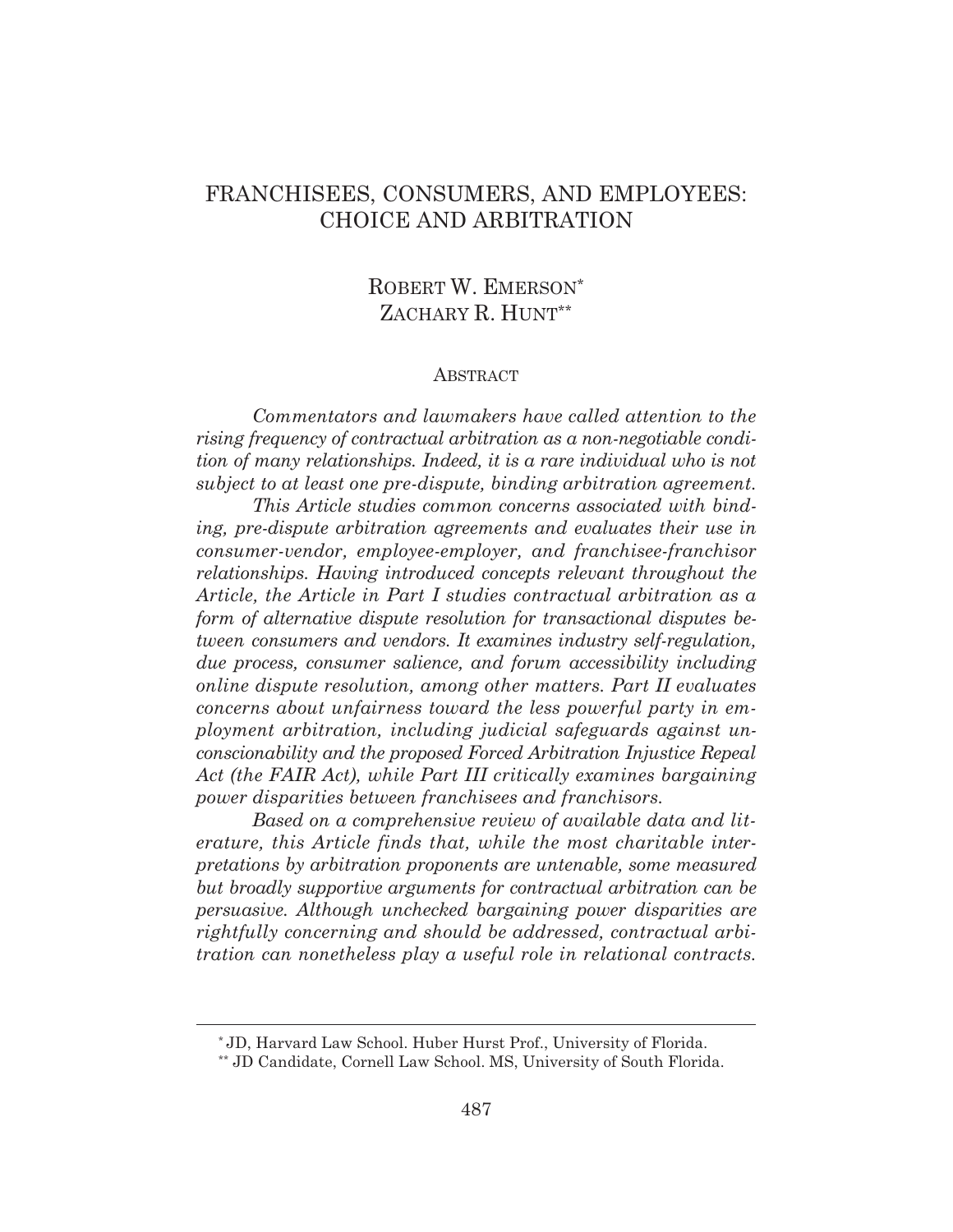# FRANCHISEES, CONSUMERS, AND EMPLOYEES: CHOICE AND ARBITRATION

ROBERT W. EMERSON*
ZACHARY R. HUNT**

## ABSTRACT

*Commentators and lawmakers have called attention to the rising frequency of contractual arbitration as a non-negotiable condition of many relationships. Indeed, it is a rare individual who is not subject to at least one pre-dispute, binding arbitration agreement.*

*This Article studies common concerns associated with binding, pre-dispute arbitration agreements and evaluates their use in consumer-vendor, employee-employer, and franchisee-franchisor relationships. Having introduced concepts relevant throughout the Article, the Article in Part I studies contractual arbitration as a form of alternative dispute resolution for transactional disputes between consumers and vendors. It examines industry self-regulation, due process, consumer salience, and forum accessibility including online dispute resolution, among other matters. Part II evaluates concerns about unfairness toward the less powerful party in employment arbitration, including judicial safeguards against unconscionability and the proposed Forced Arbitration Injustice Repeal Act (the FAIR Act), while Part III critically examines bargaining power disparities between franchisees and franchisors.*

*Based on a comprehensive review of available data and literature, this Article finds that, while the most charitable interpretations by arbitration proponents are untenable, some measured but broadly supportive arguments for contractual arbitration can be persuasive. Although unchecked bargaining power disparities are rightfully concerning and should be addressed, contractual arbitration can nonetheless play a useful role in relational contracts.*

---

\* JD, Harvard Law School. Huber Hurst Prof., University of Florida.

\*\* JD Candidate, Cornell Law School. MS, University of South Florida.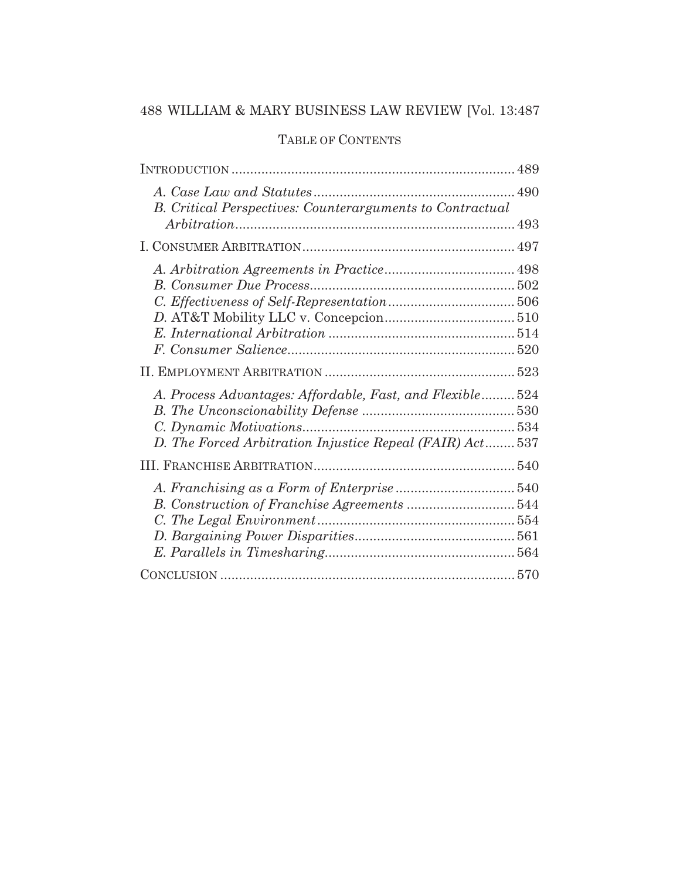## TABLE OF CONTENTS

INTRODUCTION ........................................................................ 489

*A. Case Law and Statutes* ..................................................... 490
*B. Critical Perspectives: Counterarguments to Contractual Arbitration* ......................................................................... 493

I. CONSUMER ARBITRATION ........................................................ 497

*A. Arbitration Agreements in Practice* .................................. 498
*B. Consumer Due Process* ...................................................... 502
*C. Effectiveness of Self-Representation* ................................. 506
*D.* AT&T Mobility LLC v. Concepcion .................................. 510
*E. International Arbitration* .................................................. 514
*F. Consumer Salience* ............................................................ 520

II. EMPLOYMENT ARBITRATION .................................................. 523

*A. Process Advantages: Affordable, Fast, and Flexible* ......... 524
*B. The Unconscionability Defense* ......................................... 530
*C. Dynamic Motivations* ......................................................... 534
*D. The Forced Arbitration Injustice Repeal (FAIR) Act* ........ 537

III. FRANCHISE ARBITRATION ..................................................... 540

*A. Franchising as a Form of Enterprise* ................................ 540
*B. Construction of Franchise Agreements* ............................ 544
*C. The Legal Environment* ..................................................... 554
*D. Bargaining Power Disparities* ........................................... 561
*E. Parallels in Timesharing* ................................................... 564

CONCLUSION .......................................................................... 570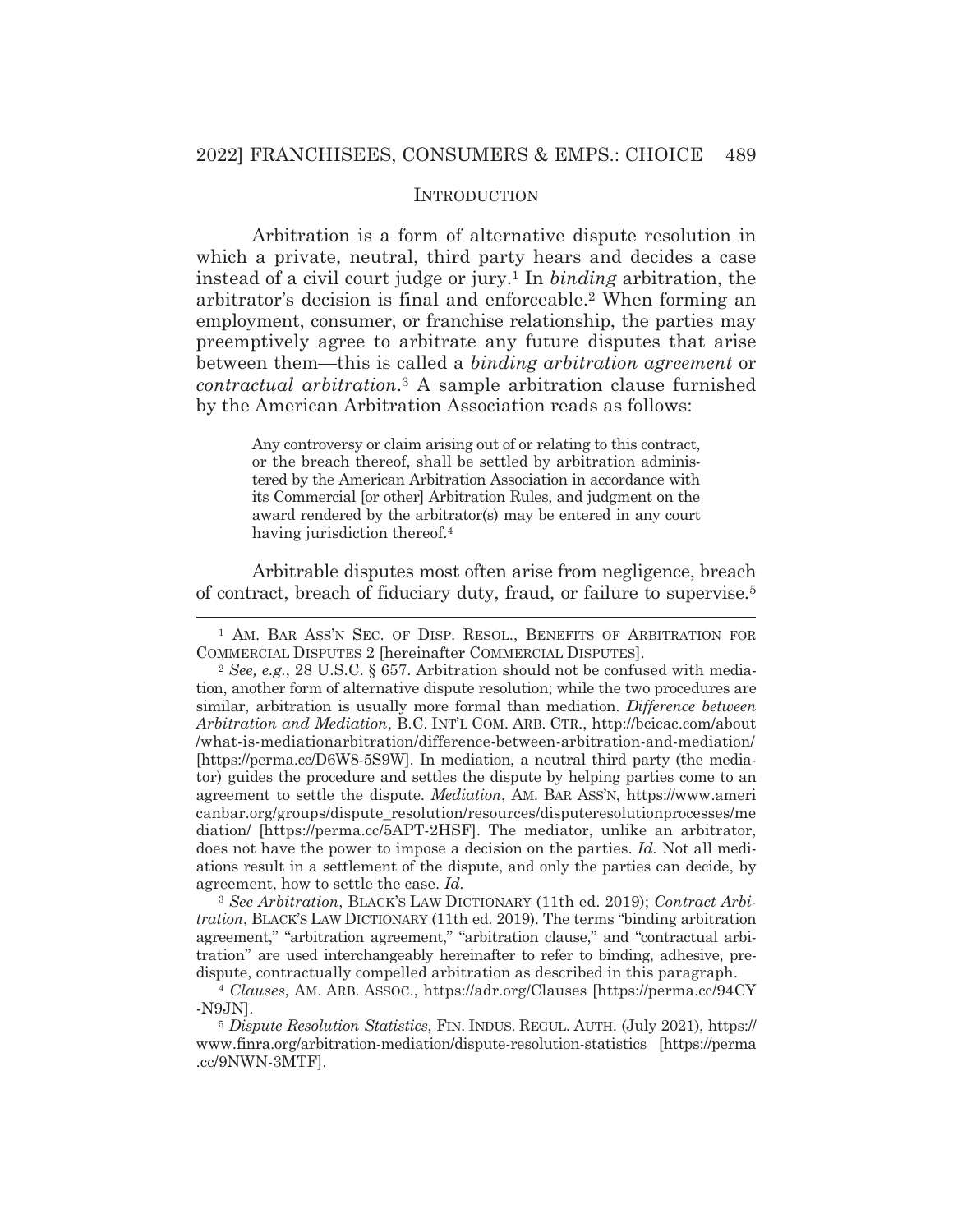## INTRODUCTION

Arbitration is a form of alternative dispute resolution in which a private, neutral, third party hears and decides a case instead of a civil court judge or jury.[1] In *binding* arbitration, the arbitrator's decision is final and enforceable.[2] When forming an employment, consumer, or franchise relationship, the parties may preemptively agree to arbitrate any future disputes that arise between them—this is called a *binding arbitration agreement* or *contractual arbitration*.[3] A sample arbitration clause furnished by the American Arbitration Association reads as follows:

> Any controversy or claim arising out of or relating to this contract, or the breach thereof, shall be settled by arbitration administered by the American Arbitration Association in accordance with its Commercial [or other] Arbitration Rules, and judgment on the award rendered by the arbitrator(s) may be entered in any court having jurisdiction thereof.[4]

Arbitrable disputes most often arise from negligence, breach of contract, breach of fiduciary duty, fraud, or failure to supervise.[5]

---

[1] AM. BAR ASS'N SEC. OF DISP. RESOL., BENEFITS OF ARBITRATION FOR COMMERCIAL DISPUTES 2 [hereinafter COMMERCIAL DISPUTES].

[2] *See, e.g.*, 28 U.S.C. § 657. Arbitration should not be confused with mediation, another form of alternative dispute resolution; while the two procedures are similar, arbitration is usually more formal than mediation. *Difference between Arbitration and Mediation*, B.C. INT'L COM. ARB. CTR., http://bcicac.com/about/what-is-mediationarbitration/difference-between-arbitration-and-mediation/ [https://perma.cc/D6W8-5S9W]. In mediation, a neutral third party (the mediator) guides the procedure and settles the dispute by helping parties come to an agreement to settle the dispute. *Mediation*, AM. BAR ASS'N, https://www.americanbar.org/groups/dispute_resolution/resources/disputeresolutionprocesses/mediation/ [https://perma.cc/5APT-2HSF]. The mediator, unlike an arbitrator, does not have the power to impose a decision on the parties. *Id.* Not all mediations result in a settlement of the dispute, and only the parties can decide, by agreement, how to settle the case. *Id.*

[3] *See Arbitration*, BLACK'S LAW DICTIONARY (11th ed. 2019); *Contract Arbitration*, BLACK'S LAW DICTIONARY (11th ed. 2019). The terms "binding arbitration agreement," "arbitration agreement," "arbitration clause," and "contractual arbitration" are used interchangeably hereinafter to refer to binding, adhesive, predispute, contractually compelled arbitration as described in this paragraph.

[4] *Clauses*, AM. ARB. ASSOC., https://adr.org/Clauses [https://perma.cc/94CY-N9JN].

[5] *Dispute Resolution Statistics*, FIN. INDUS. REGUL. AUTH. (July 2021), https://www.finra.org/arbitration-mediation/dispute-resolution-statistics [https://perma.cc/9NWN-3MTF].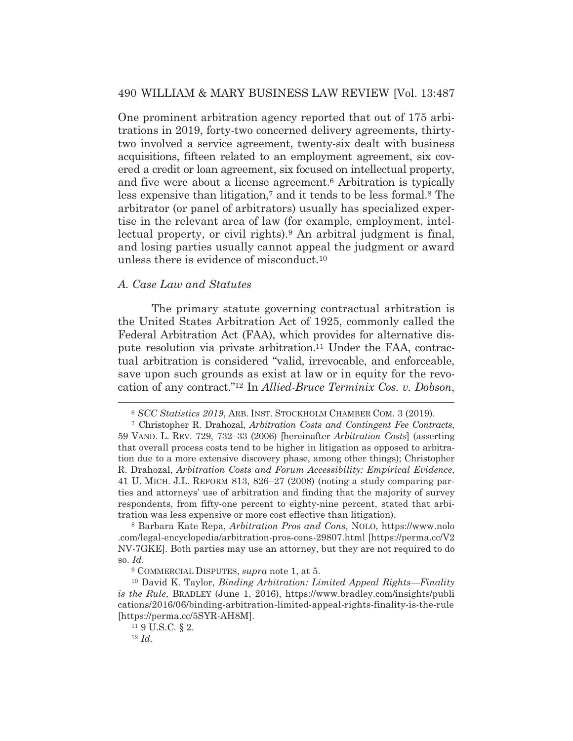One prominent arbitration agency reported that out of 175 arbitrations in 2019, forty-two concerned delivery agreements, thirty-two involved a service agreement, twenty-six dealt with business acquisitions, fifteen related to an employment agreement, six covered a credit or loan agreement, six focused on intellectual property, and five were about a license agreement.[6] Arbitration is typically less expensive than litigation,[7] and it tends to be less formal.[8] The arbitrator (or panel of arbitrators) usually has specialized expertise in the relevant area of law (for example, employment, intellectual property, or civil rights).[9] An arbitral judgment is final, and losing parties usually cannot appeal the judgment or award unless there is evidence of misconduct.[10]

### *A. Case Law and Statutes*

The primary statute governing contractual arbitration is the United States Arbitration Act of 1925, commonly called the Federal Arbitration Act (FAA), which provides for alternative dispute resolution via private arbitration.[11] Under the FAA, contractual arbitration is considered "valid, irrevocable, and enforceable, save upon such grounds as exist at law or in equity for the revocation of any contract."[12] In *Allied-Bruce Terminix Cos. v. Dobson*,

---

[6] *SCC Statistics 2019*, ARB. INST. STOCKHOLM CHAMBER COM. 3 (2019).

[7] Christopher R. Drahozal, *Arbitration Costs and Contingent Fee Contracts*, 59 VAND. L. REV. 729, 732–33 (2006) [hereinafter *Arbitration Costs*] (asserting that overall process costs tend to be higher in litigation as opposed to arbitration due to a more extensive discovery phase, among other things); Christopher R. Drahozal, *Arbitration Costs and Forum Accessibility: Empirical Evidence*, 41 U. MICH. J.L. REFORM 813, 826–27 (2008) (noting a study comparing parties and attorneys' use of arbitration and finding that the majority of survey respondents, from fifty-one percent to eighty-nine percent, stated that arbitration was less expensive or more cost effective than litigation).

[8] Barbara Kate Repa, *Arbitration Pros and Cons*, NOLO, https://www.nolo.com/legal-encyclopedia/arbitration-pros-cons-29807.html [https://perma.cc/V2NV-7GKE]. Both parties may use an attorney, but they are not required to do so. *Id.*

[9] COMMERCIAL DISPUTES, *supra* note 1, at 5.

[10] David K. Taylor, *Binding Arbitration: Limited Appeal Rights—Finality is the Rule*, BRADLEY (June 1, 2016), https://www.bradley.com/insights/publications/2016/06/binding-arbitration-limited-appeal-rights-finality-is-the-rule [https://perma.cc/5SYR-AH8M].

[11] 9 U.S.C. § 2.

[12] *Id.*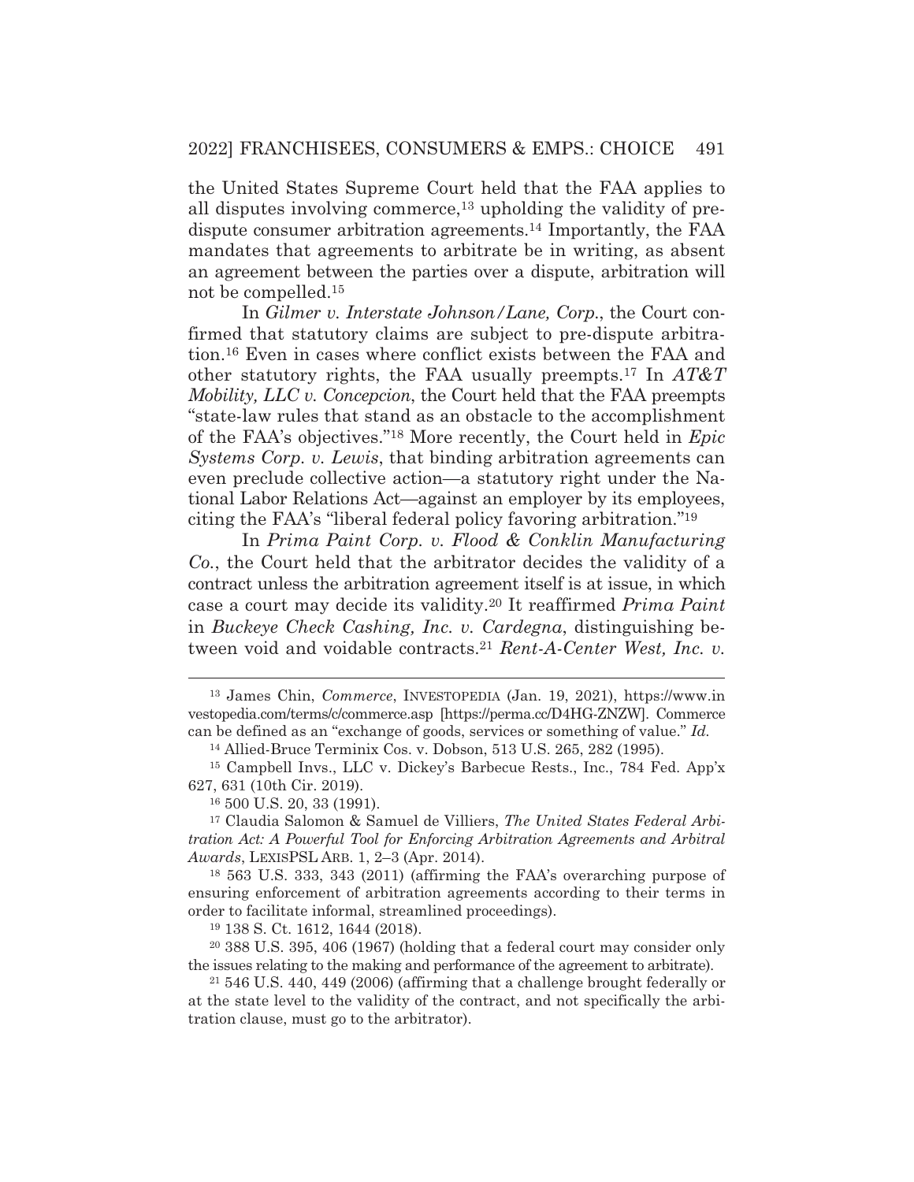the United States Supreme Court held that the FAA applies to all disputes involving commerce,[13] upholding the validity of pre-dispute consumer arbitration agreements.[14] Importantly, the FAA mandates that agreements to arbitrate be in writing, as absent an agreement between the parties over a dispute, arbitration will not be compelled.[15]

In *Gilmer v. Interstate Johnson/Lane, Corp.*, the Court confirmed that statutory claims are subject to pre-dispute arbitration.[16] Even in cases where conflict exists between the FAA and other statutory rights, the FAA usually preempts.[17] In *AT&T Mobility, LLC v. Concepcion*, the Court held that the FAA preempts "state-law rules that stand as an obstacle to the accomplishment of the FAA's objectives."[18] More recently, the Court held in *Epic Systems Corp. v. Lewis*, that binding arbitration agreements can even preclude collective action—a statutory right under the National Labor Relations Act—against an employer by its employees, citing the FAA's "liberal federal policy favoring arbitration."[19]

In *Prima Paint Corp. v. Flood & Conklin Manufacturing Co.*, the Court held that the arbitrator decides the validity of a contract unless the arbitration agreement itself is at issue, in which case a court may decide its validity.[20] It reaffirmed *Prima Paint* in *Buckeye Check Cashing, Inc. v. Cardegna*, distinguishing between void and voidable contracts.[21] *Rent-A-Center West, Inc. v.*

---

[13] James Chin, *Commerce*, INVESTOPEDIA (Jan. 19, 2021), https://www.investopedia.com/terms/c/commerce.asp [https://perma.cc/D4HG-ZNZW]. Commerce can be defined as an "exchange of goods, services or something of value." *Id.*

[14] Allied-Bruce Terminix Cos. v. Dobson, 513 U.S. 265, 282 (1995).

[15] Campbell Invs., LLC v. Dickey's Barbecue Rests., Inc., 784 Fed. App'x 627, 631 (10th Cir. 2019).

[16] 500 U.S. 20, 33 (1991).

[17] Claudia Salomon & Samuel de Villiers, *The United States Federal Arbitration Act: A Powerful Tool for Enforcing Arbitration Agreements and Arbitral Awards*, LEXISPSL ARB. 1, 2–3 (Apr. 2014).

[18] 563 U.S. 333, 343 (2011) (affirming the FAA's overarching purpose of ensuring enforcement of arbitration agreements according to their terms in order to facilitate informal, streamlined proceedings).

[19] 138 S. Ct. 1612, 1644 (2018).

[20] 388 U.S. 395, 406 (1967) (holding that a federal court may consider only the issues relating to the making and performance of the agreement to arbitrate).

[21] 546 U.S. 440, 449 (2006) (affirming that a challenge brought federally or at the state level to the validity of the contract, and not specifically the arbitration clause, must go to the arbitrator).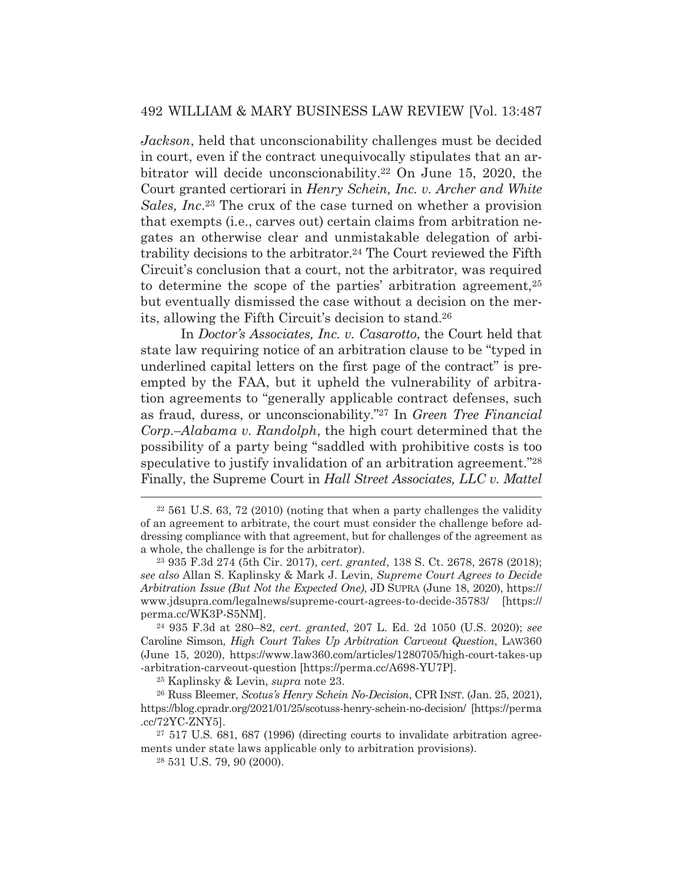*Jackson*, held that unconscionability challenges must be decided in court, even if the contract unequivocally stipulates that an arbitrator will decide unconscionability.[22] On June 15, 2020, the Court granted certiorari in *Henry Schein, Inc. v. Archer and White Sales, Inc*.[23] The crux of the case turned on whether a provision that exempts (i.e., carves out) certain claims from arbitration negates an otherwise clear and unmistakable delegation of arbitrability decisions to the arbitrator.[24] The Court reviewed the Fifth Circuit's conclusion that a court, not the arbitrator, was required to determine the scope of the parties' arbitration agreement,[25] but eventually dismissed the case without a decision on the merits, allowing the Fifth Circuit's decision to stand.[26]

In *Doctor's Associates, Inc. v. Casarotto*, the Court held that state law requiring notice of an arbitration clause to be "typed in underlined capital letters on the first page of the contract" is preempted by the FAA, but it upheld the vulnerability of arbitration agreements to "generally applicable contract defenses, such as fraud, duress, or unconscionability."[27] In *Green Tree Financial Corp.–Alabama v. Randolph*, the high court determined that the possibility of a party being "saddled with prohibitive costs is too speculative to justify invalidation of an arbitration agreement."[28] Finally, the Supreme Court in *Hall Street Associates, LLC v. Mattel*

---

[22] 561 U.S. 63, 72 (2010) (noting that when a party challenges the validity of an agreement to arbitrate, the court must consider the challenge before addressing compliance with that agreement, but for challenges of the agreement as a whole, the challenge is for the arbitrator).

[23] 935 F.3d 274 (5th Cir. 2017), *cert. granted*, 138 S. Ct. 2678, 2678 (2018); *see also* Allan S. Kaplinsky & Mark J. Levin, *Supreme Court Agrees to Decide Arbitration Issue (But Not the Expected One)*, JD SUPRA (June 18, 2020), https://www.jdsupra.com/legalnews/supreme-court-agrees-to-decide-35783/ [https://perma.cc/WK3P-S5NM].

[24] 935 F.3d at 280–82, *cert. granted*, 207 L. Ed. 2d 1050 (U.S. 2020); *see* Caroline Simson, *High Court Takes Up Arbitration Carveout Question*, LAW360 (June 15, 2020), https://www.law360.com/articles/1280705/high-court-takes-up-arbitration-carveout-question [https://perma.cc/A698-YU7P].

[25] Kaplinsky & Levin, *supra* note 23.

[26] Russ Bleemer, *Scotus's Henry Schein No-Decision*, CPR INST. (Jan. 25, 2021), https://blog.cpradr.org/2021/01/25/scotuss-henry-schein-no-decision/ [https://perma.cc/72YC-ZNY5].

[27] 517 U.S. 681, 687 (1996) (directing courts to invalidate arbitration agreements under state laws applicable only to arbitration provisions).

[28] 531 U.S. 79, 90 (2000).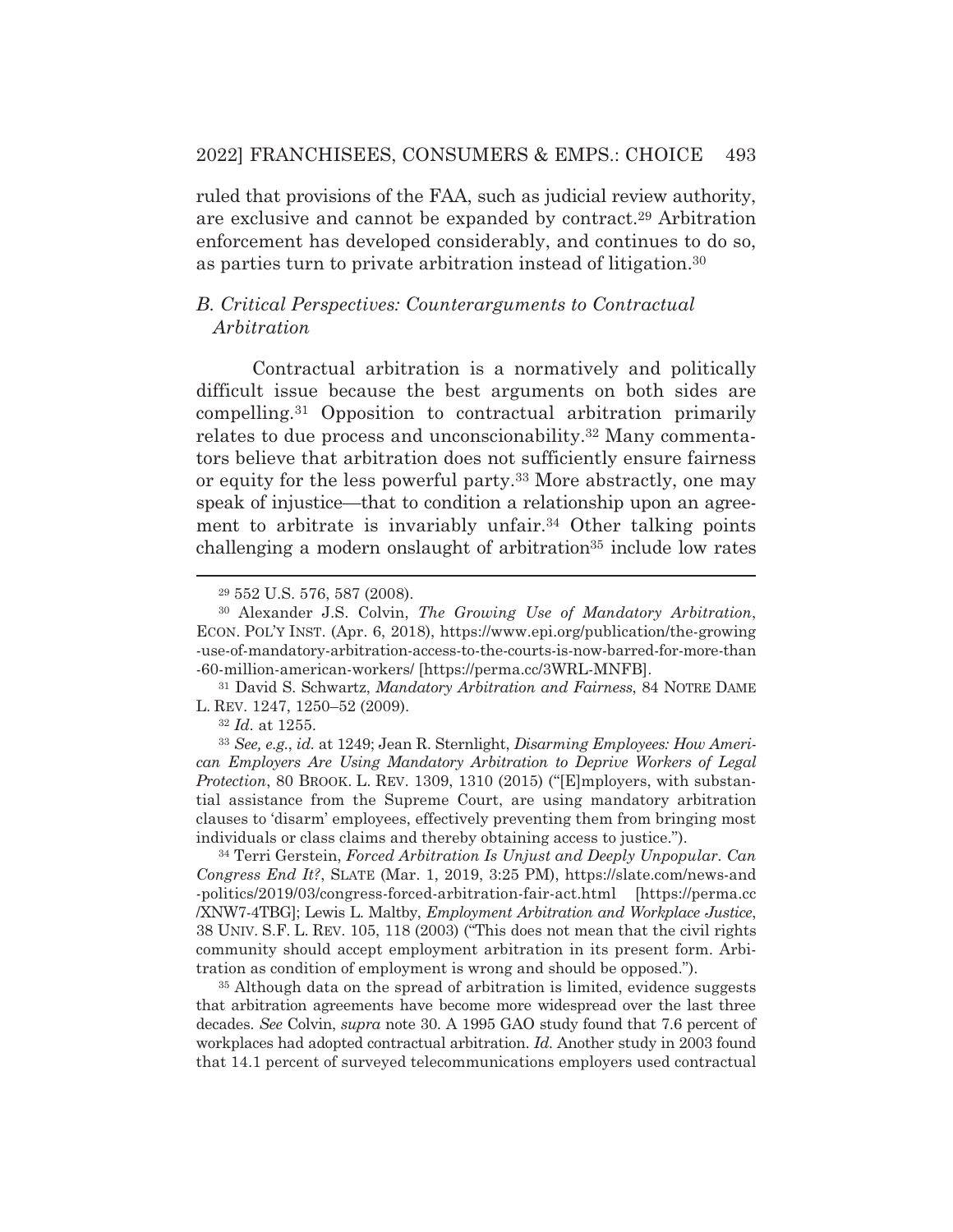ruled that provisions of the FAA, such as judicial review authority, are exclusive and cannot be expanded by contract.[29] Arbitration enforcement has developed considerably, and continues to do so, as parties turn to private arbitration instead of litigation.[30]

### *B. Critical Perspectives: Counterarguments to Contractual Arbitration*

Contractual arbitration is a normatively and politically difficult issue because the best arguments on both sides are compelling.[31] Opposition to contractual arbitration primarily relates to due process and unconscionability.[32] Many commentators believe that arbitration does not sufficiently ensure fairness or equity for the less powerful party.[33] More abstractly, one may speak of injustice—that to condition a relationship upon an agreement to arbitrate is invariably unfair.[34] Other talking points challenging a modern onslaught of arbitration[35] include low rates

---

[29] 552 U.S. 576, 587 (2008).

[30] Alexander J.S. Colvin, *The Growing Use of Mandatory Arbitration*, ECON. POL'Y INST. (Apr. 6, 2018), https://www.epi.org/publication/the-growing-use-of-mandatory-arbitration-access-to-the-courts-is-now-barred-for-more-than-60-million-american-workers/ [https://perma.cc/3WRL-MNFB].

[31] David S. Schwartz, *Mandatory Arbitration and Fairness*, 84 NOTRE DAME L. REV. 1247, 1250–52 (2009).

[32] *Id.* at 1255.

[33] *See, e.g.*, *id.* at 1249; Jean R. Sternlight, *Disarming Employees: How American Employers Are Using Mandatory Arbitration to Deprive Workers of Legal Protection*, 80 BROOK. L. REV. 1309, 1310 (2015) ("[E]mployers, with substantial assistance from the Supreme Court, are using mandatory arbitration clauses to 'disarm' employees, effectively preventing them from bringing most individuals or class claims and thereby obtaining access to justice.").

[34] Terri Gerstein, *Forced Arbitration Is Unjust and Deeply Unpopular. Can Congress End It?*, SLATE (Mar. 1, 2019, 3:25 PM), https://slate.com/news-and-politics/2019/03/congress-forced-arbitration-fair-act.html [https://perma.cc/XNW7-4TBG]; Lewis L. Maltby, *Employment Arbitration and Workplace Justice*, 38 UNIV. S.F. L. REV. 105, 118 (2003) ("This does not mean that the civil rights community should accept employment arbitration in its present form. Arbitration as condition of employment is wrong and should be opposed.").

[35] Although data on the spread of arbitration is limited, evidence suggests that arbitration agreements have become more widespread over the last three decades. *See* Colvin, *supra* note 30. A 1995 GAO study found that 7.6 percent of workplaces had adopted contractual arbitration. *Id.* Another study in 2003 found that 14.1 percent of surveyed telecommunications employers used contractual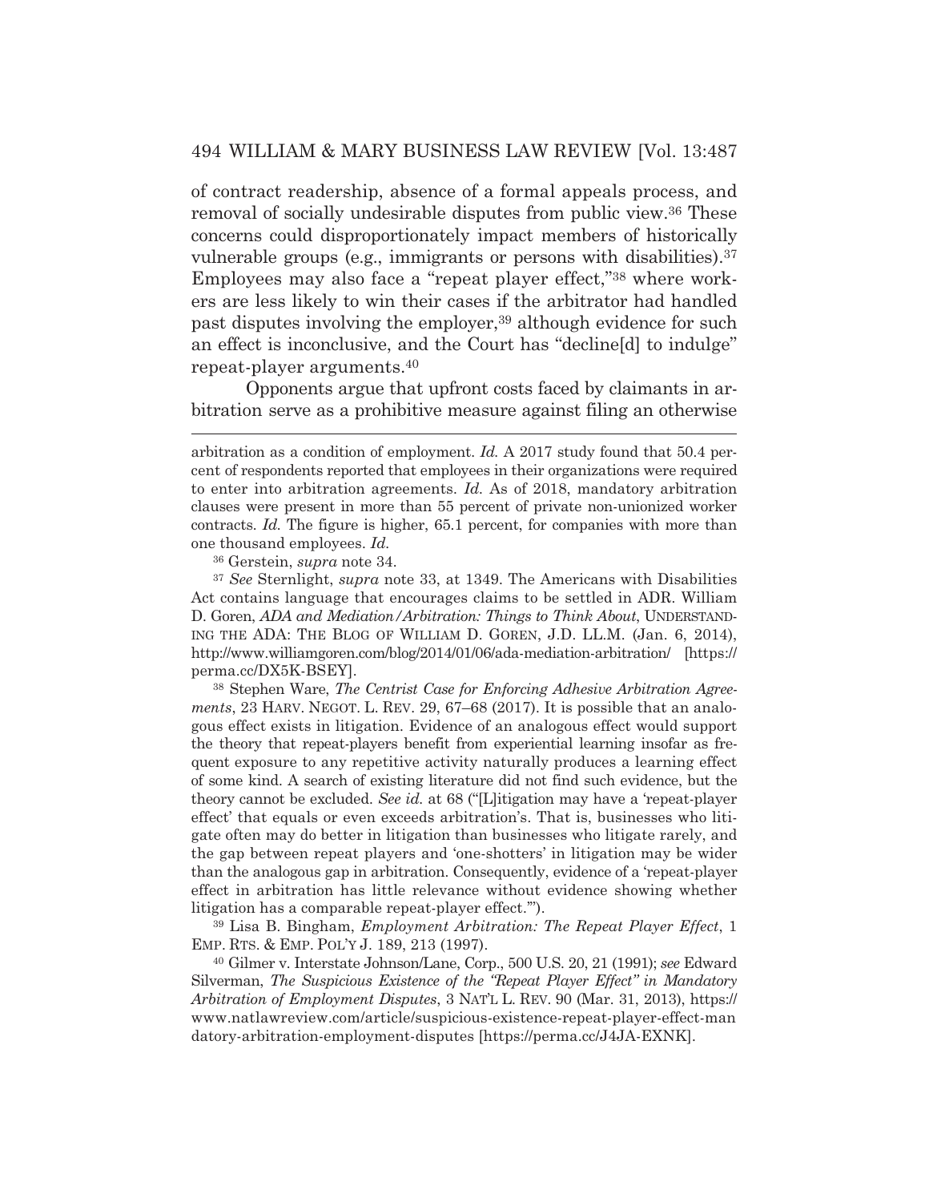of contract readership, absence of a formal appeals process, and removal of socially undesirable disputes from public view.[36] These concerns could disproportionately impact members of historically vulnerable groups (e.g., immigrants or persons with disabilities).[37] Employees may also face a "repeat player effect,"[38] where workers are less likely to win their cases if the arbitrator had handled past disputes involving the employer,[39] although evidence for such an effect is inconclusive, and the Court has "decline[d] to indulge" repeat-player arguments.[40]

Opponents argue that upfront costs faced by claimants in arbitration serve as a prohibitive measure against filing an otherwise

---

arbitration as a condition of employment. *Id.* A 2017 study found that 50.4 percent of respondents reported that employees in their organizations were required to enter into arbitration agreements. *Id.* As of 2018, mandatory arbitration clauses were present in more than 55 percent of private non-unionized worker contracts. *Id.* The figure is higher, 65.1 percent, for companies with more than one thousand employees. *Id.*

[36] Gerstein, *supra* note 34.

[37] *See* Sternlight, *supra* note 33, at 1349. The Americans with Disabilities Act contains language that encourages claims to be settled in ADR. William D. Goren, *ADA and Mediation/Arbitration: Things to Think About*, UNDERSTANDING THE ADA: THE BLOG OF WILLIAM D. GOREN, J.D. LL.M. (Jan. 6, 2014), http://www.williamgoren.com/blog/2014/01/06/ada-mediation-arbitration/ [https://perma.cc/DX5K-BSEY].

[38] Stephen Ware, *The Centrist Case for Enforcing Adhesive Arbitration Agreements*, 23 HARV. NEGOT. L. REV. 29, 67–68 (2017). It is possible that an analogous effect exists in litigation. Evidence of an analogous effect would support the theory that repeat-players benefit from experiential learning insofar as frequent exposure to any repetitive activity naturally produces a learning effect of some kind. A search of existing literature did not find such evidence, but the theory cannot be excluded. *See id.* at 68 ("[L]itigation may have a 'repeat-player effect' that equals or even exceeds arbitration's. That is, businesses who litigate often may do better in litigation than businesses who litigate rarely, and the gap between repeat players and 'one-shotters' in litigation may be wider than the analogous gap in arbitration. Consequently, evidence of a 'repeat-player effect in arbitration has little relevance without evidence showing whether litigation has a comparable repeat-player effect.'").

[39] Lisa B. Bingham, *Employment Arbitration: The Repeat Player Effect*, 1 EMP. RTS. & EMP. POL'Y J. 189, 213 (1997).

[40] Gilmer v. Interstate Johnson/Lane, Corp., 500 U.S. 20, 21 (1991); *see* Edward Silverman, *The Suspicious Existence of the "Repeat Player Effect" in Mandatory Arbitration of Employment Disputes*, 3 NAT'L L. REV. 90 (Mar. 31, 2013), https://www.natlawreview.com/article/suspicious-existence-repeat-player-effect-mandatory-arbitration-employment-disputes [https://perma.cc/J4JA-EXNK].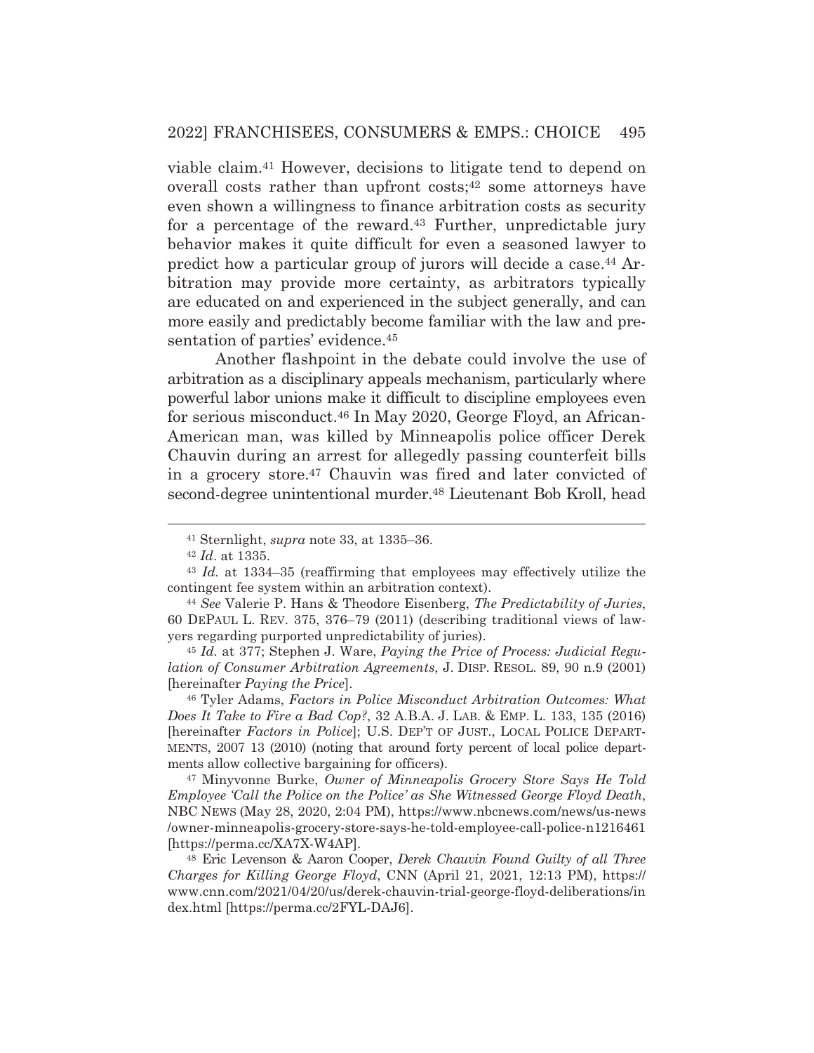viable claim.[41] However, decisions to litigate tend to depend on overall costs rather than upfront costs;[42] some attorneys have even shown a willingness to finance arbitration costs as security for a percentage of the reward.[43] Further, unpredictable jury behavior makes it quite difficult for even a seasoned lawyer to predict how a particular group of jurors will decide a case.[44] Arbitration may provide more certainty, as arbitrators typically are educated on and experienced in the subject generally, and can more easily and predictably become familiar with the law and presentation of parties' evidence.[45]

Another flashpoint in the debate could involve the use of arbitration as a disciplinary appeals mechanism, particularly where powerful labor unions make it difficult to discipline employees even for serious misconduct.[46] In May 2020, George Floyd, an African-American man, was killed by Minneapolis police officer Derek Chauvin during an arrest for allegedly passing counterfeit bills in a grocery store.[47] Chauvin was fired and later convicted of second-degree unintentional murder.[48] Lieutenant Bob Kroll, head

---

[41] Sternlight, *supra* note 33, at 1335–36.

[42] *Id*. at 1335.

[43] *Id.* at 1334–35 (reaffirming that employees may effectively utilize the contingent fee system within an arbitration context).

[44] *See* Valerie P. Hans & Theodore Eisenberg, *The Predictability of Juries*, 60 DEPAUL L. REV. 375, 376–79 (2011) (describing traditional views of lawyers regarding purported unpredictability of juries).

[45] *Id.* at 377; Stephen J. Ware, *Paying the Price of Process: Judicial Regulation of Consumer Arbitration Agreements*, J. DISP. RESOL. 89, 90 n.9 (2001) [hereinafter *Paying the Price*].

[46] Tyler Adams, *Factors in Police Misconduct Arbitration Outcomes: What Does It Take to Fire a Bad Cop?*, 32 A.B.A. J. LAB. & EMP. L. 133, 135 (2016) [hereinafter *Factors in Police*]; U.S. DEP'T OF JUST., LOCAL POLICE DEPARTMENTS, 2007 13 (2010) (noting that around forty percent of local police departments allow collective bargaining for officers).

[47] Minyvonne Burke, *Owner of Minneapolis Grocery Store Says He Told Employee 'Call the Police on the Police' as She Witnessed George Floyd Death*, NBC NEWS (May 28, 2020, 2:04 PM), https://www.nbcnews.com/news/us-news/owner-minneapolis-grocery-store-says-he-told-employee-call-police-n1216461 [https://perma.cc/XA7X-W4AP].

[48] Eric Levenson & Aaron Cooper, *Derek Chauvin Found Guilty of all Three Charges for Killing George Floyd*, CNN (April 21, 2021, 12:13 PM), https://www.cnn.com/2021/04/20/us/derek-chauvin-trial-george-floyd-deliberations/index.html [https://perma.cc/2FYL-DAJ6].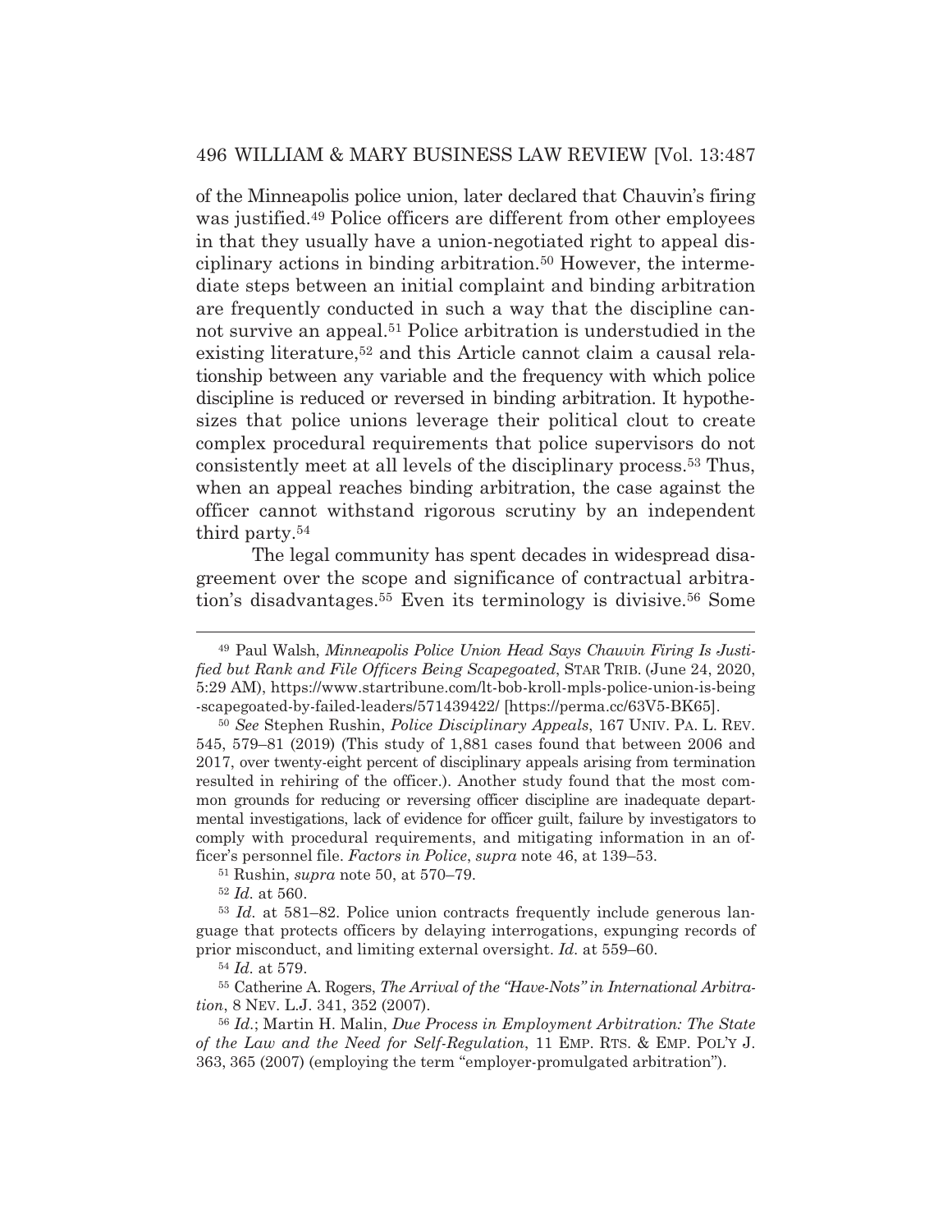of the Minneapolis police union, later declared that Chauvin's firing was justified.[49] Police officers are different from other employees in that they usually have a union-negotiated right to appeal disciplinary actions in binding arbitration.[50] However, the intermediate steps between an initial complaint and binding arbitration are frequently conducted in such a way that the discipline cannot survive an appeal.[51] Police arbitration is understudied in the existing literature,[52] and this Article cannot claim a causal relationship between any variable and the frequency with which police discipline is reduced or reversed in binding arbitration. It hypothesizes that police unions leverage their political clout to create complex procedural requirements that police supervisors do not consistently meet at all levels of the disciplinary process.[53] Thus, when an appeal reaches binding arbitration, the case against the officer cannot withstand rigorous scrutiny by an independent third party.[54]

The legal community has spent decades in widespread disagreement over the scope and significance of contractual arbitration's disadvantages.[55] Even its terminology is divisive.[56] Some

---

[49] Paul Walsh, *Minneapolis Police Union Head Says Chauvin Firing Is Justified but Rank and File Officers Being Scapegoated*, STAR TRIB. (June 24, 2020, 5:29 AM), https://www.startribune.com/lt-bob-kroll-mpls-police-union-is-being-scapegoated-by-failed-leaders/571439422/ [https://perma.cc/63V5-BK65].

[50] *See* Stephen Rushin, *Police Disciplinary Appeals*, 167 UNIV. PA. L. REV. 545, 579–81 (2019) (This study of 1,881 cases found that between 2006 and 2017, over twenty-eight percent of disciplinary appeals arising from termination resulted in rehiring of the officer.). Another study found that the most common grounds for reducing or reversing officer discipline are inadequate departmental investigations, lack of evidence for officer guilt, failure by investigators to comply with procedural requirements, and mitigating information in an officer's personnel file. *Factors in Police*, *supra* note 46, at 139–53.

[51] Rushin, *supra* note 50, at 570–79.

[52] *Id.* at 560.

[53] *Id.* at 581–82. Police union contracts frequently include generous language that protects officers by delaying interrogations, expunging records of prior misconduct, and limiting external oversight. *Id.* at 559–60.

[54] *Id.* at 579.

[55] Catherine A. Rogers, *The Arrival of the "Have-Nots" in International Arbitration*, 8 NEV. L.J. 341, 352 (2007).

[56] *Id.*; Martin H. Malin, *Due Process in Employment Arbitration: The State of the Law and the Need for Self-Regulation*, 11 EMP. RTS. & EMP. POL'Y J. 363, 365 (2007) (employing the term "employer-promulgated arbitration").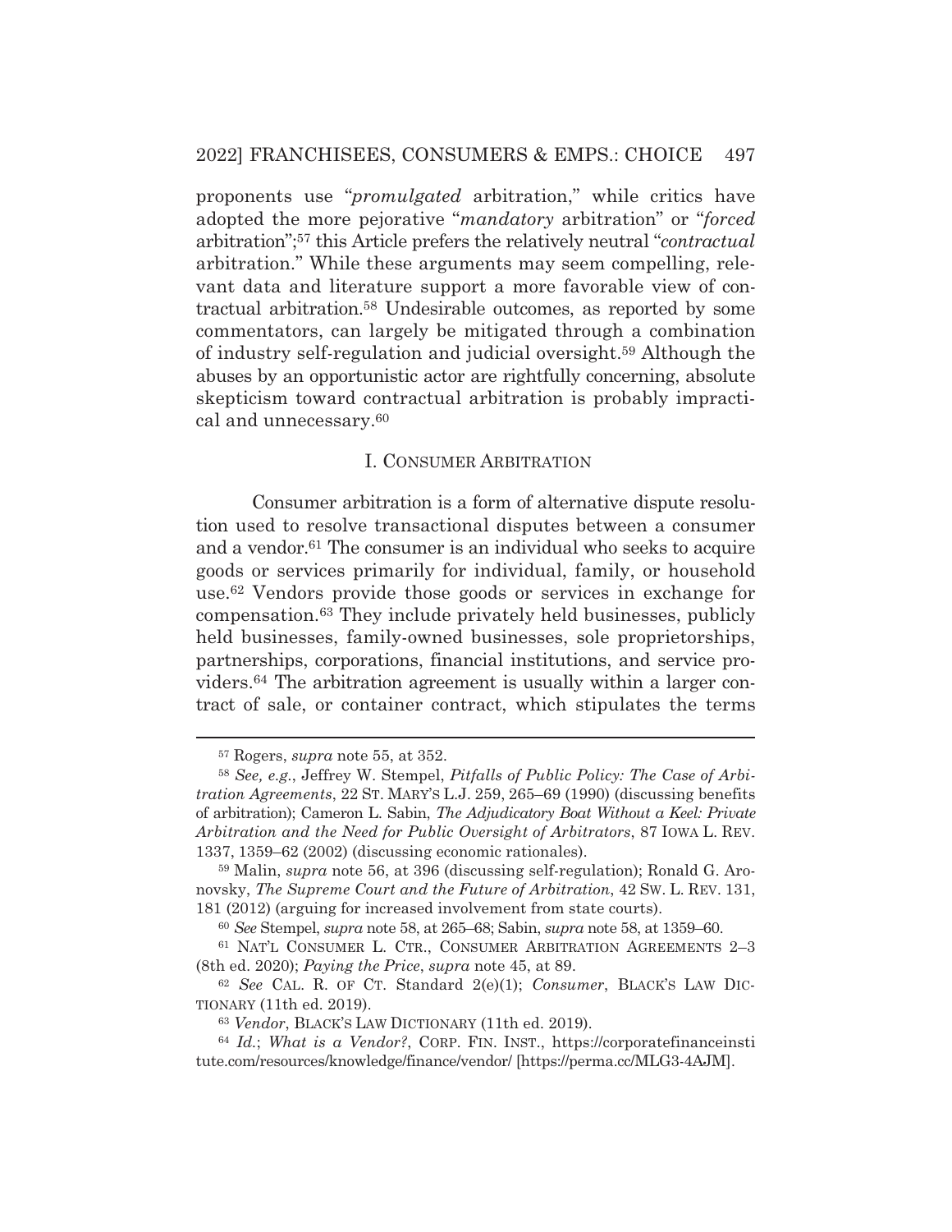proponents use "*promulgated* arbitration," while critics have adopted the more pejorative "*mandatory* arbitration" or "*forced* arbitration";[57] this Article prefers the relatively neutral "*contractual* arbitration." While these arguments may seem compelling, relevant data and literature support a more favorable view of contractual arbitration.[58] Undesirable outcomes, as reported by some commentators, can largely be mitigated through a combination of industry self-regulation and judicial oversight.[59] Although the abuses by an opportunistic actor are rightfully concerning, absolute skepticism toward contractual arbitration is probably impractical and unnecessary.[60]

## I. CONSUMER ARBITRATION

Consumer arbitration is a form of alternative dispute resolution used to resolve transactional disputes between a consumer and a vendor.[61] The consumer is an individual who seeks to acquire goods or services primarily for individual, family, or household use.[62] Vendors provide those goods or services in exchange for compensation.[63] They include privately held businesses, publicly held businesses, family-owned businesses, sole proprietorships, partnerships, corporations, financial institutions, and service providers.[64] The arbitration agreement is usually within a larger contract of sale, or container contract, which stipulates the terms

---

[57] Rogers, *supra* note 55, at 352.

[58] *See, e.g.*, Jeffrey W. Stempel, *Pitfalls of Public Policy: The Case of Arbitration Agreements*, 22 ST. MARY'S L.J. 259, 265–69 (1990) (discussing benefits of arbitration); Cameron L. Sabin, *The Adjudicatory Boat Without a Keel: Private Arbitration and the Need for Public Oversight of Arbitrators*, 87 IOWA L. REV. 1337, 1359–62 (2002) (discussing economic rationales).

[59] Malin, *supra* note 56, at 396 (discussing self-regulation); Ronald G. Aronovsky, *The Supreme Court and the Future of Arbitration*, 42 SW. L. REV. 131, 181 (2012) (arguing for increased involvement from state courts).

[60] *See* Stempel, *supra* note 58, at 265–68; Sabin, *supra* note 58, at 1359–60.

[61] NAT'L CONSUMER L. CTR., CONSUMER ARBITRATION AGREEMENTS 2–3 (8th ed. 2020); *Paying the Price*, *supra* note 45, at 89.

[62] *See* CAL. R. OF CT. Standard 2(e)(1); *Consumer*, BLACK'S LAW DICTIONARY (11th ed. 2019).

[63] *Vendor*, BLACK'S LAW DICTIONARY (11th ed. 2019).

[64] *Id.*; *What is a Vendor?*, CORP. FIN. INST., https://corporatefinanceinstitute.com/resources/knowledge/finance/vendor/ [https://perma.cc/MLG3-4AJM].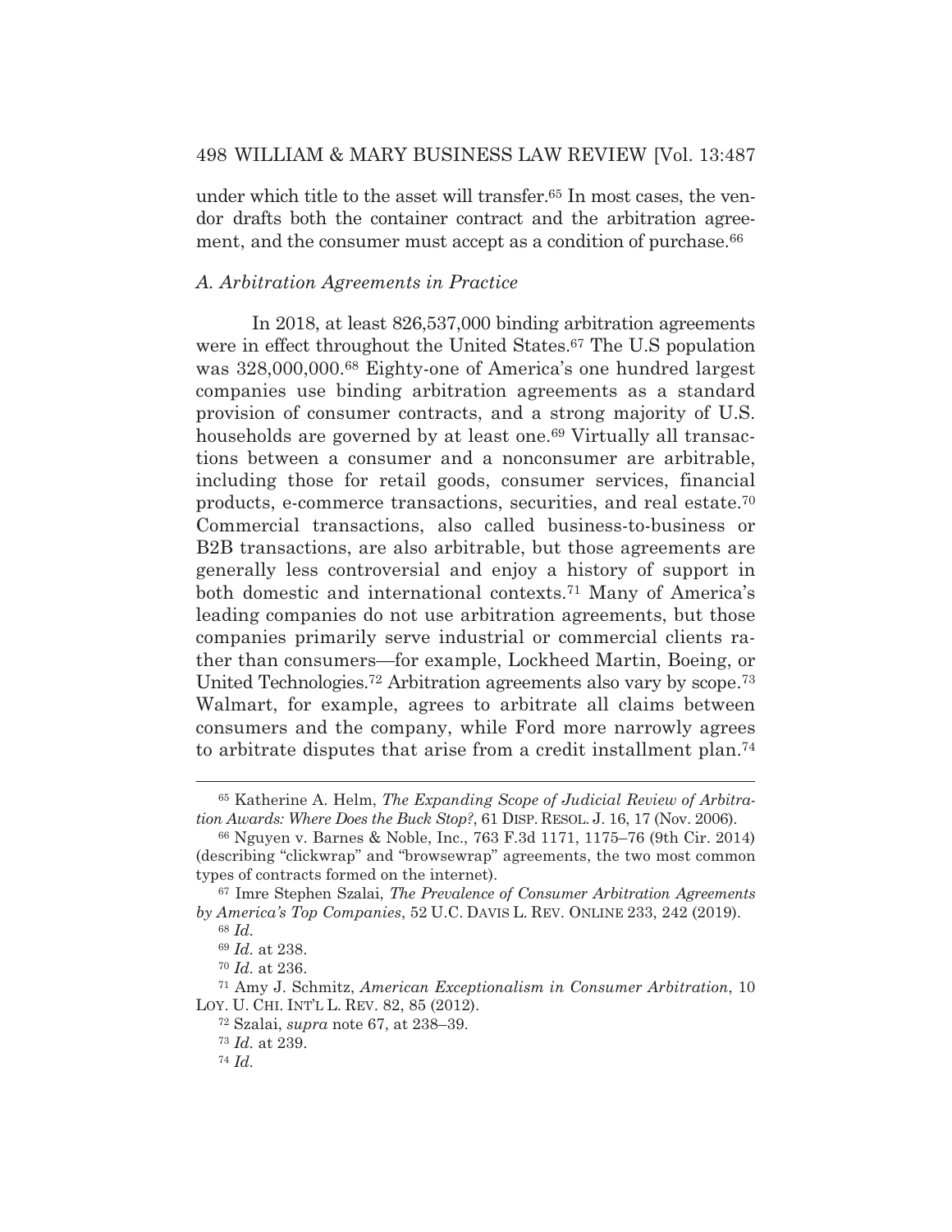under which title to the asset will transfer.[65] In most cases, the vendor drafts both the container contract and the arbitration agreement, and the consumer must accept as a condition of purchase.[66]

### *A. Arbitration Agreements in Practice*

In 2018, at least 826,537,000 binding arbitration agreements were in effect throughout the United States.[67] The U.S population was 328,000,000.[68] Eighty-one of America's one hundred largest companies use binding arbitration agreements as a standard provision of consumer contracts, and a strong majority of U.S. households are governed by at least one.[69] Virtually all transactions between a consumer and a nonconsumer are arbitrable, including those for retail goods, consumer services, financial products, e-commerce transactions, securities, and real estate.[70] Commercial transactions, also called business-to-business or B2B transactions, are also arbitrable, but those agreements are generally less controversial and enjoy a history of support in both domestic and international contexts.[71] Many of America's leading companies do not use arbitration agreements, but those companies primarily serve industrial or commercial clients rather than consumers—for example, Lockheed Martin, Boeing, or United Technologies.[72] Arbitration agreements also vary by scope.[73] Walmart, for example, agrees to arbitrate all claims between consumers and the company, while Ford more narrowly agrees to arbitrate disputes that arise from a credit installment plan.[74]

---

[65] Katherine A. Helm, *The Expanding Scope of Judicial Review of Arbitration Awards: Where Does the Buck Stop?*, 61 DISP. RESOL. J. 16, 17 (Nov. 2006).

[66] Nguyen v. Barnes & Noble, Inc., 763 F.3d 1171, 1175–76 (9th Cir. 2014) (describing "clickwrap" and "browsewrap" agreements, the two most common types of contracts formed on the internet).

[67] Imre Stephen Szalai, *The Prevalence of Consumer Arbitration Agreements by America's Top Companies*, 52 U.C. DAVIS L. REV. ONLINE 233, 242 (2019).

[68] *Id.*

[69] *Id.* at 238.

[70] *Id.* at 236.

[71] Amy J. Schmitz, *American Exceptionalism in Consumer Arbitration*, 10 LOY. U. CHI. INT'L L. REV. 82, 85 (2012).

[72] Szalai, *supra* note 67, at 238–39.

[73] *Id.* at 239.

[74] *Id.*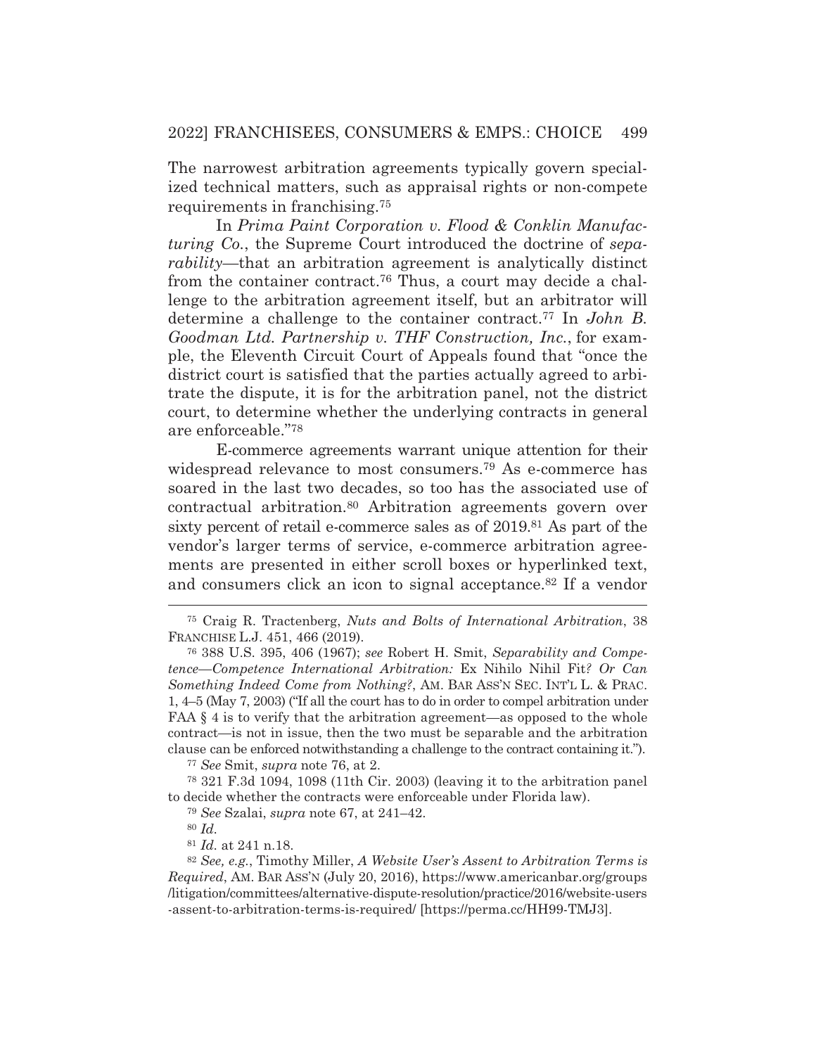The narrowest arbitration agreements typically govern specialized technical matters, such as appraisal rights or non-compete requirements in franchising.[75]

In *Prima Paint Corporation v. Flood & Conklin Manufacturing Co.*, the Supreme Court introduced the doctrine of *separability*—that an arbitration agreement is analytically distinct from the container contract.[76] Thus, a court may decide a challenge to the arbitration agreement itself, but an arbitrator will determine a challenge to the container contract.[77] In *John B. Goodman Ltd. Partnership v. THF Construction, Inc.*, for example, the Eleventh Circuit Court of Appeals found that "once the district court is satisfied that the parties actually agreed to arbitrate the dispute, it is for the arbitration panel, not the district court, to determine whether the underlying contracts in general are enforceable."[78]

E-commerce agreements warrant unique attention for their widespread relevance to most consumers.[79] As e-commerce has soared in the last two decades, so too has the associated use of contractual arbitration.[80] Arbitration agreements govern over sixty percent of retail e-commerce sales as of 2019.[81] As part of the vendor's larger terms of service, e-commerce arbitration agreements are presented in either scroll boxes or hyperlinked text, and consumers click an icon to signal acceptance.[82] If a vendor

---

[75] Craig R. Tractenberg, *Nuts and Bolts of International Arbitration*, 38 FRANCHISE L.J. 451, 466 (2019).

[76] 388 U.S. 395, 406 (1967); *see* Robert H. Smit, *Separability and Competence—Competence International Arbitration:* Ex Nihilo Nihil Fit*? Or Can Something Indeed Come from Nothing?*, AM. BAR ASS'N SEC. INT'L L. & PRAC. 1, 4–5 (May 7, 2003) ("If all the court has to do in order to compel arbitration under FAA § 4 is to verify that the arbitration agreement—as opposed to the whole contract—is not in issue, then the two must be separable and the arbitration clause can be enforced notwithstanding a challenge to the contract containing it.").

[77] *See* Smit, *supra* note 76, at 2.

[78] 321 F.3d 1094, 1098 (11th Cir. 2003) (leaving it to the arbitration panel to decide whether the contracts were enforceable under Florida law).

[79] *See* Szalai, *supra* note 67, at 241–42.

[80] *Id.*

[81] *Id.* at 241 n.18.

[82] *See, e.g.*, Timothy Miller, *A Website User's Assent to Arbitration Terms is Required*, AM. BAR ASS'N (July 20, 2016), https://www.americanbar.org/groups/litigation/committees/alternative-dispute-resolution/practice/2016/website-users-assent-to-arbitration-terms-is-required/ [https://perma.cc/HH99-TMJ3].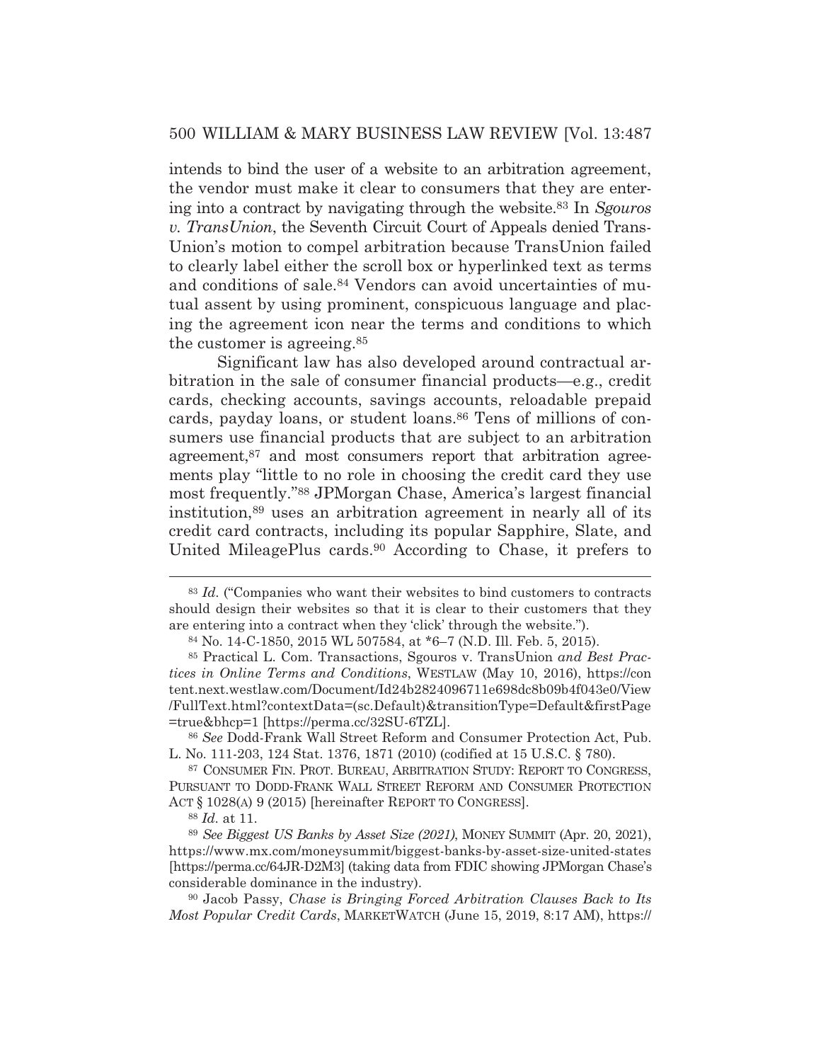intends to bind the user of a website to an arbitration agreement, the vendor must make it clear to consumers that they are entering into a contract by navigating through the website.[83] In *Sgouros v. TransUnion*, the Seventh Circuit Court of Appeals denied TransUnion's motion to compel arbitration because TransUnion failed to clearly label either the scroll box or hyperlinked text as terms and conditions of sale.[84] Vendors can avoid uncertainties of mutual assent by using prominent, conspicuous language and placing the agreement icon near the terms and conditions to which the customer is agreeing.[85]

Significant law has also developed around contractual arbitration in the sale of consumer financial products—e.g., credit cards, checking accounts, savings accounts, reloadable prepaid cards, payday loans, or student loans.[86] Tens of millions of consumers use financial products that are subject to an arbitration agreement,[87] and most consumers report that arbitration agreements play "little to no role in choosing the credit card they use most frequently."[88] JPMorgan Chase, America's largest financial institution,[89] uses an arbitration agreement in nearly all of its credit card contracts, including its popular Sapphire, Slate, and United MileagePlus cards.[90] According to Chase, it prefers to

---

[83] *Id.* ("Companies who want their websites to bind customers to contracts should design their websites so that it is clear to their customers that they are entering into a contract when they 'click' through the website.").

[84] No. 14-C-1850, 2015 WL 507584, at *6–7 (N.D. Ill. Feb. 5, 2015).

[85] Practical L. Com. Transactions, Sgouros v. TransUnion *and Best Practices in Online Terms and Conditions*, WESTLAW (May 10, 2016), https://content.next.westlaw.com/Document/Id24b2824096711e698dc8b09b4f043e0/View/FullText.html?contextData=(sc.Default)&transitionType=Default&firstPage=true&bhcp=1 [https://perma.cc/32SU-6TZL].

[86] *See* Dodd-Frank Wall Street Reform and Consumer Protection Act, Pub. L. No. 111-203, 124 Stat. 1376, 1871 (2010) (codified at 15 U.S.C. § 780).

[87] CONSUMER FIN. PROT. BUREAU, ARBITRATION STUDY: REPORT TO CONGRESS, PURSUANT TO DODD-FRANK WALL STREET REFORM AND CONSUMER PROTECTION ACT § 1028(A) 9 (2015) [hereinafter REPORT TO CONGRESS].

[88] *Id.* at 11.

[89] *See Biggest US Banks by Asset Size (2021)*, MONEY SUMMIT (Apr. 20, 2021), https://www.mx.com/moneysummit/biggest-banks-by-asset-size-united-states [https://perma.cc/64JR-D2M3] (taking data from FDIC showing JPMorgan Chase's considerable dominance in the industry).

[90] Jacob Passy, *Chase is Bringing Forced Arbitration Clauses Back to Its Most Popular Credit Cards*, MARKETWATCH (June 15, 2019, 8:17 AM), https://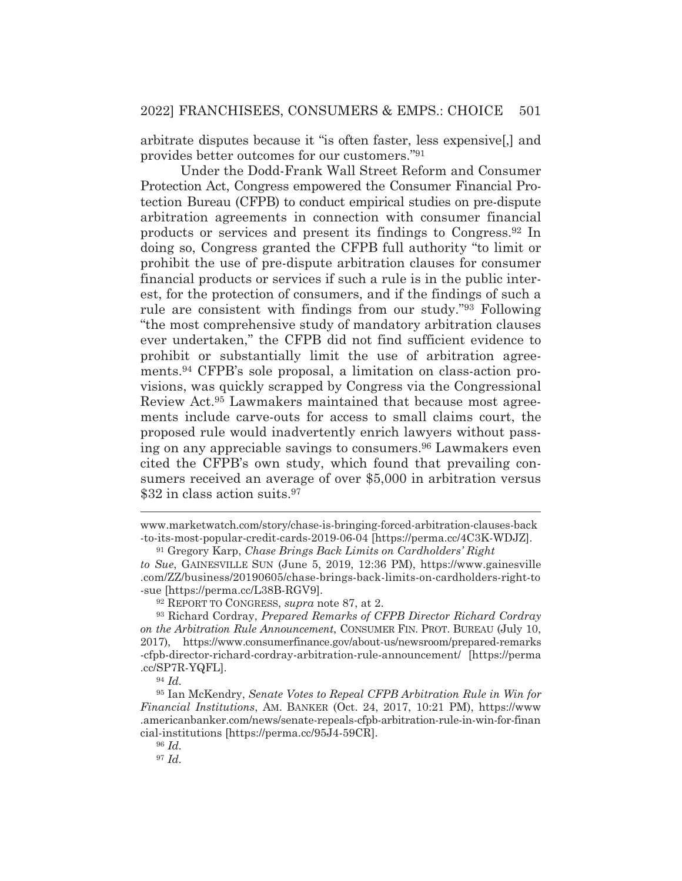arbitrate disputes because it "is often faster, less expensive[,] and provides better outcomes for our customers."[91]

Under the Dodd-Frank Wall Street Reform and Consumer Protection Act, Congress empowered the Consumer Financial Protection Bureau (CFPB) to conduct empirical studies on pre-dispute arbitration agreements in connection with consumer financial products or services and present its findings to Congress.[92] In doing so, Congress granted the CFPB full authority "to limit or prohibit the use of pre-dispute arbitration clauses for consumer financial products or services if such a rule is in the public interest, for the protection of consumers, and if the findings of such a rule are consistent with findings from our study."[93] Following "the most comprehensive study of mandatory arbitration clauses ever undertaken," the CFPB did not find sufficient evidence to prohibit or substantially limit the use of arbitration agreements.[94] CFPB's sole proposal, a limitation on class-action provisions, was quickly scrapped by Congress via the Congressional Review Act.[95] Lawmakers maintained that because most agreements include carve-outs for access to small claims court, the proposed rule would inadvertently enrich lawyers without passing on any appreciable savings to consumers.[96] Lawmakers even cited the CFPB's own study, which found that prevailing consumers received an average of over $5,000 in arbitration versus $32 in class action suits.[97]

---

www.marketwatch.com/story/chase-is-bringing-forced-arbitration-clauses-back-to-its-most-popular-credit-cards-2019-06-04 [https://perma.cc/4C3K-WDJZ].

[91] Gregory Karp, *Chase Brings Back Limits on Cardholders' Right to Sue*, GAINESVILLE SUN (June 5, 2019, 12:36 PM), https://www.gainesville.com/ZZ/business/20190605/chase-brings-back-limits-on-cardholders-right-to-sue [https://perma.cc/L38B-RGV9].

[92] REPORT TO CONGRESS, *supra* note 87, at 2.

[93] Richard Cordray, *Prepared Remarks of CFPB Director Richard Cordray on the Arbitration Rule Announcement*, CONSUMER FIN. PROT. BUREAU (July 10, 2017), https://www.consumerfinance.gov/about-us/newsroom/prepared-remarks-cfpb-director-richard-cordray-arbitration-rule-announcement/ [https://perma.cc/SP7R-YQFL].

[94] *Id.*

[95] Ian McKendry, *Senate Votes to Repeal CFPB Arbitration Rule in Win for Financial Institutions*, AM. BANKER (Oct. 24, 2017, 10:21 PM), https://www.americanbanker.com/news/senate-repeals-cfpb-arbitration-rule-in-win-for-financial-institutions [https://perma.cc/95J4-59CR].

[96] *Id.*

[97] *Id.*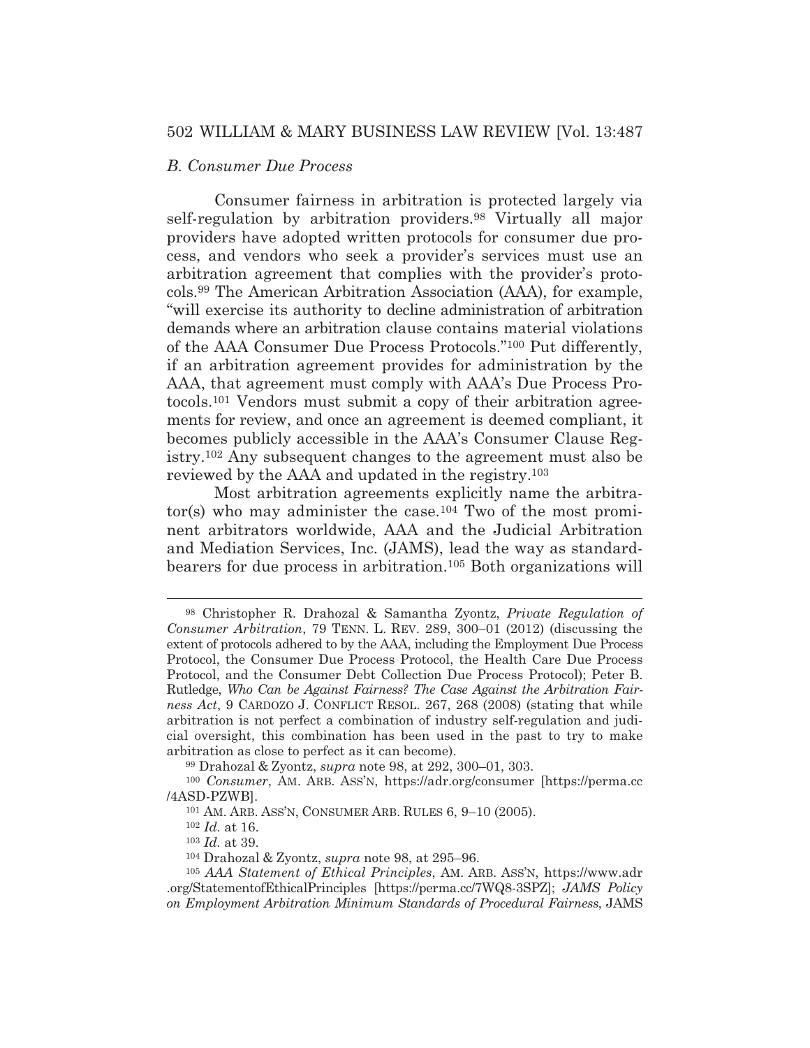### *B. Consumer Due Process*

Consumer fairness in arbitration is protected largely via self-regulation by arbitration providers.[98] Virtually all major providers have adopted written protocols for consumer due process, and vendors who seek a provider's services must use an arbitration agreement that complies with the provider's protocols.[99] The American Arbitration Association (AAA), for example, "will exercise its authority to decline administration of arbitration demands where an arbitration clause contains material violations of the AAA Consumer Due Process Protocols."[100] Put differently, if an arbitration agreement provides for administration by the AAA, that agreement must comply with AAA's Due Process Protocols.[101] Vendors must submit a copy of their arbitration agreements for review, and once an agreement is deemed compliant, it becomes publicly accessible in the AAA's Consumer Clause Registry.[102] Any subsequent changes to the agreement must also be reviewed by the AAA and updated in the registry.[103]

Most arbitration agreements explicitly name the arbitrator(s) who may administer the case.[104] Two of the most prominent arbitrators worldwide, AAA and the Judicial Arbitration and Mediation Services, Inc. (JAMS), lead the way as standard-bearers for due process in arbitration.[105] Both organizations will

---

[98] Christopher R. Drahozal & Samantha Zyontz, *Private Regulation of Consumer Arbitration*, 79 TENN. L. REV. 289, 300–01 (2012) (discussing the extent of protocols adhered to by the AAA, including the Employment Due Process Protocol, the Consumer Due Process Protocol, the Health Care Due Process Protocol, and the Consumer Debt Collection Due Process Protocol); Peter B. Rutledge, *Who Can be Against Fairness? The Case Against the Arbitration Fairness Act*, 9 CARDOZO J. CONFLICT RESOL. 267, 268 (2008) (stating that while arbitration is not perfect a combination of industry self-regulation and judicial oversight, this combination has been used in the past to try to make arbitration as close to perfect as it can become).

[99] Drahozal & Zyontz, *supra* note 98, at 292, 300–01, 303.

[100] *Consumer*, AM. ARB. ASS'N, https://adr.org/consumer [https://perma.cc/4ASD-PZWB].

[101] AM. ARB. ASS'N, CONSUMER ARB. RULES 6, 9–10 (2005).

[102] *Id.* at 16.

[103] *Id.* at 39.

[104] Drahozal & Zyontz, *supra* note 98, at 295–96.

[105] *AAA Statement of Ethical Principles*, AM. ARB. ASS'N, https://www.adr.org/StatementofEthicalPrinciples [https://perma.cc/7WQ8-3SPZ]; *JAMS Policy on Employment Arbitration Minimum Standards of Procedural Fairness*, JAMS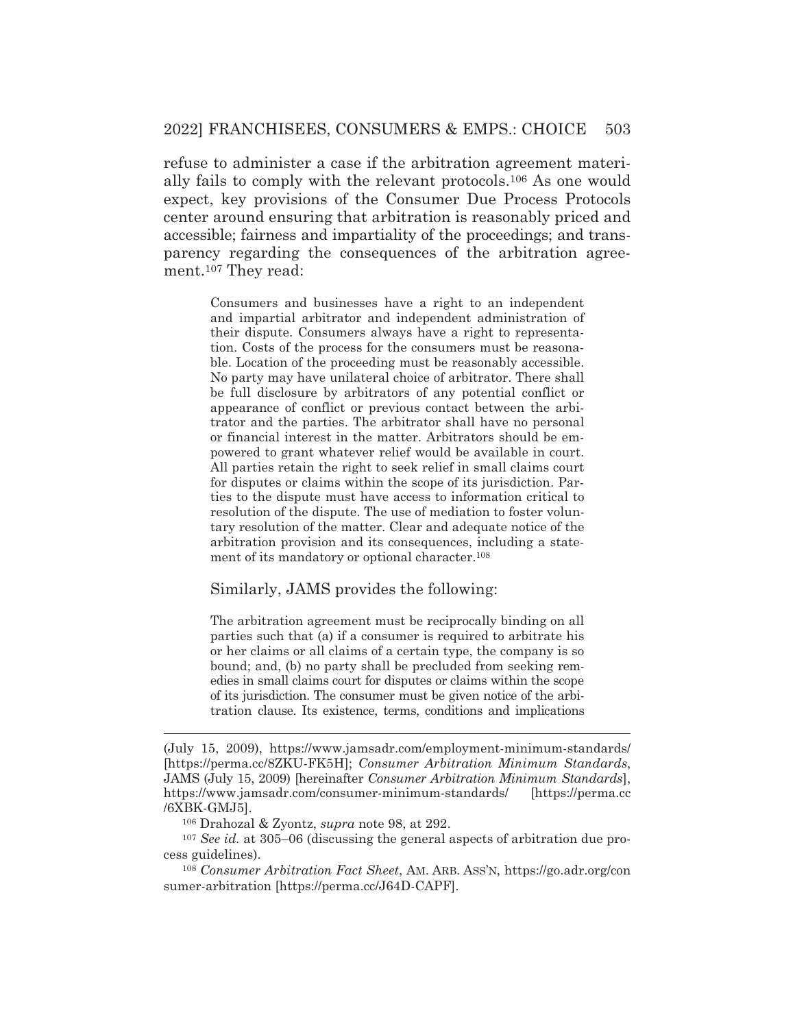refuse to administer a case if the arbitration agreement materially fails to comply with the relevant protocols.[106] As one would expect, key provisions of the Consumer Due Process Protocols center around ensuring that arbitration is reasonably priced and accessible; fairness and impartiality of the proceedings; and transparency regarding the consequences of the arbitration agreement.[107] They read:

> Consumers and businesses have a right to an independent and impartial arbitrator and independent administration of their dispute. Consumers always have a right to representation. Costs of the process for the consumers must be reasonable. Location of the proceeding must be reasonably accessible. No party may have unilateral choice of arbitrator. There shall be full disclosure by arbitrators of any potential conflict or appearance of conflict or previous contact between the arbitrator and the parties. The arbitrator shall have no personal or financial interest in the matter. Arbitrators should be empowered to grant whatever relief would be available in court. All parties retain the right to seek relief in small claims court for disputes or claims within the scope of its jurisdiction. Parties to the dispute must have access to information critical to resolution of the dispute. The use of mediation to foster voluntary resolution of the matter. Clear and adequate notice of the arbitration provision and its consequences, including a statement of its mandatory or optional character.[108]

Similarly, JAMS provides the following:

> The arbitration agreement must be reciprocally binding on all parties such that (a) if a consumer is required to arbitrate his or her claims or all claims of a certain type, the company is so bound; and, (b) no party shall be precluded from seeking remedies in small claims court for disputes or claims within the scope of its jurisdiction. The consumer must be given notice of the arbitration clause. Its existence, terms, conditions and implications

---

(July 15, 2009), https://www.jamsadr.com/employment-minimum-standards/ [https://perma.cc/8ZKU-FK5H]; *Consumer Arbitration Minimum Standards*, JAMS (July 15, 2009) [hereinafter *Consumer Arbitration Minimum Standards*], https://www.jamsadr.com/consumer-minimum-standards/ [https://perma.cc/6XBK-GMJ5].

[106] Drahozal & Zyontz, *supra* note 98, at 292.

[107] *See id.* at 305–06 (discussing the general aspects of arbitration due process guidelines).

[108] *Consumer Arbitration Fact Sheet*, AM. ARB. ASS'N, https://go.adr.org/consumer-arbitration [https://perma.cc/J64D-CAPF].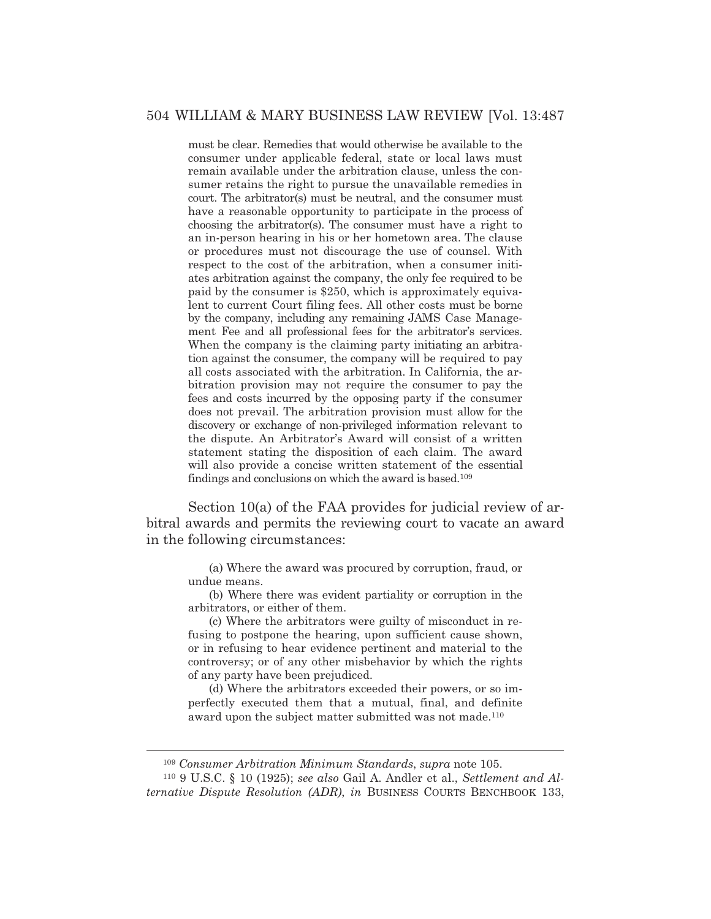must be clear. Remedies that would otherwise be available to the consumer under applicable federal, state or local laws must remain available under the arbitration clause, unless the consumer retains the right to pursue the unavailable remedies in court. The arbitrator(s) must be neutral, and the consumer must have a reasonable opportunity to participate in the process of choosing the arbitrator(s). The consumer must have a right to an in-person hearing in his or her hometown area. The clause or procedures must not discourage the use of counsel. With respect to the cost of the arbitration, when a consumer initiates arbitration against the company, the only fee required to be paid by the consumer is $250, which is approximately equivalent to current Court filing fees. All other costs must be borne by the company, including any remaining JAMS Case Management Fee and all professional fees for the arbitrator's services. When the company is the claiming party initiating an arbitration against the consumer, the company will be required to pay all costs associated with the arbitration. In California, the arbitration provision may not require the consumer to pay the fees and costs incurred by the opposing party if the consumer does not prevail. The arbitration provision must allow for the discovery or exchange of non-privileged information relevant to the dispute. An Arbitrator's Award will consist of a written statement stating the disposition of each claim. The award will also provide a concise written statement of the essential findings and conclusions on which the award is based.[109]

Section 10(a) of the FAA provides for judicial review of arbitral awards and permits the reviewing court to vacate an award in the following circumstances:

> (a) Where the award was procured by corruption, fraud, or undue means.
>
> (b) Where there was evident partiality or corruption in the arbitrators, or either of them.
>
> (c) Where the arbitrators were guilty of misconduct in refusing to postpone the hearing, upon sufficient cause shown, or in refusing to hear evidence pertinent and material to the controversy; or of any other misbehavior by which the rights of any party have been prejudiced.
>
> (d) Where the arbitrators exceeded their powers, or so imperfectly executed them that a mutual, final, and definite award upon the subject matter submitted was not made.[110]

---

[109] *Consumer Arbitration Minimum Standards*, *supra* note 105.

[110] 9 U.S.C. § 10 (1925); *see also* Gail A. Andler et al., *Settlement and Alternative Dispute Resolution (ADR)*, *in* BUSINESS COURTS BENCHBOOK 133,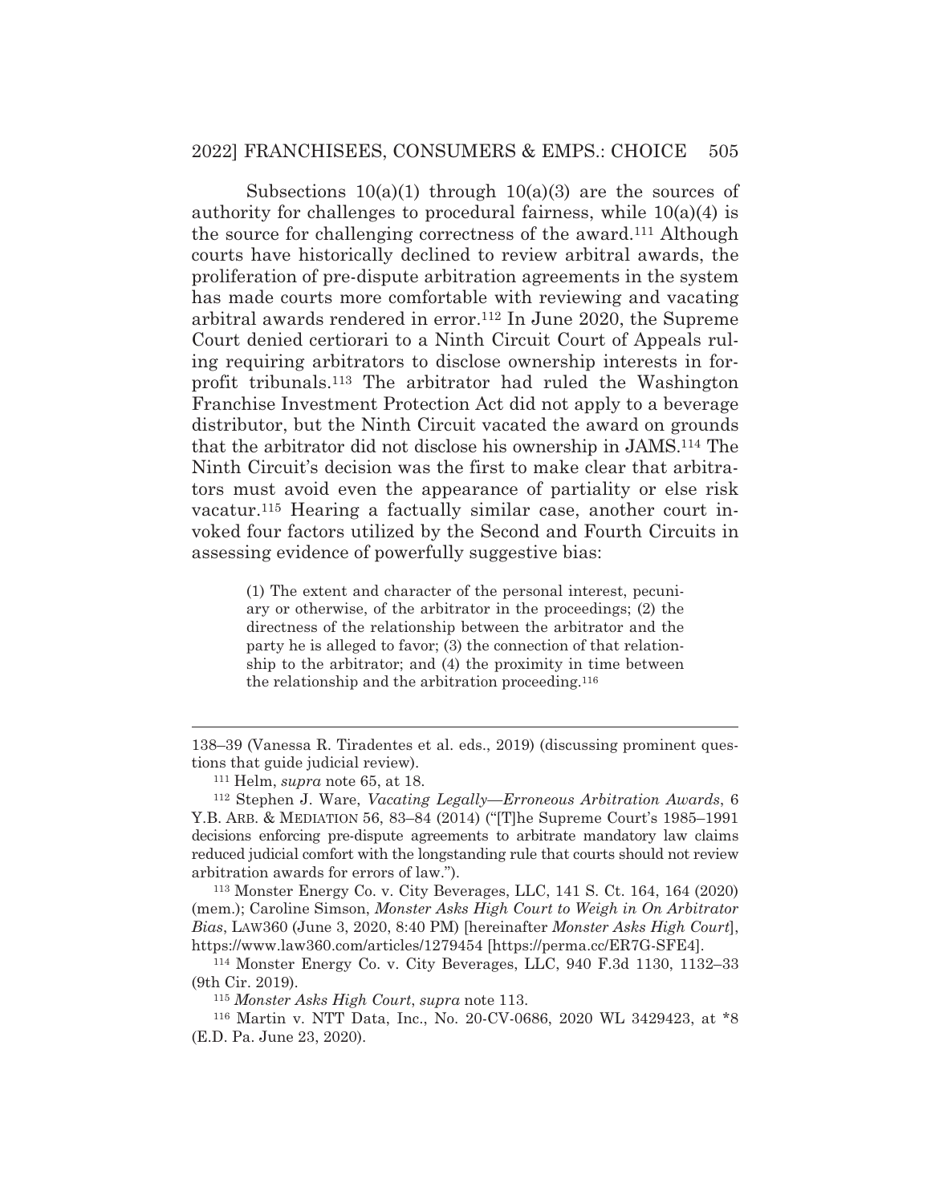Subsections 10(a)(1) through 10(a)(3) are the sources of authority for challenges to procedural fairness, while 10(a)(4) is the source for challenging correctness of the award.[111] Although courts have historically declined to review arbitral awards, the proliferation of pre-dispute arbitration agreements in the system has made courts more comfortable with reviewing and vacating arbitral awards rendered in error.[112] In June 2020, the Supreme Court denied certiorari to a Ninth Circuit Court of Appeals ruling requiring arbitrators to disclose ownership interests in for-profit tribunals.[113] The arbitrator had ruled the Washington Franchise Investment Protection Act did not apply to a beverage distributor, but the Ninth Circuit vacated the award on grounds that the arbitrator did not disclose his ownership in JAMS.[114] The Ninth Circuit's decision was the first to make clear that arbitrators must avoid even the appearance of partiality or else risk vacatur.[115] Hearing a factually similar case, another court invoked four factors utilized by the Second and Fourth Circuits in assessing evidence of powerfully suggestive bias:

> (1) The extent and character of the personal interest, pecuniary or otherwise, of the arbitrator in the proceedings; (2) the directness of the relationship between the arbitrator and the party he is alleged to favor; (3) the connection of that relationship to the arbitrator; and (4) the proximity in time between the relationship and the arbitration proceeding.[116]

---

138–39 (Vanessa R. Tiradentes et al. eds., 2019) (discussing prominent questions that guide judicial review).

[111] Helm, *supra* note 65, at 18.

[112] Stephen J. Ware, *Vacating Legally—Erroneous Arbitration Awards*, 6 Y.B. ARB. & MEDIATION 56, 83–84 (2014) ("[T]he Supreme Court's 1985–1991 decisions enforcing pre-dispute agreements to arbitrate mandatory law claims reduced judicial comfort with the longstanding rule that courts should not review arbitration awards for errors of law.").

[113] Monster Energy Co. v. City Beverages, LLC, 141 S. Ct. 164, 164 (2020) (mem.); Caroline Simson, *Monster Asks High Court to Weigh in On Arbitrator Bias*, LAW360 (June 3, 2020, 8:40 PM) [hereinafter *Monster Asks High Court*], https://www.law360.com/articles/1279454 [https://perma.cc/ER7G-SFE4].

[114] Monster Energy Co. v. City Beverages, LLC, 940 F.3d 1130, 1132–33 (9th Cir. 2019).

[115] *Monster Asks High Court*, *supra* note 113.

[116] Martin v. NTT Data, Inc., No. 20-CV-0686, 2020 WL 3429423, at *8 (E.D. Pa. June 23, 2020).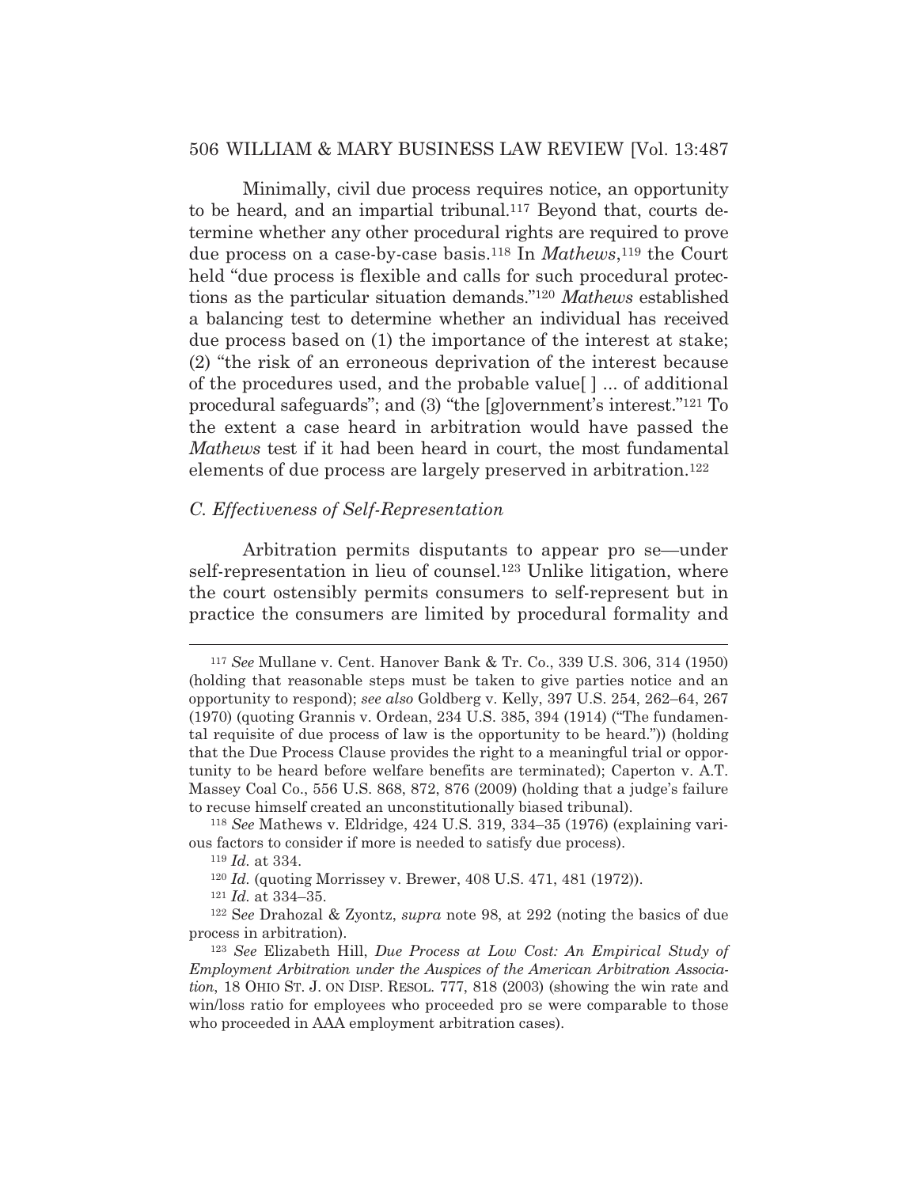Minimally, civil due process requires notice, an opportunity to be heard, and an impartial tribunal.[117] Beyond that, courts determine whether any other procedural rights are required to prove due process on a case-by-case basis.[118] In *Mathews*,[119] the Court held "due process is flexible and calls for such procedural protections as the particular situation demands."[120] *Mathews* established a balancing test to determine whether an individual has received due process based on (1) the importance of the interest at stake; (2) "the risk of an erroneous deprivation of the interest because of the procedures used, and the probable value[ ] ... of additional procedural safeguards"; and (3) "the [g]overnment's interest."[121] To the extent a case heard in arbitration would have passed the *Mathews* test if it had been heard in court, the most fundamental elements of due process are largely preserved in arbitration.[122]

### *C. Effectiveness of Self-Representation*

Arbitration permits disputants to appear pro se—under self-representation in lieu of counsel.[123] Unlike litigation, where the court ostensibly permits consumers to self-represent but in practice the consumers are limited by procedural formality and

---

[117] *See* Mullane v. Cent. Hanover Bank & Tr. Co., 339 U.S. 306, 314 (1950) (holding that reasonable steps must be taken to give parties notice and an opportunity to respond); *see also* Goldberg v. Kelly, 397 U.S. 254, 262–64, 267 (1970) (quoting Grannis v. Ordean, 234 U.S. 385, 394 (1914) ("The fundamental requisite of due process of law is the opportunity to be heard.")) (holding that the Due Process Clause provides the right to a meaningful trial or opportunity to be heard before welfare benefits are terminated); Caperton v. A.T. Massey Coal Co., 556 U.S. 868, 872, 876 (2009) (holding that a judge's failure to recuse himself created an unconstitutionally biased tribunal).

[118] *See* Mathews v. Eldridge, 424 U.S. 319, 334–35 (1976) (explaining various factors to consider if more is needed to satisfy due process).

[119] *Id.* at 334.

[120] *Id.* (quoting Morrissey v. Brewer, 408 U.S. 471, 481 (1972)).

[121] *Id.* at 334–35.

[122] S*ee* Drahozal & Zyontz, *supra* note 98, at 292 (noting the basics of due process in arbitration).

[123] *See* Elizabeth Hill, *Due Process at Low Cost: An Empirical Study of Employment Arbitration under the Auspices of the American Arbitration Association*, 18 OHIO ST. J. ON DISP. RESOL. 777, 818 (2003) (showing the win rate and win/loss ratio for employees who proceeded pro se were comparable to those who proceeded in AAA employment arbitration cases).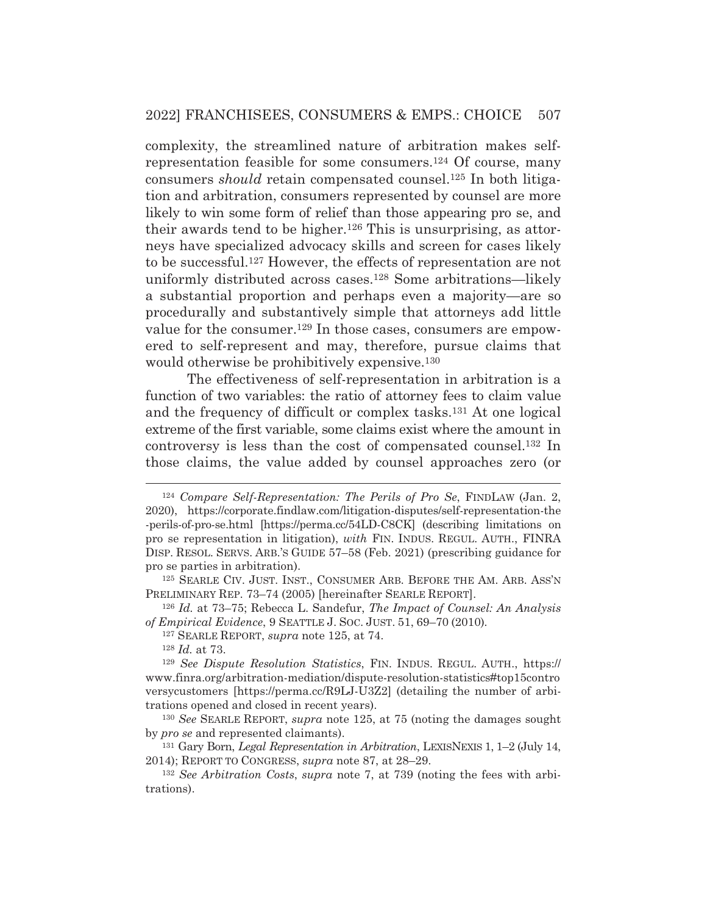complexity, the streamlined nature of arbitration makes self-representation feasible for some consumers.[124] Of course, many consumers *should* retain compensated counsel.[125] In both litigation and arbitration, consumers represented by counsel are more likely to win some form of relief than those appearing pro se, and their awards tend to be higher.[126] This is unsurprising, as attorneys have specialized advocacy skills and screen for cases likely to be successful.[127] However, the effects of representation are not uniformly distributed across cases.[128] Some arbitrations—likely a substantial proportion and perhaps even a majority—are so procedurally and substantively simple that attorneys add little value for the consumer.[129] In those cases, consumers are empowered to self-represent and may, therefore, pursue claims that would otherwise be prohibitively expensive.[130]

The effectiveness of self-representation in arbitration is a function of two variables: the ratio of attorney fees to claim value and the frequency of difficult or complex tasks.[131] At one logical extreme of the first variable, some claims exist where the amount in controversy is less than the cost of compensated counsel.[132] In those claims, the value added by counsel approaches zero (or

---

[124] *Compare Self-Representation: The Perils of Pro Se*, FINDLAW (Jan. 2, 2020), https://corporate.findlaw.com/litigation-disputes/self-representation-the-perils-of-pro-se.html [https://perma.cc/54LD-C8CK] (describing limitations on pro se representation in litigation), *with* FIN. INDUS. REGUL. AUTH., FINRA DISP. RESOL. SERVS. ARB.'S GUIDE 57–58 (Feb. 2021) (prescribing guidance for pro se parties in arbitration).

[125] SEARLE CIV. JUST. INST., CONSUMER ARB. BEFORE THE AM. ARB. ASS'N PRELIMINARY REP. 73–74 (2005) [hereinafter SEARLE REPORT].

[126] *Id.* at 73–75; Rebecca L. Sandefur, *The Impact of Counsel: An Analysis of Empirical Evidence*, 9 SEATTLE J. SOC. JUST. 51, 69–70 (2010).

[127] SEARLE REPORT, *supra* note 125, at 74.

[128] *Id.* at 73.

[129] *See Dispute Resolution Statistics*, FIN. INDUS. REGUL. AUTH., https://www.finra.org/arbitration-mediation/dispute-resolution-statistics#top15controversycustomers [https://perma.cc/R9LJ-U3Z2] (detailing the number of arbitrations opened and closed in recent years).

[130] *See* SEARLE REPORT, *supra* note 125, at 75 (noting the damages sought by *pro se* and represented claimants).

[131] Gary Born, *Legal Representation in Arbitration*, LEXISNEXIS 1, 1–2 (July 14, 2014); REPORT TO CONGRESS, *supra* note 87, at 28–29.

[132] *See Arbitration Costs*, *supra* note 7, at 739 (noting the fees with arbitrations).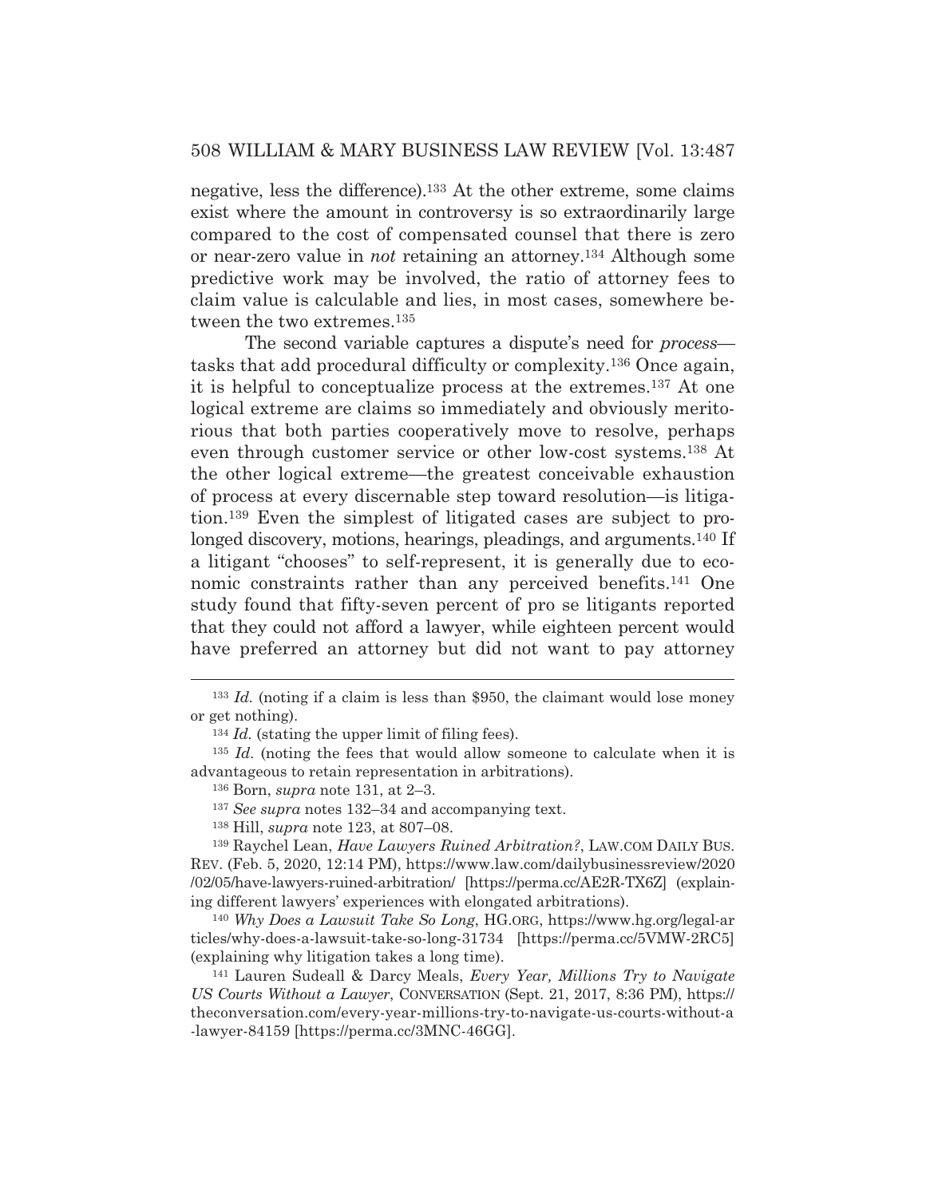negative, less the difference).[133] At the other extreme, some claims exist where the amount in controversy is so extraordinarily large compared to the cost of compensated counsel that there is zero or near-zero value in *not* retaining an attorney.[134] Although some predictive work may be involved, the ratio of attorney fees to claim value is calculable and lies, in most cases, somewhere between the two extremes.[135]

The second variable captures a dispute's need for *process*—tasks that add procedural difficulty or complexity.[136] Once again, it is helpful to conceptualize process at the extremes.[137] At one logical extreme are claims so immediately and obviously meritorious that both parties cooperatively move to resolve, perhaps even through customer service or other low-cost systems.[138] At the other logical extreme—the greatest conceivable exhaustion of process at every discernable step toward resolution—is litigation.[139] Even the simplest of litigated cases are subject to prolonged discovery, motions, hearings, pleadings, and arguments.[140] If a litigant "chooses" to self-represent, it is generally due to economic constraints rather than any perceived benefits.[141] One study found that fifty-seven percent of pro se litigants reported that they could not afford a lawyer, while eighteen percent would have preferred an attorney but did not want to pay attorney

---

[133] *Id.* (noting if a claim is less than $950, the claimant would lose money or get nothing).

[134] *Id.* (stating the upper limit of filing fees).

[135] *Id.* (noting the fees that would allow someone to calculate when it is advantageous to retain representation in arbitrations).

[136] Born, *supra* note 131, at 2–3.

[137] *See supra* notes 132–34 and accompanying text.

[138] Hill, *supra* note 123, at 807–08.

[139] Raychel Lean, *Have Lawyers Ruined Arbitration?*, LAW.COM DAILY BUS. REV. (Feb. 5, 2020, 12:14 PM), https://www.law.com/dailybusinessreview/2020/02/05/have-lawyers-ruined-arbitration/ [https://perma.cc/AE2R-TX6Z] (explaining different lawyers' experiences with elongated arbitrations).

[140] *Why Does a Lawsuit Take So Long*, HG.ORG, https://www.hg.org/legal-articles/why-does-a-lawsuit-take-so-long-31734 [https://perma.cc/5VMW-2RC5] (explaining why litigation takes a long time).

[141] Lauren Sudeall & Darcy Meals, *Every Year, Millions Try to Navigate US Courts Without a Lawyer*, CONVERSATION (Sept. 21, 2017, 8:36 PM), https://theconversation.com/every-year-millions-try-to-navigate-us-courts-without-a-lawyer-84159 [https://perma.cc/3MNC-46GG].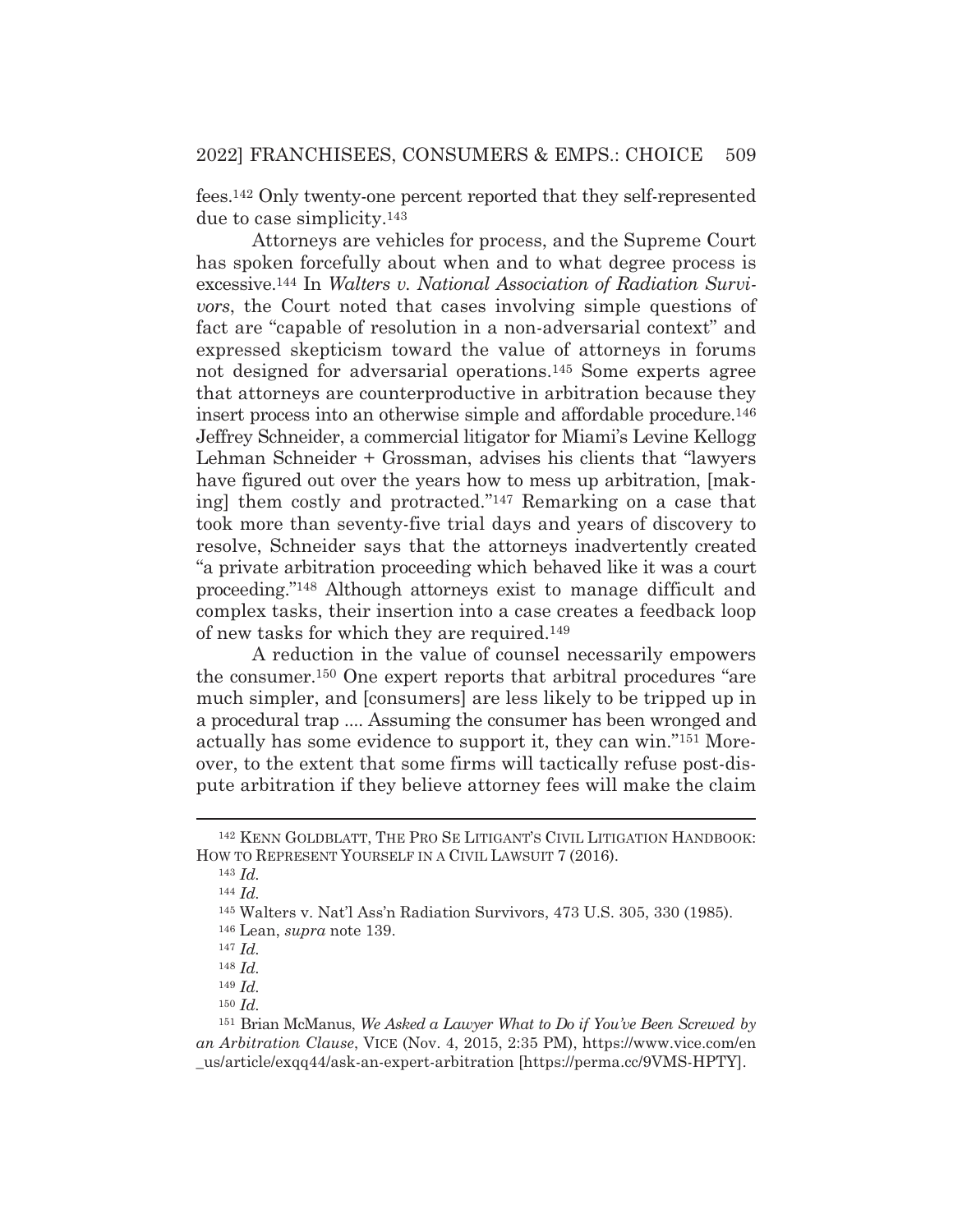fees.[142] Only twenty-one percent reported that they self-represented due to case simplicity.[143]

Attorneys are vehicles for process, and the Supreme Court has spoken forcefully about when and to what degree process is excessive.[144] In *Walters v. National Association of Radiation Survivors*, the Court noted that cases involving simple questions of fact are "capable of resolution in a non-adversarial context" and expressed skepticism toward the value of attorneys in forums not designed for adversarial operations.[145] Some experts agree that attorneys are counterproductive in arbitration because they insert process into an otherwise simple and affordable procedure.[146] Jeffrey Schneider, a commercial litigator for Miami's Levine Kellogg Lehman Schneider + Grossman, advises his clients that "lawyers have figured out over the years how to mess up arbitration, [making] them costly and protracted."[147] Remarking on a case that took more than seventy-five trial days and years of discovery to resolve, Schneider says that the attorneys inadvertently created "a private arbitration proceeding which behaved like it was a court proceeding."[148] Although attorneys exist to manage difficult and complex tasks, their insertion into a case creates a feedback loop of new tasks for which they are required.[149]

A reduction in the value of counsel necessarily empowers the consumer.[150] One expert reports that arbitral procedures "are much simpler, and [consumers] are less likely to be tripped up in a procedural trap .... Assuming the consumer has been wronged and actually has some evidence to support it, they can win."[151] Moreover, to the extent that some firms will tactically refuse post-dispute arbitration if they believe attorney fees will make the claim

---

[142] KENN GOLDBLATT, THE PRO SE LITIGANT'S CIVIL LITIGATION HANDBOOK: HOW TO REPRESENT YOURSELF IN A CIVIL LAWSUIT 7 (2016).

[143] *Id.*

[144] *Id.*

[145] Walters v. Nat'l Ass'n Radiation Survivors, 473 U.S. 305, 330 (1985).

[146] Lean, *supra* note 139.

[147] *Id.*

[148] *Id.*

[149] *Id.*

[150] *Id.*

[151] Brian McManus, *We Asked a Lawyer What to Do if You've Been Screwed by an Arbitration Clause*, VICE (Nov. 4, 2015, 2:35 PM), https://www.vice.com/en_us/article/exqq44/ask-an-expert-arbitration [https://perma.cc/9VMS-HPTY].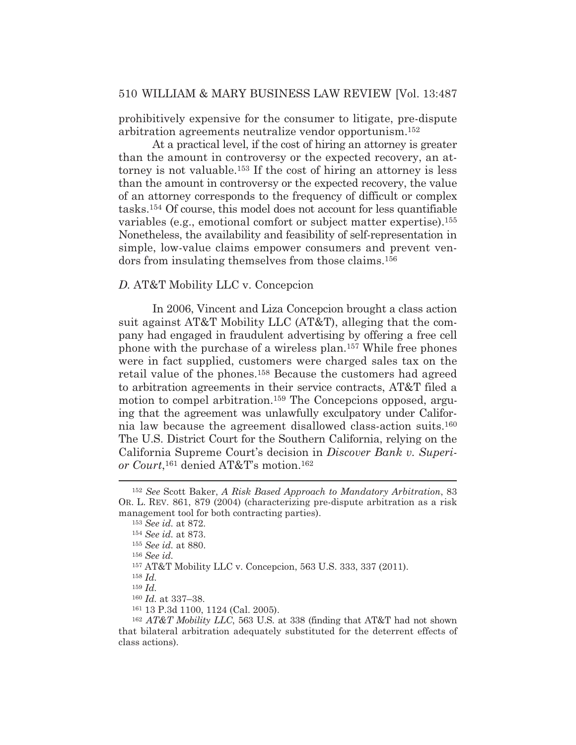prohibitively expensive for the consumer to litigate, pre-dispute arbitration agreements neutralize vendor opportunism.[152]

At a practical level, if the cost of hiring an attorney is greater than the amount in controversy or the expected recovery, an attorney is not valuable.[153] If the cost of hiring an attorney is less than the amount in controversy or the expected recovery, the value of an attorney corresponds to the frequency of difficult or complex tasks.[154] Of course, this model does not account for less quantifiable variables (e.g., emotional comfort or subject matter expertise).[155] Nonetheless, the availability and feasibility of self-representation in simple, low-value claims empower consumers and prevent vendors from insulating themselves from those claims.[156]

### *D.* AT&T Mobility LLC v. Concepcion

In 2006, Vincent and Liza Concepcion brought a class action suit against AT&T Mobility LLC (AT&T), alleging that the company had engaged in fraudulent advertising by offering a free cell phone with the purchase of a wireless plan.[157] While free phones were in fact supplied, customers were charged sales tax on the retail value of the phones.[158] Because the customers had agreed to arbitration agreements in their service contracts, AT&T filed a motion to compel arbitration.[159] The Concepcions opposed, arguing that the agreement was unlawfully exculpatory under California law because the agreement disallowed class-action suits.[160] The U.S. District Court for the Southern California, relying on the California Supreme Court's decision in *Discover Bank v. Superior Court*,[161] denied AT&T's motion.[162]

---

[152] *See* Scott Baker, *A Risk Based Approach to Mandatory Arbitration*, 83 OR. L. REV. 861, 879 (2004) (characterizing pre-dispute arbitration as a risk management tool for both contracting parties).

[153] *See id.* at 872.

[154] *See id.* at 873.

[155] *See id.* at 880.

[156] *See id.*

[157] AT&T Mobility LLC v. Concepcion, 563 U.S. 333, 337 (2011).

[158] *Id.*

[159] *Id.*

[160] *Id.* at 337–38.

[161] 13 P.3d 1100, 1124 (Cal. 2005).

[162] *AT&T Mobility LLC*, 563 U.S. at 338 (finding that AT&T had not shown that bilateral arbitration adequately substituted for the deterrent effects of class actions).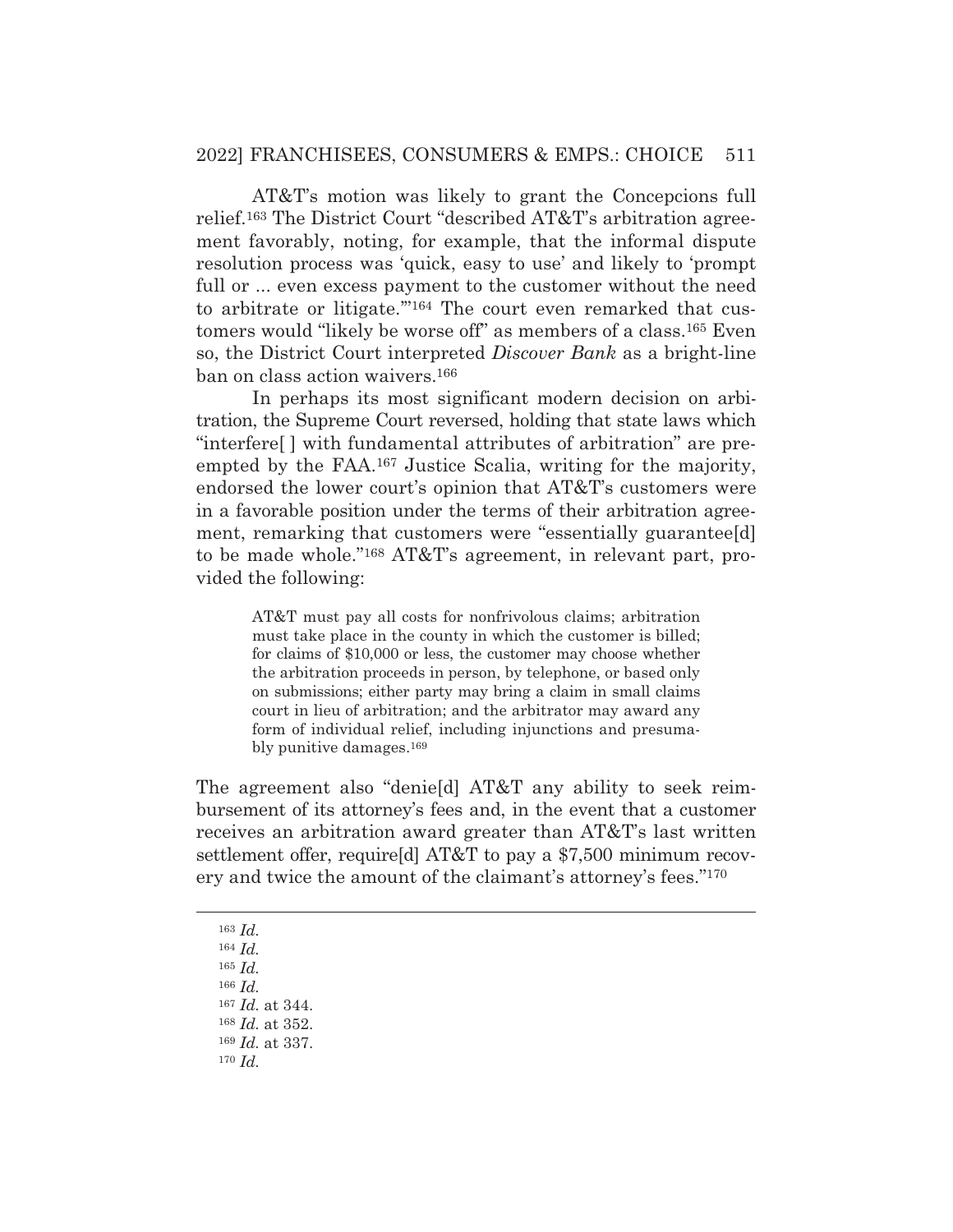AT&T's motion was likely to grant the Concepcions full relief.[163] The District Court "described AT&T's arbitration agreement favorably, noting, for example, that the informal dispute resolution process was 'quick, easy to use' and likely to 'prompt full or ... even excess payment to the customer without the need to arbitrate or litigate.'"[164] The court even remarked that customers would "likely be worse off" as members of a class.[165] Even so, the District Court interpreted *Discover Bank* as a bright-line ban on class action waivers.[166]

In perhaps its most significant modern decision on arbitration, the Supreme Court reversed, holding that state laws which "interfere[ ] with fundamental attributes of arbitration" are preempted by the FAA.[167] Justice Scalia, writing for the majority, endorsed the lower court's opinion that AT&T's customers were in a favorable position under the terms of their arbitration agreement, remarking that customers were "essentially guarantee[d] to be made whole."[168] AT&T's agreement, in relevant part, provided the following:

> AT&T must pay all costs for nonfrivolous claims; arbitration must take place in the county in which the customer is billed; for claims of $10,000 or less, the customer may choose whether the arbitration proceeds in person, by telephone, or based only on submissions; either party may bring a claim in small claims court in lieu of arbitration; and the arbitrator may award any form of individual relief, including injunctions and presumably punitive damages.[169]

The agreement also "denie[d] AT&T any ability to seek reimbursement of its attorney's fees and, in the event that a customer receives an arbitration award greater than AT&T's last written settlement offer, require[d] AT&T to pay a $7,500 minimum recovery and twice the amount of the claimant's attorney's fees."[170]

---

[163] *Id.*

[164] *Id.*

[165] *Id.*

[166] *Id.*

[167] *Id.* at 344.

[168] *Id.* at 352.

[169] *Id.* at 337.

[170] *Id.*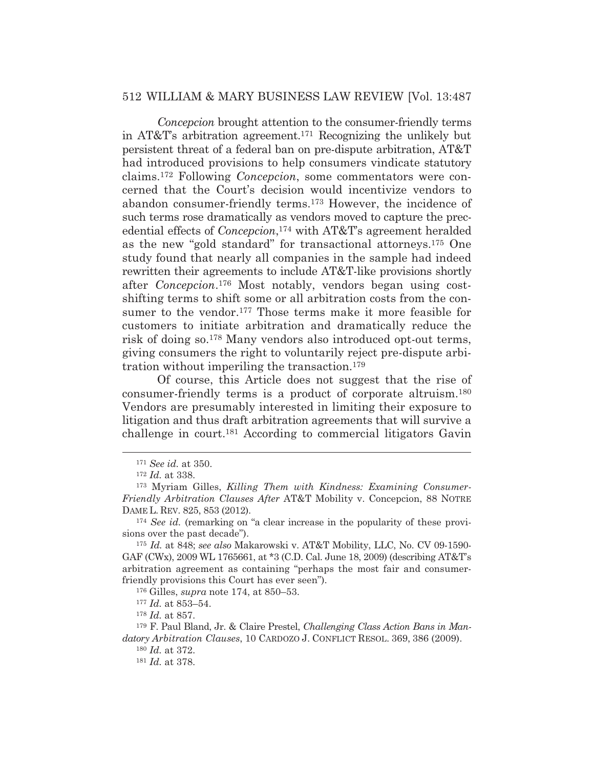*Concepcion* brought attention to the consumer-friendly terms in AT&T's arbitration agreement.[171] Recognizing the unlikely but persistent threat of a federal ban on pre-dispute arbitration, AT&T had introduced provisions to help consumers vindicate statutory claims.[172] Following *Concepcion*, some commentators were concerned that the Court's decision would incentivize vendors to abandon consumer-friendly terms.[173] However, the incidence of such terms rose dramatically as vendors moved to capture the precedential effects of *Concepcion*,[174] with AT&T's agreement heralded as the new "gold standard" for transactional attorneys.[175] One study found that nearly all companies in the sample had indeed rewritten their agreements to include AT&T-like provisions shortly after *Concepcion*.[176] Most notably, vendors began using cost-shifting terms to shift some or all arbitration costs from the consumer to the vendor.[177] Those terms make it more feasible for customers to initiate arbitration and dramatically reduce the risk of doing so.[178] Many vendors also introduced opt-out terms, giving consumers the right to voluntarily reject pre-dispute arbitration without imperiling the transaction.[179]

Of course, this Article does not suggest that the rise of consumer-friendly terms is a product of corporate altruism.[180] Vendors are presumably interested in limiting their exposure to litigation and thus draft arbitration agreements that will survive a challenge in court.[181] According to commercial litigators Gavin

---

[171] *See id.* at 350.

[172] *Id.* at 338.

[173] Myriam Gilles, *Killing Them with Kindness: Examining Consumer-Friendly Arbitration Clauses After* AT&T Mobility v. Concepcion, 88 NOTRE DAME L. REV. 825, 853 (2012).

[174] *See id.* (remarking on "a clear increase in the popularity of these provisions over the past decade").

[175] *Id.* at 848; *see also* Makarowski v. AT&T Mobility, LLC, No. CV 09-1590-GAF (CWx), 2009 WL 1765661, at *3 (C.D. Cal. June 18, 2009) (describing AT&T's arbitration agreement as containing "perhaps the most fair and consumer-friendly provisions this Court has ever seen").

[176] Gilles, *supra* note 174, at 850–53.

[177] *Id.* at 853–54.

[178] *Id.* at 857.

[179] F. Paul Bland, Jr. & Claire Prestel, *Challenging Class Action Bans in Mandatory Arbitration Clauses*, 10 CARDOZO J. CONFLICT RESOL. 369, 386 (2009).

[180] *Id.* at 372.

[181] *Id.* at 378.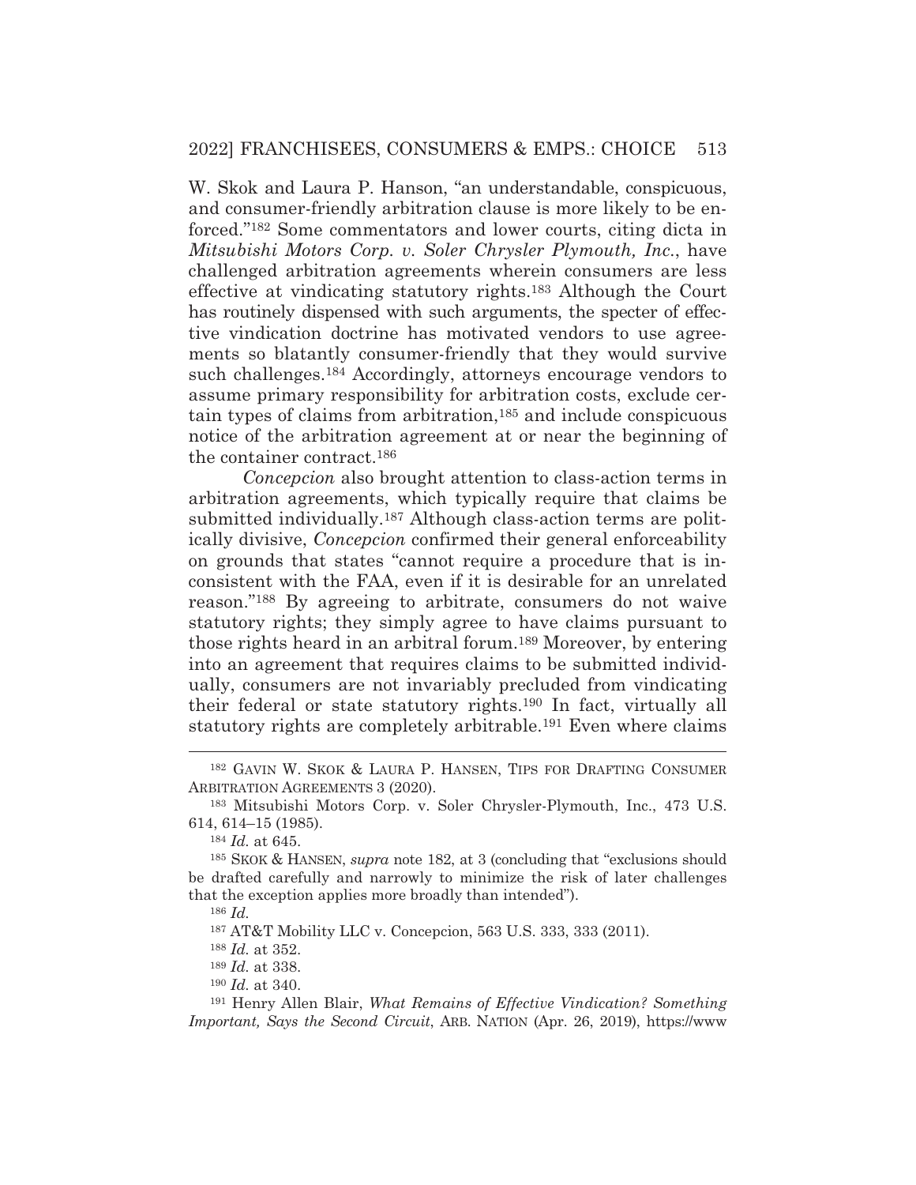W. Skok and Laura P. Hanson, "an understandable, conspicuous, and consumer-friendly arbitration clause is more likely to be enforced."[182] Some commentators and lower courts, citing dicta in *Mitsubishi Motors Corp. v. Soler Chrysler Plymouth, Inc.*, have challenged arbitration agreements wherein consumers are less effective at vindicating statutory rights.[183] Although the Court has routinely dispensed with such arguments, the specter of effective vindication doctrine has motivated vendors to use agreements so blatantly consumer-friendly that they would survive such challenges.[184] Accordingly, attorneys encourage vendors to assume primary responsibility for arbitration costs, exclude certain types of claims from arbitration,[185] and include conspicuous notice of the arbitration agreement at or near the beginning of the container contract.[186]

*Concepcion* also brought attention to class-action terms in arbitration agreements, which typically require that claims be submitted individually.[187] Although class-action terms are politically divisive, *Concepcion* confirmed their general enforceability on grounds that states "cannot require a procedure that is inconsistent with the FAA, even if it is desirable for an unrelated reason."[188] By agreeing to arbitrate, consumers do not waive statutory rights; they simply agree to have claims pursuant to those rights heard in an arbitral forum.[189] Moreover, by entering into an agreement that requires claims to be submitted individually, consumers are not invariably precluded from vindicating their federal or state statutory rights.[190] In fact, virtually all statutory rights are completely arbitrable.[191] Even where claims

---

[182] GAVIN W. SKOK & LAURA P. HANSEN, TIPS FOR DRAFTING CONSUMER ARBITRATION AGREEMENTS 3 (2020).

[183] Mitsubishi Motors Corp. v. Soler Chrysler-Plymouth, Inc., 473 U.S. 614, 614–15 (1985).

[184] *Id.* at 645.

[185] SKOK & HANSEN, *supra* note 182, at 3 (concluding that "exclusions should be drafted carefully and narrowly to minimize the risk of later challenges that the exception applies more broadly than intended").

[186] *Id.*

[187] AT&T Mobility LLC v. Concepcion, 563 U.S. 333, 333 (2011).

[188] *Id.* at 352.

[189] *Id.* at 338.

[190] *Id.* at 340.

[191] Henry Allen Blair, *What Remains of Effective Vindication? Something Important, Says the Second Circuit*, ARB. NATION (Apr. 26, 2019), https://www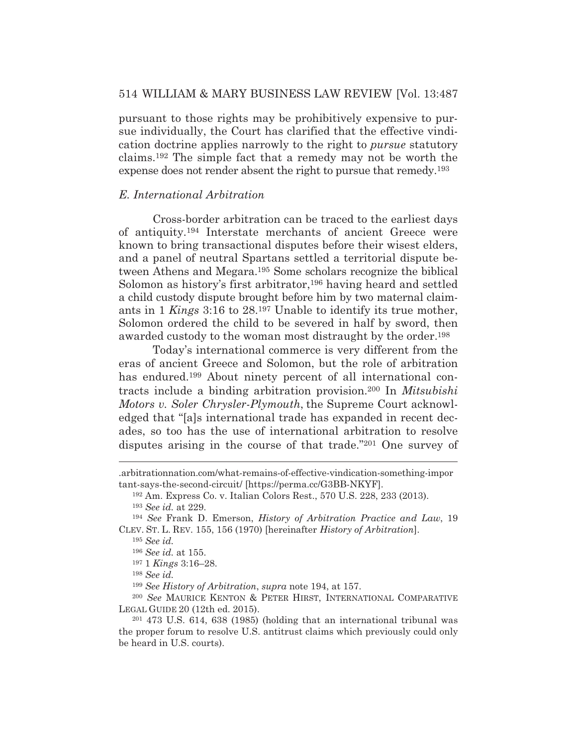pursuant to those rights may be prohibitively expensive to pursue individually, the Court has clarified that the effective vindication doctrine applies narrowly to the right to *pursue* statutory claims.[192] The simple fact that a remedy may not be worth the expense does not render absent the right to pursue that remedy.[193]

### *E. International Arbitration*

Cross-border arbitration can be traced to the earliest days of antiquity.[194] Interstate merchants of ancient Greece were known to bring transactional disputes before their wisest elders, and a panel of neutral Spartans settled a territorial dispute between Athens and Megara.[195] Some scholars recognize the biblical Solomon as history's first arbitrator,[196] having heard and settled a child custody dispute brought before him by two maternal claimants in 1 *Kings* 3:16 to 28.[197] Unable to identify its true mother, Solomon ordered the child to be severed in half by sword, then awarded custody to the woman most distraught by the order.[198]

Today's international commerce is very different from the eras of ancient Greece and Solomon, but the role of arbitration has endured.[199] About ninety percent of all international contracts include a binding arbitration provision.[200] In *Mitsubishi Motors v. Soler Chrysler-Plymouth*, the Supreme Court acknowledged that "[a]s international trade has expanded in recent decades, so too has the use of international arbitration to resolve disputes arising in the course of that trade."[201] One survey of

---

.arbitrationnation.com/what-remains-of-effective-vindication-something-important-says-the-second-circuit/ [https://perma.cc/G3BB-NKYF].

[192] Am. Express Co. v. Italian Colors Rest., 570 U.S. 228, 233 (2013).

[193] *See id.* at 229.

[194] *See* Frank D. Emerson, *History of Arbitration Practice and Law*, 19 CLEV. ST. L. REV. 155, 156 (1970) [hereinafter *History of Arbitration*].

[195] *See id.*

[196] *See id.* at 155.

[197] 1 *Kings* 3:16–28.

[198] *See id.*

[199] *See History of Arbitration*, *supra* note 194, at 157.

[200] *See* MAURICE KENTON & PETER HIRST, INTERNATIONAL COMPARATIVE LEGAL GUIDE 20 (12th ed. 2015).

[201] 473 U.S. 614, 638 (1985) (holding that an international tribunal was the proper forum to resolve U.S. antitrust claims which previously could only be heard in U.S. courts).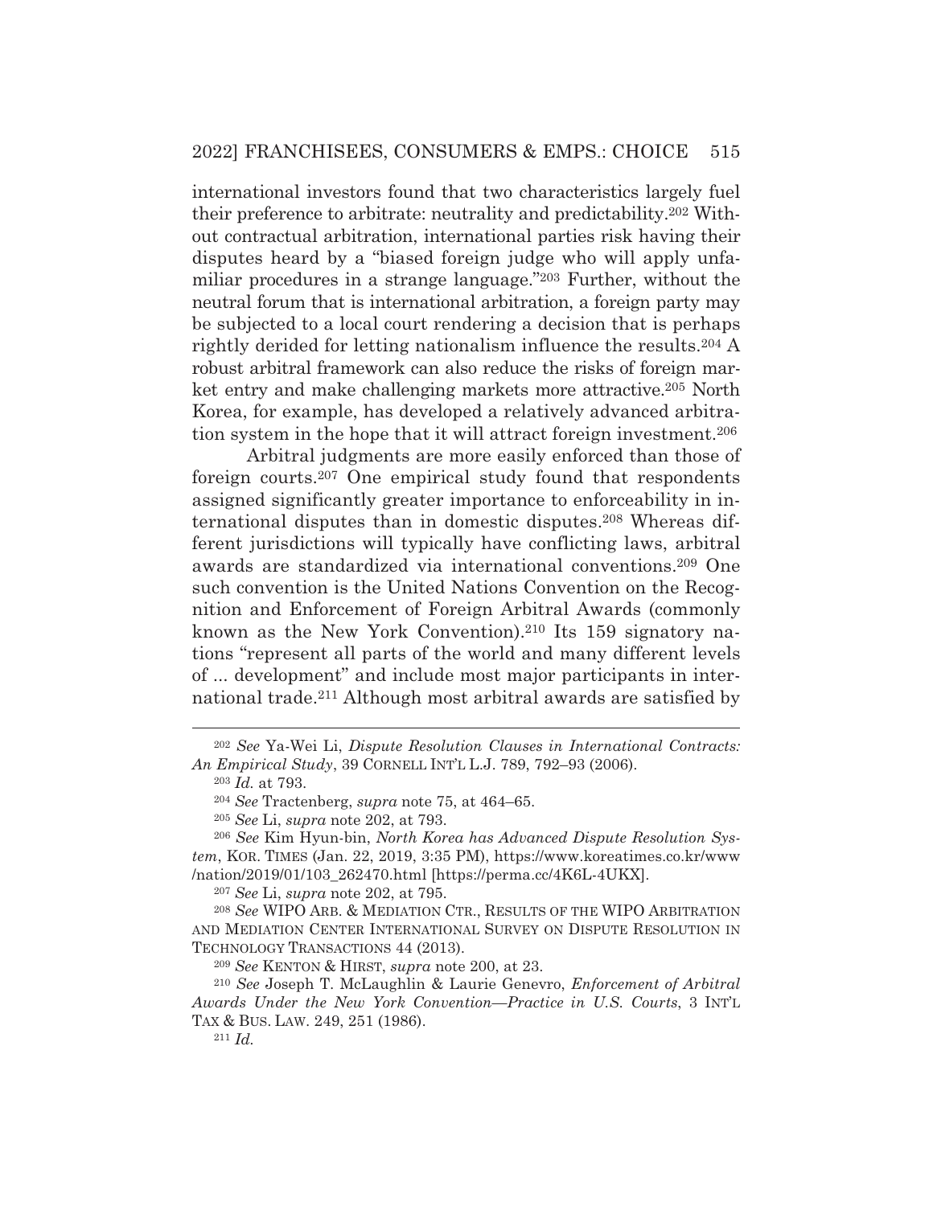international investors found that two characteristics largely fuel their preference to arbitrate: neutrality and predictability.[202] Without contractual arbitration, international parties risk having their disputes heard by a "biased foreign judge who will apply unfamiliar procedures in a strange language."[203] Further, without the neutral forum that is international arbitration, a foreign party may be subjected to a local court rendering a decision that is perhaps rightly derided for letting nationalism influence the results.[204] A robust arbitral framework can also reduce the risks of foreign market entry and make challenging markets more attractive.[205] North Korea, for example, has developed a relatively advanced arbitration system in the hope that it will attract foreign investment.[206]

Arbitral judgments are more easily enforced than those of foreign courts.[207] One empirical study found that respondents assigned significantly greater importance to enforceability in international disputes than in domestic disputes.[208] Whereas different jurisdictions will typically have conflicting laws, arbitral awards are standardized via international conventions.[209] One such convention is the United Nations Convention on the Recognition and Enforcement of Foreign Arbitral Awards (commonly known as the New York Convention).[210] Its 159 signatory nations "represent all parts of the world and many different levels of ... development" and include most major participants in international trade.[211] Although most arbitral awards are satisfied by

---

[202] *See* Ya-Wei Li, *Dispute Resolution Clauses in International Contracts: An Empirical Study*, 39 CORNELL INT'L L.J. 789, 792–93 (2006).

[203] *Id.* at 793.

[204] *See* Tractenberg, *supra* note 75, at 464–65.

[205] *See* Li, *supra* note 202, at 793.

[206] *See* Kim Hyun-bin, *North Korea has Advanced Dispute Resolution System*, KOR. TIMES (Jan. 22, 2019, 3:35 PM), https://www.koreatimes.co.kr/www/nation/2019/01/103_262470.html [https://perma.cc/4K6L-4UKX].

[207] *See* Li, *supra* note 202, at 795.

[208] *See* WIPO ARB. & MEDIATION CTR., RESULTS OF THE WIPO ARBITRATION AND MEDIATION CENTER INTERNATIONAL SURVEY ON DISPUTE RESOLUTION IN TECHNOLOGY TRANSACTIONS 44 (2013).

[209] *See* KENTON & HIRST, *supra* note 200, at 23.

[210] *See* Joseph T. McLaughlin & Laurie Genevro, *Enforcement of Arbitral Awards Under the New York Convention—Practice in U.S. Courts*, 3 INT'L TAX & BUS. LAW. 249, 251 (1986).

[211] *Id.*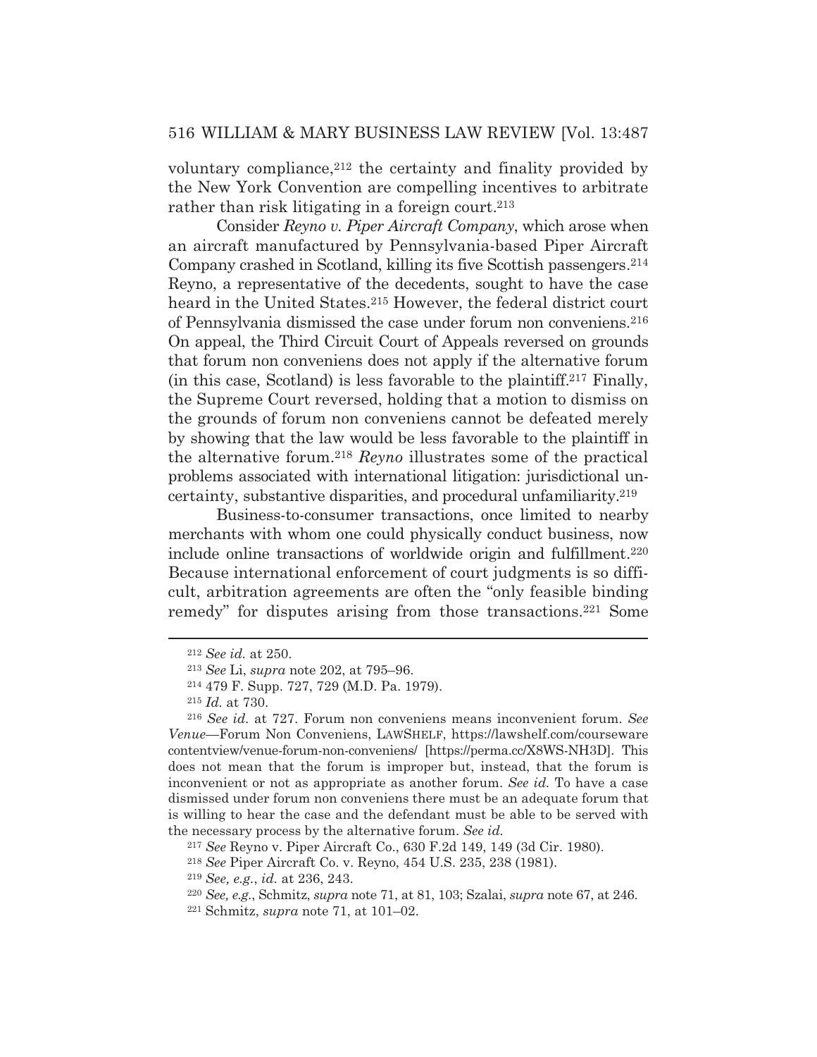voluntary compliance,[212] the certainty and finality provided by the New York Convention are compelling incentives to arbitrate rather than risk litigating in a foreign court.[213]

Consider *Reyno v. Piper Aircraft Company*, which arose when an aircraft manufactured by Pennsylvania-based Piper Aircraft Company crashed in Scotland, killing its five Scottish passengers.[214] Reyno, a representative of the decedents, sought to have the case heard in the United States.[215] However, the federal district court of Pennsylvania dismissed the case under forum non conveniens.[216] On appeal, the Third Circuit Court of Appeals reversed on grounds that forum non conveniens does not apply if the alternative forum (in this case, Scotland) is less favorable to the plaintiff.[217] Finally, the Supreme Court reversed, holding that a motion to dismiss on the grounds of forum non conveniens cannot be defeated merely by showing that the law would be less favorable to the plaintiff in the alternative forum.[218] *Reyno* illustrates some of the practical problems associated with international litigation: jurisdictional uncertainty, substantive disparities, and procedural unfamiliarity.[219]

Business-to-consumer transactions, once limited to nearby merchants with whom one could physically conduct business, now include online transactions of worldwide origin and fulfillment.[220] Because international enforcement of court judgments is so difficult, arbitration agreements are often the "only feasible binding remedy" for disputes arising from those transactions.[221] Some

---

[212] *See id.* at 250.

[213] *See* Li, *supra* note 202, at 795–96.

[214] 479 F. Supp. 727, 729 (M.D. Pa. 1979).

[215] *Id.* at 730.

[216] *See id.* at 727. Forum non conveniens means inconvenient forum. *See Venue*—Forum Non Conveniens, LAWSHELF, https://lawshelf.com/courseware contentview/venue-forum-non-conveniens/ [https://perma.cc/X8WS-NH3D]. This does not mean that the forum is improper but, instead, that the forum is inconvenient or not as appropriate as another forum. *See id.* To have a case dismissed under forum non conveniens there must be an adequate forum that is willing to hear the case and the defendant must be able to be served with the necessary process by the alternative forum. *See id.*

[217] *See* Reyno v. Piper Aircraft Co., 630 F.2d 149, 149 (3d Cir. 1980).

[218] *See* Piper Aircraft Co. v. Reyno, 454 U.S. 235, 238 (1981).

[219] *See, e.g.*, *id.* at 236, 243.

[220] *See, e.g.*, Schmitz, *supra* note 71, at 81, 103; Szalai, *supra* note 67, at 246.

[221] Schmitz, *supra* note 71, at 101–02.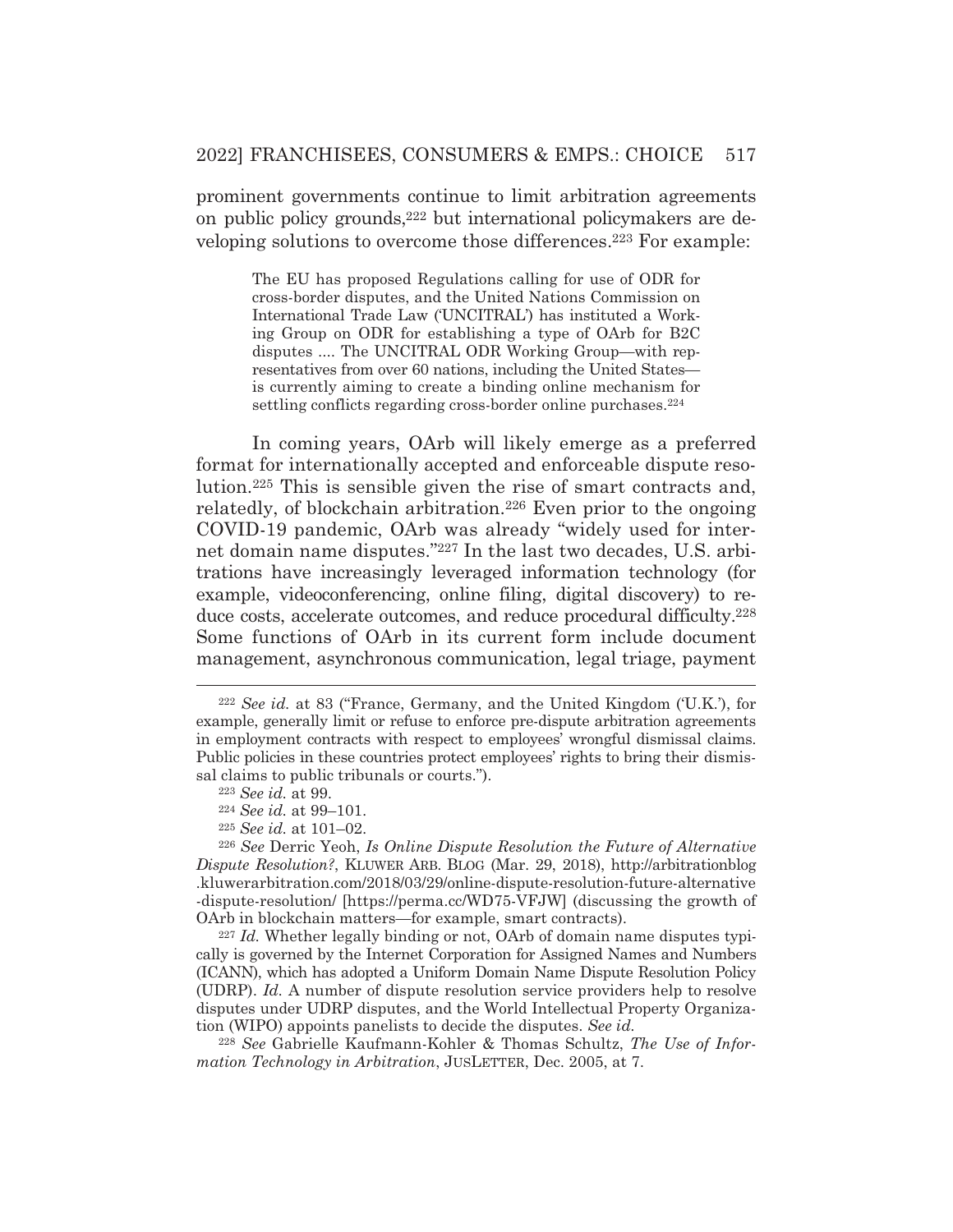prominent governments continue to limit arbitration agreements on public policy grounds,[222] but international policymakers are developing solutions to overcome those differences.[223] For example:

> The EU has proposed Regulations calling for use of ODR for cross-border disputes, and the United Nations Commission on International Trade Law ('UNCITRAL') has instituted a Working Group on ODR for establishing a type of OArb for B2C disputes .... The UNCITRAL ODR Working Group—with representatives from over 60 nations, including the United States—is currently aiming to create a binding online mechanism for settling conflicts regarding cross-border online purchases.[224]

In coming years, OArb will likely emerge as a preferred format for internationally accepted and enforceable dispute resolution.[225] This is sensible given the rise of smart contracts and, relatedly, of blockchain arbitration.[226] Even prior to the ongoing COVID-19 pandemic, OArb was already "widely used for internet domain name disputes."[227] In the last two decades, U.S. arbitrations have increasingly leveraged information technology (for example, videoconferencing, online filing, digital discovery) to reduce costs, accelerate outcomes, and reduce procedural difficulty.[228] Some functions of OArb in its current form include document management, asynchronous communication, legal triage, payment

---

[222] *See id.* at 83 ("France, Germany, and the United Kingdom ('U.K.'), for example, generally limit or refuse to enforce pre-dispute arbitration agreements in employment contracts with respect to employees' wrongful dismissal claims. Public policies in these countries protect employees' rights to bring their dismissal claims to public tribunals or courts.").

[223] *See id.* at 99.

[224] *See id.* at 99–101.

[225] *See id.* at 101–02.

[226] *See* Derric Yeoh, *Is Online Dispute Resolution the Future of Alternative Dispute Resolution?*, KLUWER ARB. BLOG (Mar. 29, 2018), http://arbitrationblog.kluwerarbitration.com/2018/03/29/online-dispute-resolution-future-alternative-dispute-resolution/ [https://perma.cc/WD75-VFJW] (discussing the growth of OArb in blockchain matters—for example, smart contracts).

[227] *Id.* Whether legally binding or not, OArb of domain name disputes typically is governed by the Internet Corporation for Assigned Names and Numbers (ICANN), which has adopted a Uniform Domain Name Dispute Resolution Policy (UDRP). *Id.* A number of dispute resolution service providers help to resolve disputes under UDRP disputes, and the World Intellectual Property Organization (WIPO) appoints panelists to decide the disputes. *See id.*

[228] *See* Gabrielle Kaufmann-Kohler & Thomas Schultz, *The Use of Information Technology in Arbitration*, JUSLETTER, Dec. 2005, at 7.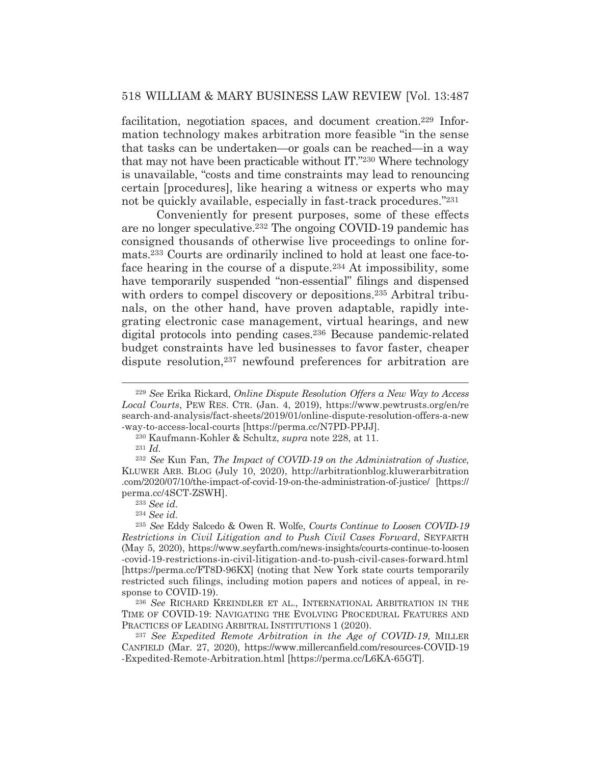facilitation, negotiation spaces, and document creation.[229] Information technology makes arbitration more feasible "in the sense that tasks can be undertaken—or goals can be reached—in a way that may not have been practicable without IT."[230] Where technology is unavailable, "costs and time constraints may lead to renouncing certain [procedures], like hearing a witness or experts who may not be quickly available, especially in fast-track procedures."[231]

Conveniently for present purposes, some of these effects are no longer speculative.[232] The ongoing COVID-19 pandemic has consigned thousands of otherwise live proceedings to online formats.[233] Courts are ordinarily inclined to hold at least one face-to-face hearing in the course of a dispute.[234] At impossibility, some have temporarily suspended "non-essential" filings and dispensed with orders to compel discovery or depositions.[235] Arbitral tribunals, on the other hand, have proven adaptable, rapidly integrating electronic case management, virtual hearings, and new digital protocols into pending cases.[236] Because pandemic-related budget constraints have led businesses to favor faster, cheaper dispute resolution,[237] newfound preferences for arbitration are

---

[229] *See* Erika Rickard, *Online Dispute Resolution Offers a New Way to Access Local Courts*, PEW RES. CTR. (Jan. 4, 2019), https://www.pewtrusts.org/en/research-and-analysis/fact-sheets/2019/01/online-dispute-resolution-offers-a-new-way-to-access-local-courts [https://perma.cc/N7PD-PPJJ].

[230] Kaufmann-Kohler & Schultz, *supra* note 228, at 11.

[231] *Id.*

[232] *See* Kun Fan, *The Impact of COVID-19 on the Administration of Justice*, KLUWER ARB. BLOG (July 10, 2020), http://arbitrationblog.kluwerarbitration.com/2020/07/10/the-impact-of-covid-19-on-the-administration-of-justice/ [https://perma.cc/4SCT-ZSWH].

[233] *See id.*

[234] *See id.*

[235] *See* Eddy Salcedo & Owen R. Wolfe, *Courts Continue to Loosen COVID-19 Restrictions in Civil Litigation and to Push Civil Cases Forward*, SEYFARTH (May 5, 2020), https://www.seyfarth.com/news-insights/courts-continue-to-loosen-covid-19-restrictions-in-civil-litigation-and-to-push-civil-cases-forward.html [https://perma.cc/FT8D-96KX] (noting that New York state courts temporarily restricted such filings, including motion papers and notices of appeal, in response to COVID-19).

[236] *See* RICHARD KREINDLER ET AL., INTERNATIONAL ARBITRATION IN THE TIME OF COVID-19: NAVIGATING THE EVOLVING PROCEDURAL FEATURES AND PRACTICES OF LEADING ARBITRAL INSTITUTIONS 1 (2020).

[237] *See Expedited Remote Arbitration in the Age of COVID-19*, MILLER CANFIELD (Mar. 27, 2020), https://www.millercanfield.com/resources-COVID-19-Expedited-Remote-Arbitration.html [https://perma.cc/L6KA-65GT].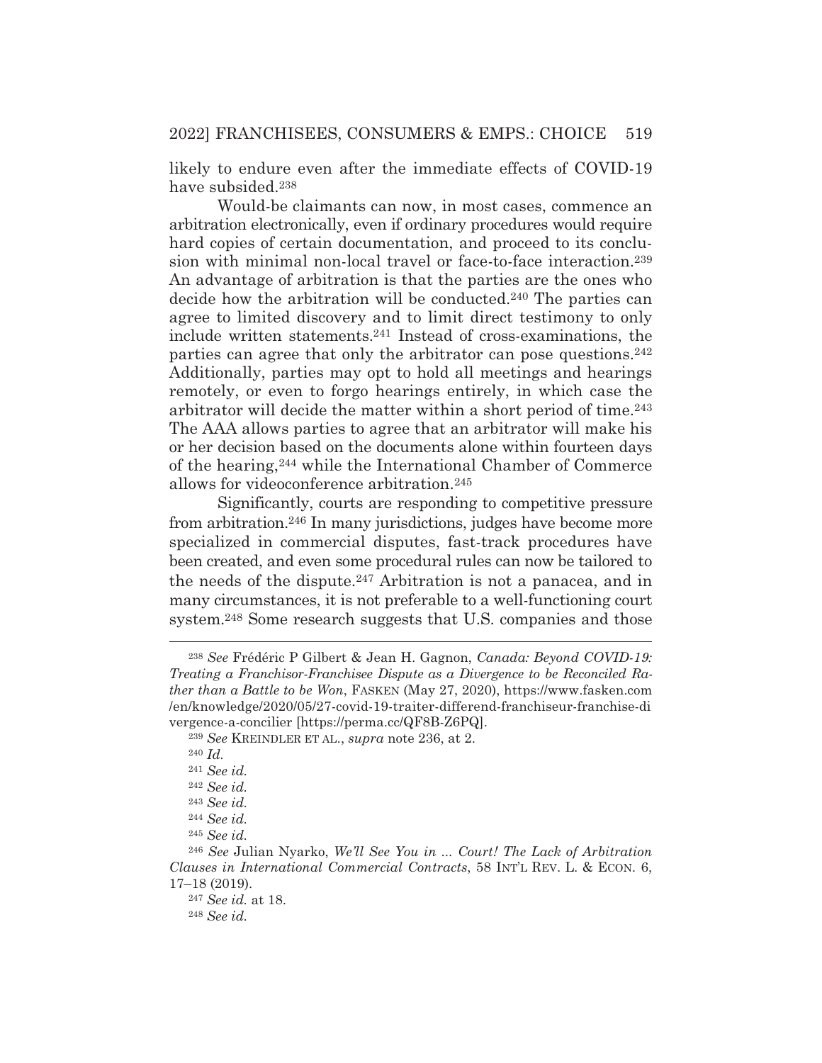likely to endure even after the immediate effects of COVID-19 have subsided.[238]

Would-be claimants can now, in most cases, commence an arbitration electronically, even if ordinary procedures would require hard copies of certain documentation, and proceed to its conclusion with minimal non-local travel or face-to-face interaction.[239] An advantage of arbitration is that the parties are the ones who decide how the arbitration will be conducted.[240] The parties can agree to limited discovery and to limit direct testimony to only include written statements.[241] Instead of cross-examinations, the parties can agree that only the arbitrator can pose questions.[242] Additionally, parties may opt to hold all meetings and hearings remotely, or even to forgo hearings entirely, in which case the arbitrator will decide the matter within a short period of time.[243] The AAA allows parties to agree that an arbitrator will make his or her decision based on the documents alone within fourteen days of the hearing,[244] while the International Chamber of Commerce allows for videoconference arbitration.[245]

Significantly, courts are responding to competitive pressure from arbitration.[246] In many jurisdictions, judges have become more specialized in commercial disputes, fast-track procedures have been created, and even some procedural rules can now be tailored to the needs of the dispute.[247] Arbitration is not a panacea, and in many circumstances, it is not preferable to a well-functioning court system.[248] Some research suggests that U.S. companies and those

---

[238] *See* Frédéric P Gilbert & Jean H. Gagnon, *Canada: Beyond COVID-19: Treating a Franchisor-Franchisee Dispute as a Divergence to be Reconciled Rather than a Battle to be Won*, FASKEN (May 27, 2020), https://www.fasken.com/en/knowledge/2020/05/27-covid-19-traiter-differend-franchiseur-franchise-divergence-a-concilier [https://perma.cc/QF8B-Z6PQ].

[239] *See* KREINDLER ET AL., *supra* note 236, at 2.

[240] *Id.*

[241] *See id.*

[242] *See id.*

[243] *See id.*

[244] *See id.*

[245] *See id.*

[246] *See* Julian Nyarko, *We'll See You in ... Court! The Lack of Arbitration Clauses in International Commercial Contracts*, 58 INT'L REV. L. & ECON. 6, 17–18 (2019).

[247] *See id.* at 18.

[248] *See id.*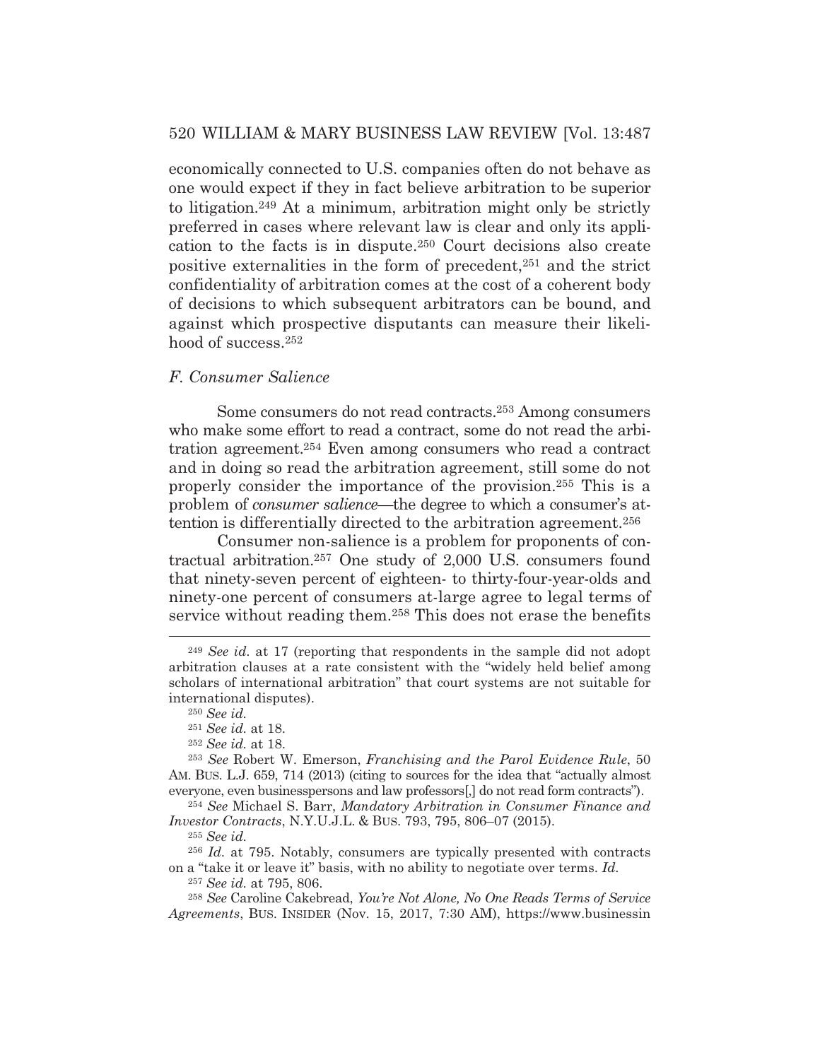economically connected to U.S. companies often do not behave as one would expect if they in fact believe arbitration to be superior to litigation.[249] At a minimum, arbitration might only be strictly preferred in cases where relevant law is clear and only its application to the facts is in dispute.[250] Court decisions also create positive externalities in the form of precedent,[251] and the strict confidentiality of arbitration comes at the cost of a coherent body of decisions to which subsequent arbitrators can be bound, and against which prospective disputants can measure their likelihood of success.[252]

### *F. Consumer Salience*

Some consumers do not read contracts.[253] Among consumers who make some effort to read a contract, some do not read the arbitration agreement.[254] Even among consumers who read a contract and in doing so read the arbitration agreement, still some do not properly consider the importance of the provision.[255] This is a problem of *consumer salience*—the degree to which a consumer's attention is differentially directed to the arbitration agreement.[256]

Consumer non-salience is a problem for proponents of contractual arbitration.[257] One study of 2,000 U.S. consumers found that ninety-seven percent of eighteen- to thirty-four-year-olds and ninety-one percent of consumers at-large agree to legal terms of service without reading them.[258] This does not erase the benefits

---

[249] *See id.* at 17 (reporting that respondents in the sample did not adopt arbitration clauses at a rate consistent with the "widely held belief among scholars of international arbitration" that court systems are not suitable for international disputes).

[250] *See id.*

[251] *See id.* at 18.

[252] *See id.* at 18.

[253] *See* Robert W. Emerson, *Franchising and the Parol Evidence Rule*, 50 AM. BUS. L.J. 659, 714 (2013) (citing to sources for the idea that "actually almost everyone, even businesspersons and law professors[,] do not read form contracts").

[254] *See* Michael S. Barr, *Mandatory Arbitration in Consumer Finance and Investor Contracts*, N.Y.U.J.L. & BUS. 793, 795, 806–07 (2015).

[255] *See id.*

[256] *Id.* at 795. Notably, consumers are typically presented with contracts on a "take it or leave it" basis, with no ability to negotiate over terms. *Id.*

[257] *See id.* at 795, 806.

[258] *See* Caroline Cakebread, *You're Not Alone, No One Reads Terms of Service Agreements*, BUS. INSIDER (Nov. 15, 2017, 7:30 AM), https://www.businessin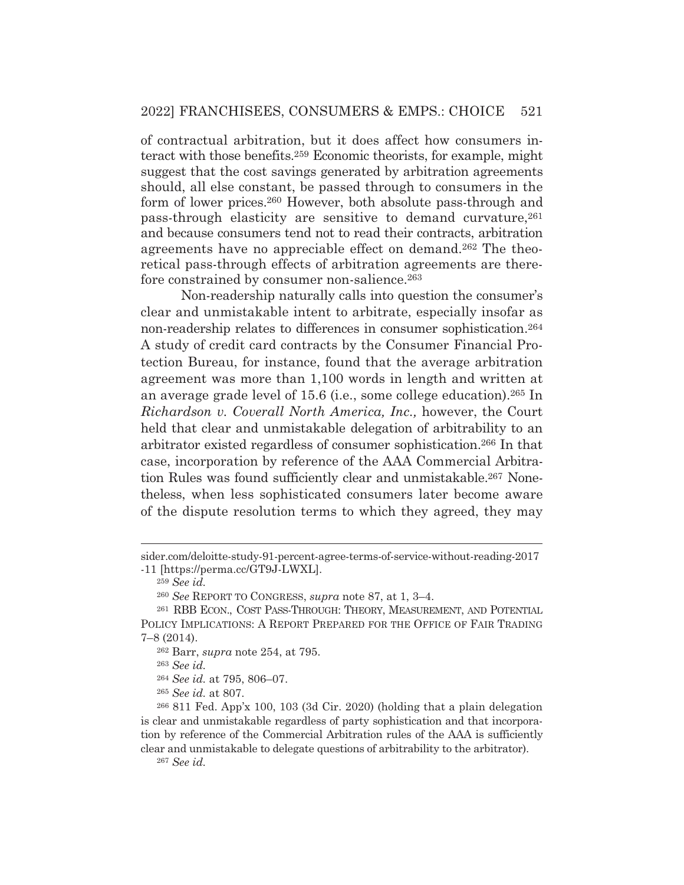of contractual arbitration, but it does affect how consumers interact with those benefits.[259] Economic theorists, for example, might suggest that the cost savings generated by arbitration agreements should, all else constant, be passed through to consumers in the form of lower prices.[260] However, both absolute pass-through and pass-through elasticity are sensitive to demand curvature,[261] and because consumers tend not to read their contracts, arbitration agreements have no appreciable effect on demand.[262] The theoretical pass-through effects of arbitration agreements are therefore constrained by consumer non-salience.[263]

Non-readership naturally calls into question the consumer's clear and unmistakable intent to arbitrate, especially insofar as non-readership relates to differences in consumer sophistication.[264] A study of credit card contracts by the Consumer Financial Protection Bureau, for instance, found that the average arbitration agreement was more than 1,100 words in length and written at an average grade level of 15.6 (i.e., some college education).[265] In *Richardson v. Coverall North America, Inc.,* however, the Court held that clear and unmistakable delegation of arbitrability to an arbitrator existed regardless of consumer sophistication.[266] In that case, incorporation by reference of the AAA Commercial Arbitration Rules was found sufficiently clear and unmistakable.[267] Nonetheless, when less sophisticated consumers later become aware of the dispute resolution terms to which they agreed, they may

---

sider.com/deloitte-study-91-percent-agree-terms-of-service-without-reading-2017-11 [https://perma.cc/GT9J-LWXL].

[259] *See id.*

[260] *See* REPORT TO CONGRESS, *supra* note 87, at 1, 3–4.

[261] RBB ECON., COST PASS-THROUGH: THEORY, MEASUREMENT, AND POTENTIAL POLICY IMPLICATIONS: A REPORT PREPARED FOR THE OFFICE OF FAIR TRADING 7–8 (2014).

[262] Barr, *supra* note 254, at 795.

[263] *See id.*

[264] *See id.* at 795, 806–07.

[265] *See id.* at 807.

[266] 811 Fed. App'x 100, 103 (3d Cir. 2020) (holding that a plain delegation is clear and unmistakable regardless of party sophistication and that incorporation by reference of the Commercial Arbitration rules of the AAA is sufficiently clear and unmistakable to delegate questions of arbitrability to the arbitrator).

[267] *See id.*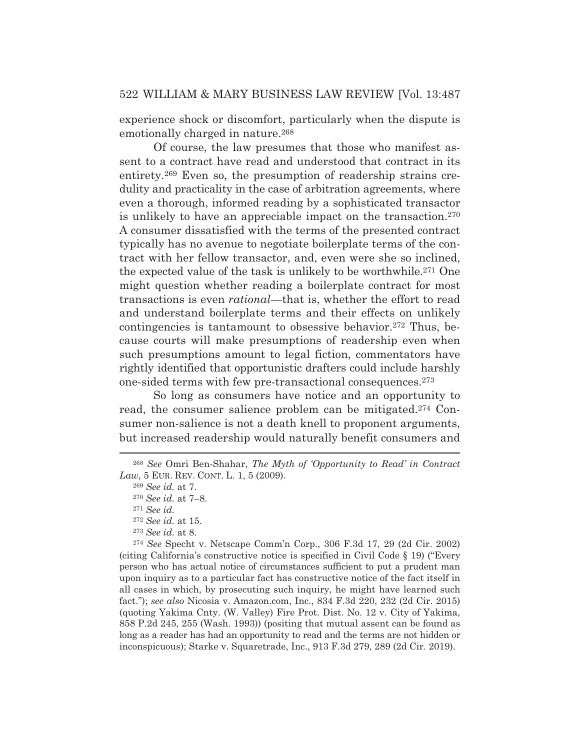experience shock or discomfort, particularly when the dispute is emotionally charged in nature.[268]

Of course, the law presumes that those who manifest assent to a contract have read and understood that contract in its entirety.[269] Even so, the presumption of readership strains credulity and practicality in the case of arbitration agreements, where even a thorough, informed reading by a sophisticated transactor is unlikely to have an appreciable impact on the transaction.[270] A consumer dissatisfied with the terms of the presented contract typically has no avenue to negotiate boilerplate terms of the contract with her fellow transactor, and, even were she so inclined, the expected value of the task is unlikely to be worthwhile.[271] One might question whether reading a boilerplate contract for most transactions is even *rational*—that is, whether the effort to read and understand boilerplate terms and their effects on unlikely contingencies is tantamount to obsessive behavior.[272] Thus, because courts will make presumptions of readership even when such presumptions amount to legal fiction, commentators have rightly identified that opportunistic drafters could include harshly one-sided terms with few pre-transactional consequences.[273]

So long as consumers have notice and an opportunity to read, the consumer salience problem can be mitigated.[274] Consumer non-salience is not a death knell to proponent arguments, but increased readership would naturally benefit consumers and

---

[268] *See* Omri Ben-Shahar, *The Myth of 'Opportunity to Read' in Contract Law*, 5 EUR. REV. CONT. L. 1, 5 (2009).

[269] *See id.* at 7.

[270] *See id.* at 7–8.

[271] *See id.*

[272] *See id.* at 15.

[273] *See id.* at 8.

[274] *See* Specht v. Netscape Comm'n Corp., 306 F.3d 17, 29 (2d Cir. 2002) (citing California's constructive notice is specified in Civil Code § 19) ("Every person who has actual notice of circumstances sufficient to put a prudent man upon inquiry as to a particular fact has constructive notice of the fact itself in all cases in which, by prosecuting such inquiry, he might have learned such fact."); *see also* Nicosia v. Amazon.com, Inc., 834 F.3d 220, 232 (2d Cir. 2015) (quoting Yakima Cnty. (W. Valley) Fire Prot. Dist. No. 12 v. City of Yakima, 858 P.2d 245, 255 (Wash. 1993)) (positing that mutual assent can be found as long as a reader has had an opportunity to read and the terms are not hidden or inconspicuous); Starke v. Squaretrade, Inc., 913 F.3d 279, 289 (2d Cir. 2019).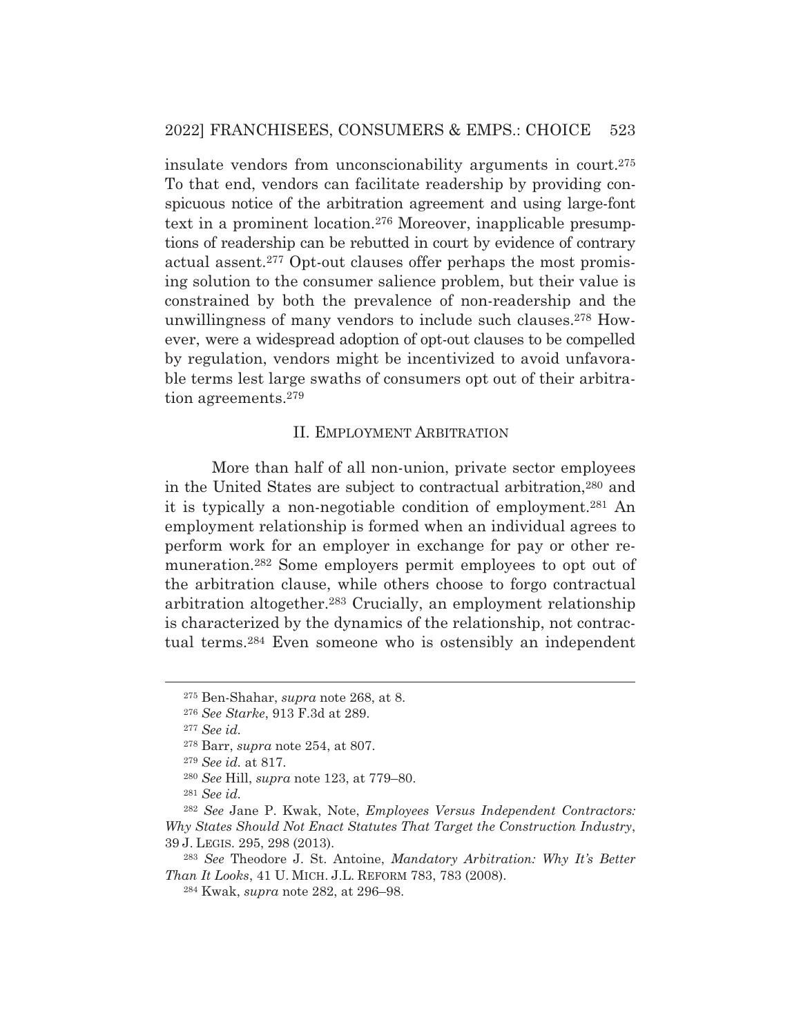insulate vendors from unconscionability arguments in court.[275] To that end, vendors can facilitate readership by providing conspicuous notice of the arbitration agreement and using large-font text in a prominent location.[276] Moreover, inapplicable presumptions of readership can be rebutted in court by evidence of contrary actual assent.[277] Opt-out clauses offer perhaps the most promising solution to the consumer salience problem, but their value is constrained by both the prevalence of non-readership and the unwillingness of many vendors to include such clauses.[278] However, were a widespread adoption of opt-out clauses to be compelled by regulation, vendors might be incentivized to avoid unfavorable terms lest large swaths of consumers opt out of their arbitration agreements.[279]

## II. EMPLOYMENT ARBITRATION

More than half of all non-union, private sector employees in the United States are subject to contractual arbitration,[280] and it is typically a non-negotiable condition of employment.[281] An employment relationship is formed when an individual agrees to perform work for an employer in exchange for pay or other remuneration.[282] Some employers permit employees to opt out of the arbitration clause, while others choose to forgo contractual arbitration altogether.[283] Crucially, an employment relationship is characterized by the dynamics of the relationship, not contractual terms.[284] Even someone who is ostensibly an independent

---

[275] Ben-Shahar, *supra* note 268, at 8.

[276] *See Starke*, 913 F.3d at 289.

[277] *See id.*

[278] Barr, *supra* note 254, at 807.

[279] *See id.* at 817.

[280] *See* Hill, *supra* note 123, at 779–80.

[281] *See id.*

[282] *See* Jane P. Kwak, Note, *Employees Versus Independent Contractors: Why States Should Not Enact Statutes That Target the Construction Industry*, 39 J. LEGIS. 295, 298 (2013).

[283] *See* Theodore J. St. Antoine, *Mandatory Arbitration: Why It's Better Than It Looks*, 41 U. MICH. J.L. REFORM 783, 783 (2008).

[284] Kwak, *supra* note 282, at 296–98.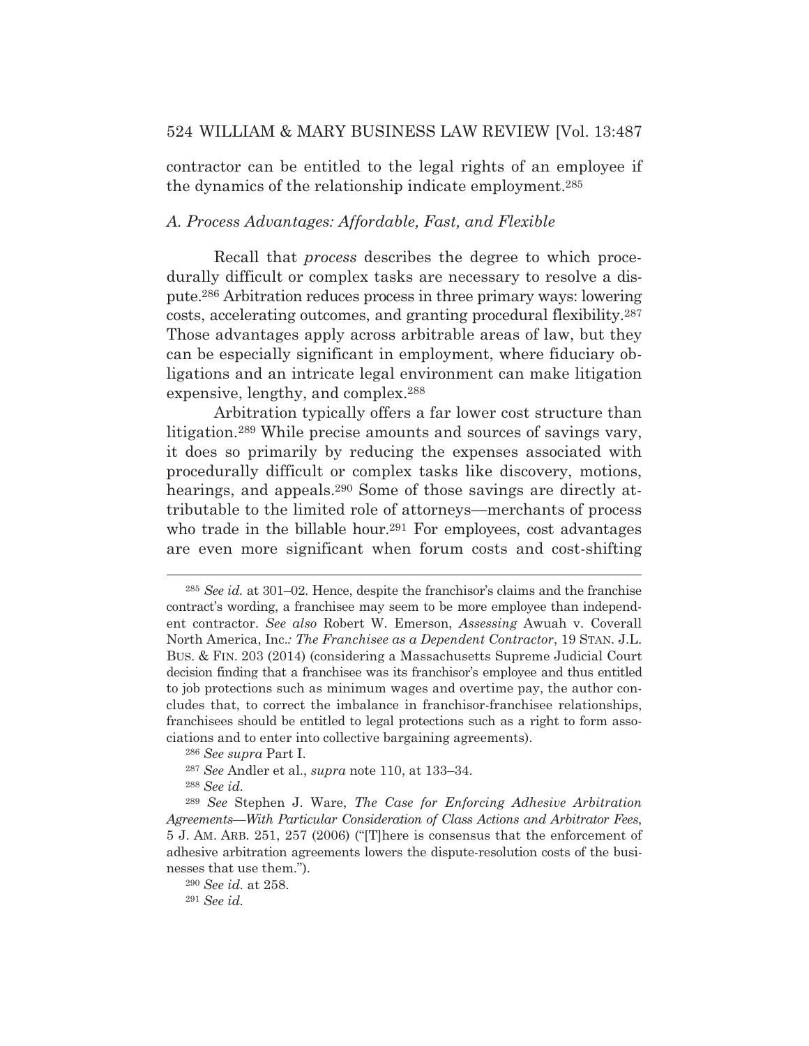contractor can be entitled to the legal rights of an employee if the dynamics of the relationship indicate employment.[285]

### *A. Process Advantages: Affordable, Fast, and Flexible*

Recall that *process* describes the degree to which procedurally difficult or complex tasks are necessary to resolve a dispute.[286] Arbitration reduces process in three primary ways: lowering costs, accelerating outcomes, and granting procedural flexibility.[287] Those advantages apply across arbitrable areas of law, but they can be especially significant in employment, where fiduciary obligations and an intricate legal environment can make litigation expensive, lengthy, and complex.[288]

Arbitration typically offers a far lower cost structure than litigation.[289] While precise amounts and sources of savings vary, it does so primarily by reducing the expenses associated with procedurally difficult or complex tasks like discovery, motions, hearings, and appeals.[290] Some of those savings are directly attributable to the limited role of attorneys—merchants of process who trade in the billable hour.[291] For employees, cost advantages are even more significant when forum costs and cost-shifting

---

[285] *See id.* at 301–02. Hence, despite the franchisor's claims and the franchise contract's wording, a franchisee may seem to be more employee than independent contractor. *See also* Robert W. Emerson, *Assessing* Awuah v. Coverall North America, Inc.*: The Franchisee as a Dependent Contractor*, 19 STAN. J.L. BUS. & FIN. 203 (2014) (considering a Massachusetts Supreme Judicial Court decision finding that a franchisee was its franchisor's employee and thus entitled to job protections such as minimum wages and overtime pay, the author concludes that, to correct the imbalance in franchisor-franchisee relationships, franchisees should be entitled to legal protections such as a right to form associations and to enter into collective bargaining agreements).

[286] *See supra* Part I.

[287] *See* Andler et al., *supra* note 110, at 133–34.

[288] *See id.*

[289] *See* Stephen J. Ware, *The Case for Enforcing Adhesive Arbitration Agreements—With Particular Consideration of Class Actions and Arbitrator Fees*, 5 J. AM. ARB. 251, 257 (2006) ("[T]here is consensus that the enforcement of adhesive arbitration agreements lowers the dispute-resolution costs of the businesses that use them.").

[290] *See id.* at 258.

[291] *See id.*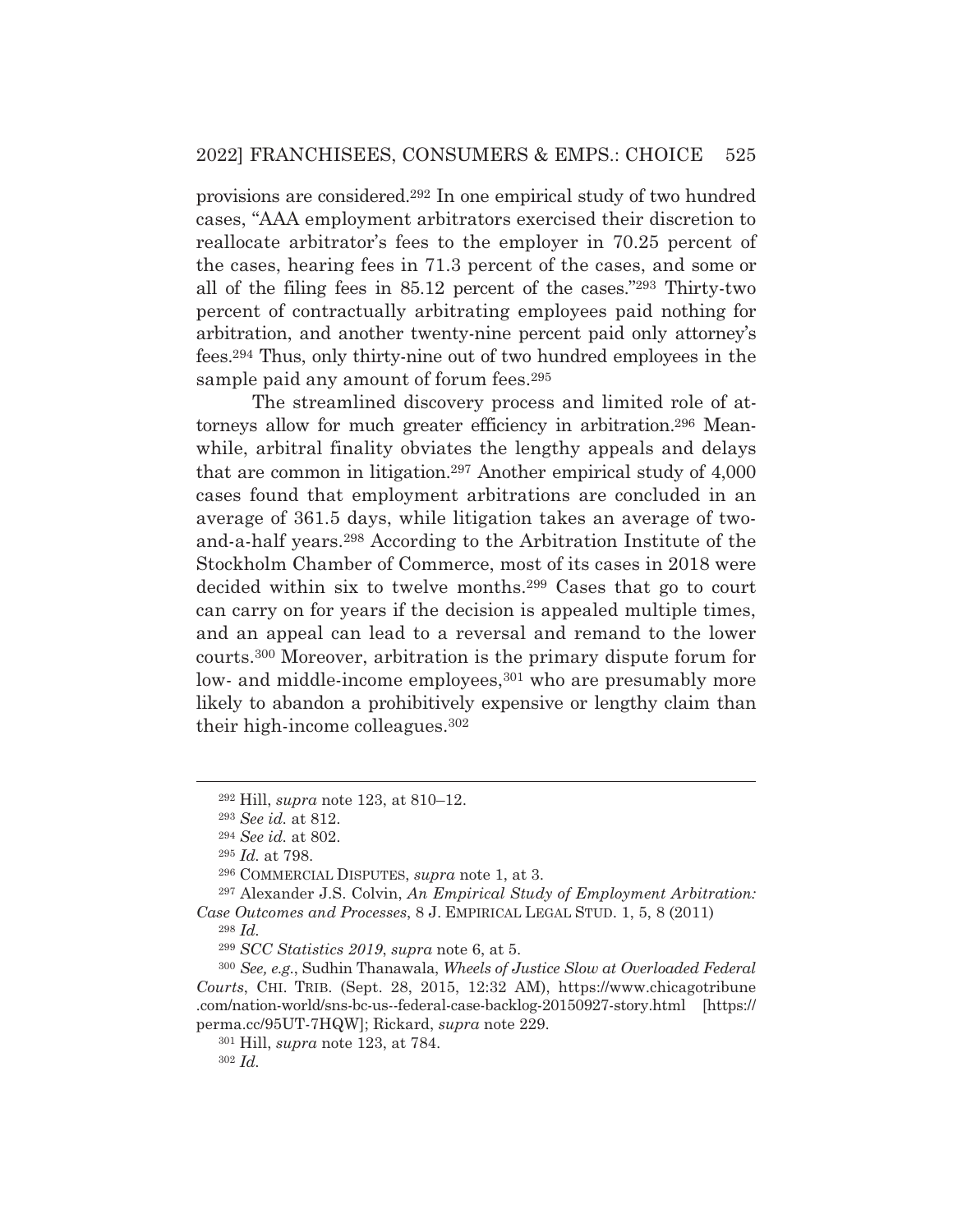provisions are considered.[292] In one empirical study of two hundred cases, "AAA employment arbitrators exercised their discretion to reallocate arbitrator's fees to the employer in 70.25 percent of the cases, hearing fees in 71.3 percent of the cases, and some or all of the filing fees in 85.12 percent of the cases."[293] Thirty-two percent of contractually arbitrating employees paid nothing for arbitration, and another twenty-nine percent paid only attorney's fees.[294] Thus, only thirty-nine out of two hundred employees in the sample paid any amount of forum fees.[295]

The streamlined discovery process and limited role of attorneys allow for much greater efficiency in arbitration.[296] Meanwhile, arbitral finality obviates the lengthy appeals and delays that are common in litigation.[297] Another empirical study of 4,000 cases found that employment arbitrations are concluded in an average of 361.5 days, while litigation takes an average of two-and-a-half years.[298] According to the Arbitration Institute of the Stockholm Chamber of Commerce, most of its cases in 2018 were decided within six to twelve months.[299] Cases that go to court can carry on for years if the decision is appealed multiple times, and an appeal can lead to a reversal and remand to the lower courts.[300] Moreover, arbitration is the primary dispute forum for low- and middle-income employees,[301] who are presumably more likely to abandon a prohibitively expensive or lengthy claim than their high-income colleagues.[302]

---

[292] Hill, *supra* note 123, at 810–12.

[293] *See id.* at 812.

[294] *See id.* at 802.

[295] *Id.* at 798.

[296] COMMERCIAL DISPUTES, *supra* note 1, at 3.

[297] Alexander J.S. Colvin, *An Empirical Study of Employment Arbitration: Case Outcomes and Processes*, 8 J. EMPIRICAL LEGAL STUD. 1, 5, 8 (2011)

[298] *Id.*

[299] *SCC Statistics 2019*, *supra* note 6, at 5.

[300] *See, e.g.*, Sudhin Thanawala, *Wheels of Justice Slow at Overloaded Federal Courts*, CHI. TRIB. (Sept. 28, 2015, 12:32 AM), https://www.chicagotribune.com/nation-world/sns-bc-us--federal-case-backlog-20150927-story.html [https://perma.cc/95UT-7HQW]; Rickard, *supra* note 229.

[301] Hill, *supra* note 123, at 784.

[302] *Id.*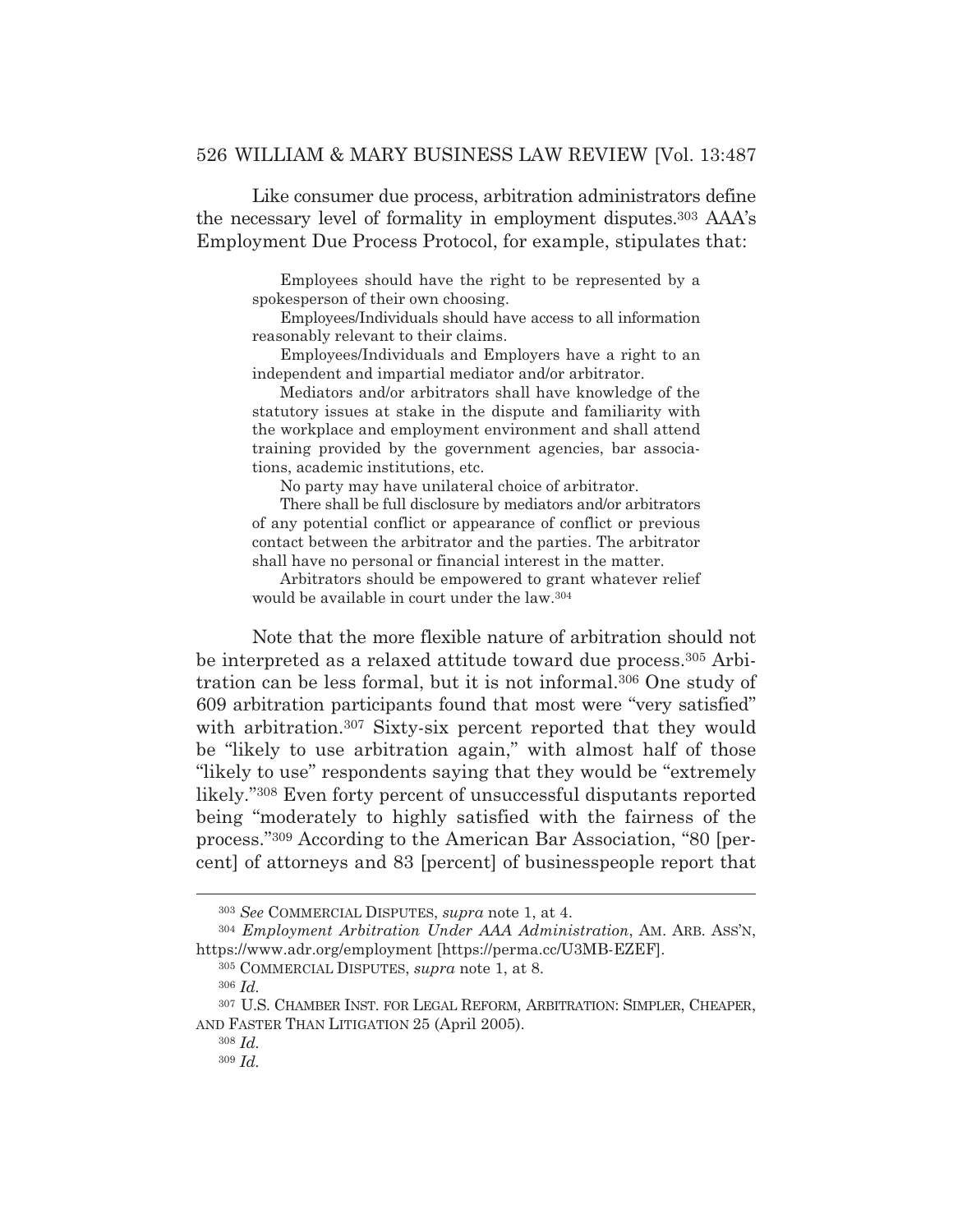Like consumer due process, arbitration administrators define the necessary level of formality in employment disputes.[303] AAA's Employment Due Process Protocol, for example, stipulates that:

> Employees should have the right to be represented by a spokesperson of their own choosing.
>
> Employees/Individuals should have access to all information reasonably relevant to their claims.
>
> Employees/Individuals and Employers have a right to an independent and impartial mediator and/or arbitrator.
>
> Mediators and/or arbitrators shall have knowledge of the statutory issues at stake in the dispute and familiarity with the workplace and employment environment and shall attend training provided by the government agencies, bar associations, academic institutions, etc.
>
> No party may have unilateral choice of arbitrator.
>
> There shall be full disclosure by mediators and/or arbitrators of any potential conflict or appearance of conflict or previous contact between the arbitrator and the parties. The arbitrator shall have no personal or financial interest in the matter.
>
> Arbitrators should be empowered to grant whatever relief would be available in court under the law.[304]

Note that the more flexible nature of arbitration should not be interpreted as a relaxed attitude toward due process.[305] Arbitration can be less formal, but it is not informal.[306] One study of 609 arbitration participants found that most were "very satisfied" with arbitration.[307] Sixty-six percent reported that they would be "likely to use arbitration again," with almost half of those "likely to use" respondents saying that they would be "extremely likely."[308] Even forty percent of unsuccessful disputants reported being "moderately to highly satisfied with the fairness of the process."[309] According to the American Bar Association, "80 [percent] of attorneys and 83 [percent] of businesspeople report that

---

[303] *See* COMMERCIAL DISPUTES, *supra* note 1, at 4.

[304] *Employment Arbitration Under AAA Administration*, AM. ARB. ASS'N, https://www.adr.org/employment [https://perma.cc/U3MB-EZEF].

[305] COMMERCIAL DISPUTES, *supra* note 1, at 8.

[306] *Id.*

[307] U.S. CHAMBER INST. FOR LEGAL REFORM, ARBITRATION: SIMPLER, CHEAPER, AND FASTER THAN LITIGATION 25 (April 2005).

[308] *Id.*

[309] *Id.*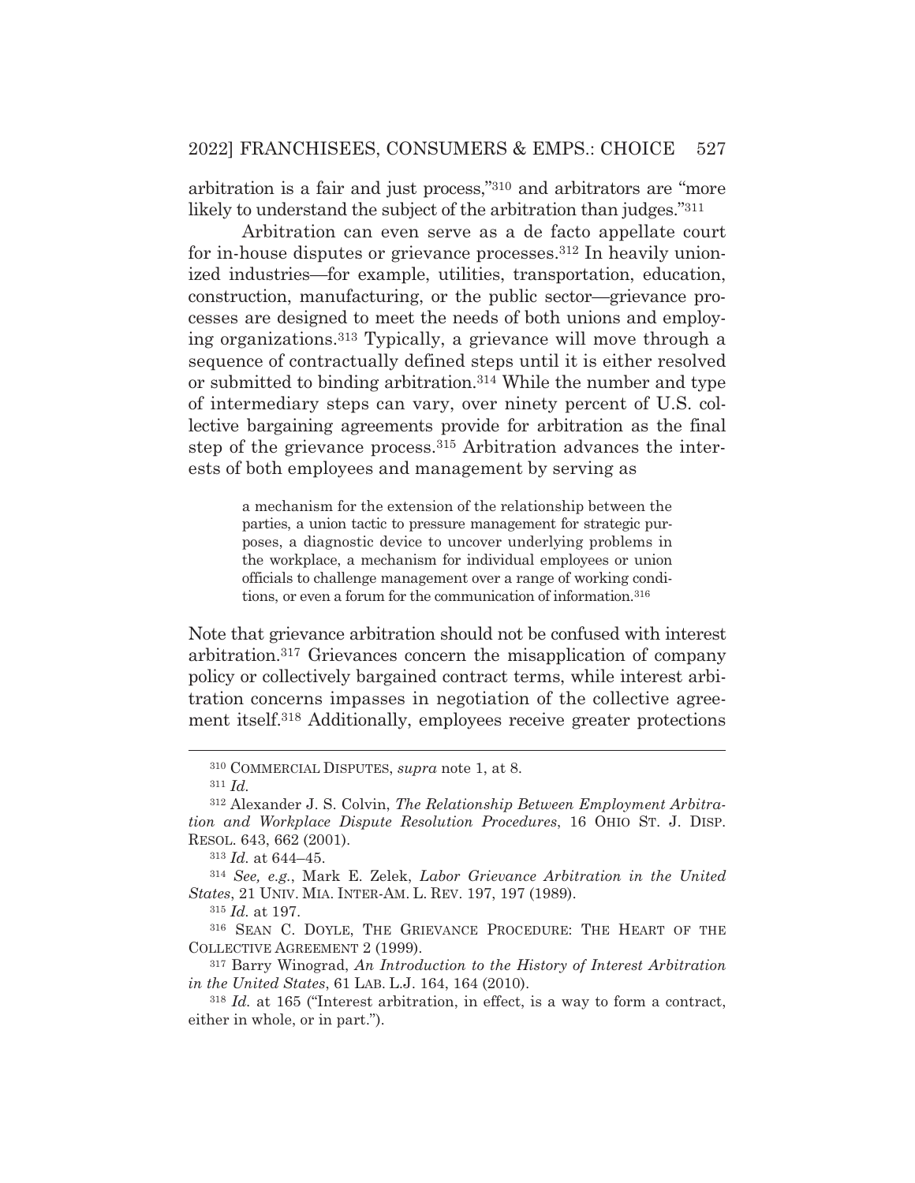arbitration is a fair and just process,"[310] and arbitrators are "more likely to understand the subject of the arbitration than judges."[311]

Arbitration can even serve as a de facto appellate court for in-house disputes or grievance processes.[312] In heavily unionized industries—for example, utilities, transportation, education, construction, manufacturing, or the public sector—grievance processes are designed to meet the needs of both unions and employing organizations.[313] Typically, a grievance will move through a sequence of contractually defined steps until it is either resolved or submitted to binding arbitration.[314] While the number and type of intermediary steps can vary, over ninety percent of U.S. collective bargaining agreements provide for arbitration as the final step of the grievance process.[315] Arbitration advances the interests of both employees and management by serving as

> a mechanism for the extension of the relationship between the parties, a union tactic to pressure management for strategic purposes, a diagnostic device to uncover underlying problems in the workplace, a mechanism for individual employees or union officials to challenge management over a range of working conditions, or even a forum for the communication of information.[316]

Note that grievance arbitration should not be confused with interest arbitration.[317] Grievances concern the misapplication of company policy or collectively bargained contract terms, while interest arbitration concerns impasses in negotiation of the collective agreement itself.[318] Additionally, employees receive greater protections

---

[310] COMMERCIAL DISPUTES, *supra* note 1, at 8.

[311] *Id.*

[312] Alexander J. S. Colvin, *The Relationship Between Employment Arbitration and Workplace Dispute Resolution Procedures*, 16 OHIO ST. J. DISP. RESOL. 643, 662 (2001).

[313] *Id.* at 644–45.

[314] *See, e.g.*, Mark E. Zelek, *Labor Grievance Arbitration in the United States*, 21 UNIV. MIA. INTER-AM. L. REV. 197, 197 (1989).

[315] *Id.* at 197.

[316] SEAN C. DOYLE, THE GRIEVANCE PROCEDURE: THE HEART OF THE COLLECTIVE AGREEMENT 2 (1999).

[317] Barry Winograd, *An Introduction to the History of Interest Arbitration in the United States*, 61 LAB. L.J. 164, 164 (2010).

[318] *Id.* at 165 ("Interest arbitration, in effect, is a way to form a contract, either in whole, or in part.").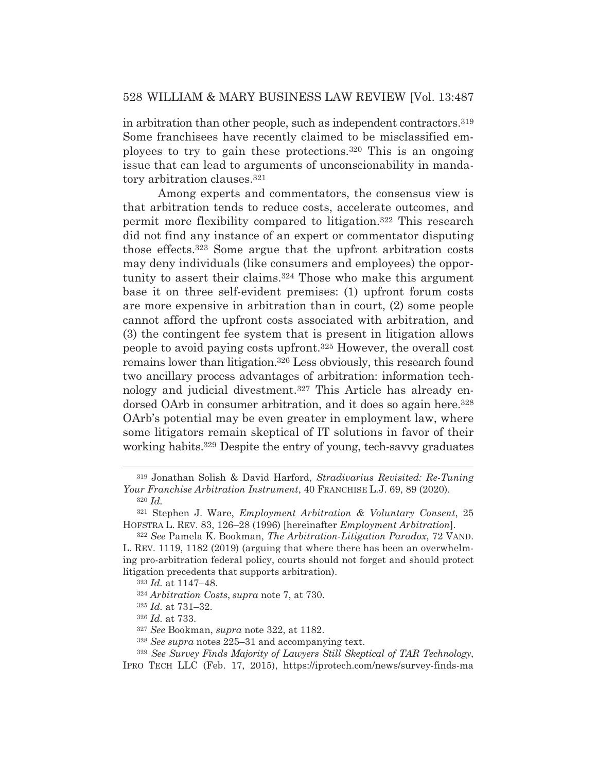in arbitration than other people, such as independent contractors.[319] Some franchisees have recently claimed to be misclassified employees to try to gain these protections.[320] This is an ongoing issue that can lead to arguments of unconscionability in mandatory arbitration clauses.[321]

Among experts and commentators, the consensus view is that arbitration tends to reduce costs, accelerate outcomes, and permit more flexibility compared to litigation.[322] This research did not find any instance of an expert or commentator disputing those effects.[323] Some argue that the upfront arbitration costs may deny individuals (like consumers and employees) the opportunity to assert their claims.[324] Those who make this argument base it on three self-evident premises: (1) upfront forum costs are more expensive in arbitration than in court, (2) some people cannot afford the upfront costs associated with arbitration, and (3) the contingent fee system that is present in litigation allows people to avoid paying costs upfront.[325] However, the overall cost remains lower than litigation.[326] Less obviously, this research found two ancillary process advantages of arbitration: information technology and judicial divestment.[327] This Article has already endorsed OArb in consumer arbitration, and it does so again here.[328] OArb's potential may be even greater in employment law, where some litigators remain skeptical of IT solutions in favor of their working habits.[329] Despite the entry of young, tech-savvy graduates

---

[319] Jonathan Solish & David Harford, *Stradivarius Revisited: Re-Tuning Your Franchise Arbitration Instrument*, 40 FRANCHISE L.J. 69, 89 (2020).

[320] *Id.*

[321] Stephen J. Ware, *Employment Arbitration & Voluntary Consent*, 25 HOFSTRA L. REV. 83, 126–28 (1996) [hereinafter *Employment Arbitration*].

[322] *See* Pamela K. Bookman, *The Arbitration-Litigation Paradox*, 72 VAND. L. REV. 1119, 1182 (2019) (arguing that where there has been an overwhelming pro-arbitration federal policy, courts should not forget and should protect litigation precedents that supports arbitration).

[323] *Id.* at 1147–48.

[324] *Arbitration Costs*, *supra* note 7, at 730.

[325] *Id.* at 731–32.

[326] *Id.* at 733.

[327] *See* Bookman, *supra* note 322, at 1182.

[328] *See supra* notes 225–31 and accompanying text.

[329] *See Survey Finds Majority of Lawyers Still Skeptical of TAR Technology*, IPRO TECH LLC (Feb. 17, 2015), https://iprotech.com/news/survey-finds-ma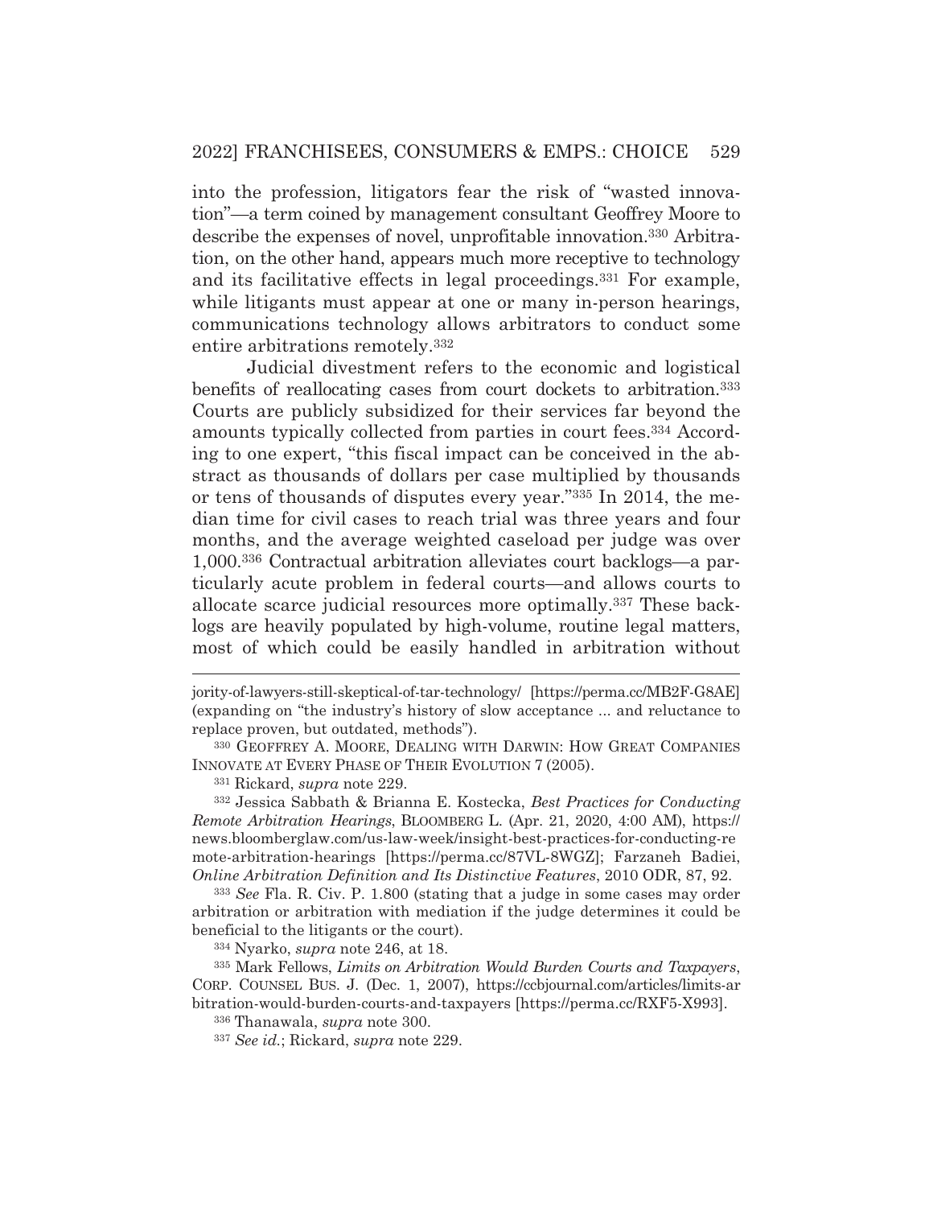into the profession, litigators fear the risk of "wasted innovation"—a term coined by management consultant Geoffrey Moore to describe the expenses of novel, unprofitable innovation.[330] Arbitration, on the other hand, appears much more receptive to technology and its facilitative effects in legal proceedings.[331] For example, while litigants must appear at one or many in-person hearings, communications technology allows arbitrators to conduct some entire arbitrations remotely.[332]

Judicial divestment refers to the economic and logistical benefits of reallocating cases from court dockets to arbitration.[333] Courts are publicly subsidized for their services far beyond the amounts typically collected from parties in court fees.[334] According to one expert, "this fiscal impact can be conceived in the abstract as thousands of dollars per case multiplied by thousands or tens of thousands of disputes every year."[335] In 2014, the median time for civil cases to reach trial was three years and four months, and the average weighted caseload per judge was over 1,000.[336] Contractual arbitration alleviates court backlogs—a particularly acute problem in federal courts—and allows courts to allocate scarce judicial resources more optimally.[337] These backlogs are heavily populated by high-volume, routine legal matters, most of which could be easily handled in arbitration without

---

jority-of-lawyers-still-skeptical-of-tar-technology/ [https://perma.cc/MB2F-G8AE] (expanding on "the industry's history of slow acceptance ... and reluctance to replace proven, but outdated, methods").

[330] GEOFFREY A. MOORE, DEALING WITH DARWIN: HOW GREAT COMPANIES INNOVATE AT EVERY PHASE OF THEIR EVOLUTION 7 (2005).

[331] Rickard, *supra* note 229.

[332] Jessica Sabbath & Brianna E. Kostecka, *Best Practices for Conducting Remote Arbitration Hearings*, BLOOMBERG L. (Apr. 21, 2020, 4:00 AM), https://news.bloomberglaw.com/us-law-week/insight-best-practices-for-conducting-remote-arbitration-hearings [https://perma.cc/87VL-8WGZ]; Farzaneh Badiei, *Online Arbitration Definition and Its Distinctive Features*, 2010 ODR, 87, 92.

[333] *See* Fla. R. Civ. P. 1.800 (stating that a judge in some cases may order arbitration or arbitration with mediation if the judge determines it could be beneficial to the litigants or the court).

[334] Nyarko, *supra* note 246, at 18.

[335] Mark Fellows, *Limits on Arbitration Would Burden Courts and Taxpayers*, CORP. COUNSEL BUS. J. (Dec. 1, 2007), https://ccbjournal.com/articles/limits-arbitration-would-burden-courts-and-taxpayers [https://perma.cc/RXF5-X993].

[336] Thanawala, *supra* note 300.

[337] *See id.*; Rickard, *supra* note 229.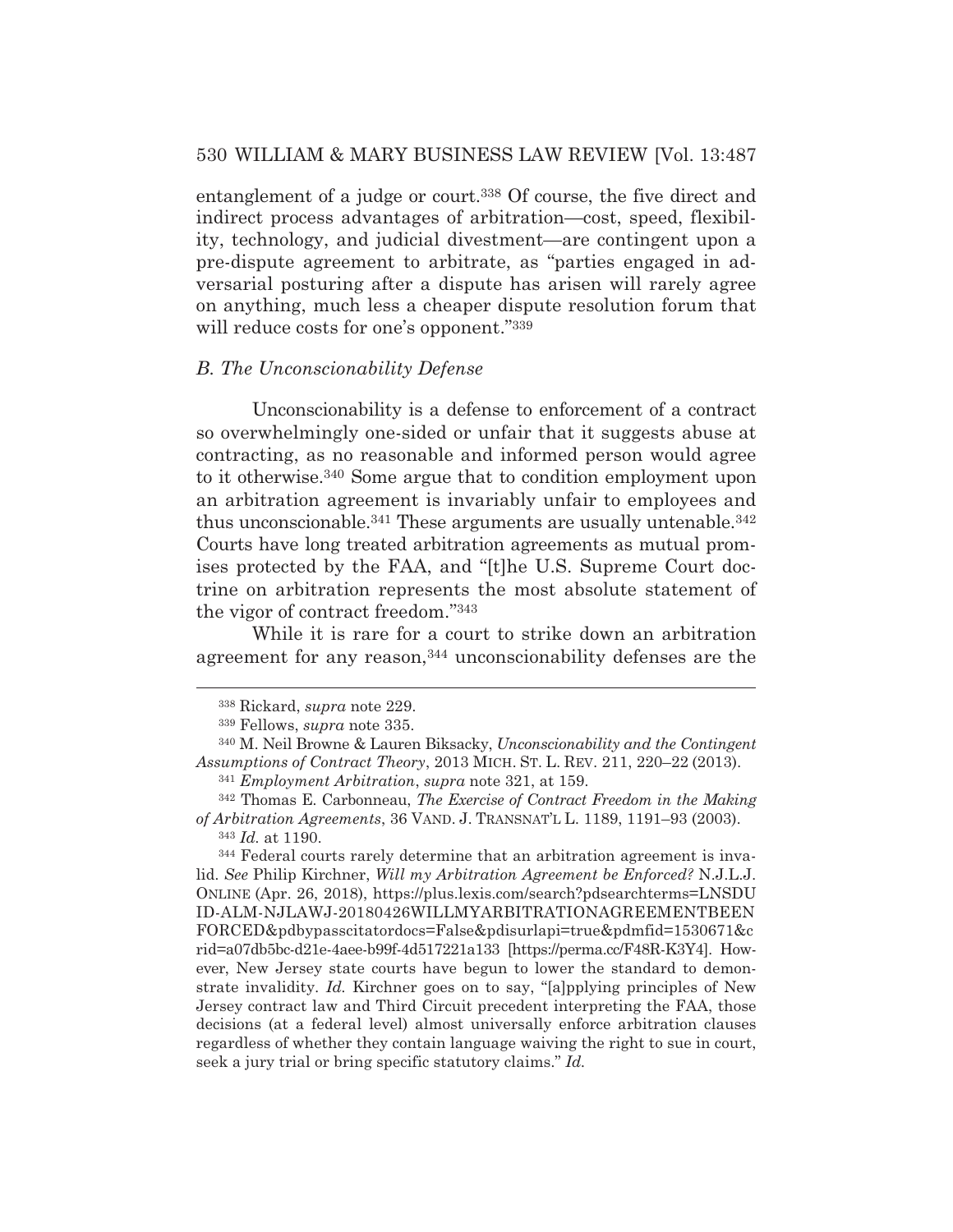entanglement of a judge or court.[338] Of course, the five direct and indirect process advantages of arbitration—cost, speed, flexibility, technology, and judicial divestment—are contingent upon a pre-dispute agreement to arbitrate, as "parties engaged in adversarial posturing after a dispute has arisen will rarely agree on anything, much less a cheaper dispute resolution forum that will reduce costs for one's opponent."[339]

### *B. The Unconscionability Defense*

Unconscionability is a defense to enforcement of a contract so overwhelmingly one-sided or unfair that it suggests abuse at contracting, as no reasonable and informed person would agree to it otherwise.[340] Some argue that to condition employment upon an arbitration agreement is invariably unfair to employees and thus unconscionable.[341] These arguments are usually untenable.[342] Courts have long treated arbitration agreements as mutual promises protected by the FAA, and "[t]he U.S. Supreme Court doctrine on arbitration represents the most absolute statement of the vigor of contract freedom."[343]

While it is rare for a court to strike down an arbitration agreement for any reason,[344] unconscionability defenses are the

---

[338] Rickard, *supra* note 229.

[339] Fellows, *supra* note 335.

[340] M. Neil Browne & Lauren Biksacky, *Unconscionability and the Contingent Assumptions of Contract Theory*, 2013 MICH. ST. L. REV. 211, 220–22 (2013).

[341] *Employment Arbitration*, *supra* note 321, at 159.

[342] Thomas E. Carbonneau, *The Exercise of Contract Freedom in the Making of Arbitration Agreements*, 36 VAND. J. TRANSNAT'L L. 1189, 1191–93 (2003).

[343] *Id.* at 1190.

[344] Federal courts rarely determine that an arbitration agreement is invalid. *See* Philip Kirchner, *Will my Arbitration Agreement be Enforced?* N.J.L.J. ONLINE (Apr. 26, 2018), https://plus.lexis.com/search?pdsearchterms=LNSDUID-ALM-NJLAWJ-20180426WILLMYARBITRATIONAGREEMENTBEENFORCED&pdbypasscitatordocs=False&pdisurlapi=true&pdmfid=1530671&crid=a07db5bc-d21e-4aee-b99f-4d517221a133 [https://perma.cc/F48R-K3Y4]. However, New Jersey state courts have begun to lower the standard to demonstrate invalidity. *Id.* Kirchner goes on to say, "[a]pplying principles of New Jersey contract law and Third Circuit precedent interpreting the FAA, those decisions (at a federal level) almost universally enforce arbitration clauses regardless of whether they contain language waiving the right to sue in court, seek a jury trial or bring specific statutory claims." *Id.*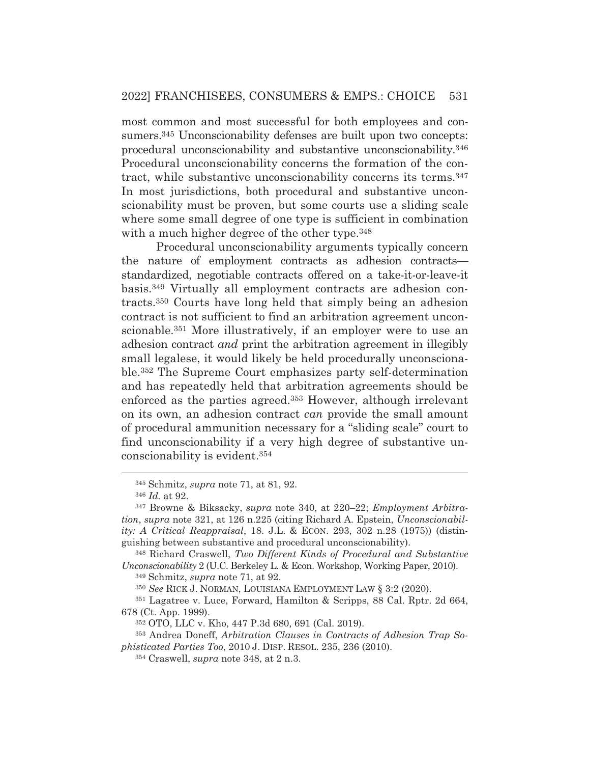most common and most successful for both employees and consumers.[345] Unconscionability defenses are built upon two concepts: procedural unconscionability and substantive unconscionability.[346] Procedural unconscionability concerns the formation of the contract, while substantive unconscionability concerns its terms.[347] In most jurisdictions, both procedural and substantive unconscionability must be proven, but some courts use a sliding scale where some small degree of one type is sufficient in combination with a much higher degree of the other type.[348]

Procedural unconscionability arguments typically concern the nature of employment contracts as adhesion contracts—standardized, negotiable contracts offered on a take-it-or-leave-it basis.[349] Virtually all employment contracts are adhesion contracts.[350] Courts have long held that simply being an adhesion contract is not sufficient to find an arbitration agreement unconscionable.[351] More illustratively, if an employer were to use an adhesion contract *and* print the arbitration agreement in illegibly small legalese, it would likely be held procedurally unconscionable.[352] The Supreme Court emphasizes party self-determination and has repeatedly held that arbitration agreements should be enforced as the parties agreed.[353] However, although irrelevant on its own, an adhesion contract *can* provide the small amount of procedural ammunition necessary for a "sliding scale" court to find unconscionability if a very high degree of substantive unconscionability is evident.[354]

---

[345] Schmitz, *supra* note 71, at 81, 92.

[346] *Id.* at 92.

[347] Browne & Biksacky, *supra* note 340, at 220–22; *Employment Arbitration*, *supra* note 321, at 126 n.225 (citing Richard A. Epstein, *Unconscionability: A Critical Reappraisal*, 18. J.L. & ECON. 293, 302 n.28 (1975)) (distinguishing between substantive and procedural unconscionability).

[348] Richard Craswell, *Two Different Kinds of Procedural and Substantive Unconscionability* 2 (U.C. Berkeley L. & Econ. Workshop, Working Paper, 2010).

[349] Schmitz, *supra* note 71, at 92.

[350] *See* RICK J. NORMAN, LOUISIANA EMPLOYMENT LAW § 3:2 (2020).

[351] Lagatree v. Luce, Forward, Hamilton & Scripps, 88 Cal. Rptr. 2d 664, 678 (Ct. App. 1999).

[352] OTO, LLC v. Kho, 447 P.3d 680, 691 (Cal. 2019).

[353] Andrea Doneff, *Arbitration Clauses in Contracts of Adhesion Trap Sophisticated Parties Too*, 2010 J. DISP. RESOL. 235, 236 (2010).

[354] Craswell, *supra* note 348, at 2 n.3.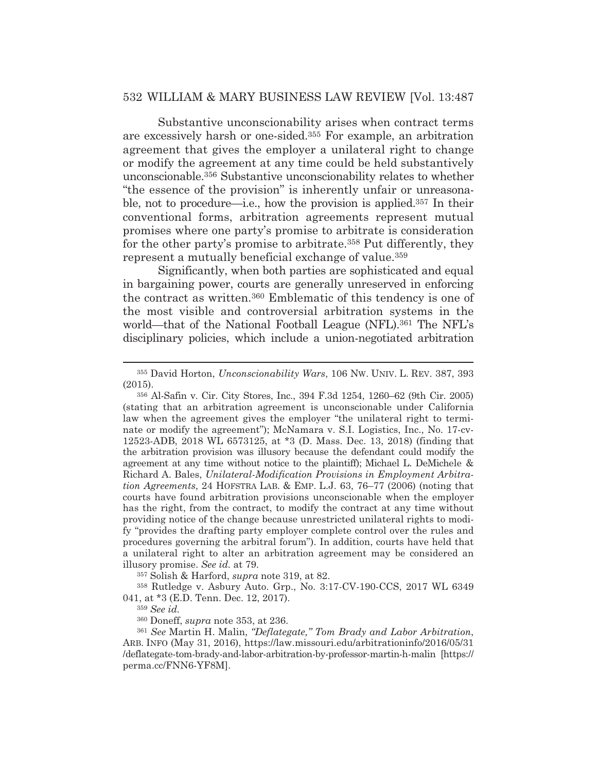Substantive unconscionability arises when contract terms are excessively harsh or one-sided.[355] For example, an arbitration agreement that gives the employer a unilateral right to change or modify the agreement at any time could be held substantively unconscionable.[356] Substantive unconscionability relates to whether "the essence of the provision" is inherently unfair or unreasonable, not to procedure—i.e., how the provision is applied.[357] In their conventional forms, arbitration agreements represent mutual promises where one party's promise to arbitrate is consideration for the other party's promise to arbitrate.[358] Put differently, they represent a mutually beneficial exchange of value.[359]

Significantly, when both parties are sophisticated and equal in bargaining power, courts are generally unreserved in enforcing the contract as written.[360] Emblematic of this tendency is one of the most visible and controversial arbitration systems in the world—that of the National Football League (NFL).[361] The NFL's disciplinary policies, which include a union-negotiated arbitration

---

[355] David Horton, *Unconscionability Wars*, 106 NW. UNIV. L. REV. 387, 393 (2015).

[356] Al-Safin v. Cir. City Stores, Inc., 394 F.3d 1254, 1260–62 (9th Cir. 2005) (stating that an arbitration agreement is unconscionable under California law when the agreement gives the employer "the unilateral right to terminate or modify the agreement"); McNamara v. S.I. Logistics, Inc., No. 17-cv-12523-ADB, 2018 WL 6573125, at *3 (D. Mass. Dec. 13, 2018) (finding that the arbitration provision was illusory because the defendant could modify the agreement at any time without notice to the plaintiff); Michael L. DeMichele & Richard A. Bales, *Unilateral-Modification Provisions in Employment Arbitration Agreements*, 24 HOFSTRA LAB. & EMP. L.J. 63, 76–77 (2006) (noting that courts have found arbitration provisions unconscionable when the employer has the right, from the contract, to modify the contract at any time without providing notice of the change because unrestricted unilateral rights to modify "provides the drafting party employer complete control over the rules and procedures governing the arbitral forum"). In addition, courts have held that a unilateral right to alter an arbitration agreement may be considered an illusory promise. *See id.* at 79.

[357] Solish & Harford, *supra* note 319, at 82.

[358] Rutledge v. Asbury Auto. Grp., No. 3:17-CV-190-CCS, 2017 WL 6349041, at *3 (E.D. Tenn. Dec. 12, 2017).

[359] *See id.*

[360] Doneff, *supra* note 353, at 236.

[361] *See* Martin H. Malin, *"Deflategate," Tom Brady and Labor Arbitration*, ARB. INFO (May 31, 2016), https://law.missouri.edu/arbitrationinfo/2016/05/31/deflategate-tom-brady-and-labor-arbitration-by-professor-martin-h-malin [https://perma.cc/FNN6-YF8M].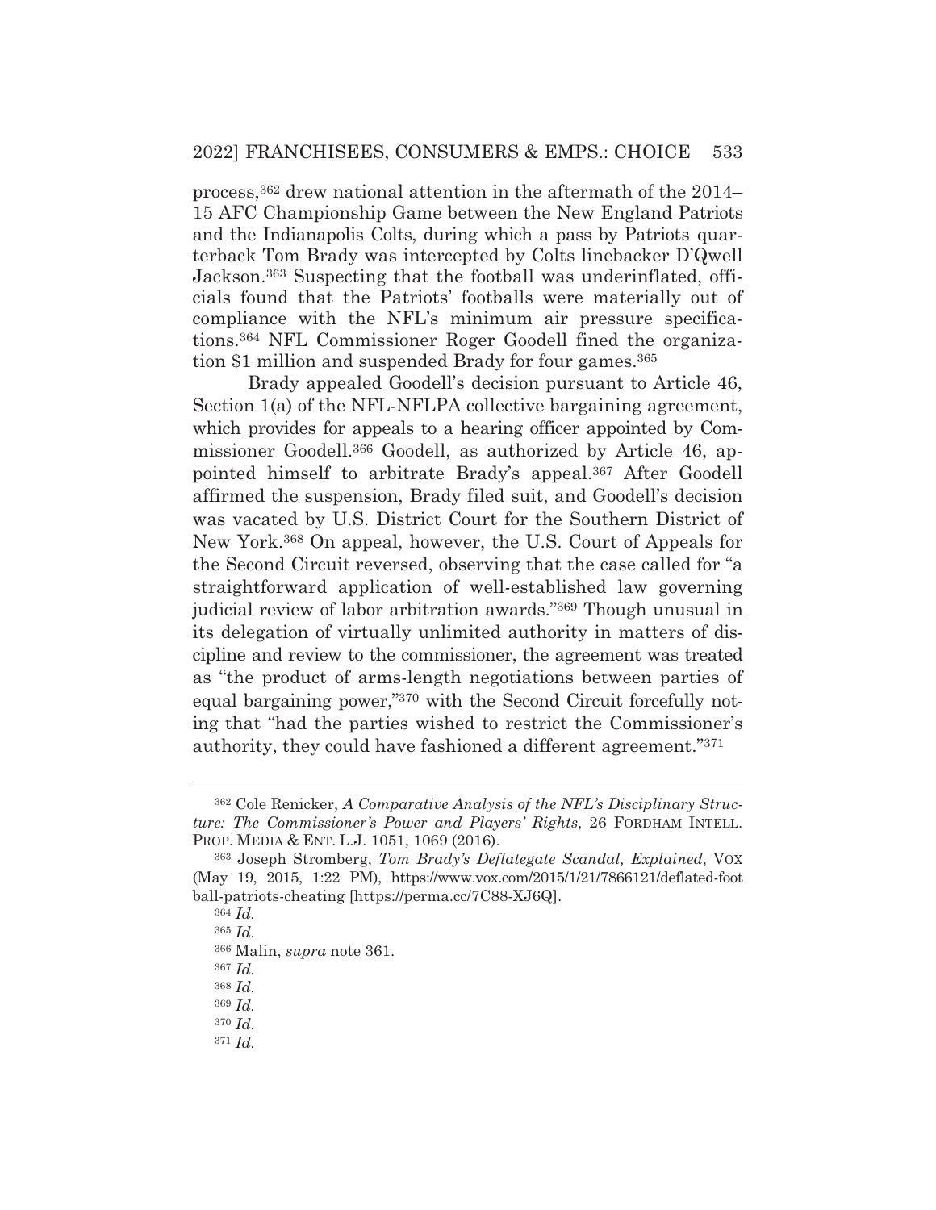process,[362] drew national attention in the aftermath of the 2014–15 AFC Championship Game between the New England Patriots and the Indianapolis Colts, during which a pass by Patriots quarterback Tom Brady was intercepted by Colts linebacker D'Qwell Jackson.[363] Suspecting that the football was underinflated, officials found that the Patriots' footballs were materially out of compliance with the NFL's minimum air pressure specifications.[364] NFL Commissioner Roger Goodell fined the organization $1 million and suspended Brady for four games.[365]

Brady appealed Goodell's decision pursuant to Article 46, Section 1(a) of the NFL-NFLPA collective bargaining agreement, which provides for appeals to a hearing officer appointed by Commissioner Goodell.[366] Goodell, as authorized by Article 46, appointed himself to arbitrate Brady's appeal.[367] After Goodell affirmed the suspension, Brady filed suit, and Goodell's decision was vacated by U.S. District Court for the Southern District of New York.[368] On appeal, however, the U.S. Court of Appeals for the Second Circuit reversed, observing that the case called for "a straightforward application of well-established law governing judicial review of labor arbitration awards."[369] Though unusual in its delegation of virtually unlimited authority in matters of discipline and review to the commissioner, the agreement was treated as "the product of arms-length negotiations between parties of equal bargaining power,"[370] with the Second Circuit forcefully noting that "had the parties wished to restrict the Commissioner's authority, they could have fashioned a different agreement."[371]

---

[362] Cole Renicker, *A Comparative Analysis of the NFL's Disciplinary Structure: The Commissioner's Power and Players' Rights*, 26 FORDHAM INTELL. PROP. MEDIA & ENT. L.J. 1051, 1069 (2016).

[363] Joseph Stromberg, *Tom Brady's Deflategate Scandal, Explained*, VOX (May 19, 2015, 1:22 PM), https://www.vox.com/2015/1/21/7866121/deflated-football-patriots-cheating [https://perma.cc/7C88-XJ6Q].

[364] *Id.*

[365] *Id.*

[366] Malin, *supra* note 361.

[367] *Id.*

[368] *Id.*

[369] *Id.*

[370] *Id.*

[371] *Id.*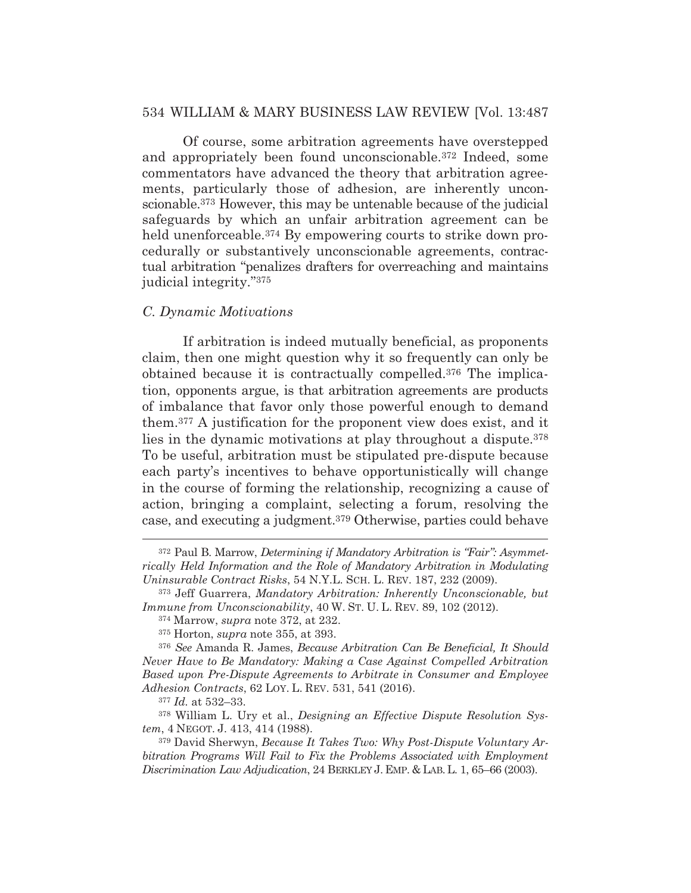Of course, some arbitration agreements have overstepped and appropriately been found unconscionable.[372] Indeed, some commentators have advanced the theory that arbitration agreements, particularly those of adhesion, are inherently unconscionable.[373] However, this may be untenable because of the judicial safeguards by which an unfair arbitration agreement can be held unenforceable.[374] By empowering courts to strike down procedurally or substantively unconscionable agreements, contractual arbitration "penalizes drafters for overreaching and maintains judicial integrity."[375]

### *C. Dynamic Motivations*

If arbitration is indeed mutually beneficial, as proponents claim, then one might question why it so frequently can only be obtained because it is contractually compelled.[376] The implication, opponents argue, is that arbitration agreements are products of imbalance that favor only those powerful enough to demand them.[377] A justification for the proponent view does exist, and it lies in the dynamic motivations at play throughout a dispute.[378] To be useful, arbitration must be stipulated pre-dispute because each party's incentives to behave opportunistically will change in the course of forming the relationship, recognizing a cause of action, bringing a complaint, selecting a forum, resolving the case, and executing a judgment.[379] Otherwise, parties could behave

---

[372] Paul B. Marrow, *Determining if Mandatory Arbitration is "Fair": Asymmetrically Held Information and the Role of Mandatory Arbitration in Modulating Uninsurable Contract Risks*, 54 N.Y.L. SCH. L. REV. 187, 232 (2009).

[373] Jeff Guarrera, *Mandatory Arbitration: Inherently Unconscionable, but Immune from Unconscionability*, 40 W. ST. U. L. REV. 89, 102 (2012).

[374] Marrow, *supra* note 372, at 232.

[375] Horton, *supra* note 355, at 393.

[376] *See* Amanda R. James, *Because Arbitration Can Be Beneficial, It Should Never Have to Be Mandatory: Making a Case Against Compelled Arbitration Based upon Pre-Dispute Agreements to Arbitrate in Consumer and Employee Adhesion Contracts*, 62 LOY. L. REV. 531, 541 (2016).

[377] *Id.* at 532–33.

[378] William L. Ury et al., *Designing an Effective Dispute Resolution System*, 4 NEGOT. J. 413, 414 (1988).

[379] David Sherwyn, *Because It Takes Two: Why Post-Dispute Voluntary Arbitration Programs Will Fail to Fix the Problems Associated with Employment Discrimination Law Adjudication*, 24 BERKLEY J. EMP. & LAB. L. 1, 65–66 (2003).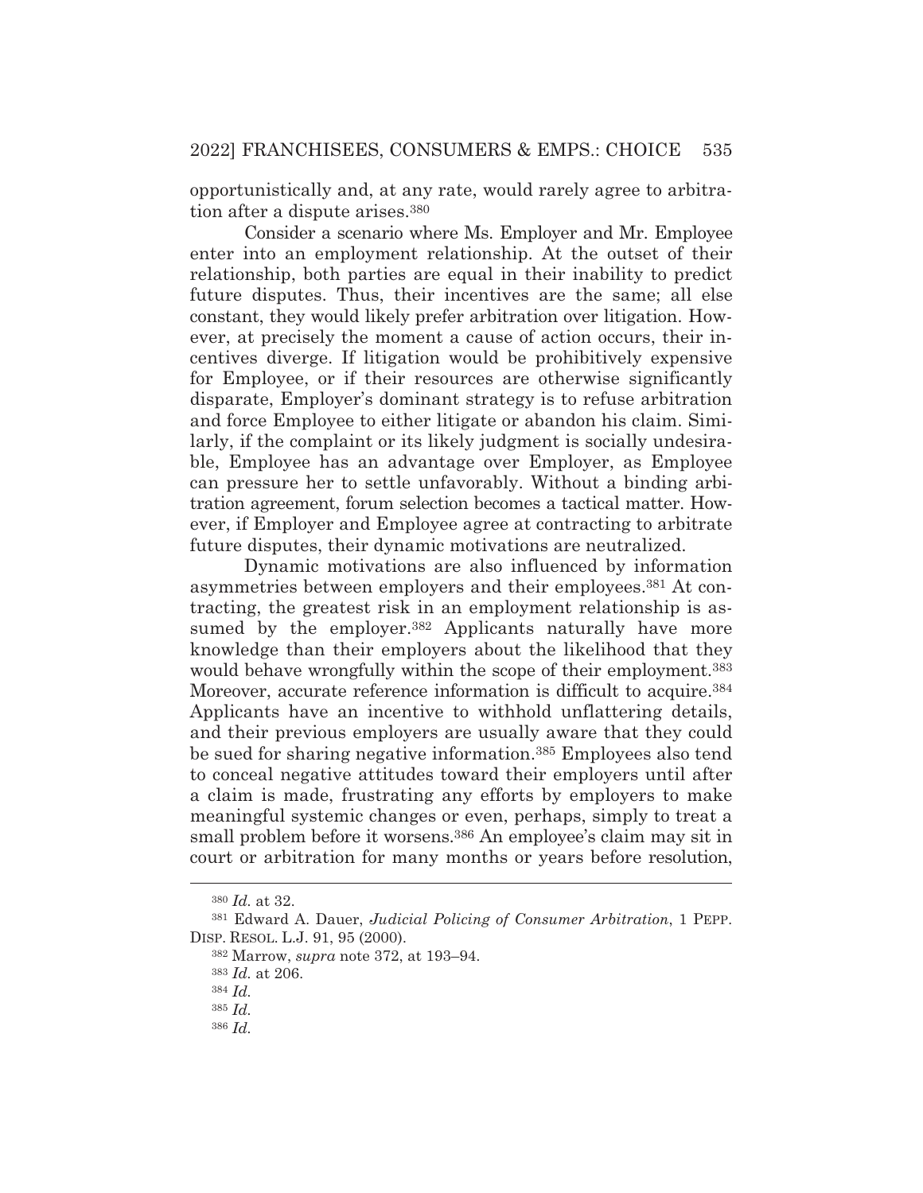opportunistically and, at any rate, would rarely agree to arbitration after a dispute arises.[380]

Consider a scenario where Ms. Employer and Mr. Employee enter into an employment relationship. At the outset of their relationship, both parties are equal in their inability to predict future disputes. Thus, their incentives are the same; all else constant, they would likely prefer arbitration over litigation. However, at precisely the moment a cause of action occurs, their incentives diverge. If litigation would be prohibitively expensive for Employee, or if their resources are otherwise significantly disparate, Employer's dominant strategy is to refuse arbitration and force Employee to either litigate or abandon his claim. Similarly, if the complaint or its likely judgment is socially undesirable, Employee has an advantage over Employer, as Employee can pressure her to settle unfavorably. Without a binding arbitration agreement, forum selection becomes a tactical matter. However, if Employer and Employee agree at contracting to arbitrate future disputes, their dynamic motivations are neutralized.

Dynamic motivations are also influenced by information asymmetries between employers and their employees.[381] At contracting, the greatest risk in an employment relationship is assumed by the employer.[382] Applicants naturally have more knowledge than their employers about the likelihood that they would behave wrongfully within the scope of their employment.[383] Moreover, accurate reference information is difficult to acquire.[384] Applicants have an incentive to withhold unflattering details, and their previous employers are usually aware that they could be sued for sharing negative information.[385] Employees also tend to conceal negative attitudes toward their employers until after a claim is made, frustrating any efforts by employers to make meaningful systemic changes or even, perhaps, simply to treat a small problem before it worsens.[386] An employee's claim may sit in court or arbitration for many months or years before resolution,

---

[380] *Id.* at 32.

[381] Edward A. Dauer, *Judicial Policing of Consumer Arbitration*, 1 PEPP. DISP. RESOL. L.J. 91, 95 (2000).

[382] Marrow, *supra* note 372, at 193–94.

[383] *Id.* at 206.

[384] *Id.*

[385] *Id.*

[386] *Id.*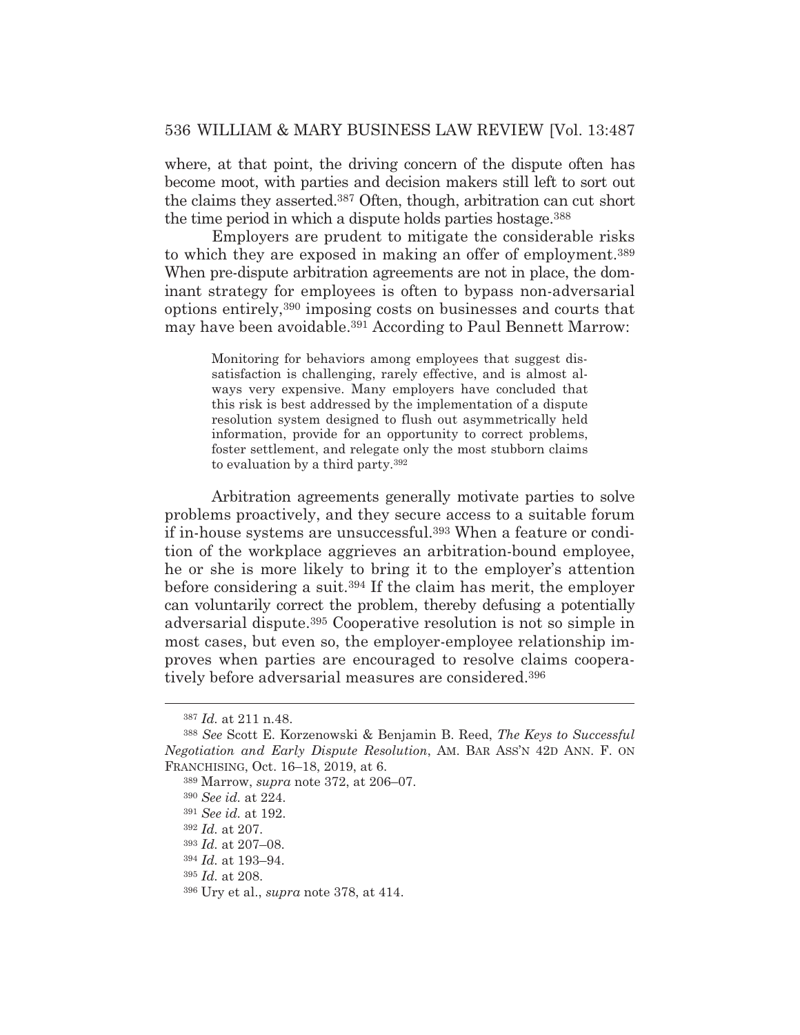where, at that point, the driving concern of the dispute often has become moot, with parties and decision makers still left to sort out the claims they asserted.[387] Often, though, arbitration can cut short the time period in which a dispute holds parties hostage.[388]

Employers are prudent to mitigate the considerable risks to which they are exposed in making an offer of employment.[389] When pre-dispute arbitration agreements are not in place, the dominant strategy for employees is often to bypass non-adversarial options entirely,[390] imposing costs on businesses and courts that may have been avoidable.[391] According to Paul Bennett Marrow:

> Monitoring for behaviors among employees that suggest dissatisfaction is challenging, rarely effective, and is almost always very expensive. Many employers have concluded that this risk is best addressed by the implementation of a dispute resolution system designed to flush out asymmetrically held information, provide for an opportunity to correct problems, foster settlement, and relegate only the most stubborn claims to evaluation by a third party.[392]

Arbitration agreements generally motivate parties to solve problems proactively, and they secure access to a suitable forum if in-house systems are unsuccessful.[393] When a feature or condition of the workplace aggrieves an arbitration-bound employee, he or she is more likely to bring it to the employer's attention before considering a suit.[394] If the claim has merit, the employer can voluntarily correct the problem, thereby defusing a potentially adversarial dispute.[395] Cooperative resolution is not so simple in most cases, but even so, the employer-employee relationship improves when parties are encouraged to resolve claims cooperatively before adversarial measures are considered.[396]

---

[387] *Id.* at 211 n.48.

[388] *See* Scott E. Korzenowski & Benjamin B. Reed, *The Keys to Successful Negotiation and Early Dispute Resolution*, AM. BAR ASS'N 42D ANN. F. ON FRANCHISING, Oct. 16–18, 2019, at 6.

[389] Marrow, *supra* note 372, at 206–07.

[390] *See id.* at 224.

[391] *See id.* at 192.

[392] *Id.* at 207.

[393] *Id.* at 207–08.

[394] *Id.* at 193–94.

[395] *Id.* at 208.

[396] Ury et al., *supra* note 378, at 414.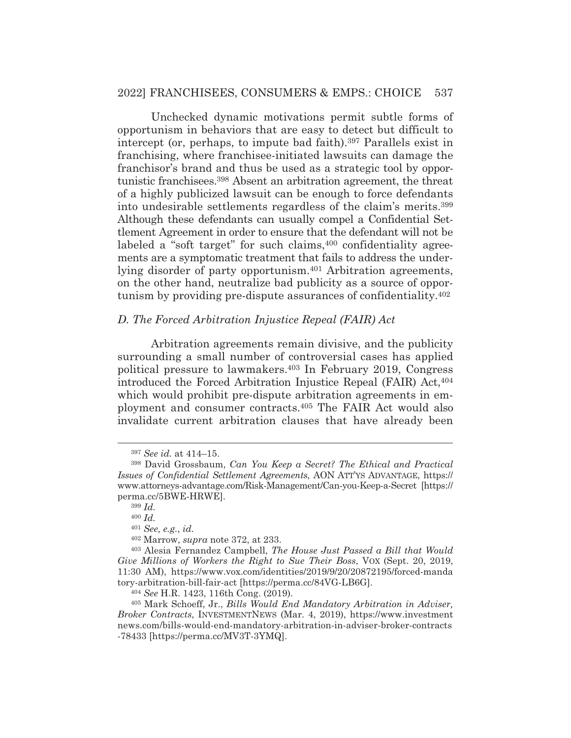Unchecked dynamic motivations permit subtle forms of opportunism in behaviors that are easy to detect but difficult to intercept (or, perhaps, to impute bad faith).[397] Parallels exist in franchising, where franchisee-initiated lawsuits can damage the franchisor's brand and thus be used as a strategic tool by opportunistic franchisees.[398] Absent an arbitration agreement, the threat of a highly publicized lawsuit can be enough to force defendants into undesirable settlements regardless of the claim's merits.[399] Although these defendants can usually compel a Confidential Settlement Agreement in order to ensure that the defendant will not be labeled a "soft target" for such claims,[400] confidentiality agreements are a symptomatic treatment that fails to address the underlying disorder of party opportunism.[401] Arbitration agreements, on the other hand, neutralize bad publicity as a source of opportunism by providing pre-dispute assurances of confidentiality.[402]

### *D. The Forced Arbitration Injustice Repeal (FAIR) Act*

Arbitration agreements remain divisive, and the publicity surrounding a small number of controversial cases has applied political pressure to lawmakers.[403] In February 2019, Congress introduced the Forced Arbitration Injustice Repeal (FAIR) Act,[404] which would prohibit pre-dispute arbitration agreements in employment and consumer contracts.[405] The FAIR Act would also invalidate current arbitration clauses that have already been

---

[397] *See id.* at 414–15.

[398] David Grossbaum, *Can You Keep a Secret? The Ethical and Practical Issues of Confidential Settlement Agreements*, AON ATT'YS ADVANTAGE, https://www.attorneys-advantage.com/Risk-Management/Can-you-Keep-a-Secret [https://perma.cc/5BWE-HRWE].

[399] *Id.*

[400] *Id.*

[401] *See, e.g.*, *id.*

[402] Marrow, *supra* note 372, at 233.

[403] Alesia Fernandez Campbell, *The House Just Passed a Bill that Would Give Millions of Workers the Right to Sue Their Boss*, VOX (Sept. 20, 2019, 11:30 AM), https://www.vox.com/identities/2019/9/20/20872195/forced-mandatory-arbitration-bill-fair-act [https://perma.cc/84VG-LB6G].

[404] *See* H.R. 1423, 116th Cong. (2019).

[405] Mark Schoeff, Jr., *Bills Would End Mandatory Arbitration in Adviser, Broker Contracts*, INVESTMENTNEWS (Mar. 4, 2019), https://www.investmentnews.com/bills-would-end-mandatory-arbitration-in-adviser-broker-contracts-78433 [https://perma.cc/MV3T-3YMQ].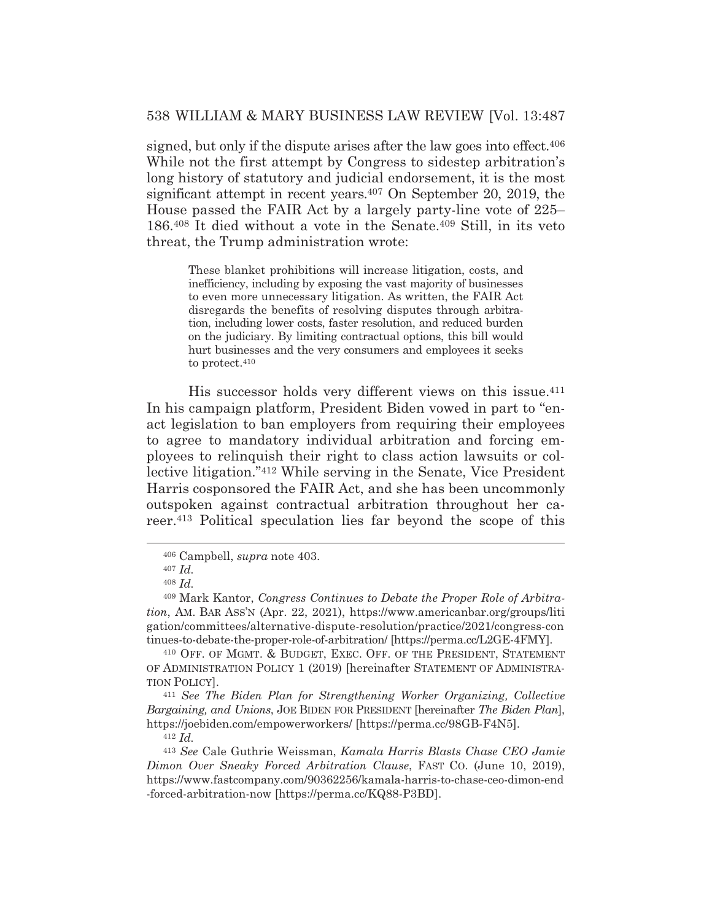signed, but only if the dispute arises after the law goes into effect.[406] While not the first attempt by Congress to sidestep arbitration's long history of statutory and judicial endorsement, it is the most significant attempt in recent years.[407] On September 20, 2019, the House passed the FAIR Act by a largely party-line vote of 225–186.[408] It died without a vote in the Senate.[409] Still, in its veto threat, the Trump administration wrote:

> These blanket prohibitions will increase litigation, costs, and inefficiency, including by exposing the vast majority of businesses to even more unnecessary litigation. As written, the FAIR Act disregards the benefits of resolving disputes through arbitration, including lower costs, faster resolution, and reduced burden on the judiciary. By limiting contractual options, this bill would hurt businesses and the very consumers and employees it seeks to protect.[410]

His successor holds very different views on this issue.[411] In his campaign platform, President Biden vowed in part to "enact legislation to ban employers from requiring their employees to agree to mandatory individual arbitration and forcing employees to relinquish their right to class action lawsuits or collective litigation."[412] While serving in the Senate, Vice President Harris cosponsored the FAIR Act, and she has been uncommonly outspoken against contractual arbitration throughout her career.[413] Political speculation lies far beyond the scope of this

---

[406] Campbell, *supra* note 403.

[407] *Id.*

[408] *Id.*

[409] Mark Kantor, *Congress Continues to Debate the Proper Role of Arbitration*, AM. BAR ASS'N (Apr. 22, 2021), https://www.americanbar.org/groups/litigation/committees/alternative-dispute-resolution/practice/2021/congress-continues-to-debate-the-proper-role-of-arbitration/ [https://perma.cc/L2GE-4FMY].

[410] OFF. OF MGMT. & BUDGET, EXEC. OFF. OF THE PRESIDENT, STATEMENT OF ADMINISTRATION POLICY 1 (2019) [hereinafter STATEMENT OF ADMINISTRATION POLICY].

[411] *See The Biden Plan for Strengthening Worker Organizing, Collective Bargaining, and Unions*, JOE BIDEN FOR PRESIDENT [hereinafter *The Biden Plan*], https://joebiden.com/empowerworkers/ [https://perma.cc/98GB-F4N5].

[412] *Id.*

[413] *See* Cale Guthrie Weissman, *Kamala Harris Blasts Chase CEO Jamie Dimon Over Sneaky Forced Arbitration Clause*, FAST CO. (June 10, 2019), https://www.fastcompany.com/90362256/kamala-harris-to-chase-ceo-dimon-end-forced-arbitration-now [https://perma.cc/KQ88-P3BD].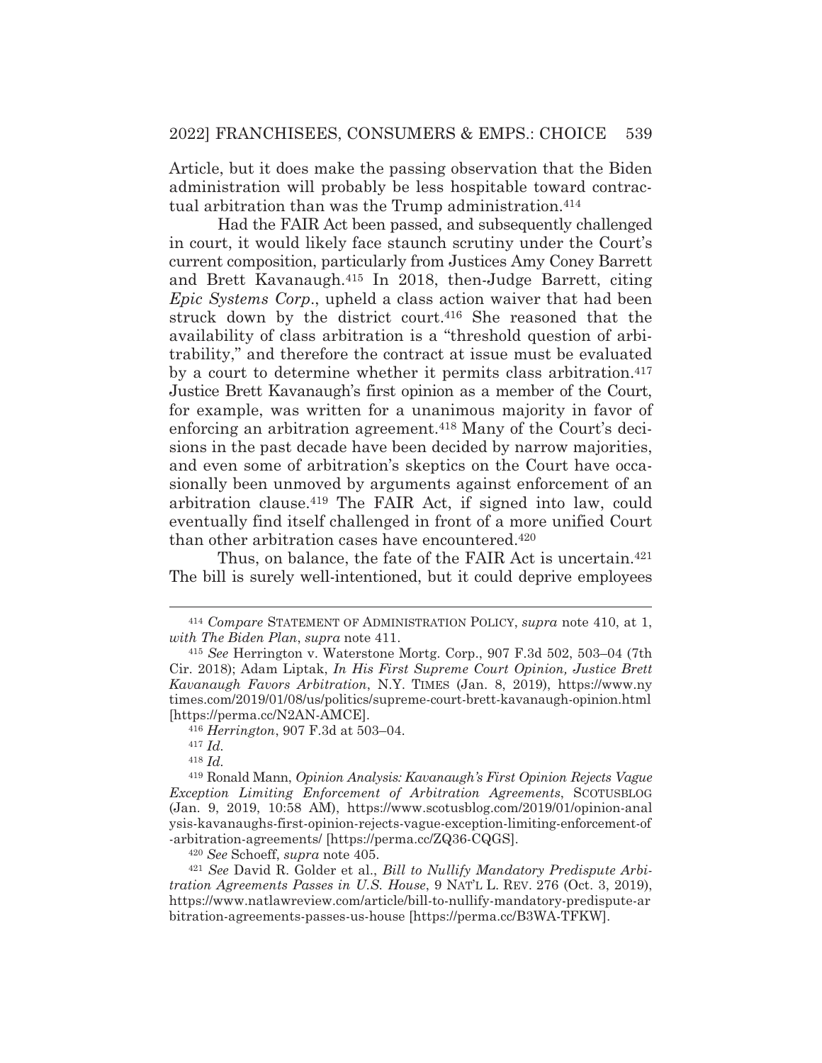Article, but it does make the passing observation that the Biden administration will probably be less hospitable toward contractual arbitration than was the Trump administration.[414]

Had the FAIR Act been passed, and subsequently challenged in court, it would likely face staunch scrutiny under the Court's current composition, particularly from Justices Amy Coney Barrett and Brett Kavanaugh.[415] In 2018, then-Judge Barrett, citing *Epic Systems Corp*., upheld a class action waiver that had been struck down by the district court.[416] She reasoned that the availability of class arbitration is a "threshold question of arbitrability," and therefore the contract at issue must be evaluated by a court to determine whether it permits class arbitration.[417] Justice Brett Kavanaugh's first opinion as a member of the Court, for example, was written for a unanimous majority in favor of enforcing an arbitration agreement.[418] Many of the Court's decisions in the past decade have been decided by narrow majorities, and even some of arbitration's skeptics on the Court have occasionally been unmoved by arguments against enforcement of an arbitration clause.[419] The FAIR Act, if signed into law, could eventually find itself challenged in front of a more unified Court than other arbitration cases have encountered.[420]

Thus, on balance, the fate of the FAIR Act is uncertain.[421] The bill is surely well-intentioned, but it could deprive employees

---

[414] *Compare* STATEMENT OF ADMINISTRATION POLICY, *supra* note 410, at 1, *with The Biden Plan*, *supra* note 411.

[415] *See* Herrington v. Waterstone Mortg. Corp., 907 F.3d 502, 503–04 (7th Cir. 2018); Adam Liptak, *In His First Supreme Court Opinion, Justice Brett Kavanaugh Favors Arbitration*, N.Y. TIMES (Jan. 8, 2019), https://www.nytimes.com/2019/01/08/us/politics/supreme-court-brett-kavanaugh-opinion.html [https://perma.cc/N2AN-AMCE].

[416] *Herrington*, 907 F.3d at 503–04.

[417] *Id.*

[418] *Id.*

[419] Ronald Mann, *Opinion Analysis: Kavanaugh's First Opinion Rejects Vague Exception Limiting Enforcement of Arbitration Agreements*, SCOTUSBLOG (Jan. 9, 2019, 10:58 AM), https://www.scotusblog.com/2019/01/opinion-analysis-kavanaughs-first-opinion-rejects-vague-exception-limiting-enforcement-of-arbitration-agreements/ [https://perma.cc/ZQ36-CQGS].

[420] *See* Schoeff, *supra* note 405.

[421] *See* David R. Golder et al., *Bill to Nullify Mandatory Predispute Arbitration Agreements Passes in U.S. House*, 9 NAT'L L. REV. 276 (Oct. 3, 2019), https://www.natlawreview.com/article/bill-to-nullify-mandatory-predispute-arbitration-agreements-passes-us-house [https://perma.cc/B3WA-TFKW].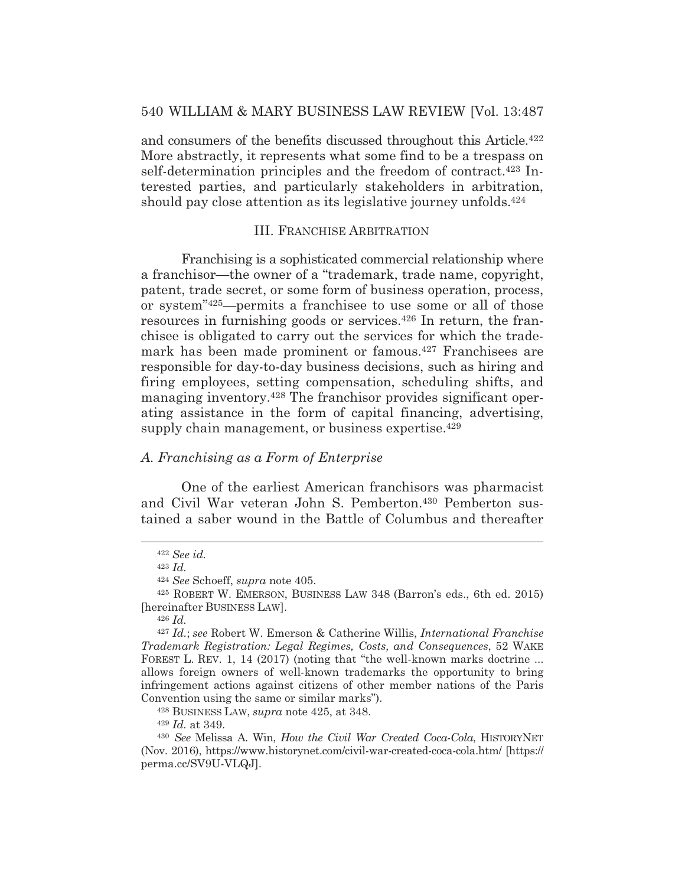and consumers of the benefits discussed throughout this Article.[422] More abstractly, it represents what some find to be a trespass on self-determination principles and the freedom of contract.[423] Interested parties, and particularly stakeholders in arbitration, should pay close attention as its legislative journey unfolds.[424]

## III. FRANCHISE ARBITRATION

Franchising is a sophisticated commercial relationship where a franchisor—the owner of a "trademark, trade name, copyright, patent, trade secret, or some form of business operation, process, or system"[425]—permits a franchisee to use some or all of those resources in furnishing goods or services.[426] In return, the franchisee is obligated to carry out the services for which the trademark has been made prominent or famous.[427] Franchisees are responsible for day-to-day business decisions, such as hiring and firing employees, setting compensation, scheduling shifts, and managing inventory.[428] The franchisor provides significant operating assistance in the form of capital financing, advertising, supply chain management, or business expertise.[429]

### *A. Franchising as a Form of Enterprise*

One of the earliest American franchisors was pharmacist and Civil War veteran John S. Pemberton.[430] Pemberton sustained a saber wound in the Battle of Columbus and thereafter

---

[422] *See id.*

[423] *Id.*

[424] *See* Schoeff, *supra* note 405.

[425] ROBERT W. EMERSON, BUSINESS LAW 348 (Barron's eds., 6th ed. 2015) [hereinafter BUSINESS LAW].

[426] *Id.*

[427] *Id.*; *see* Robert W. Emerson & Catherine Willis, *International Franchise Trademark Registration: Legal Regimes, Costs, and Consequences*, 52 WAKE FOREST L. REV. 1, 14 (2017) (noting that "the well-known marks doctrine ... allows foreign owners of well-known trademarks the opportunity to bring infringement actions against citizens of other member nations of the Paris Convention using the same or similar marks").

[428] BUSINESS LAW, *supra* note 425, at 348.

[429] *Id.* at 349.

[430] *See* Melissa A. Win, *How the Civil War Created Coca-Cola*, HISTORYNET (Nov. 2016), https://www.historynet.com/civil-war-created-coca-cola.htm/ [https://perma.cc/SV9U-VLQJ].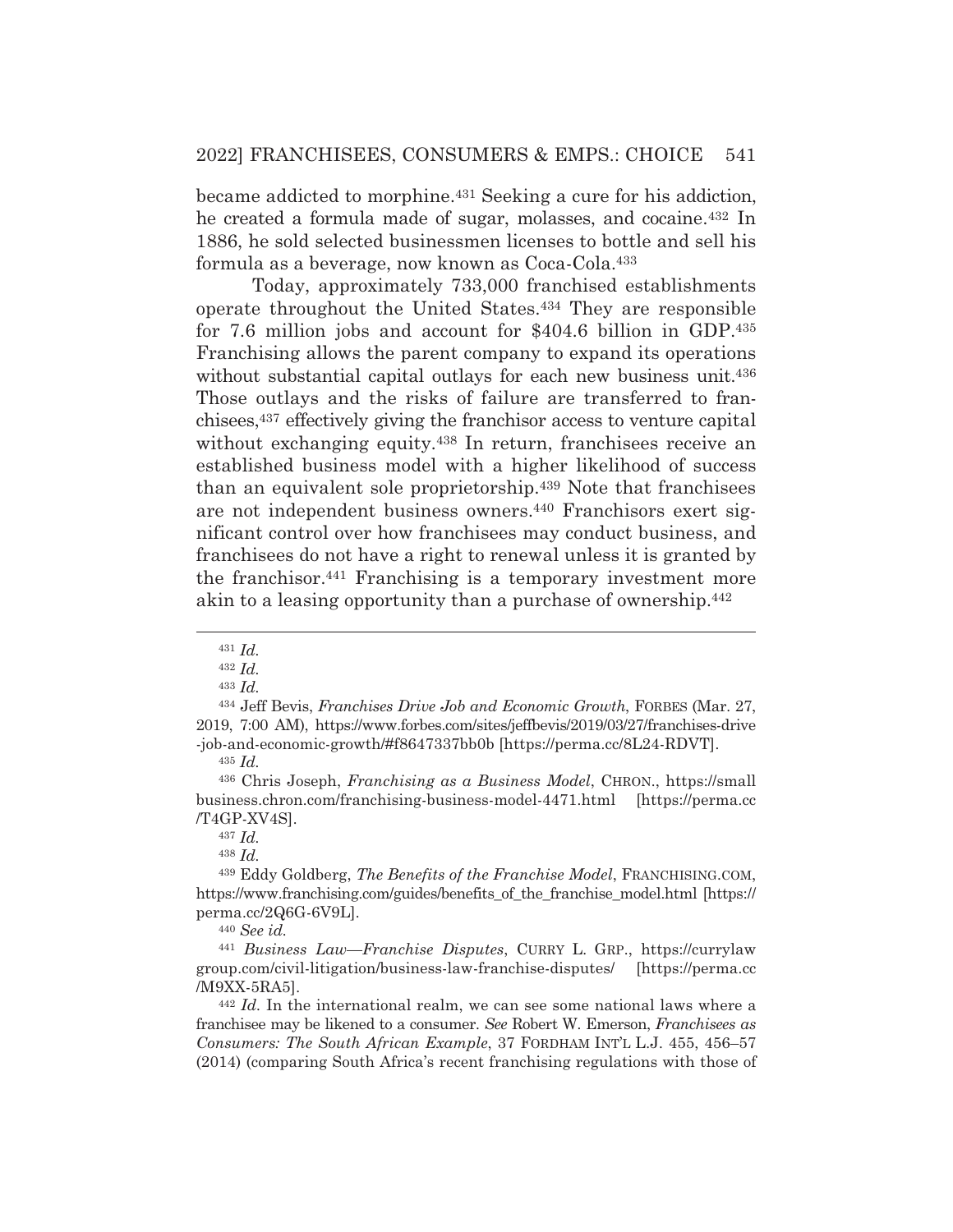became addicted to morphine.[431] Seeking a cure for his addiction, he created a formula made of sugar, molasses, and cocaine.[432] In 1886, he sold selected businessmen licenses to bottle and sell his formula as a beverage, now known as Coca-Cola.[433]

Today, approximately 733,000 franchised establishments operate throughout the United States.[434] They are responsible for 7.6 million jobs and account for $404.6 billion in GDP.[435] Franchising allows the parent company to expand its operations without substantial capital outlays for each new business unit.[436] Those outlays and the risks of failure are transferred to franchisees,[437] effectively giving the franchisor access to venture capital without exchanging equity.[438] In return, franchisees receive an established business model with a higher likelihood of success than an equivalent sole proprietorship.[439] Note that franchisees are not independent business owners.[440] Franchisors exert significant control over how franchisees may conduct business, and franchisees do not have a right to renewal unless it is granted by the franchisor.[441] Franchising is a temporary investment more akin to a leasing opportunity than a purchase of ownership.[442]

---

[431] *Id.*

[432] *Id.*

[433] *Id.*

[434] Jeff Bevis, *Franchises Drive Job and Economic Growth*, FORBES (Mar. 27, 2019, 7:00 AM), https://www.forbes.com/sites/jeffbevis/2019/03/27/franchises-drive-job-and-economic-growth/#f8647337bb0b [https://perma.cc/8L24-RDVT].

[435] *Id.*

[436] Chris Joseph, *Franchising as a Business Model*, CHRON., https://smallbusiness.chron.com/franchising-business-model-4471.html [https://perma.cc/T4GP-XV4S].

[437] *Id.*

[438] *Id.*

[439] Eddy Goldberg, *The Benefits of the Franchise Model*, FRANCHISING.COM, https://www.franchising.com/guides/benefits_of_the_franchise_model.html [https://perma.cc/2Q6G-6V9L].

[440] *See id.*

[441] *Business Law—Franchise Disputes*, CURRY L. GRP., https://currylawgroup.com/civil-litigation/business-law-franchise-disputes/ [https://perma.cc/M9XX-5RA5].

[442] *Id.* In the international realm, we can see some national laws where a franchisee may be likened to a consumer. *See* Robert W. Emerson, *Franchisees as Consumers: The South African Example*, 37 FORDHAM INT'L L.J. 455, 456–57 (2014) (comparing South Africa's recent franchising regulations with those of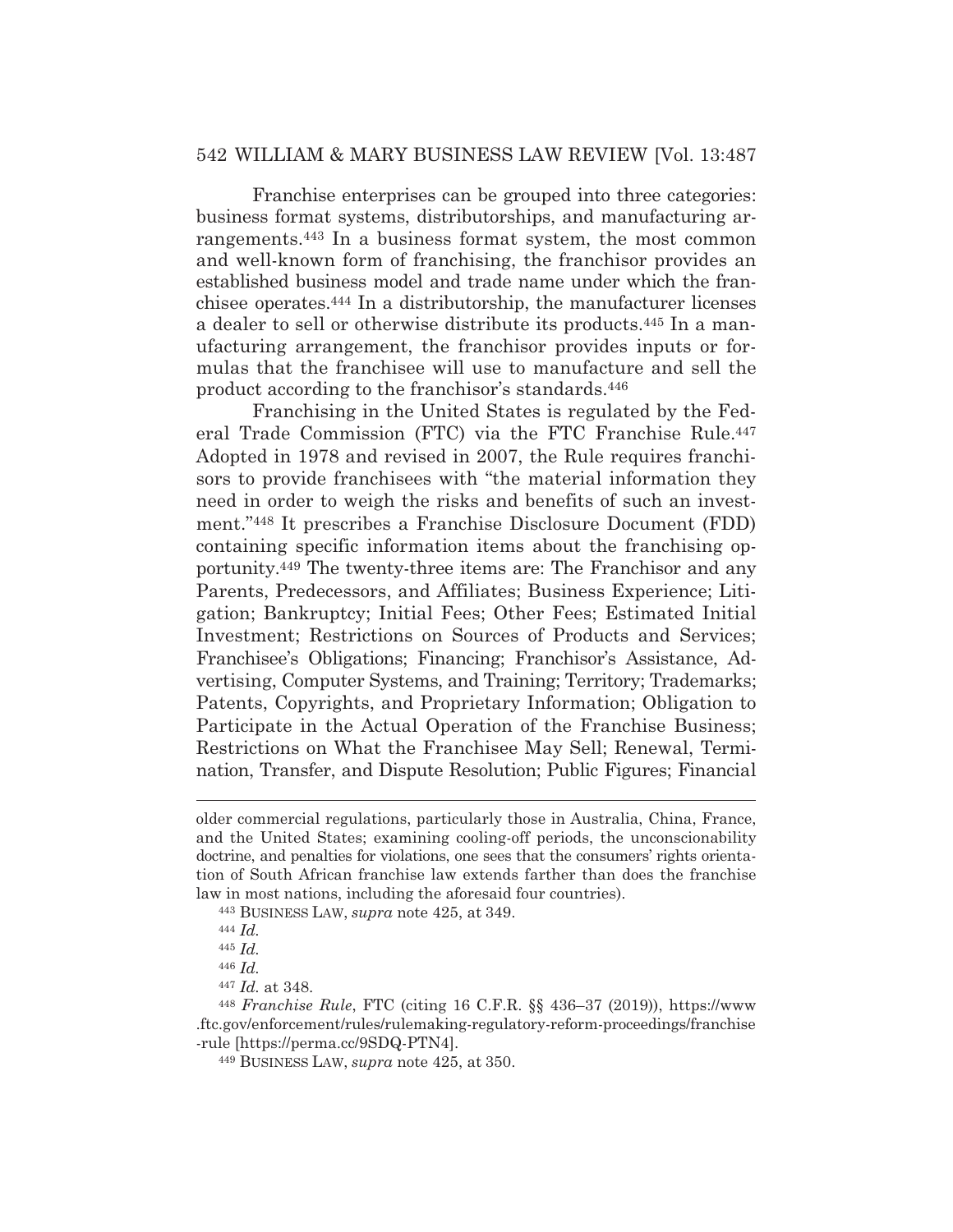Franchise enterprises can be grouped into three categories: business format systems, distributorships, and manufacturing arrangements.[443] In a business format system, the most common and well-known form of franchising, the franchisor provides an established business model and trade name under which the franchisee operates.[444] In a distributorship, the manufacturer licenses a dealer to sell or otherwise distribute its products.[445] In a manufacturing arrangement, the franchisor provides inputs or formulas that the franchisee will use to manufacture and sell the product according to the franchisor's standards.[446]

Franchising in the United States is regulated by the Federal Trade Commission (FTC) via the FTC Franchise Rule.[447] Adopted in 1978 and revised in 2007, the Rule requires franchisors to provide franchisees with "the material information they need in order to weigh the risks and benefits of such an investment."[448] It prescribes a Franchise Disclosure Document (FDD) containing specific information items about the franchising opportunity.[449] The twenty-three items are: The Franchisor and any Parents, Predecessors, and Affiliates; Business Experience; Litigation; Bankruptcy; Initial Fees; Other Fees; Estimated Initial Investment; Restrictions on Sources of Products and Services; Franchisee's Obligations; Financing; Franchisor's Assistance, Advertising, Computer Systems, and Training; Territory; Trademarks; Patents, Copyrights, and Proprietary Information; Obligation to Participate in the Actual Operation of the Franchise Business; Restrictions on What the Franchisee May Sell; Renewal, Termination, Transfer, and Dispute Resolution; Public Figures; Financial

---

older commercial regulations, particularly those in Australia, China, France, and the United States; examining cooling-off periods, the unconscionability doctrine, and penalties for violations, one sees that the consumers' rights orientation of South African franchise law extends farther than does the franchise law in most nations, including the aforesaid four countries).

[443] BUSINESS LAW, *supra* note 425, at 349.

[444] *Id.*

[445] *Id.*

[446] *Id.*

[447] *Id.* at 348.

[448] *Franchise Rule*, FTC (citing 16 C.F.R. §§ 436–37 (2019)), https://www.ftc.gov/enforcement/rules/rulemaking-regulatory-reform-proceedings/franchise-rule [https://perma.cc/9SDQ-PTN4].

[449] BUSINESS LAW, *supra* note 425, at 350.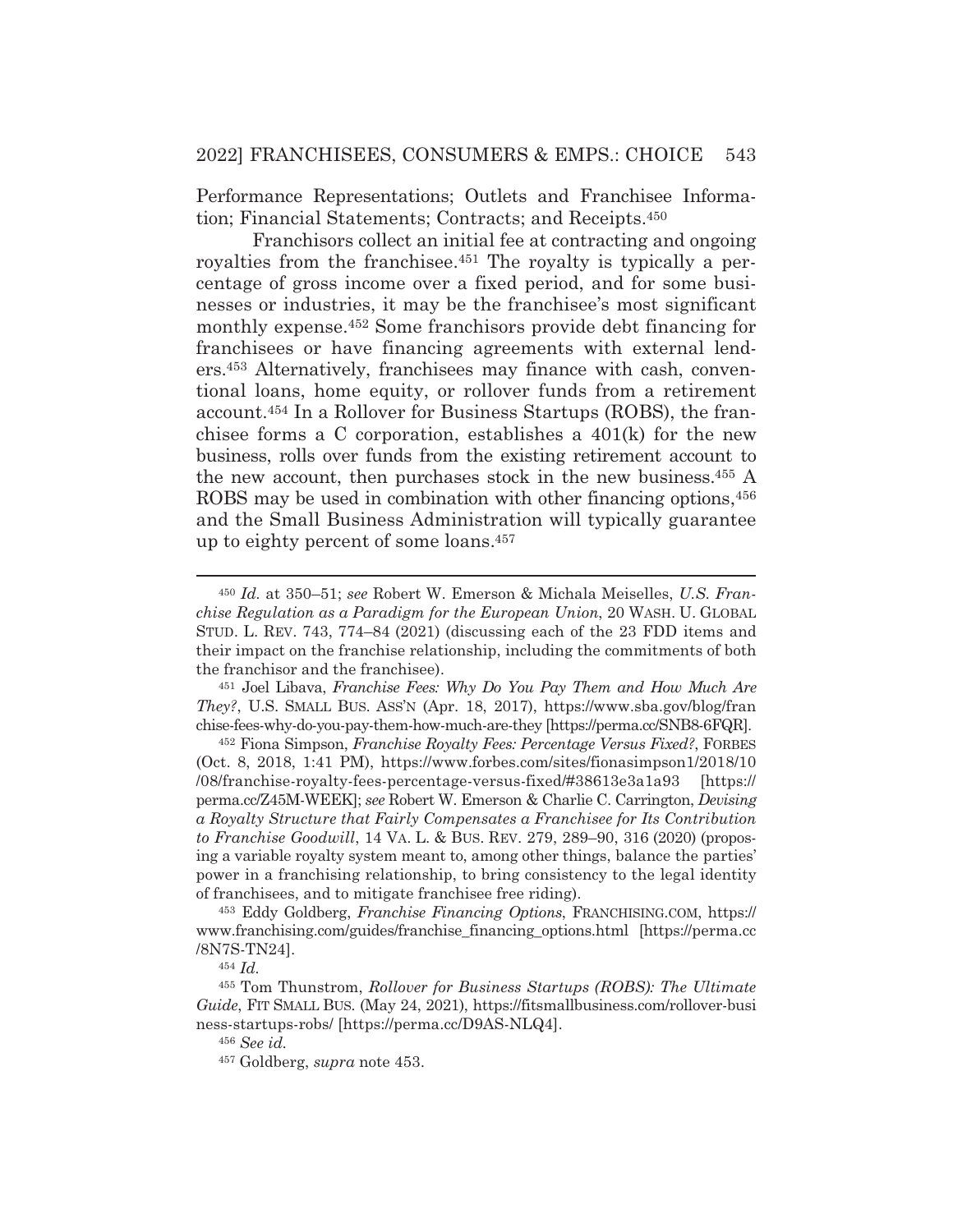Performance Representations; Outlets and Franchisee Information; Financial Statements; Contracts; and Receipts.[450]

Franchisors collect an initial fee at contracting and ongoing royalties from the franchisee.[451] The royalty is typically a percentage of gross income over a fixed period, and for some businesses or industries, it may be the franchisee's most significant monthly expense.[452] Some franchisors provide debt financing for franchisees or have financing agreements with external lenders.[453] Alternatively, franchisees may finance with cash, conventional loans, home equity, or rollover funds from a retirement account.[454] In a Rollover for Business Startups (ROBS), the franchisee forms a C corporation, establishes a 401(k) for the new business, rolls over funds from the existing retirement account to the new account, then purchases stock in the new business.[455] A ROBS may be used in combination with other financing options,[456] and the Small Business Administration will typically guarantee up to eighty percent of some loans.[457]

---

[450] *Id.* at 350–51; *see* Robert W. Emerson & Michala Meiselles, *U.S. Franchise Regulation as a Paradigm for the European Union*, 20 WASH. U. GLOBAL STUD. L. REV. 743, 774–84 (2021) (discussing each of the 23 FDD items and their impact on the franchise relationship, including the commitments of both the franchisor and the franchisee).

[451] Joel Libava, *Franchise Fees: Why Do You Pay Them and How Much Are They?*, U.S. SMALL BUS. ASS'N (Apr. 18, 2017), https://www.sba.gov/blog/franchise-fees-why-do-you-pay-them-how-much-are-they [https://perma.cc/SNB8-6FQR].

[452] Fiona Simpson, *Franchise Royalty Fees: Percentage Versus Fixed?*, FORBES (Oct. 8, 2018, 1:41 PM), https://www.forbes.com/sites/fionasimpson1/2018/10/08/franchise-royalty-fees-percentage-versus-fixed/#38613e3a1a93 [https://perma.cc/Z45M-WEEK]; *see* Robert W. Emerson & Charlie C. Carrington, *Devising a Royalty Structure that Fairly Compensates a Franchisee for Its Contribution to Franchise Goodwill*, 14 VA. L. & BUS. REV. 279, 289–90, 316 (2020) (proposing a variable royalty system meant to, among other things, balance the parties' power in a franchising relationship, to bring consistency to the legal identity of franchisees, and to mitigate franchisee free riding).

[453] Eddy Goldberg, *Franchise Financing Options*, FRANCHISING.COM, https://www.franchising.com/guides/franchise_financing_options.html [https://perma.cc/8N7S-TN24].

[454] *Id.*

[455] Tom Thunstrom, *Rollover for Business Startups (ROBS): The Ultimate Guide*, FIT SMALL BUS. (May 24, 2021), https://fitsmallbusiness.com/rollover-business-startups-robs/ [https://perma.cc/D9AS-NLQ4].

[456] *See id.*

[457] Goldberg, *supra* note 453.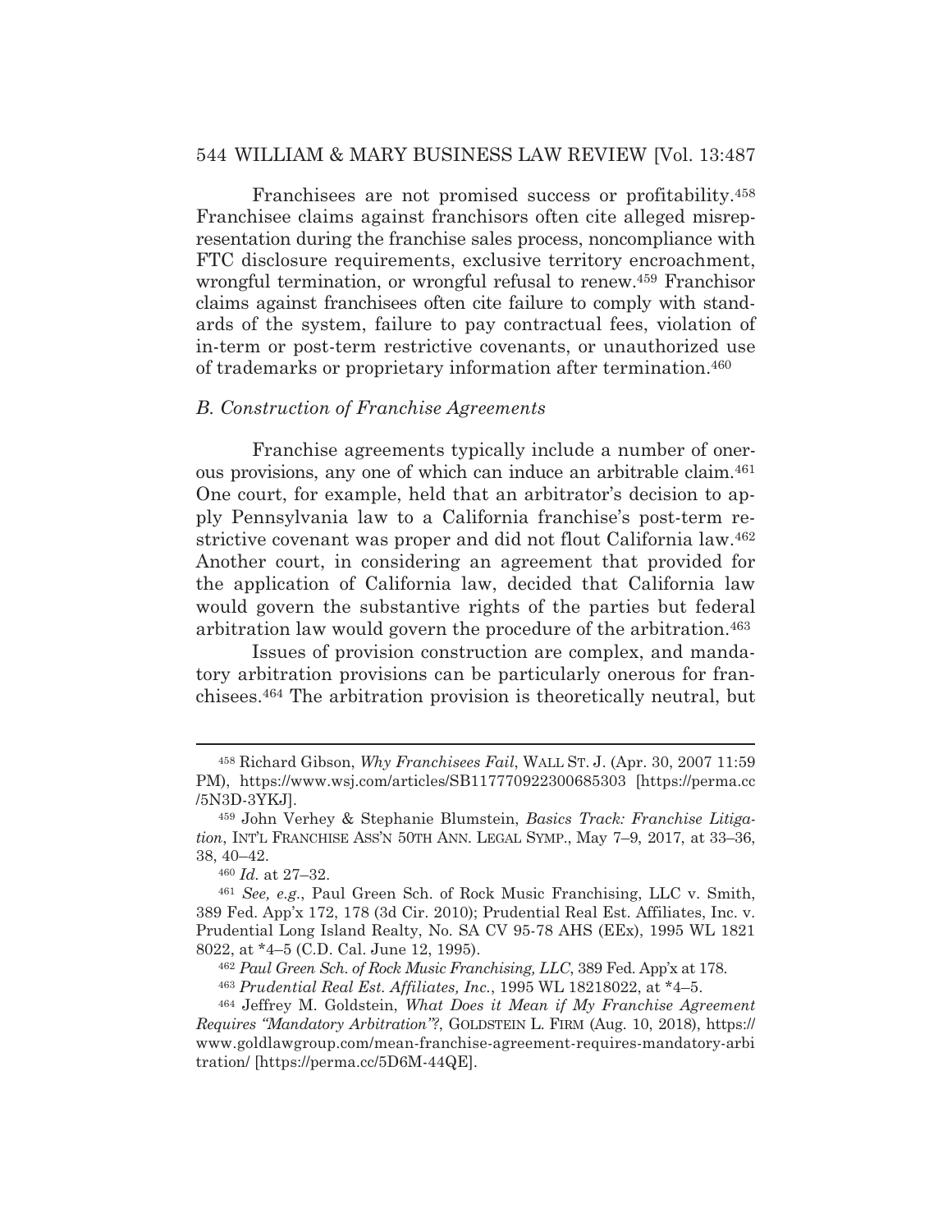Franchisees are not promised success or profitability.[458] Franchisee claims against franchisors often cite alleged misrepresentation during the franchise sales process, noncompliance with FTC disclosure requirements, exclusive territory encroachment, wrongful termination, or wrongful refusal to renew.[459] Franchisor claims against franchisees often cite failure to comply with standards of the system, failure to pay contractual fees, violation of in-term or post-term restrictive covenants, or unauthorized use of trademarks or proprietary information after termination.[460]

### *B. Construction of Franchise Agreements*

Franchise agreements typically include a number of onerous provisions, any one of which can induce an arbitrable claim.[461] One court, for example, held that an arbitrator's decision to apply Pennsylvania law to a California franchise's post-term restrictive covenant was proper and did not flout California law.[462] Another court, in considering an agreement that provided for the application of California law, decided that California law would govern the substantive rights of the parties but federal arbitration law would govern the procedure of the arbitration.[463]

Issues of provision construction are complex, and mandatory arbitration provisions can be particularly onerous for franchisees.[464] The arbitration provision is theoretically neutral, but

---

[458] Richard Gibson, *Why Franchisees Fail*, WALL ST. J. (Apr. 30, 2007 11:59 PM), https://www.wsj.com/articles/SB117770922300685303 [https://perma.cc/5N3D-3YKJ].

[459] John Verhey & Stephanie Blumstein, *Basics Track: Franchise Litigation*, INT'L FRANCHISE ASS'N 50TH ANN. LEGAL SYMP., May 7–9, 2017, at 33–36, 38, 40–42.

[460] *Id.* at 27–32.

[461] *See, e.g.*, Paul Green Sch. of Rock Music Franchising, LLC v. Smith, 389 Fed. App'x 172, 178 (3d Cir. 2010); Prudential Real Est. Affiliates, Inc. v. Prudential Long Island Realty, No. SA CV 95-78 AHS (EEx), 1995 WL 1821 8022, at *4–5 (C.D. Cal. June 12, 1995).

[462] *Paul Green Sch. of Rock Music Franchising, LLC*, 389 Fed. App'x at 178.

[463] *Prudential Real Est. Affiliates, Inc.*, 1995 WL 18218022, at *4–5.

[464] Jeffrey M. Goldstein, *What Does it Mean if My Franchise Agreement Requires "Mandatory Arbitration"?*, GOLDSTEIN L. FIRM (Aug. 10, 2018), https://www.goldlawgroup.com/mean-franchise-agreement-requires-mandatory-arbitration/ [https://perma.cc/5D6M-44QE].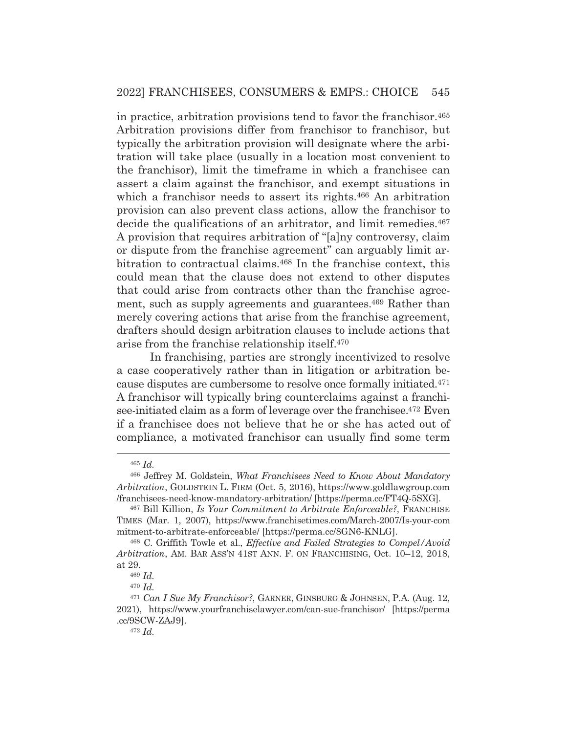in practice, arbitration provisions tend to favor the franchisor.[465] Arbitration provisions differ from franchisor to franchisor, but typically the arbitration provision will designate where the arbitration will take place (usually in a location most convenient to the franchisor), limit the timeframe in which a franchisee can assert a claim against the franchisor, and exempt situations in which a franchisor needs to assert its rights.[466] An arbitration provision can also prevent class actions, allow the franchisor to decide the qualifications of an arbitrator, and limit remedies.[467] A provision that requires arbitration of "[a]ny controversy, claim or dispute from the franchise agreement" can arguably limit arbitration to contractual claims.[468] In the franchise context, this could mean that the clause does not extend to other disputes that could arise from contracts other than the franchise agreement, such as supply agreements and guarantees.[469] Rather than merely covering actions that arise from the franchise agreement, drafters should design arbitration clauses to include actions that arise from the franchise relationship itself.[470]

In franchising, parties are strongly incentivized to resolve a case cooperatively rather than in litigation or arbitration because disputes are cumbersome to resolve once formally initiated.[471] A franchisor will typically bring counterclaims against a franchisee-initiated claim as a form of leverage over the franchisee.[472] Even if a franchisee does not believe that he or she has acted out of compliance, a motivated franchisor can usually find some term

---

[465] *Id.*

[466] Jeffrey M. Goldstein, *What Franchisees Need to Know About Mandatory Arbitration*, GOLDSTEIN L. FIRM (Oct. 5, 2016), https://www.goldlawgroup.com/franchisees-need-know-mandatory-arbitration/ [https://perma.cc/FT4Q-5SXG].

[467] Bill Killion, *Is Your Commitment to Arbitrate Enforceable?*, FRANCHISE TIMES (Mar. 1, 2007), https://www.franchisetimes.com/March-2007/Is-your-commitment-to-arbitrate-enforceable/ [https://perma.cc/8GN6-KNLG].

[468] C. Griffith Towle et al., *Effective and Failed Strategies to Compel/Avoid Arbitration*, AM. BAR ASS'N 41ST ANN. F. ON FRANCHISING, Oct. 10–12, 2018, at 29.

[469] *Id.*

[470] *Id.*

[471] *Can I Sue My Franchisor?*, GARNER, GINSBURG & JOHNSEN, P.A. (Aug. 12, 2021), https://www.yourfranchiselawyer.com/can-sue-franchisor/ [https://perma.cc/9SCW-ZAJ9].

[472] *Id.*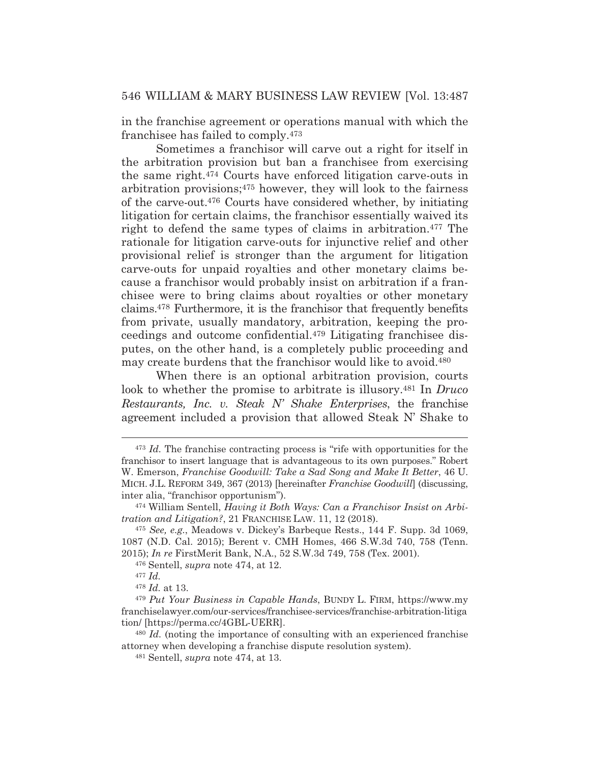in the franchise agreement or operations manual with which the franchisee has failed to comply.[473]

Sometimes a franchisor will carve out a right for itself in the arbitration provision but ban a franchisee from exercising the same right.[474] Courts have enforced litigation carve-outs in arbitration provisions;[475] however, they will look to the fairness of the carve-out.[476] Courts have considered whether, by initiating litigation for certain claims, the franchisor essentially waived its right to defend the same types of claims in arbitration.[477] The rationale for litigation carve-outs for injunctive relief and other provisional relief is stronger than the argument for litigation carve-outs for unpaid royalties and other monetary claims because a franchisor would probably insist on arbitration if a franchisee were to bring claims about royalties or other monetary claims.[478] Furthermore, it is the franchisor that frequently benefits from private, usually mandatory, arbitration, keeping the proceedings and outcome confidential.[479] Litigating franchisee disputes, on the other hand, is a completely public proceeding and may create burdens that the franchisor would like to avoid.[480]

When there is an optional arbitration provision, courts look to whether the promise to arbitrate is illusory.[481] In *Druco Restaurants, Inc. v. Steak N' Shake Enterprises*, the franchise agreement included a provision that allowed Steak N' Shake to

---

[473] *Id.* The franchise contracting process is "rife with opportunities for the franchisor to insert language that is advantageous to its own purposes." Robert W. Emerson, *Franchise Goodwill: Take a Sad Song and Make It Better*, 46 U. MICH. J.L. REFORM 349, 367 (2013) [hereinafter *Franchise Goodwill*] (discussing, inter alia, "franchisor opportunism").

[474] William Sentell, *Having it Both Ways: Can a Franchisor Insist on Arbitration and Litigation?*, 21 FRANCHISE LAW. 11, 12 (2018).

[475] *See, e.g.*, Meadows v. Dickey's Barbeque Rests., 144 F. Supp. 3d 1069, 1087 (N.D. Cal. 2015); Berent v. CMH Homes, 466 S.W.3d 740, 758 (Tenn. 2015); *In re* FirstMerit Bank, N.A., 52 S.W.3d 749, 758 (Tex. 2001).

[476] Sentell, *supra* note 474, at 12.

[477] *Id.*

[478] *Id.* at 13.

[479] *Put Your Business in Capable Hands*, BUNDY L. FIRM, https://www.myfranchiselawyer.com/our-services/franchisee-services/franchise-arbitration-litigation/ [https://perma.cc/4GBL-UERR].

[480] *Id.* (noting the importance of consulting with an experienced franchise attorney when developing a franchise dispute resolution system).

[481] Sentell, *supra* note 474, at 13.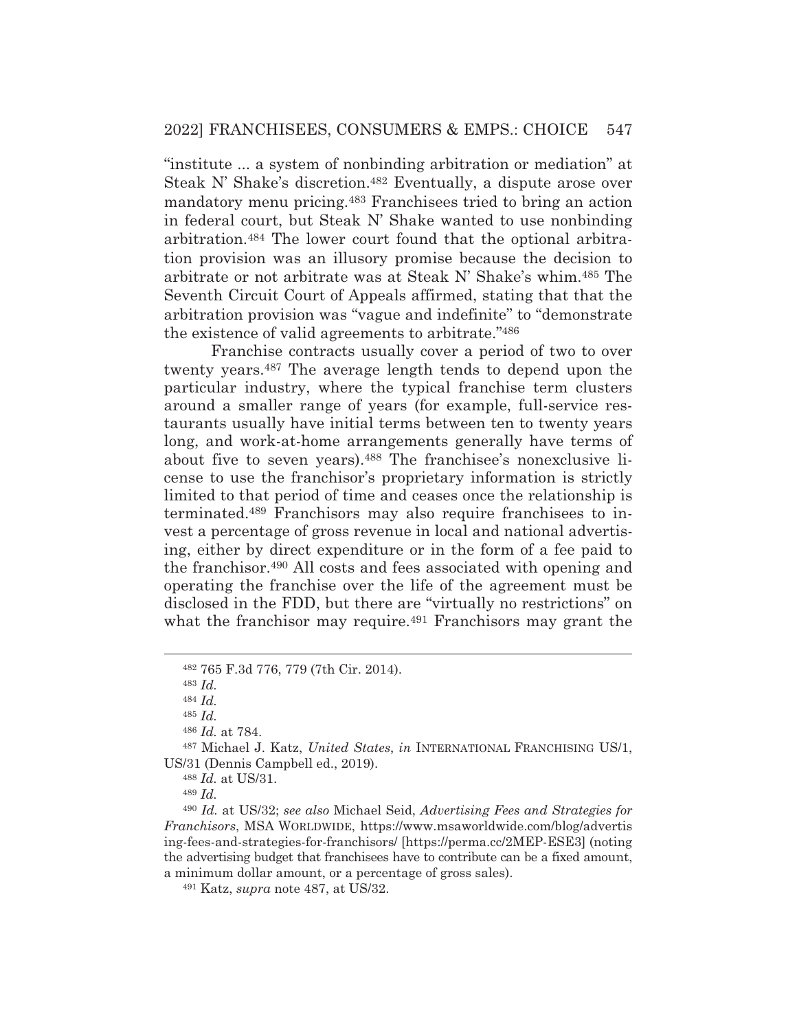"institute ... a system of nonbinding arbitration or mediation" at Steak N' Shake's discretion.[482] Eventually, a dispute arose over mandatory menu pricing.[483] Franchisees tried to bring an action in federal court, but Steak N' Shake wanted to use nonbinding arbitration.[484] The lower court found that the optional arbitration provision was an illusory promise because the decision to arbitrate or not arbitrate was at Steak N' Shake's whim.[485] The Seventh Circuit Court of Appeals affirmed, stating that that the arbitration provision was "vague and indefinite" to "demonstrate the existence of valid agreements to arbitrate."[486]

Franchise contracts usually cover a period of two to over twenty years.[487] The average length tends to depend upon the particular industry, where the typical franchise term clusters around a smaller range of years (for example, full-service restaurants usually have initial terms between ten to twenty years long, and work-at-home arrangements generally have terms of about five to seven years).[488] The franchisee's nonexclusive license to use the franchisor's proprietary information is strictly limited to that period of time and ceases once the relationship is terminated.[489] Franchisors may also require franchisees to invest a percentage of gross revenue in local and national advertising, either by direct expenditure or in the form of a fee paid to the franchisor.[490] All costs and fees associated with opening and operating the franchise over the life of the agreement must be disclosed in the FDD, but there are "virtually no restrictions" on what the franchisor may require.[491] Franchisors may grant the

---

[482] 765 F.3d 776, 779 (7th Cir. 2014).

[483] *Id.*

[484] *Id.*

[485] *Id.*

[486] *Id.* at 784.

[487] Michael J. Katz, *United States*, *in* INTERNATIONAL FRANCHISING US/1, US/31 (Dennis Campbell ed., 2019).

[488] *Id.* at US/31.

[489] *Id.*

[490] *Id.* at US/32; *see also* Michael Seid, *Advertising Fees and Strategies for Franchisors*, MSA WORLDWIDE, https://www.msaworldwide.com/blog/advertising-fees-and-strategies-for-franchisors/ [https://perma.cc/2MEP-ESE3] (noting the advertising budget that franchisees have to contribute can be a fixed amount, a minimum dollar amount, or a percentage of gross sales).

[491] Katz, *supra* note 487, at US/32.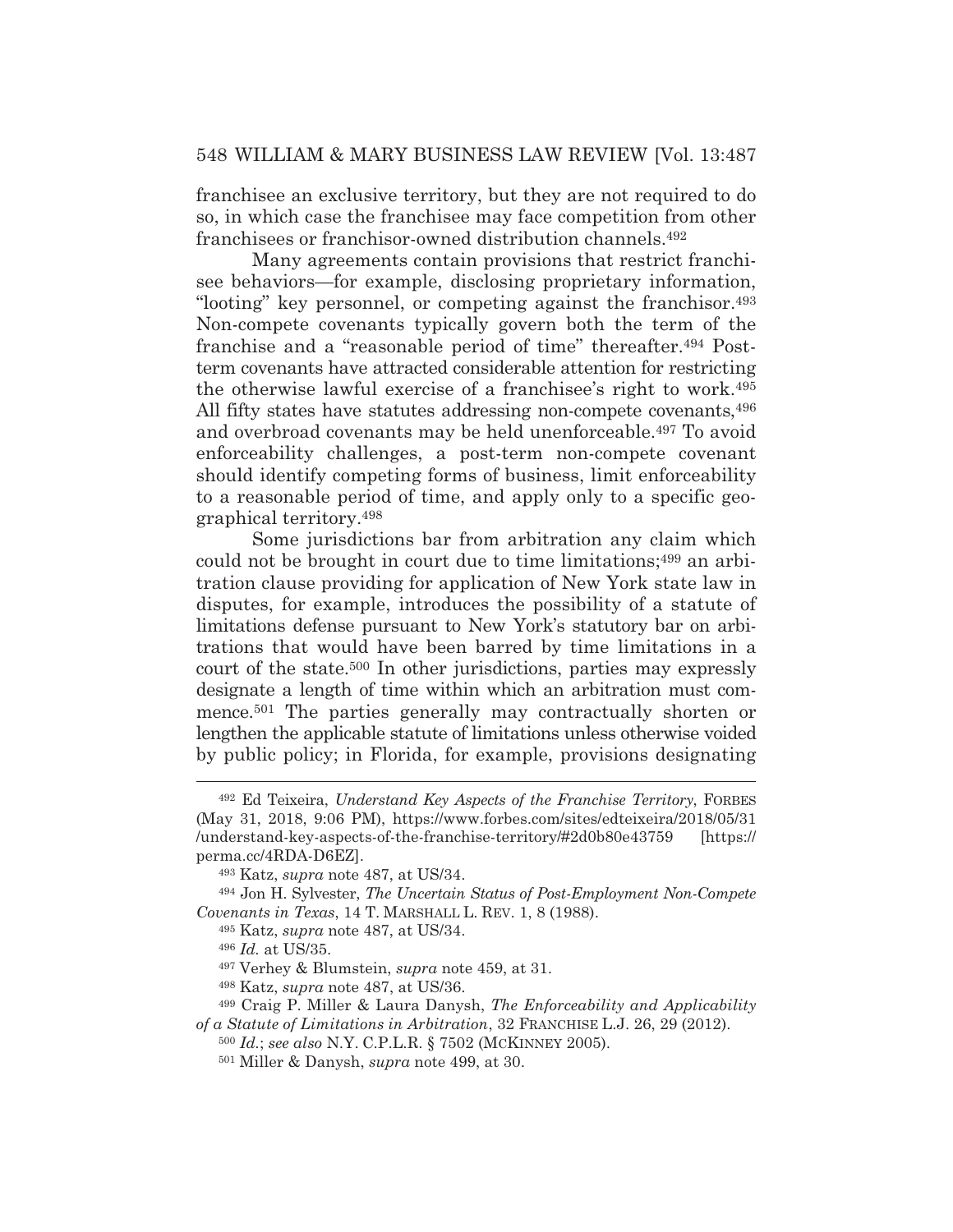franchisee an exclusive territory, but they are not required to do so, in which case the franchisee may face competition from other franchisees or franchisor-owned distribution channels.[492]

Many agreements contain provisions that restrict franchisee behaviors—for example, disclosing proprietary information, "looting" key personnel, or competing against the franchisor.[493] Non-compete covenants typically govern both the term of the franchise and a "reasonable period of time" thereafter.[494] Post-term covenants have attracted considerable attention for restricting the otherwise lawful exercise of a franchisee's right to work.[495] All fifty states have statutes addressing non-compete covenants,[496] and overbroad covenants may be held unenforceable.[497] To avoid enforceability challenges, a post-term non-compete covenant should identify competing forms of business, limit enforceability to a reasonable period of time, and apply only to a specific geographical territory.[498]

Some jurisdictions bar from arbitration any claim which could not be brought in court due to time limitations;[499] an arbitration clause providing for application of New York state law in disputes, for example, introduces the possibility of a statute of limitations defense pursuant to New York's statutory bar on arbitrations that would have been barred by time limitations in a court of the state.[500] In other jurisdictions, parties may expressly designate a length of time within which an arbitration must commence.[501] The parties generally may contractually shorten or lengthen the applicable statute of limitations unless otherwise voided by public policy; in Florida, for example, provisions designating

---

[492] Ed Teixeira, *Understand Key Aspects of the Franchise Territory*, FORBES (May 31, 2018, 9:06 PM), https://www.forbes.com/sites/edteixeira/2018/05/31/understand-key-aspects-of-the-franchise-territory/#2d0b80e43759 [https://perma.cc/4RDA-D6EZ].

[493] Katz, *supra* note 487, at US/34.

[494] Jon H. Sylvester, *The Uncertain Status of Post-Employment Non-Compete Covenants in Texas*, 14 T. MARSHALL L. REV. 1, 8 (1988).

[495] Katz, *supra* note 487, at US/34.

[496] *Id.* at US/35.

[497] Verhey & Blumstein, *supra* note 459, at 31.

[498] Katz, *supra* note 487, at US/36.

[499] Craig P. Miller & Laura Danysh, *The Enforceability and Applicability of a Statute of Limitations in Arbitration*, 32 FRANCHISE L.J. 26, 29 (2012).

[500] *Id.*; *see also* N.Y. C.P.L.R. § 7502 (MCKINNEY 2005).

[501] Miller & Danysh, *supra* note 499, at 30.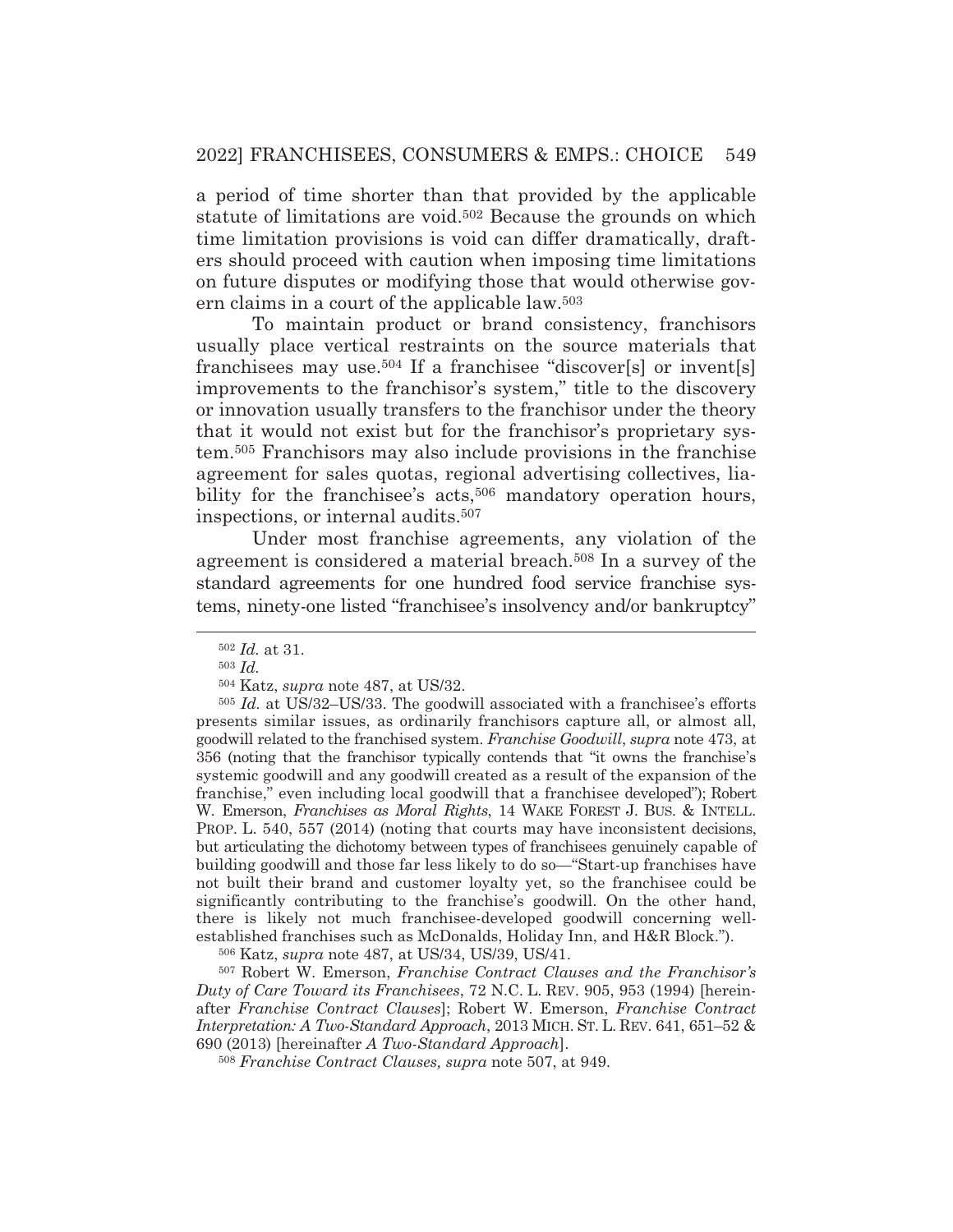a period of time shorter than that provided by the applicable statute of limitations are void.[502] Because the grounds on which time limitation provisions is void can differ dramatically, drafters should proceed with caution when imposing time limitations on future disputes or modifying those that would otherwise govern claims in a court of the applicable law.[503]

To maintain product or brand consistency, franchisors usually place vertical restraints on the source materials that franchisees may use.[504] If a franchisee "discover[s] or invent[s] improvements to the franchisor's system," title to the discovery or innovation usually transfers to the franchisor under the theory that it would not exist but for the franchisor's proprietary system.[505] Franchisors may also include provisions in the franchise agreement for sales quotas, regional advertising collectives, liability for the franchisee's acts,[506] mandatory operation hours, inspections, or internal audits.[507]

Under most franchise agreements, any violation of the agreement is considered a material breach.[508] In a survey of the standard agreements for one hundred food service franchise systems, ninety-one listed "franchisee's insolvency and/or bankruptcy"

---

[502] *Id.* at 31.

[503] *Id.*

[504] Katz, *supra* note 487, at US/32.

[505] *Id.* at US/32–US/33. The goodwill associated with a franchisee's efforts presents similar issues, as ordinarily franchisors capture all, or almost all, goodwill related to the franchised system. *Franchise Goodwill*, *supra* note 473, at 356 (noting that the franchisor typically contends that "it owns the franchise's systemic goodwill and any goodwill created as a result of the expansion of the franchise," even including local goodwill that a franchisee developed"); Robert W. Emerson, *Franchises as Moral Rights*, 14 WAKE FOREST J. BUS. & INTELL. PROP. L. 540, 557 (2014) (noting that courts may have inconsistent decisions, but articulating the dichotomy between types of franchisees genuinely capable of building goodwill and those far less likely to do so—"Start-up franchises have not built their brand and customer loyalty yet, so the franchisee could be significantly contributing to the franchise's goodwill. On the other hand, there is likely not much franchisee-developed goodwill concerning well-established franchises such as McDonalds, Holiday Inn, and H&R Block.").

[506] Katz, *supra* note 487, at US/34, US/39, US/41.

[507] Robert W. Emerson, *Franchise Contract Clauses and the Franchisor's Duty of Care Toward its Franchisees*, 72 N.C. L. REV. 905, 953 (1994) [hereinafter *Franchise Contract Clauses*]; Robert W. Emerson, *Franchise Contract Interpretation: A Two-Standard Approach*, 2013 MICH. ST. L. REV. 641, 651–52 & 690 (2013) [hereinafter *A Two-Standard Approach*].

[508] *Franchise Contract Clauses, supra* note 507, at 949.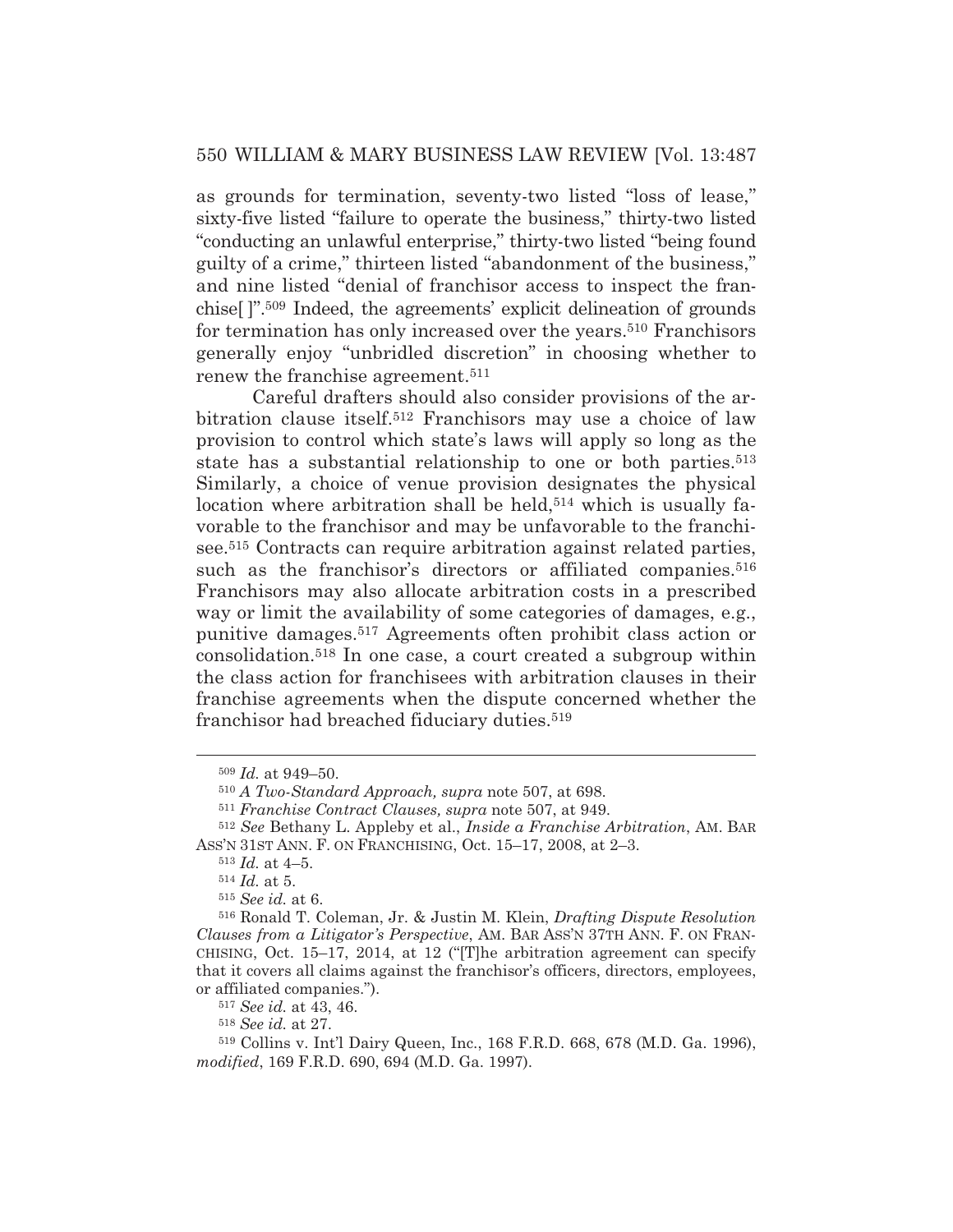as grounds for termination, seventy-two listed "loss of lease," sixty-five listed "failure to operate the business," thirty-two listed "conducting an unlawful enterprise," thirty-two listed "being found guilty of a crime," thirteen listed "abandonment of the business," and nine listed "denial of franchisor access to inspect the franchise[ ]".[509] Indeed, the agreements' explicit delineation of grounds for termination has only increased over the years.[510] Franchisors generally enjoy "unbridled discretion" in choosing whether to renew the franchise agreement.[511]

Careful drafters should also consider provisions of the arbitration clause itself.[512] Franchisors may use a choice of law provision to control which state's laws will apply so long as the state has a substantial relationship to one or both parties.[513] Similarly, a choice of venue provision designates the physical location where arbitration shall be held,[514] which is usually favorable to the franchisor and may be unfavorable to the franchisee.[515] Contracts can require arbitration against related parties, such as the franchisor's directors or affiliated companies.[516] Franchisors may also allocate arbitration costs in a prescribed way or limit the availability of some categories of damages, e.g., punitive damages.[517] Agreements often prohibit class action or consolidation.[518] In one case, a court created a subgroup within the class action for franchisees with arbitration clauses in their franchise agreements when the dispute concerned whether the franchisor had breached fiduciary duties.[519]

---

[509] *Id.* at 949–50.

[510] *A Two-Standard Approach, supra* note 507, at 698.

[511] *Franchise Contract Clauses, supra* note 507, at 949.

[512] *See* Bethany L. Appleby et al., *Inside a Franchise Arbitration*, AM. BAR ASS'N 31ST ANN. F. ON FRANCHISING, Oct. 15–17, 2008, at 2–3.

[513] *Id.* at 4–5.

[514] *Id.* at 5.

[515] *See id.* at 6.

[516] Ronald T. Coleman, Jr. & Justin M. Klein, *Drafting Dispute Resolution Clauses from a Litigator's Perspective*, AM. BAR ASS'N 37TH ANN. F. ON FRANCHISING, Oct. 15–17, 2014, at 12 ("[T]he arbitration agreement can specify that it covers all claims against the franchisor's officers, directors, employees, or affiliated companies.").

[517] *See id.* at 43, 46.

[518] *See id.* at 27.

[519] Collins v. Int'l Dairy Queen, Inc., 168 F.R.D. 668, 678 (M.D. Ga. 1996), *modified*, 169 F.R.D. 690, 694 (M.D. Ga. 1997).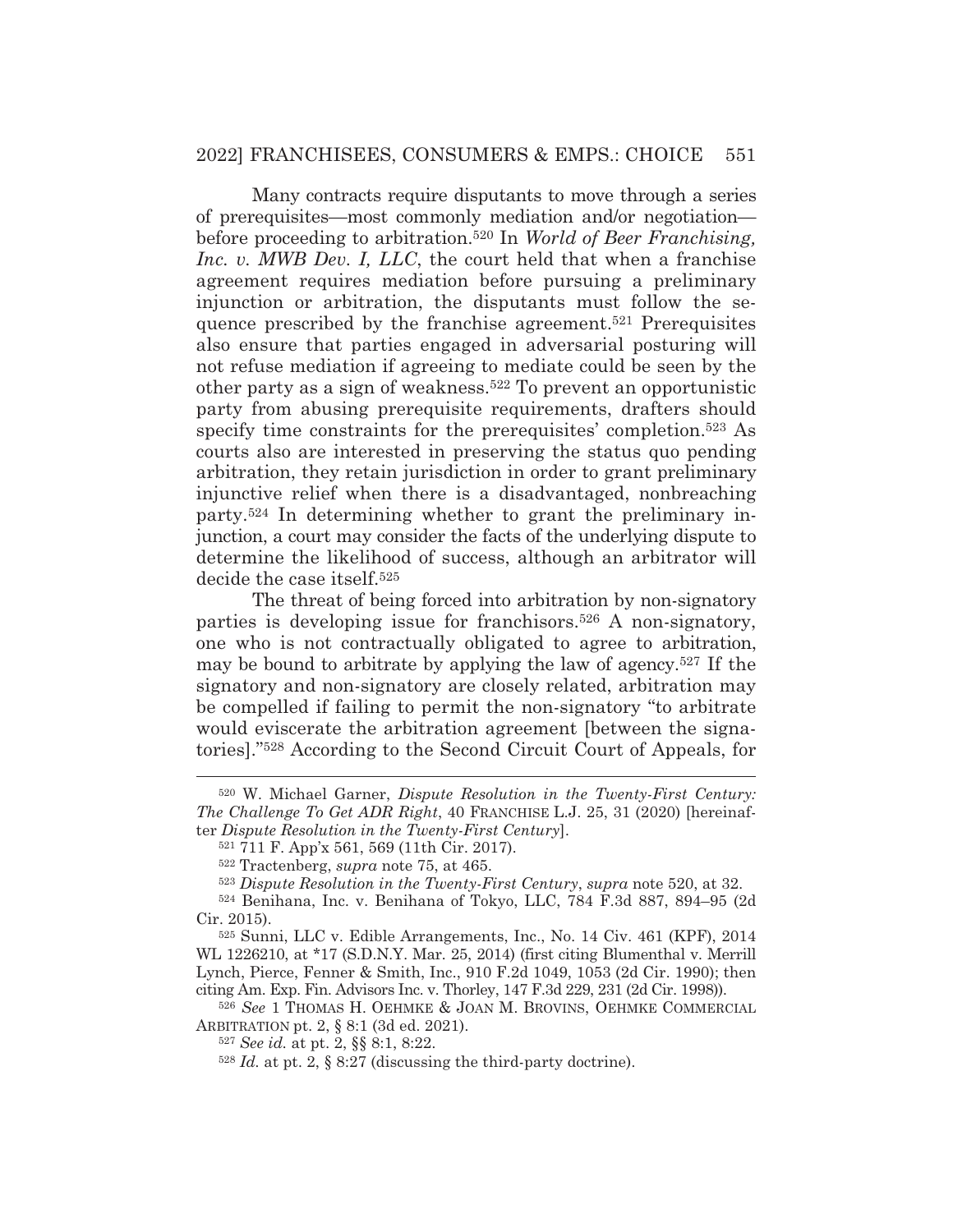Many contracts require disputants to move through a series of prerequisites—most commonly mediation and/or negotiation—before proceeding to arbitration.[520] In *World of Beer Franchising, Inc. v. MWB Dev. I, LLC*, the court held that when a franchise agreement requires mediation before pursuing a preliminary injunction or arbitration, the disputants must follow the sequence prescribed by the franchise agreement.[521] Prerequisites also ensure that parties engaged in adversarial posturing will not refuse mediation if agreeing to mediate could be seen by the other party as a sign of weakness.[522] To prevent an opportunistic party from abusing prerequisite requirements, drafters should specify time constraints for the prerequisites' completion.[523] As courts also are interested in preserving the status quo pending arbitration, they retain jurisdiction in order to grant preliminary injunctive relief when there is a disadvantaged, nonbreaching party.[524] In determining whether to grant the preliminary injunction, a court may consider the facts of the underlying dispute to determine the likelihood of success, although an arbitrator will decide the case itself.[525]

The threat of being forced into arbitration by non-signatory parties is developing issue for franchisors.[526] A non-signatory, one who is not contractually obligated to agree to arbitration, may be bound to arbitrate by applying the law of agency.[527] If the signatory and non-signatory are closely related, arbitration may be compelled if failing to permit the non-signatory "to arbitrate would eviscerate the arbitration agreement [between the signatories]."[528] According to the Second Circuit Court of Appeals, for

---

[520] W. Michael Garner, *Dispute Resolution in the Twenty-First Century: The Challenge To Get ADR Right*, 40 FRANCHISE L.J. 25, 31 (2020) [hereinafter *Dispute Resolution in the Twenty-First Century*].

[521] 711 F. App'x 561, 569 (11th Cir. 2017).

[522] Tractenberg, *supra* note 75, at 465.

[523] *Dispute Resolution in the Twenty-First Century*, *supra* note 520, at 32.

[524] Benihana, Inc. v. Benihana of Tokyo, LLC, 784 F.3d 887, 894–95 (2d Cir. 2015).

[525] Sunni, LLC v. Edible Arrangements, Inc., No. 14 Civ. 461 (KPF), 2014 WL 1226210, at *17 (S.D.N.Y. Mar. 25, 2014) (first citing Blumenthal v. Merrill Lynch, Pierce, Fenner & Smith, Inc., 910 F.2d 1049, 1053 (2d Cir. 1990); then citing Am. Exp. Fin. Advisors Inc. v. Thorley, 147 F.3d 229, 231 (2d Cir. 1998)).

[526] *See* 1 THOMAS H. OEHMKE & JOAN M. BROVINS, OEHMKE COMMERCIAL ARBITRATION pt. 2, § 8:1 (3d ed. 2021).

[527] *See id.* at pt. 2, §§ 8:1, 8:22.

[528] *Id.* at pt. 2, § 8:27 (discussing the third-party doctrine).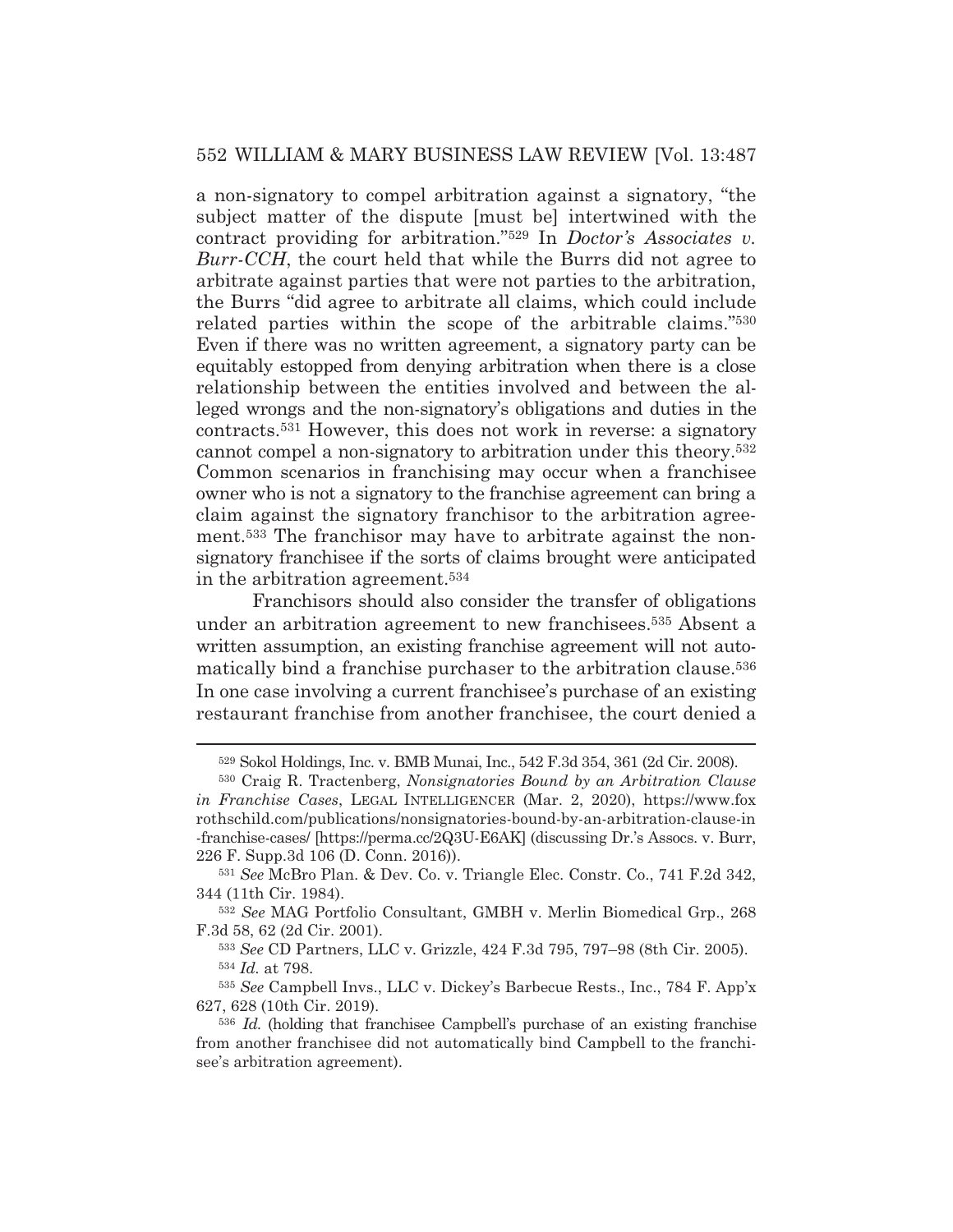a non-signatory to compel arbitration against a signatory, "the subject matter of the dispute [must be] intertwined with the contract providing for arbitration."[529] In *Doctor's Associates v. Burr-CCH*, the court held that while the Burrs did not agree to arbitrate against parties that were not parties to the arbitration, the Burrs "did agree to arbitrate all claims, which could include related parties within the scope of the arbitrable claims."[530] Even if there was no written agreement, a signatory party can be equitably estopped from denying arbitration when there is a close relationship between the entities involved and between the alleged wrongs and the non-signatory's obligations and duties in the contracts.[531] However, this does not work in reverse: a signatory cannot compel a non-signatory to arbitration under this theory.[532] Common scenarios in franchising may occur when a franchisee owner who is not a signatory to the franchise agreement can bring a claim against the signatory franchisor to the arbitration agreement.[533] The franchisor may have to arbitrate against the non-signatory franchisee if the sorts of claims brought were anticipated in the arbitration agreement.[534]

Franchisors should also consider the transfer of obligations under an arbitration agreement to new franchisees.[535] Absent a written assumption, an existing franchise agreement will not automatically bind a franchise purchaser to the arbitration clause.[536] In one case involving a current franchisee's purchase of an existing restaurant franchise from another franchisee, the court denied a

---

[529] Sokol Holdings, Inc. v. BMB Munai, Inc., 542 F.3d 354, 361 (2d Cir. 2008).

[530] Craig R. Tractenberg, *Nonsignatories Bound by an Arbitration Clause in Franchise Cases*, LEGAL INTELLIGENCER (Mar. 2, 2020), https://www.foxrothschild.com/publications/nonsignatories-bound-by-an-arbitration-clause-in-franchise-cases/ [https://perma.cc/2Q3U-E6AK] (discussing Dr.'s Assocs. v. Burr, 226 F. Supp.3d 106 (D. Conn. 2016)).

[531] *See* McBro Plan. & Dev. Co. v. Triangle Elec. Constr. Co., 741 F.2d 342, 344 (11th Cir. 1984).

[532] *See* MAG Portfolio Consultant, GMBH v. Merlin Biomedical Grp., 268 F.3d 58, 62 (2d Cir. 2001).

[533] *See* CD Partners, LLC v. Grizzle, 424 F.3d 795, 797–98 (8th Cir. 2005).

[534] *Id.* at 798.

[535] *See* Campbell Invs., LLC v. Dickey's Barbecue Rests., Inc., 784 F. App'x 627, 628 (10th Cir. 2019).

[536] *Id.* (holding that franchisee Campbell's purchase of an existing franchise from another franchisee did not automatically bind Campbell to the franchisee's arbitration agreement).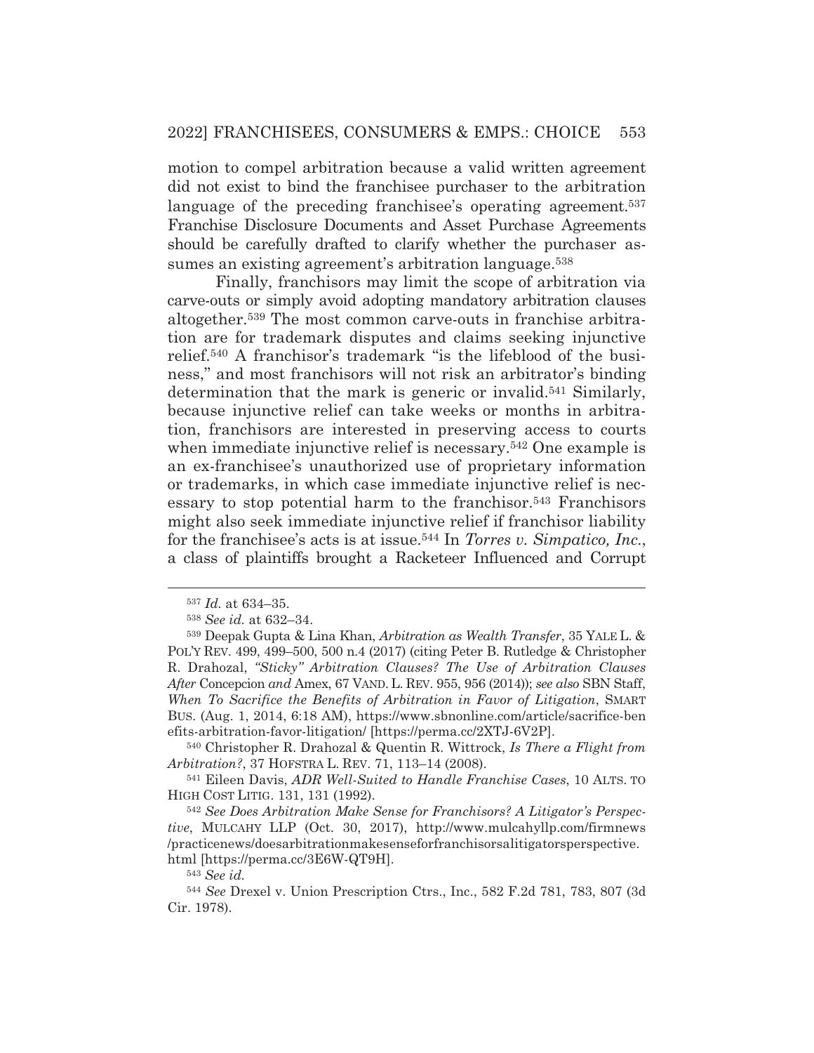motion to compel arbitration because a valid written agreement did not exist to bind the franchisee purchaser to the arbitration language of the preceding franchisee's operating agreement.[537] Franchise Disclosure Documents and Asset Purchase Agreements should be carefully drafted to clarify whether the purchaser assumes an existing agreement's arbitration language.[538]

Finally, franchisors may limit the scope of arbitration via carve-outs or simply avoid adopting mandatory arbitration clauses altogether.[539] The most common carve-outs in franchise arbitration are for trademark disputes and claims seeking injunctive relief.[540] A franchisor's trademark "is the lifeblood of the business," and most franchisors will not risk an arbitrator's binding determination that the mark is generic or invalid.[541] Similarly, because injunctive relief can take weeks or months in arbitration, franchisors are interested in preserving access to courts when immediate injunctive relief is necessary.[542] One example is an ex-franchisee's unauthorized use of proprietary information or trademarks, in which case immediate injunctive relief is necessary to stop potential harm to the franchisor.[543] Franchisors might also seek immediate injunctive relief if franchisor liability for the franchisee's acts is at issue.[544] In *Torres v. Simpatico, Inc.*, a class of plaintiffs brought a Racketeer Influenced and Corrupt

---

[537] *Id.* at 634–35.

[538] *See id.* at 632–34.

[539] Deepak Gupta & Lina Khan, *Arbitration as Wealth Transfer*, 35 YALE L. & POL'Y REV. 499, 499–500, 500 n.4 (2017) (citing Peter B. Rutledge & Christopher R. Drahozal, *"Sticky" Arbitration Clauses? The Use of Arbitration Clauses After* Concepcion *and* Amex, 67 VAND. L. REV. 955, 956 (2014)); *see also* SBN Staff, *When To Sacrifice the Benefits of Arbitration in Favor of Litigation*, SMART BUS. (Aug. 1, 2014, 6:18 AM), https://www.sbnonline.com/article/sacrifice-benefits-arbitration-favor-litigation/ [https://perma.cc/2XTJ-6V2P].

[540] Christopher R. Drahozal & Quentin R. Wittrock, *Is There a Flight from Arbitration?*, 37 HOFSTRA L. REV. 71, 113–14 (2008).

[541] Eileen Davis, *ADR Well-Suited to Handle Franchise Cases*, 10 ALTS. TO HIGH COST LITIG. 131, 131 (1992).

[542] *See Does Arbitration Make Sense for Franchisors? A Litigator's Perspective*, MULCAHY LLP (Oct. 30, 2017), http://www.mulcahyllp.com/firmnews/practicenews/doesarbitrationmakesenseforfranchisorsalitigatorsperspective.html [https://perma.cc/3E6W-QT9H].

[543] *See id.*

[544] *See* Drexel v. Union Prescription Ctrs., Inc., 582 F.2d 781, 783, 807 (3d Cir. 1978).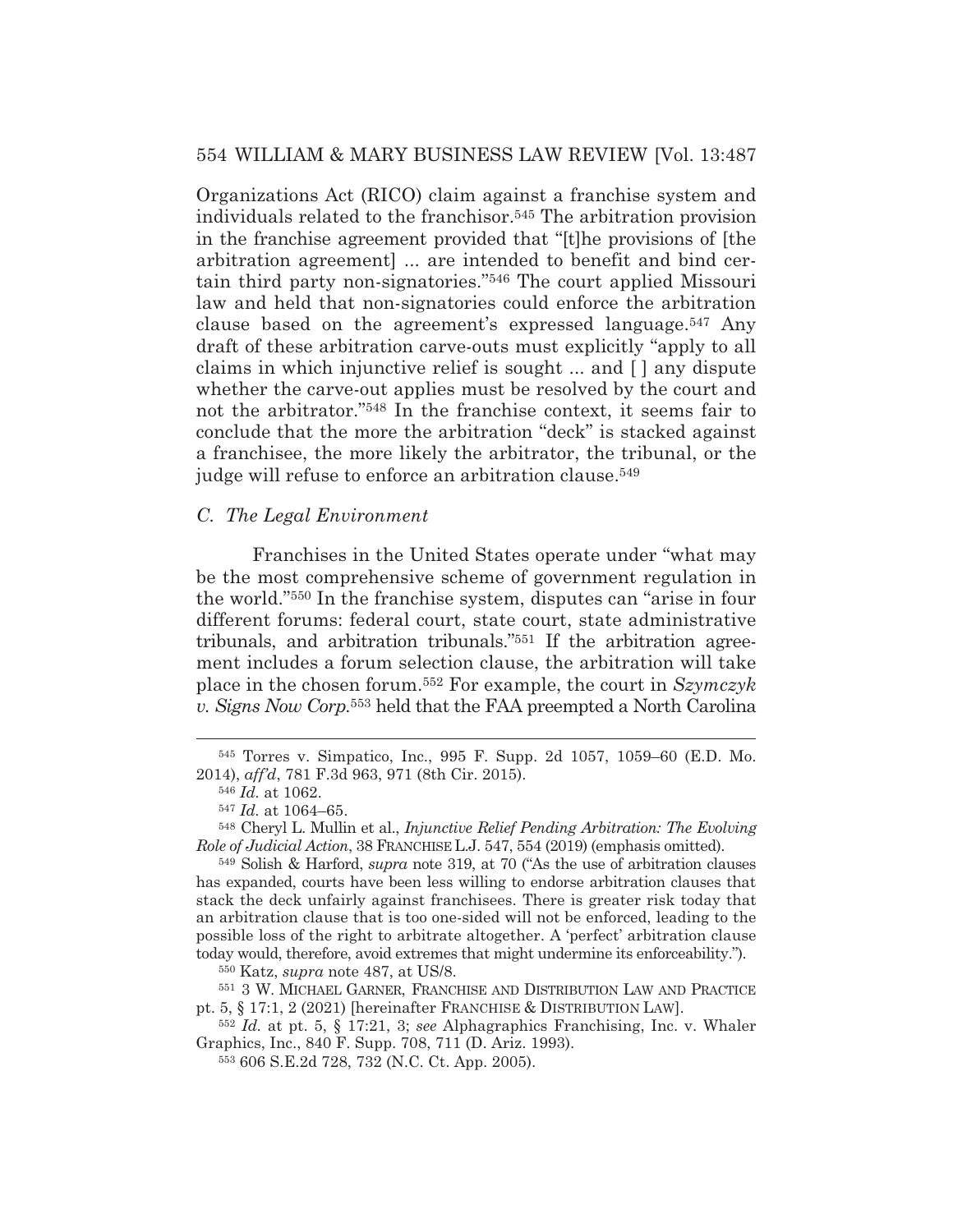Organizations Act (RICO) claim against a franchise system and individuals related to the franchisor.[545] The arbitration provision in the franchise agreement provided that "[t]he provisions of [the arbitration agreement] ... are intended to benefit and bind certain third party non-signatories."[546] The court applied Missouri law and held that non-signatories could enforce the arbitration clause based on the agreement's expressed language.[547] Any draft of these arbitration carve-outs must explicitly "apply to all claims in which injunctive relief is sought ... and [ ] any dispute whether the carve-out applies must be resolved by the court and not the arbitrator."[548] In the franchise context, it seems fair to conclude that the more the arbitration "deck" is stacked against a franchisee, the more likely the arbitrator, the tribunal, or the judge will refuse to enforce an arbitration clause.[549]

### C. The Legal Environment

Franchises in the United States operate under "what may be the most comprehensive scheme of government regulation in the world."[550] In the franchise system, disputes can "arise in four different forums: federal court, state court, state administrative tribunals, and arbitration tribunals."[551] If the arbitration agreement includes a forum selection clause, the arbitration will take place in the chosen forum.[552] For example, the court in *Szymczyk v. Signs Now Corp.*[553] held that the FAA preempted a North Carolina

---

[545] Torres v. Simpatico, Inc., 995 F. Supp. 2d 1057, 1059–60 (E.D. Mo. 2014), *aff'd*, 781 F.3d 963, 971 (8th Cir. 2015).

[546] *Id.* at 1062.

[547] *Id.* at 1064–65.

[548] Cheryl L. Mullin et al., *Injunctive Relief Pending Arbitration: The Evolving Role of Judicial Action*, 38 FRANCHISE L.J. 547, 554 (2019) (emphasis omitted).

[549] Solish & Harford, *supra* note 319, at 70 ("As the use of arbitration clauses has expanded, courts have been less willing to endorse arbitration clauses that stack the deck unfairly against franchisees. There is greater risk today that an arbitration clause that is too one-sided will not be enforced, leading to the possible loss of the right to arbitrate altogether. A 'perfect' arbitration clause today would, therefore, avoid extremes that might undermine its enforceability.").

[550] Katz, *supra* note 487, at US/8.

[551] 3 W. MICHAEL GARNER, FRANCHISE AND DISTRIBUTION LAW AND PRACTICE pt. 5, § 17:1, 2 (2021) [hereinafter FRANCHISE & DISTRIBUTION LAW].

[552] *Id.* at pt. 5, § 17:21, 3; *see* Alphagraphics Franchising, Inc. v. Whaler Graphics, Inc., 840 F. Supp. 708, 711 (D. Ariz. 1993).

[553] 606 S.E.2d 728, 732 (N.C. Ct. App. 2005).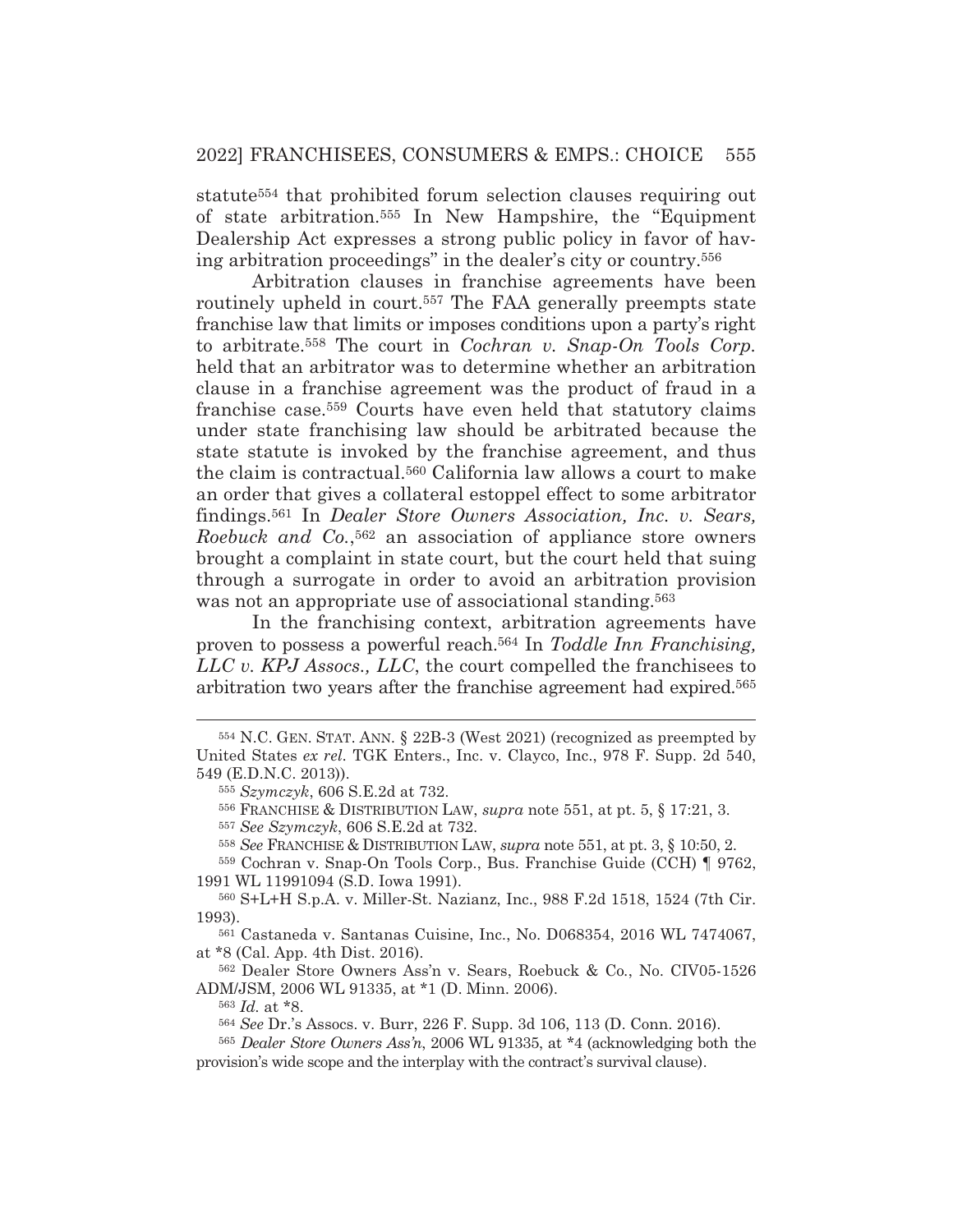statute[554] that prohibited forum selection clauses requiring out of state arbitration.[555] In New Hampshire, the "Equipment Dealership Act expresses a strong public policy in favor of having arbitration proceedings" in the dealer's city or country.[556]

Arbitration clauses in franchise agreements have been routinely upheld in court.[557] The FAA generally preempts state franchise law that limits or imposes conditions upon a party's right to arbitrate.[558] The court in *Cochran v. Snap-On Tools Corp.* held that an arbitrator was to determine whether an arbitration clause in a franchise agreement was the product of fraud in a franchise case.[559] Courts have even held that statutory claims under state franchising law should be arbitrated because the state statute is invoked by the franchise agreement, and thus the claim is contractual.[560] California law allows a court to make an order that gives a collateral estoppel effect to some arbitrator findings.[561] In *Dealer Store Owners Association, Inc. v. Sears, Roebuck and Co.*,[562] an association of appliance store owners brought a complaint in state court, but the court held that suing through a surrogate in order to avoid an arbitration provision was not an appropriate use of associational standing.[563]

In the franchising context, arbitration agreements have proven to possess a powerful reach.[564] In *Toddle Inn Franchising, LLC v. KPJ Assocs., LLC*, the court compelled the franchisees to arbitration two years after the franchise agreement had expired.[565]

---

[554] N.C. GEN. STAT. ANN. § 22B-3 (West 2021) (recognized as preempted by United States *ex rel.* TGK Enters., Inc. v. Clayco, Inc., 978 F. Supp. 2d 540, 549 (E.D.N.C. 2013)).

[555] *Szymczyk*, 606 S.E.2d at 732.

[556] FRANCHISE & DISTRIBUTION LAW, *supra* note 551, at pt. 5, § 17:21, 3.

[557] *See Szymczyk*, 606 S.E.2d at 732.

[558] *See* FRANCHISE & DISTRIBUTION LAW, *supra* note 551, at pt. 3, § 10:50, 2.

[559] Cochran v. Snap-On Tools Corp., Bus. Franchise Guide (CCH) ¶ 9762, 1991 WL 11991094 (S.D. Iowa 1991).

[560] S+L+H S.p.A. v. Miller-St. Nazianz, Inc., 988 F.2d 1518, 1524 (7th Cir. 1993).

[561] Castaneda v. Santanas Cuisine, Inc., No. D068354, 2016 WL 7474067, at *8 (Cal. App. 4th Dist. 2016).

[562] Dealer Store Owners Ass'n v. Sears, Roebuck & Co., No. CIV05-1526 ADM/JSM, 2006 WL 91335, at *1 (D. Minn. 2006).

[563] *Id.* at *8.

[564] *See* Dr.'s Assocs. v. Burr, 226 F. Supp. 3d 106, 113 (D. Conn. 2016).

[565] *Dealer Store Owners Ass'n*, 2006 WL 91335, at *4 (acknowledging both the provision's wide scope and the interplay with the contract's survival clause).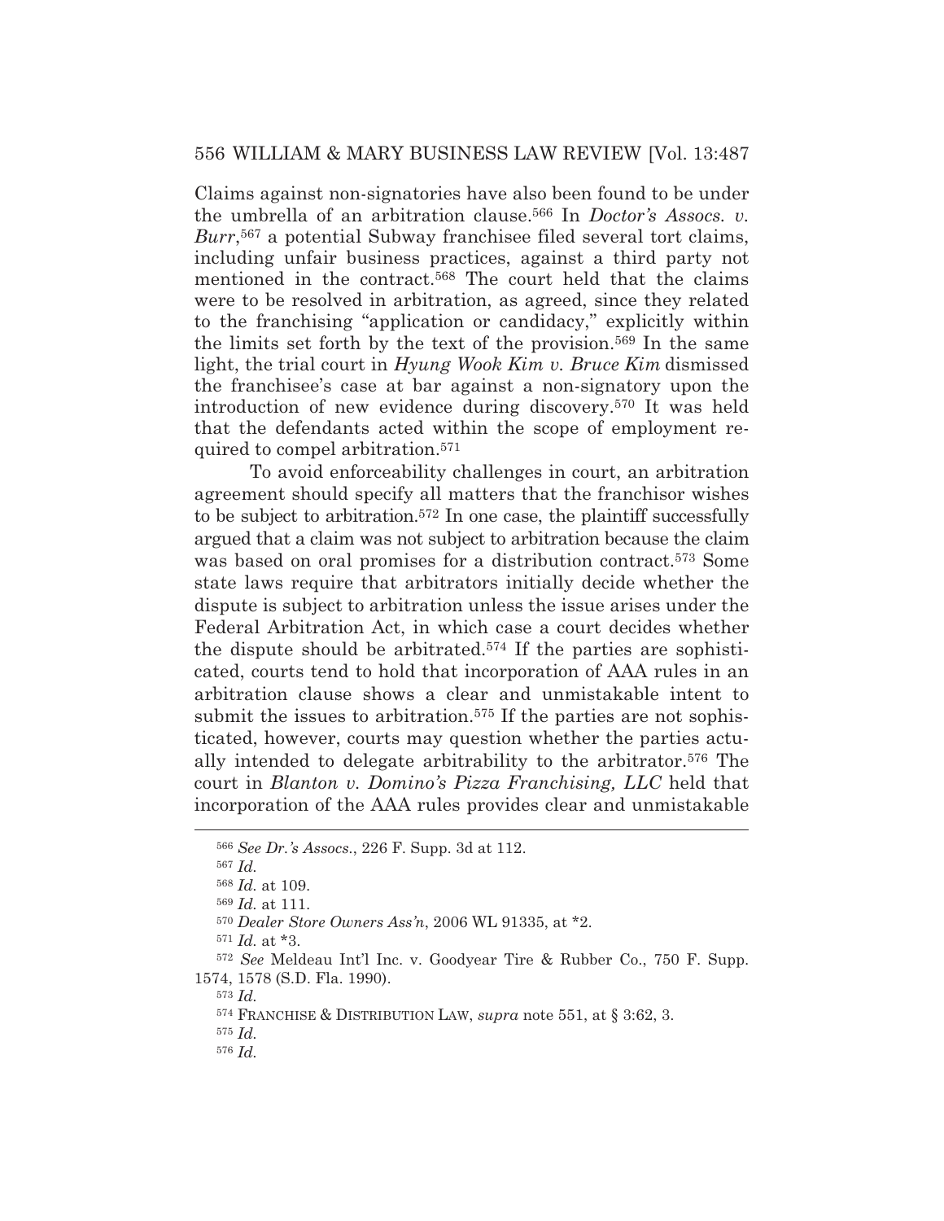Claims against non-signatories have also been found to be under the umbrella of an arbitration clause.[566] In *Doctor's Assocs. v. Burr*,[567] a potential Subway franchisee filed several tort claims, including unfair business practices, against a third party not mentioned in the contract.[568] The court held that the claims were to be resolved in arbitration, as agreed, since they related to the franchising "application or candidacy," explicitly within the limits set forth by the text of the provision.[569] In the same light, the trial court in *Hyung Wook Kim v. Bruce Kim* dismissed the franchisee's case at bar against a non-signatory upon the introduction of new evidence during discovery.[570] It was held that the defendants acted within the scope of employment required to compel arbitration.[571]

To avoid enforceability challenges in court, an arbitration agreement should specify all matters that the franchisor wishes to be subject to arbitration.[572] In one case, the plaintiff successfully argued that a claim was not subject to arbitration because the claim was based on oral promises for a distribution contract.[573] Some state laws require that arbitrators initially decide whether the dispute is subject to arbitration unless the issue arises under the Federal Arbitration Act, in which case a court decides whether the dispute should be arbitrated.[574] If the parties are sophisticated, courts tend to hold that incorporation of AAA rules in an arbitration clause shows a clear and unmistakable intent to submit the issues to arbitration.[575] If the parties are not sophisticated, however, courts may question whether the parties actually intended to delegate arbitrability to the arbitrator.[576] The court in *Blanton v. Domino's Pizza Franchising, LLC* held that incorporation of the AAA rules provides clear and unmistakable

---

[566] *See Dr.'s Assocs.*, 226 F. Supp. 3d at 112.

[567] *Id.*

[568] *Id.* at 109.

[569] *Id.* at 111.

[570] *Dealer Store Owners Ass'n*, 2006 WL 91335, at *2.

[571] *Id.* at *3.

[572] *See* Meldeau Int'l Inc. v. Goodyear Tire & Rubber Co., 750 F. Supp. 1574, 1578 (S.D. Fla. 1990).

[573] *Id.*

[574] FRANCHISE & DISTRIBUTION LAW, *supra* note 551, at § 3:62, 3.

[575] *Id.*

[576] *Id.*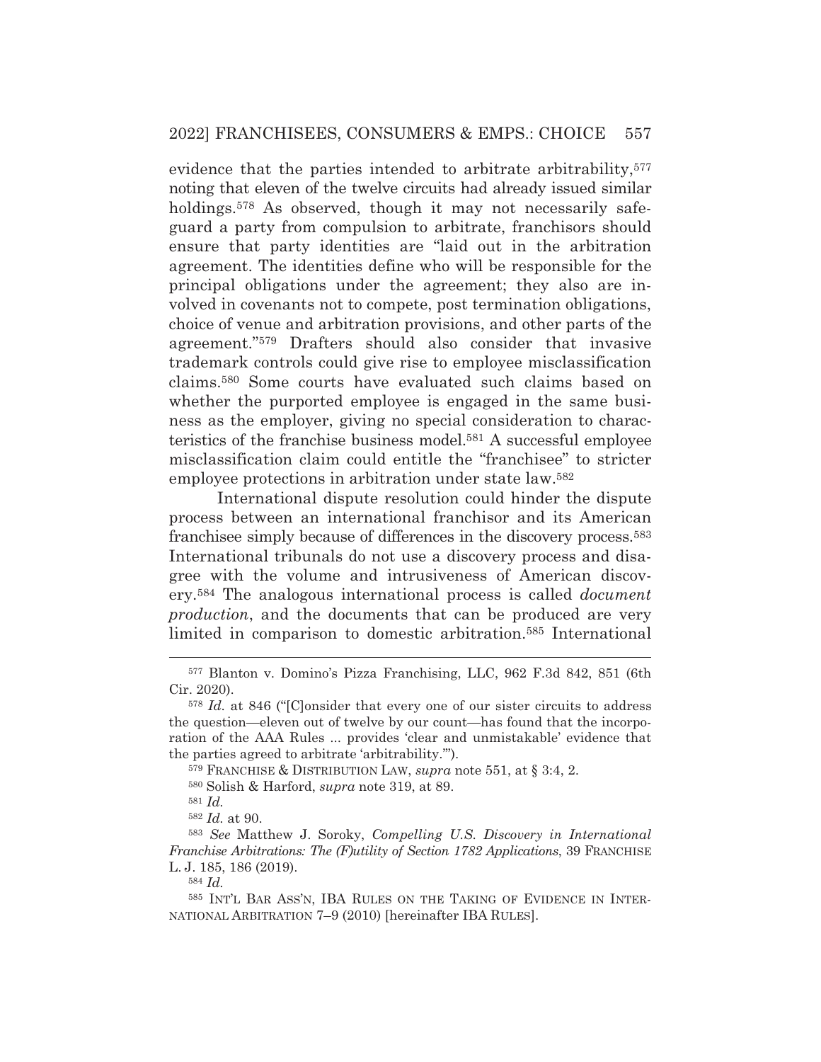evidence that the parties intended to arbitrate arbitrability,[577] noting that eleven of the twelve circuits had already issued similar holdings.[578] As observed, though it may not necessarily safeguard a party from compulsion to arbitrate, franchisors should ensure that party identities are "laid out in the arbitration agreement. The identities define who will be responsible for the principal obligations under the agreement; they also are involved in covenants not to compete, post termination obligations, choice of venue and arbitration provisions, and other parts of the agreement."[579] Drafters should also consider that invasive trademark controls could give rise to employee misclassification claims.[580] Some courts have evaluated such claims based on whether the purported employee is engaged in the same business as the employer, giving no special consideration to characteristics of the franchise business model.[581] A successful employee misclassification claim could entitle the "franchisee" to stricter employee protections in arbitration under state law.[582]

International dispute resolution could hinder the dispute process between an international franchisor and its American franchisee simply because of differences in the discovery process.[583] International tribunals do not use a discovery process and disagree with the volume and intrusiveness of American discovery.[584] The analogous international process is called *document production*, and the documents that can be produced are very limited in comparison to domestic arbitration.[585] International

---

[577] Blanton v. Domino's Pizza Franchising, LLC, 962 F.3d 842, 851 (6th Cir. 2020).

[578] *Id.* at 846 ("[C]onsider that every one of our sister circuits to address the question—eleven out of twelve by our count—has found that the incorporation of the AAA Rules ... provides 'clear and unmistakable' evidence that the parties agreed to arbitrate 'arbitrability.'").

[579] FRANCHISE & DISTRIBUTION LAW, *supra* note 551, at § 3:4, 2.

[580] Solish & Harford, *supra* note 319, at 89.

[581] *Id.*

[582] *Id.* at 90.

[583] *See* Matthew J. Soroky, *Compelling U.S. Discovery in International Franchise Arbitrations: The (F)utility of Section 1782 Applications*, 39 FRANCHISE L. J. 185, 186 (2019).

[584] *Id.*

[585] INT'L BAR ASS'N, IBA RULES ON THE TAKING OF EVIDENCE IN INTERNATIONAL ARBITRATION 7–9 (2010) [hereinafter IBA RULES].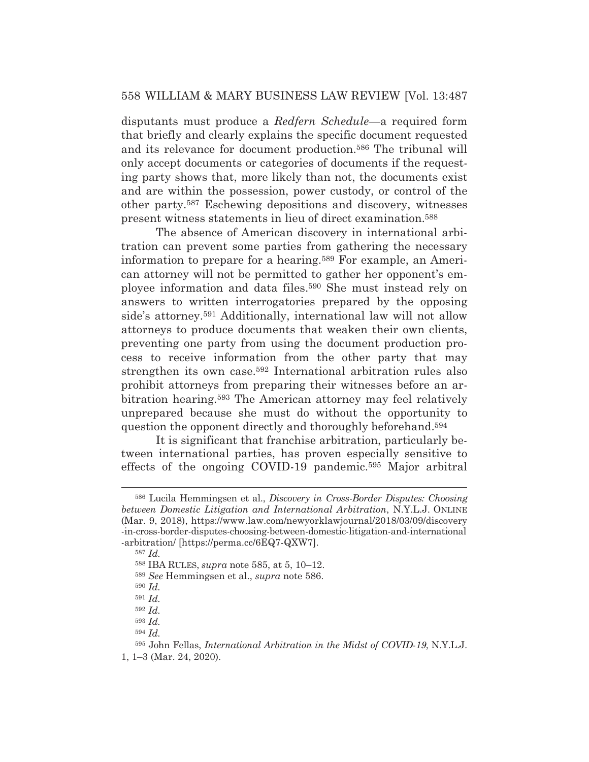disputants must produce a *Redfern Schedule*—a required form that briefly and clearly explains the specific document requested and its relevance for document production.[586] The tribunal will only accept documents or categories of documents if the requesting party shows that, more likely than not, the documents exist and are within the possession, power custody, or control of the other party.[587] Eschewing depositions and discovery, witnesses present witness statements in lieu of direct examination.[588]

The absence of American discovery in international arbitration can prevent some parties from gathering the necessary information to prepare for a hearing.[589] For example, an American attorney will not be permitted to gather her opponent's employee information and data files.[590] She must instead rely on answers to written interrogatories prepared by the opposing side's attorney.[591] Additionally, international law will not allow attorneys to produce documents that weaken their own clients, preventing one party from using the document production process to receive information from the other party that may strengthen its own case.[592] International arbitration rules also prohibit attorneys from preparing their witnesses before an arbitration hearing.[593] The American attorney may feel relatively unprepared because she must do without the opportunity to question the opponent directly and thoroughly beforehand.[594]

It is significant that franchise arbitration, particularly between international parties, has proven especially sensitive to effects of the ongoing COVID-19 pandemic.[595] Major arbitral

---

[586] Lucila Hemmingsen et al., *Discovery in Cross-Border Disputes: Choosing between Domestic Litigation and International Arbitration*, N.Y.L.J. ONLINE (Mar. 9, 2018), https://www.law.com/newyorklawjournal/2018/03/09/discovery-in-cross-border-disputes-choosing-between-domestic-litigation-and-international-arbitration/ [https://perma.cc/6EQ7-QXW7].

[587] *Id.*

[588] IBA RULES, *supra* note 585, at 5, 10–12.

[589] *See* Hemmingsen et al., *supra* note 586.

[590] *Id.*

[591] *Id.*

[592] *Id.*

[593] *Id.*

[594] *Id.*

[595] John Fellas, *International Arbitration in the Midst of COVID-19*, N.Y.L.J. 1, 1–3 (Mar. 24, 2020).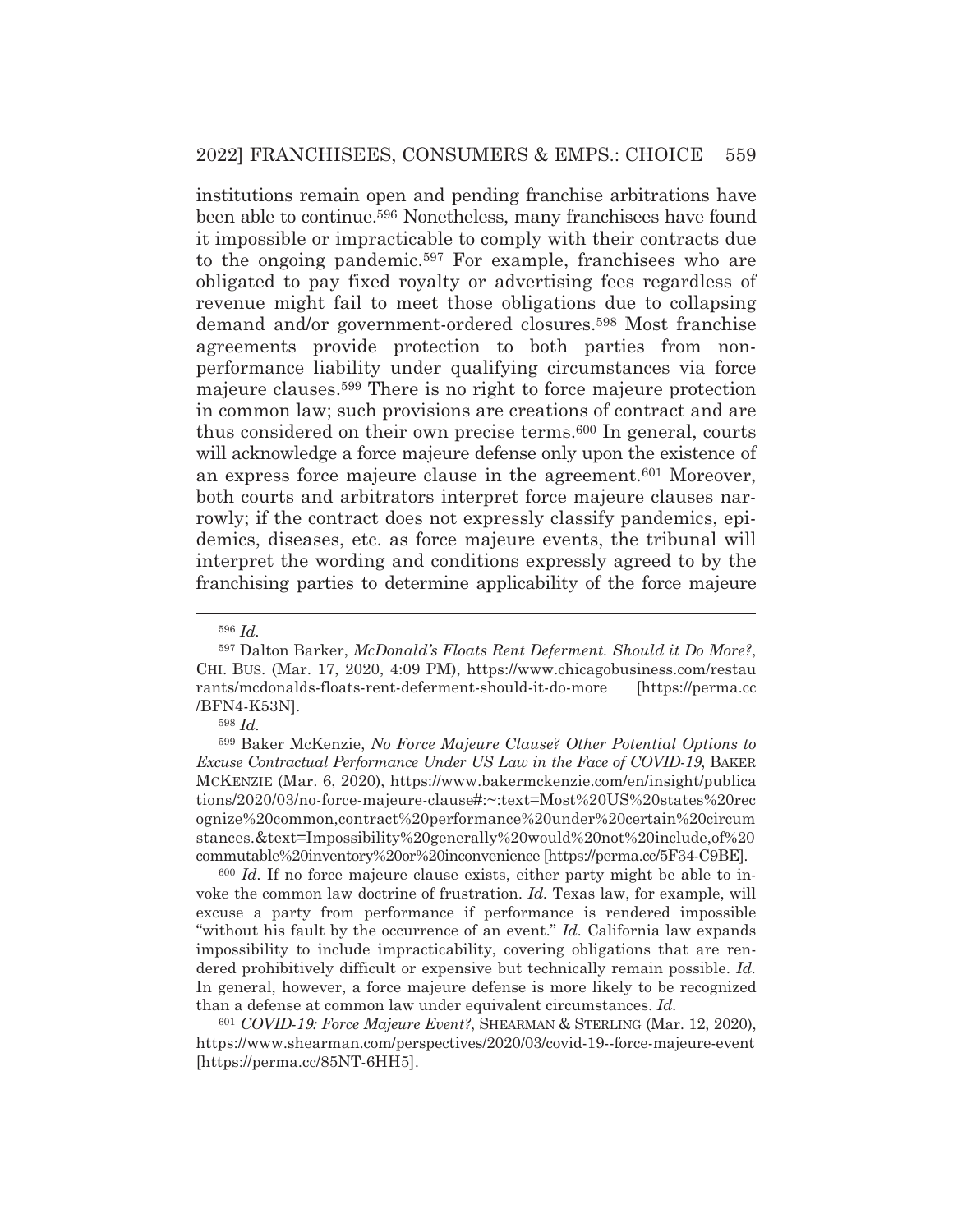institutions remain open and pending franchise arbitrations have been able to continue.[596] Nonetheless, many franchisees have found it impossible or impracticable to comply with their contracts due to the ongoing pandemic.[597] For example, franchisees who are obligated to pay fixed royalty or advertising fees regardless of revenue might fail to meet those obligations due to collapsing demand and/or government-ordered closures.[598] Most franchise agreements provide protection to both parties from non-performance liability under qualifying circumstances via force majeure clauses.[599] There is no right to force majeure protection in common law; such provisions are creations of contract and are thus considered on their own precise terms.[600] In general, courts will acknowledge a force majeure defense only upon the existence of an express force majeure clause in the agreement.[601] Moreover, both courts and arbitrators interpret force majeure clauses narrowly; if the contract does not expressly classify pandemics, epidemics, diseases, etc. as force majeure events, the tribunal will interpret the wording and conditions expressly agreed to by the franchising parties to determine applicability of the force majeure

---

[596] *Id.*

[597] Dalton Barker, *McDonald's Floats Rent Deferment. Should it Do More?*, CHI. BUS. (Mar. 17, 2020, 4:09 PM), https://www.chicagobusiness.com/restaurants/mcdonalds-floats-rent-deferment-should-it-do-more [https://perma.cc/BFN4-K53N].

[598] *Id.*

[599] Baker McKenzie, *No Force Majeure Clause? Other Potential Options to Excuse Contractual Performance Under US Law in the Face of COVID-19*, BAKER MCKENZIE (Mar. 6, 2020), https://www.bakermckenzie.com/en/insight/publications/2020/03/no-force-majeure-clause#:~:text=Most%20US%20states%20recognize%20common,contract%20performance%20under%20certain%20circumstances.&text=Impossibility%20generally%20would%20not%20include,of%20commutable%20inventory%20or%20inconvenience [https://perma.cc/5F34-C9BE].

[600] *Id.* If no force majeure clause exists, either party might be able to invoke the common law doctrine of frustration. *Id.* Texas law, for example, will excuse a party from performance if performance is rendered impossible "without his fault by the occurrence of an event." *Id.* California law expands impossibility to include impracticability, covering obligations that are rendered prohibitively difficult or expensive but technically remain possible. *Id.* In general, however, a force majeure defense is more likely to be recognized than a defense at common law under equivalent circumstances. *Id.*

[601] *COVID-19: Force Majeure Event?*, SHEARMAN & STERLING (Mar. 12, 2020), https://www.shearman.com/perspectives/2020/03/covid-19--force-majeure-event [https://perma.cc/85NT-6HH5].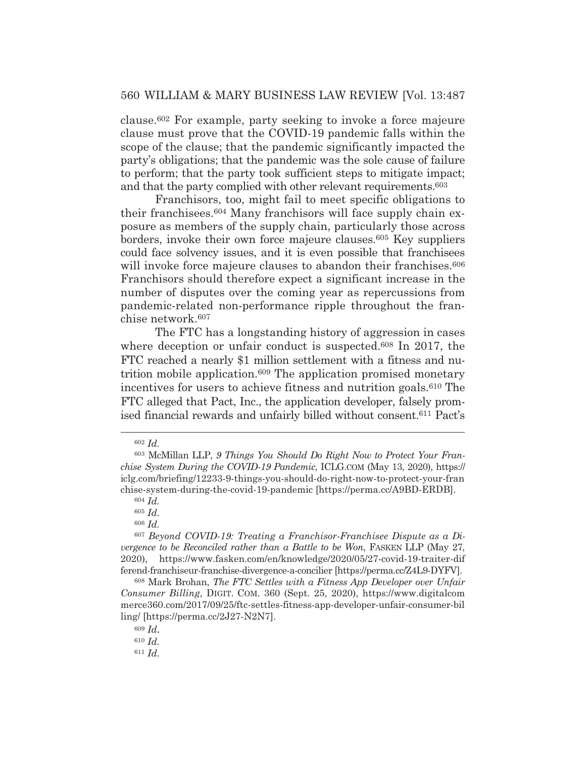clause.[602] For example, party seeking to invoke a force majeure clause must prove that the COVID-19 pandemic falls within the scope of the clause; that the pandemic significantly impacted the party's obligations; that the pandemic was the sole cause of failure to perform; that the party took sufficient steps to mitigate impact; and that the party complied with other relevant requirements.[603]

Franchisors, too, might fail to meet specific obligations to their franchisees.[604] Many franchisors will face supply chain exposure as members of the supply chain, particularly those across borders, invoke their own force majeure clauses.[605] Key suppliers could face solvency issues, and it is even possible that franchisees will invoke force majeure clauses to abandon their franchises.[606] Franchisors should therefore expect a significant increase in the number of disputes over the coming year as repercussions from pandemic-related non-performance ripple throughout the franchise network.[607]

The FTC has a longstanding history of aggression in cases where deception or unfair conduct is suspected.[608] In 2017, the FTC reached a nearly $1 million settlement with a fitness and nutrition mobile application.[609] The application promised monetary incentives for users to achieve fitness and nutrition goals.[610] The FTC alleged that Pact, Inc., the application developer, falsely promised financial rewards and unfairly billed without consent.[611] Pact's

---

[602] *Id.*

[603] McMillan LLP, *9 Things You Should Do Right Now to Protect Your Franchise System During the COVID-19 Pandemic*, ICLG.COM (May 13, 2020), https://iclg.com/briefing/12233-9-things-you-should-do-right-now-to-protect-your-franchise-system-during-the-covid-19-pandemic [https://perma.cc/A9BD-ERDB].

[604] *Id.*

[605] *Id.*

[606] *Id.*

[607] *Beyond COVID-19: Treating a Franchisor-Franchisee Dispute as a Divergence to be Reconciled rather than a Battle to be Won*, FASKEN LLP (May 27, 2020), https://www.fasken.com/en/knowledge/2020/05/27-covid-19-traiter-differend-franchiseur-franchise-divergence-a-concilier [https://perma.cc/Z4L9-DYFV].

[608] Mark Brohan, *The FTC Settles with a Fitness App Developer over Unfair Consumer Billing*, DIGIT. COM. 360 (Sept. 25, 2020), https://www.digitalcommerce360.com/2017/09/25/ftc-settles-fitness-app-developer-unfair-consumer-billing/ [https://perma.cc/2J27-N2N7].

[609] *Id.*

[610] *Id.*

[611] *Id.*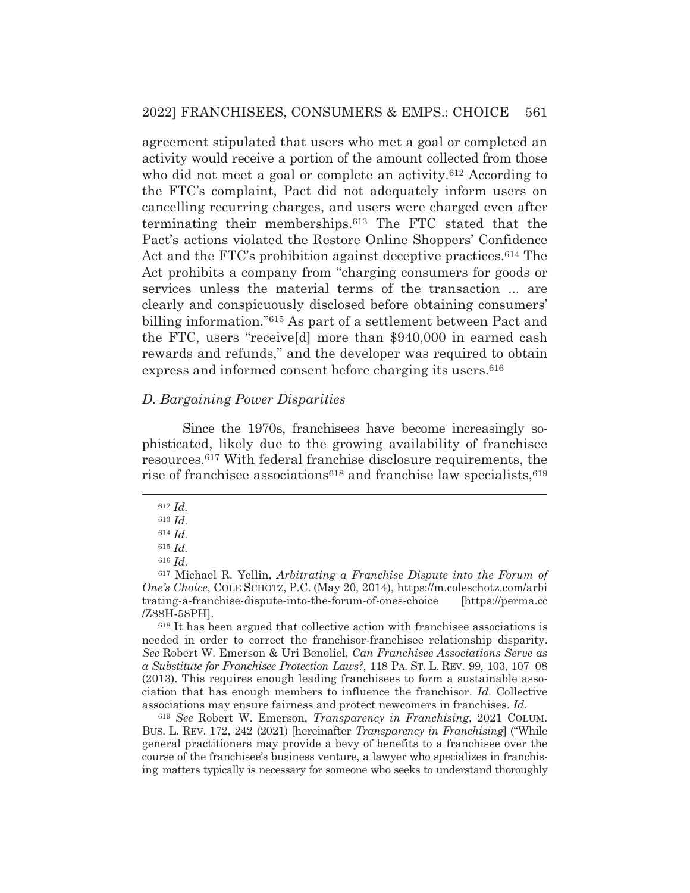agreement stipulated that users who met a goal or completed an activity would receive a portion of the amount collected from those who did not meet a goal or complete an activity.[612] According to the FTC's complaint, Pact did not adequately inform users on cancelling recurring charges, and users were charged even after terminating their memberships.[613] The FTC stated that the Pact's actions violated the Restore Online Shoppers' Confidence Act and the FTC's prohibition against deceptive practices.[614] The Act prohibits a company from "charging consumers for goods or services unless the material terms of the transaction ... are clearly and conspicuously disclosed before obtaining consumers' billing information."[615] As part of a settlement between Pact and the FTC, users "receive[d] more than $940,000 in earned cash rewards and refunds," and the developer was required to obtain express and informed consent before charging its users.[616]

### *D. Bargaining Power Disparities*

Since the 1970s, franchisees have become increasingly sophisticated, likely due to the growing availability of franchisee resources.[617] With federal franchise disclosure requirements, the rise of franchisee associations[618] and franchise law specialists,[619]

---

[612] *Id.*

[613] *Id.*

[614] *Id.*

[615] *Id.*

[616] *Id.*

[617] Michael R. Yellin, *Arbitrating a Franchise Dispute into the Forum of One's Choice*, COLE SCHOTZ, P.C. (May 20, 2014), https://m.coleschotz.com/arbitrating-a-franchise-dispute-into-the-forum-of-ones-choice [https://perma.cc/Z88H-58PH].

[618] It has been argued that collective action with franchisee associations is needed in order to correct the franchisor-franchisee relationship disparity. *See* Robert W. Emerson & Uri Benoliel, *Can Franchisee Associations Serve as a Substitute for Franchisee Protection Laws?*, 118 PA. ST. L. REV. 99, 103, 107–08 (2013). This requires enough leading franchisees to form a sustainable association that has enough members to influence the franchisor. *Id.* Collective associations may ensure fairness and protect newcomers in franchises. *Id.*

[619] *See* Robert W. Emerson, *Transparency in Franchising*, 2021 COLUM. BUS. L. REV. 172, 242 (2021) [hereinafter *Transparency in Franchising*] ("While general practitioners may provide a bevy of benefits to a franchisee over the course of the franchisee's business venture, a lawyer who specializes in franchising matters typically is necessary for someone who seeks to understand thoroughly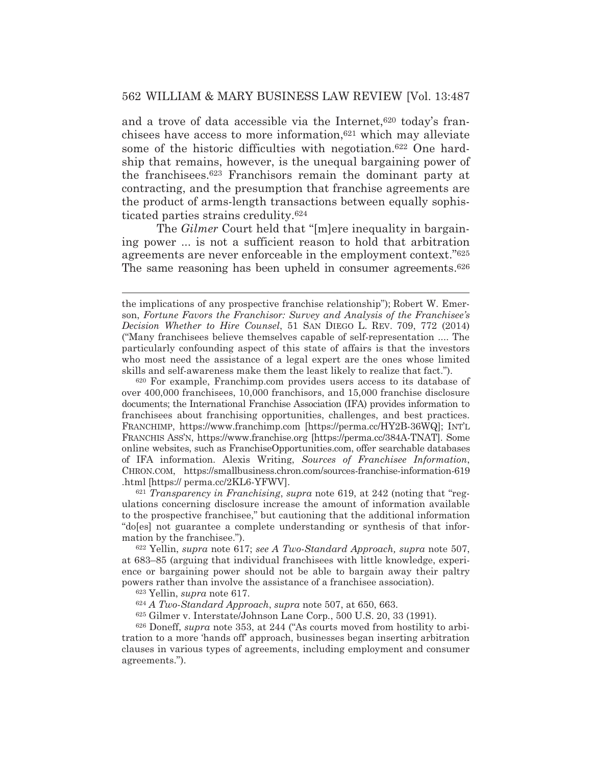and a trove of data accessible via the Internet,[620] today's franchisees have access to more information,[621] which may alleviate some of the historic difficulties with negotiation.[622] One hardship that remains, however, is the unequal bargaining power of the franchisees.[623] Franchisors remain the dominant party at contracting, and the presumption that franchise agreements are the product of arms-length transactions between equally sophisticated parties strains credulity.[624]

The *Gilmer* Court held that "[m]ere inequality in bargaining power ... is not a sufficient reason to hold that arbitration agreements are never enforceable in the employment context."[625] The same reasoning has been upheld in consumer agreements.[626]

---

the implications of any prospective franchise relationship"); Robert W. Emerson, *Fortune Favors the Franchisor: Survey and Analysis of the Franchisee's Decision Whether to Hire Counsel*, 51 SAN DIEGO L. REV. 709, 772 (2014) ("Many franchisees believe themselves capable of self-representation .... The particularly confounding aspect of this state of affairs is that the investors who most need the assistance of a legal expert are the ones whose limited skills and self-awareness make them the least likely to realize that fact.").

[620] For example, Franchimp.com provides users access to its database of over 400,000 franchisees, 10,000 franchisors, and 15,000 franchise disclosure documents; the International Franchise Association (IFA) provides information to franchisees about franchising opportunities, challenges, and best practices. FRANCHIMP, https://www.franchimp.com [https://perma.cc/HY2B-36WQ]; INT'L FRANCHIS ASS'N, https://www.franchise.org [https://perma.cc/384A-TNAT]. Some online websites, such as FranchiseOpportunities.com, offer searchable databases of IFA information. Alexis Writing, *Sources of Franchisee Information*, CHRON.COM, https://smallbusiness.chron.com/sources-franchise-information-619.html [https:// perma.cc/2KL6-YFWV].

[621] *Transparency in Franchising*, *supra* note 619, at 242 (noting that "regulations concerning disclosure increase the amount of information available to the prospective franchisee," but cautioning that the additional information "do[es] not guarantee a complete understanding or synthesis of that information by the franchisee.").

[622] Yellin, *supra* note 617; *see A Two-Standard Approach, supra* note 507, at 683–85 (arguing that individual franchisees with little knowledge, experience or bargaining power should not be able to bargain away their paltry powers rather than involve the assistance of a franchisee association).

[623] Yellin, *supra* note 617.

[624] *A Two-Standard Approach*, *supra* note 507, at 650, 663.

[625] Gilmer v. Interstate/Johnson Lane Corp., 500 U.S. 20, 33 (1991).

[626] Doneff, *supra* note 353, at 244 ("As courts moved from hostility to arbitration to a more 'hands off' approach, businesses began inserting arbitration clauses in various types of agreements, including employment and consumer agreements.").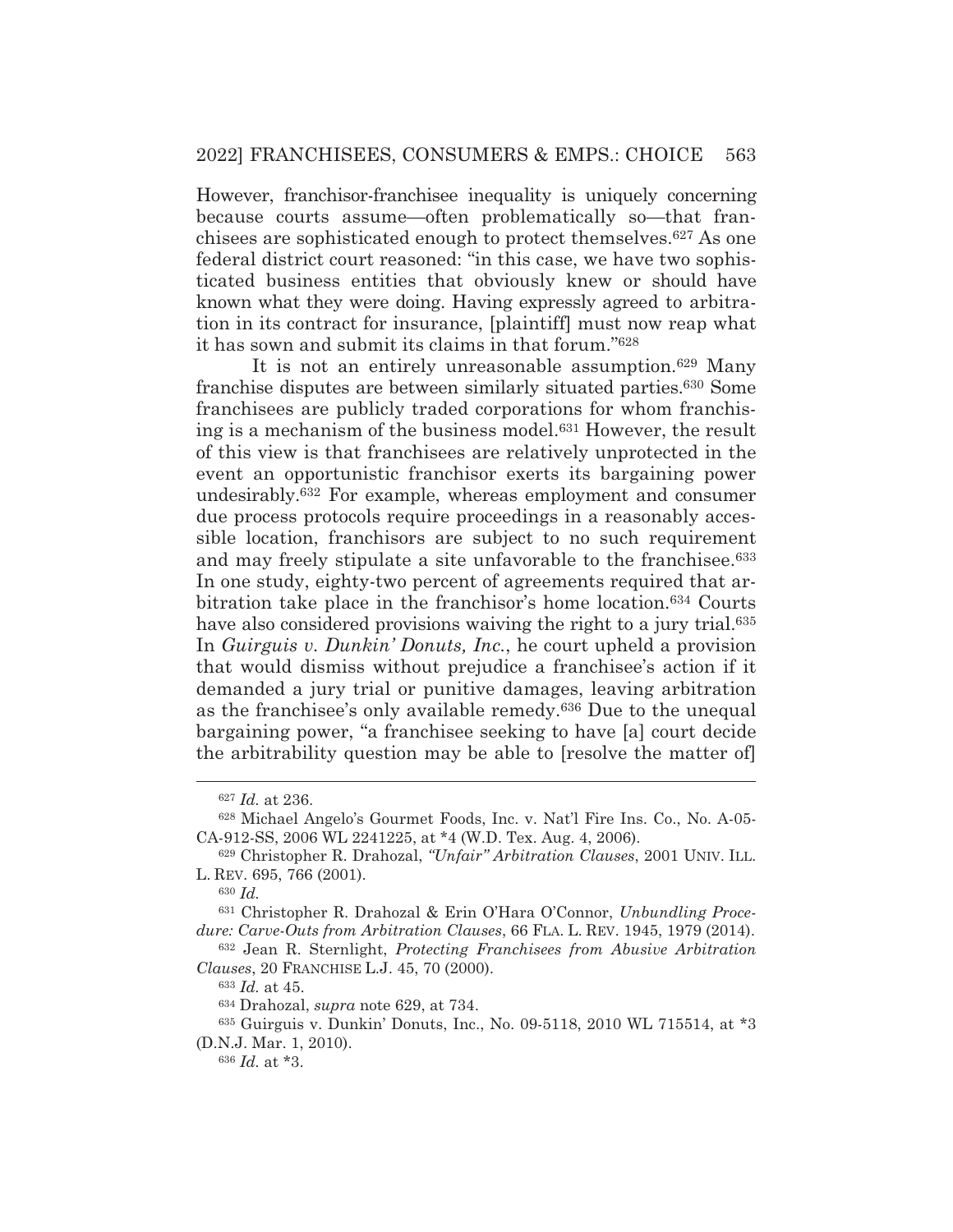However, franchisor-franchisee inequality is uniquely concerning because courts assume—often problematically so—that franchisees are sophisticated enough to protect themselves.[627] As one federal district court reasoned: "in this case, we have two sophisticated business entities that obviously knew or should have known what they were doing. Having expressly agreed to arbitration in its contract for insurance, [plaintiff] must now reap what it has sown and submit its claims in that forum."[628]

It is not an entirely unreasonable assumption.[629] Many franchise disputes are between similarly situated parties.[630] Some franchisees are publicly traded corporations for whom franchising is a mechanism of the business model.[631] However, the result of this view is that franchisees are relatively unprotected in the event an opportunistic franchisor exerts its bargaining power undesirably.[632] For example, whereas employment and consumer due process protocols require proceedings in a reasonably accessible location, franchisors are subject to no such requirement and may freely stipulate a site unfavorable to the franchisee.[633] In one study, eighty-two percent of agreements required that arbitration take place in the franchisor's home location.[634] Courts have also considered provisions waiving the right to a jury trial.[635] In *Guirguis v. Dunkin' Donuts, Inc.*, he court upheld a provision that would dismiss without prejudice a franchisee's action if it demanded a jury trial or punitive damages, leaving arbitration as the franchisee's only available remedy.[636] Due to the unequal bargaining power, "a franchisee seeking to have [a] court decide the arbitrability question may be able to [resolve the matter of]

---

[627] *Id.* at 236.

[628] Michael Angelo's Gourmet Foods, Inc. v. Nat'l Fire Ins. Co., No. A-05-CA-912-SS, 2006 WL 2241225, at *4 (W.D. Tex. Aug. 4, 2006).

[629] Christopher R. Drahozal, *"Unfair" Arbitration Clauses*, 2001 UNIV. ILL. L. REV. 695, 766 (2001).

[630] *Id.*

[631] Christopher R. Drahozal & Erin O'Hara O'Connor, *Unbundling Procedure: Carve-Outs from Arbitration Clauses*, 66 FLA. L. REV. 1945, 1979 (2014).

[632] Jean R. Sternlight, *Protecting Franchisees from Abusive Arbitration Clauses*, 20 FRANCHISE L.J. 45, 70 (2000).

[633] *Id.* at 45.

[634] Drahozal, *supra* note 629, at 734.

[635] Guirguis v. Dunkin' Donuts, Inc., No. 09-5118, 2010 WL 715514, at *3 (D.N.J. Mar. 1, 2010).

[636] *Id.* at *3.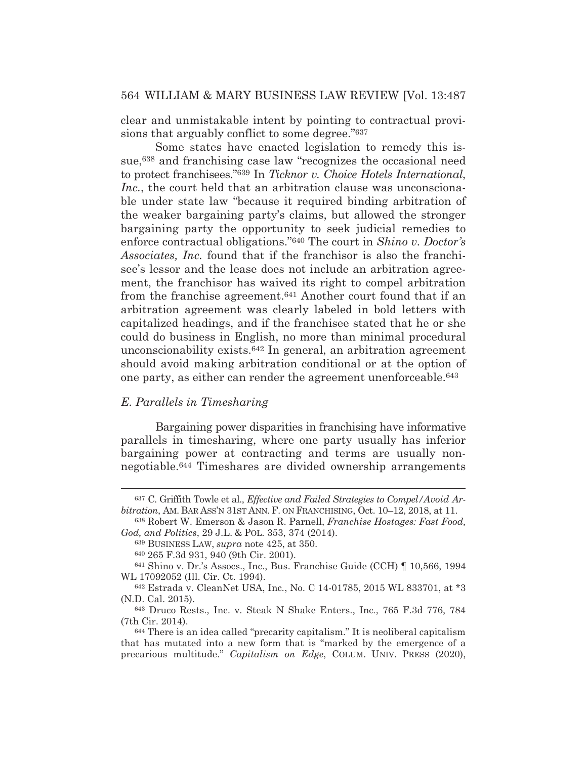clear and unmistakable intent by pointing to contractual provisions that arguably conflict to some degree."[637]

Some states have enacted legislation to remedy this issue,[638] and franchising case law "recognizes the occasional need to protect franchisees."[639] In *Ticknor v. Choice Hotels International, Inc.*, the court held that an arbitration clause was unconscionable under state law "because it required binding arbitration of the weaker bargaining party's claims, but allowed the stronger bargaining party the opportunity to seek judicial remedies to enforce contractual obligations."[640] The court in *Shino v. Doctor's Associates, Inc.* found that if the franchisor is also the franchisee's lessor and the lease does not include an arbitration agreement, the franchisor has waived its right to compel arbitration from the franchise agreement.[641] Another court found that if an arbitration agreement was clearly labeled in bold letters with capitalized headings, and if the franchisee stated that he or she could do business in English, no more than minimal procedural unconscionability exists.[642] In general, an arbitration agreement should avoid making arbitration conditional or at the option of one party, as either can render the agreement unenforceable.[643]

### *E. Parallels in Timesharing*

Bargaining power disparities in franchising have informative parallels in timesharing, where one party usually has inferior bargaining power at contracting and terms are usually non-negotiable.[644] Timeshares are divided ownership arrangements

---

[637] C. Griffith Towle et al., *Effective and Failed Strategies to Compel/Avoid Arbitration*, AM. BAR ASS'N 31ST ANN. F. ON FRANCHISING, Oct. 10–12, 2018, at 11.

[638] Robert W. Emerson & Jason R. Parnell, *Franchise Hostages: Fast Food, God, and Politics*, 29 J.L. & POL. 353, 374 (2014).

[639] BUSINESS LAW, *supra* note 425, at 350.

[640] 265 F.3d 931, 940 (9th Cir. 2001).

[641] Shino v. Dr.'s Assocs., Inc., Bus. Franchise Guide (CCH) ¶ 10,566, 1994 WL 17092052 (Ill. Cir. Ct. 1994).

[642] Estrada v. CleanNet USA, Inc., No. C 14-01785, 2015 WL 833701, at *3 (N.D. Cal. 2015).

[643] Druco Rests., Inc. v. Steak N Shake Enters., Inc., 765 F.3d 776, 784 (7th Cir. 2014).

[644] There is an idea called "precarity capitalism." It is neoliberal capitalism that has mutated into a new form that is "marked by the emergence of a precarious multitude." *Capitalism on Edge*, COLUM. UNIV. PRESS (2020),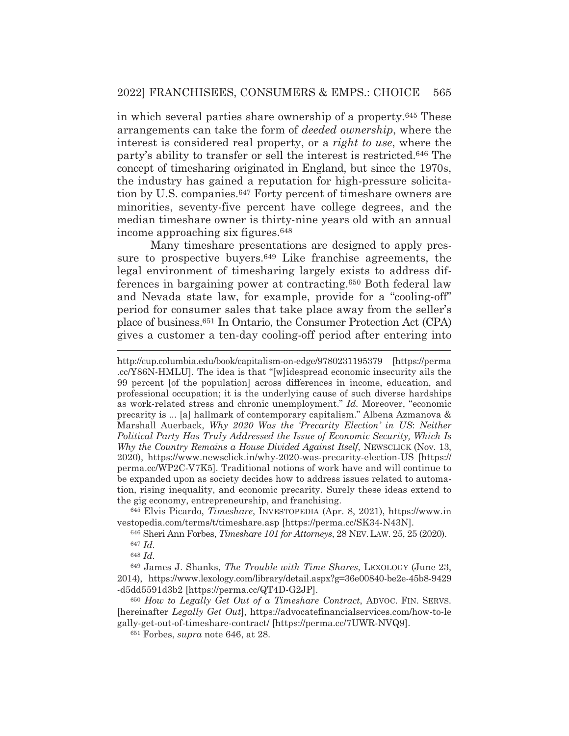in which several parties share ownership of a property.[645] These arrangements can take the form of *deeded ownership*, where the interest is considered real property, or a *right to use*, where the party's ability to transfer or sell the interest is restricted.[646] The concept of timesharing originated in England, but since the 1970s, the industry has gained a reputation for high-pressure solicitation by U.S. companies.[647] Forty percent of timeshare owners are minorities, seventy-five percent have college degrees, and the median timeshare owner is thirty-nine years old with an annual income approaching six figures.[648]

Many timeshare presentations are designed to apply pressure to prospective buyers.[649] Like franchise agreements, the legal environment of timesharing largely exists to address differences in bargaining power at contracting.[650] Both federal law and Nevada state law, for example, provide for a "cooling-off" period for consumer sales that take place away from the seller's place of business.[651] In Ontario, the Consumer Protection Act (CPA) gives a customer a ten-day cooling-off period after entering into

---

http://cup.columbia.edu/book/capitalism-on-edge/9780231195379 [https://perma.cc/Y86N-HMLU]. The idea is that "[w]idespread economic insecurity ails the 99 percent [of the population] across differences in income, education, and professional occupation; it is the underlying cause of such diverse hardships as work-related stress and chronic unemployment." *Id.* Moreover, "economic precarity is ... [a] hallmark of contemporary capitalism." Albena Azmanova & Marshall Auerback, *Why 2020 Was the 'Precarity Election' in US*: *Neither Political Party Has Truly Addressed the Issue of Economic Security, Which Is Why the Country Remains a House Divided Against Itself*, NEWSCLICK (Nov. 13, 2020), https://www.newsclick.in/why-2020-was-precarity-election-US [https://perma.cc/WP2C-V7K5]. Traditional notions of work have and will continue to be expanded upon as society decides how to address issues related to automation, rising inequality, and economic precarity. Surely these ideas extend to the gig economy, entrepreneurship, and franchising.

[645] Elvis Picardo, *Timeshare*, INVESTOPEDIA (Apr. 8, 2021), https://www.investopedia.com/terms/t/timeshare.asp [https://perma.cc/SK34-N43N].

[646] Sheri Ann Forbes, *Timeshare 101 for Attorneys*, 28 NEV. LAW. 25, 25 (2020).

[647] *Id.*

[648] *Id.*

[649] James J. Shanks, *The Trouble with Time Shares*, LEXOLOGY (June 23, 2014), https://www.lexology.com/library/detail.aspx?g=36e00840-be2e-45b8-9429-d5dd5591d3b2 [https://perma.cc/QT4D-G2JP].

[650] *How to Legally Get Out of a Timeshare Contract*, ADVOC. FIN. SERVS. [hereinafter *Legally Get Out*], https://advocatefinancialservices.com/how-to-legally-get-out-of-timeshare-contract/ [https://perma.cc/7UWR-NVQ9].

[651] Forbes, *supra* note 646, at 28.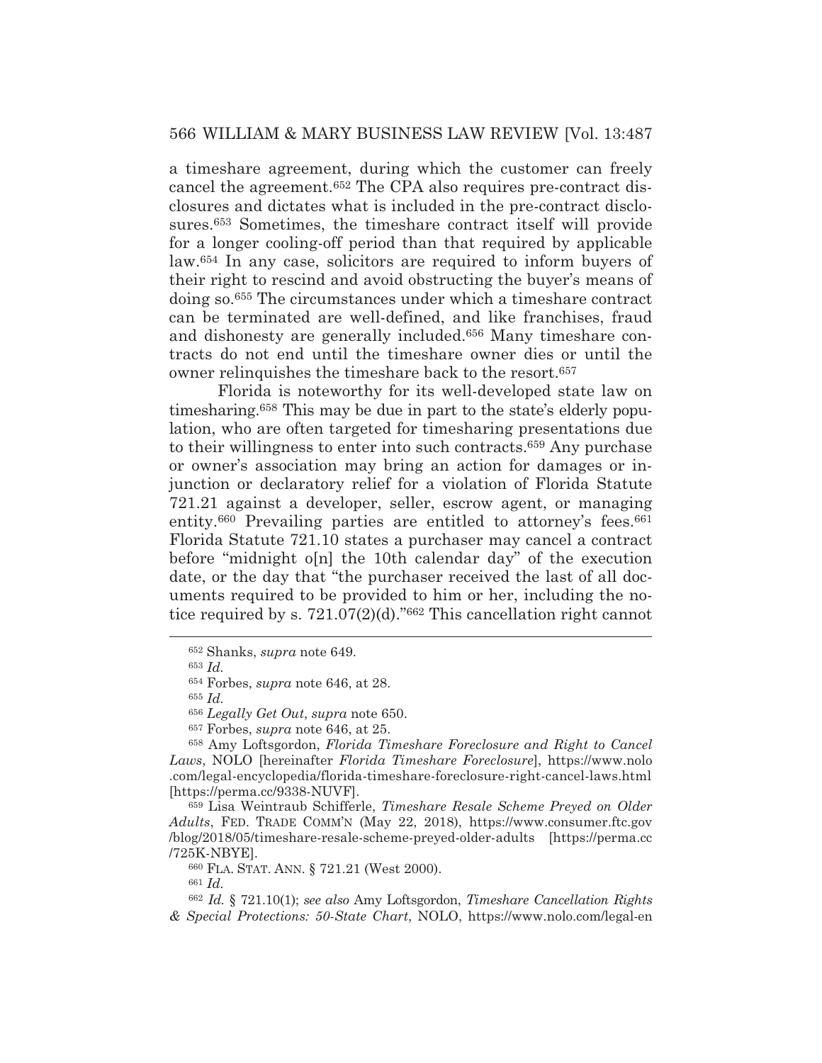a timeshare agreement, during which the customer can freely cancel the agreement.[652] The CPA also requires pre-contract disclosures and dictates what is included in the pre-contract disclosures.[653] Sometimes, the timeshare contract itself will provide for a longer cooling-off period than that required by applicable law.[654] In any case, solicitors are required to inform buyers of their right to rescind and avoid obstructing the buyer's means of doing so.[655] The circumstances under which a timeshare contract can be terminated are well-defined, and like franchises, fraud and dishonesty are generally included.[656] Many timeshare contracts do not end until the timeshare owner dies or until the owner relinquishes the timeshare back to the resort.[657]

Florida is noteworthy for its well-developed state law on timesharing.[658] This may be due in part to the state's elderly population, who are often targeted for timesharing presentations due to their willingness to enter into such contracts.[659] Any purchase or owner's association may bring an action for damages or injunction or declaratory relief for a violation of Florida Statute 721.21 against a developer, seller, escrow agent, or managing entity.[660] Prevailing parties are entitled to attorney's fees.[661] Florida Statute 721.10 states a purchaser may cancel a contract before "midnight o[n] the 10th calendar day" of the execution date, or the day that "the purchaser received the last of all documents required to be provided to him or her, including the notice required by s. 721.07(2)(d)."[662] This cancellation right cannot

---

[652] Shanks, *supra* note 649.

[653] *Id.*

[654] Forbes, *supra* note 646, at 28.

[655] *Id.*

[656] *Legally Get Out*, *supra* note 650.

[657] Forbes, *supra* note 646, at 25.

[658] Amy Loftsgordon, *Florida Timeshare Foreclosure and Right to Cancel Laws*, NOLO [hereinafter *Florida Timeshare Foreclosure*], https://www.nolo.com/legal-encyclopedia/florida-timeshare-foreclosure-right-cancel-laws.html [https://perma.cc/9338-NUVF].

[659] Lisa Weintraub Schifferle, *Timeshare Resale Scheme Preyed on Older Adults*, FED. TRADE COMM'N (May 22, 2018), https://www.consumer.ftc.gov/blog/2018/05/timeshare-resale-scheme-preyed-older-adults [https://perma.cc/725K-NBYE].

[660] FLA. STAT. ANN. § 721.21 (West 2000).

[661] *Id.*

[662] *Id.* § 721.10(1); *see also* Amy Loftsgordon, *Timeshare Cancellation Rights & Special Protections: 50-State Chart*, NOLO, https://www.nolo.com/legal-en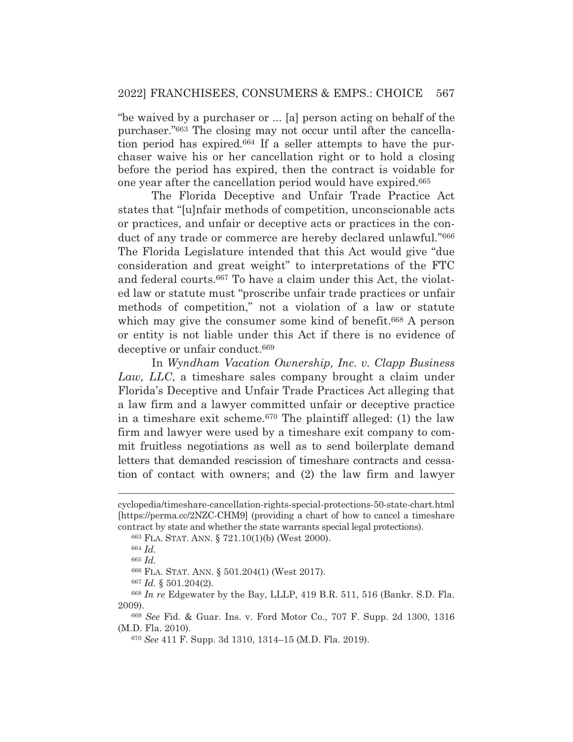"be waived by a purchaser or ... [a] person acting on behalf of the purchaser."[663] The closing may not occur until after the cancellation period has expired.[664] If a seller attempts to have the purchaser waive his or her cancellation right or to hold a closing before the period has expired, then the contract is voidable for one year after the cancellation period would have expired.[665]

The Florida Deceptive and Unfair Trade Practice Act states that "[u]nfair methods of competition, unconscionable acts or practices, and unfair or deceptive acts or practices in the conduct of any trade or commerce are hereby declared unlawful."[666] The Florida Legislature intended that this Act would give "due consideration and great weight" to interpretations of the FTC and federal courts.[667] To have a claim under this Act, the violated law or statute must "proscribe unfair trade practices or unfair methods of competition," not a violation of a law or statute which may give the consumer some kind of benefit.[668] A person or entity is not liable under this Act if there is no evidence of deceptive or unfair conduct.[669]

In *Wyndham Vacation Ownership, Inc. v. Clapp Business Law, LLC*, a timeshare sales company brought a claim under Florida's Deceptive and Unfair Trade Practices Act alleging that a law firm and a lawyer committed unfair or deceptive practice in a timeshare exit scheme.[670] The plaintiff alleged: (1) the law firm and lawyer were used by a timeshare exit company to commit fruitless negotiations as well as to send boilerplate demand letters that demanded rescission of timeshare contracts and cessation of contact with owners; and (2) the law firm and lawyer

cyclopedia/timeshare-cancellation-rights-special-protections-50-state-chart.html [https://perma.cc/2NZC-CHM9] (providing a chart of how to cancel a timeshare contract by state and whether the state warrants special legal protections).

[663] FLA. STAT. ANN. § 721.10(1)(b) (West 2000).

[664] *Id.*

[665] *Id.*

[666] FLA. STAT. ANN. § 501.204(1) (West 2017).

[667] *Id.* § 501.204(2).

[668] *In re* Edgewater by the Bay, LLLP, 419 B.R. 511, 516 (Bankr. S.D. Fla. 2009).

[669] *See* Fid. & Guar. Ins. v. Ford Motor Co., 707 F. Supp. 2d 1300, 1316 (M.D. Fla. 2010).

[670] *See* 411 F. Supp. 3d 1310, 1314–15 (M.D. Fla. 2019).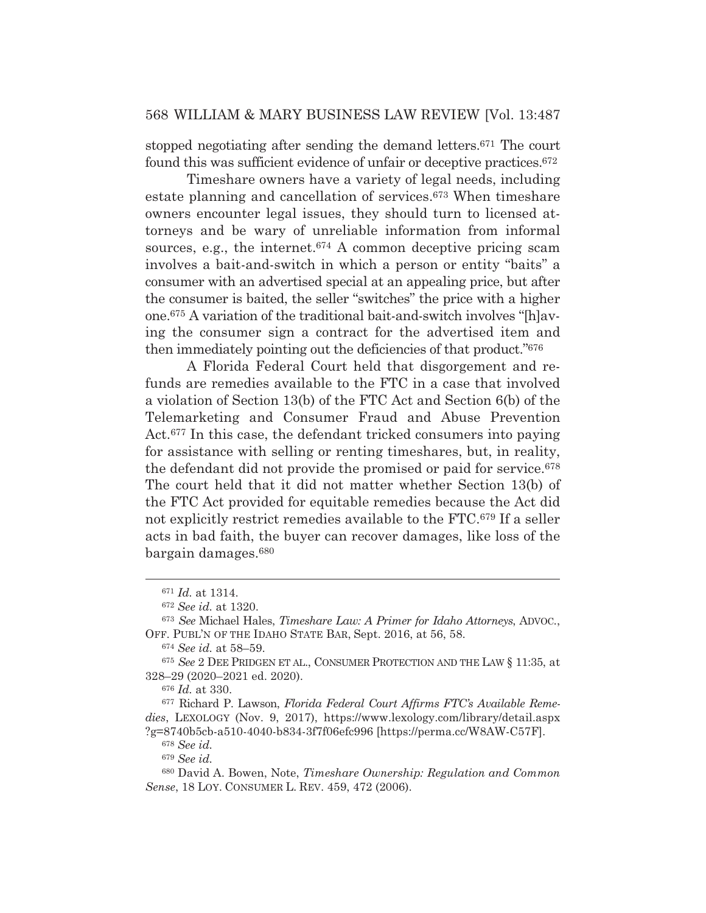stopped negotiating after sending the demand letters.[671] The court found this was sufficient evidence of unfair or deceptive practices.[672]

Timeshare owners have a variety of legal needs, including estate planning and cancellation of services.[673] When timeshare owners encounter legal issues, they should turn to licensed attorneys and be wary of unreliable information from informal sources, e.g., the internet.[674] A common deceptive pricing scam involves a bait-and-switch in which a person or entity "baits" a consumer with an advertised special at an appealing price, but after the consumer is baited, the seller "switches" the price with a higher one.[675] A variation of the traditional bait-and-switch involves "[h]aving the consumer sign a contract for the advertised item and then immediately pointing out the deficiencies of that product."[676]

A Florida Federal Court held that disgorgement and refunds are remedies available to the FTC in a case that involved a violation of Section 13(b) of the FTC Act and Section 6(b) of the Telemarketing and Consumer Fraud and Abuse Prevention Act.[677] In this case, the defendant tricked consumers into paying for assistance with selling or renting timeshares, but, in reality, the defendant did not provide the promised or paid for service.[678] The court held that it did not matter whether Section 13(b) of the FTC Act provided for equitable remedies because the Act did not explicitly restrict remedies available to the FTC.[679] If a seller acts in bad faith, the buyer can recover damages, like loss of the bargain damages.[680]

---

[671] *Id.* at 1314.

[672] *See id.* at 1320.

[673] *See* Michael Hales, *Timeshare Law: A Primer for Idaho Attorneys*, ADVOC., OFF. PUBL'N OF THE IDAHO STATE BAR, Sept. 2016, at 56, 58.

[674] *See id.* at 58–59.

[675] *See* 2 DEE PRIDGEN ET AL., CONSUMER PROTECTION AND THE LAW § 11:35, at 328–29 (2020–2021 ed. 2020).

[676] *Id.* at 330.

[677] Richard P. Lawson, *Florida Federal Court Affirms FTC's Available Remedies*, LEXOLOGY (Nov. 9, 2017), https://www.lexology.com/library/detail.aspx?g=8740b5cb-a510-4040-b834-3f7f06efc996 [https://perma.cc/W8AW-C57F].

[678] *See id.*

[679] *See id.*

[680] David A. Bowen, Note, *Timeshare Ownership: Regulation and Common Sense*, 18 LOY. CONSUMER L. REV. 459, 472 (2006).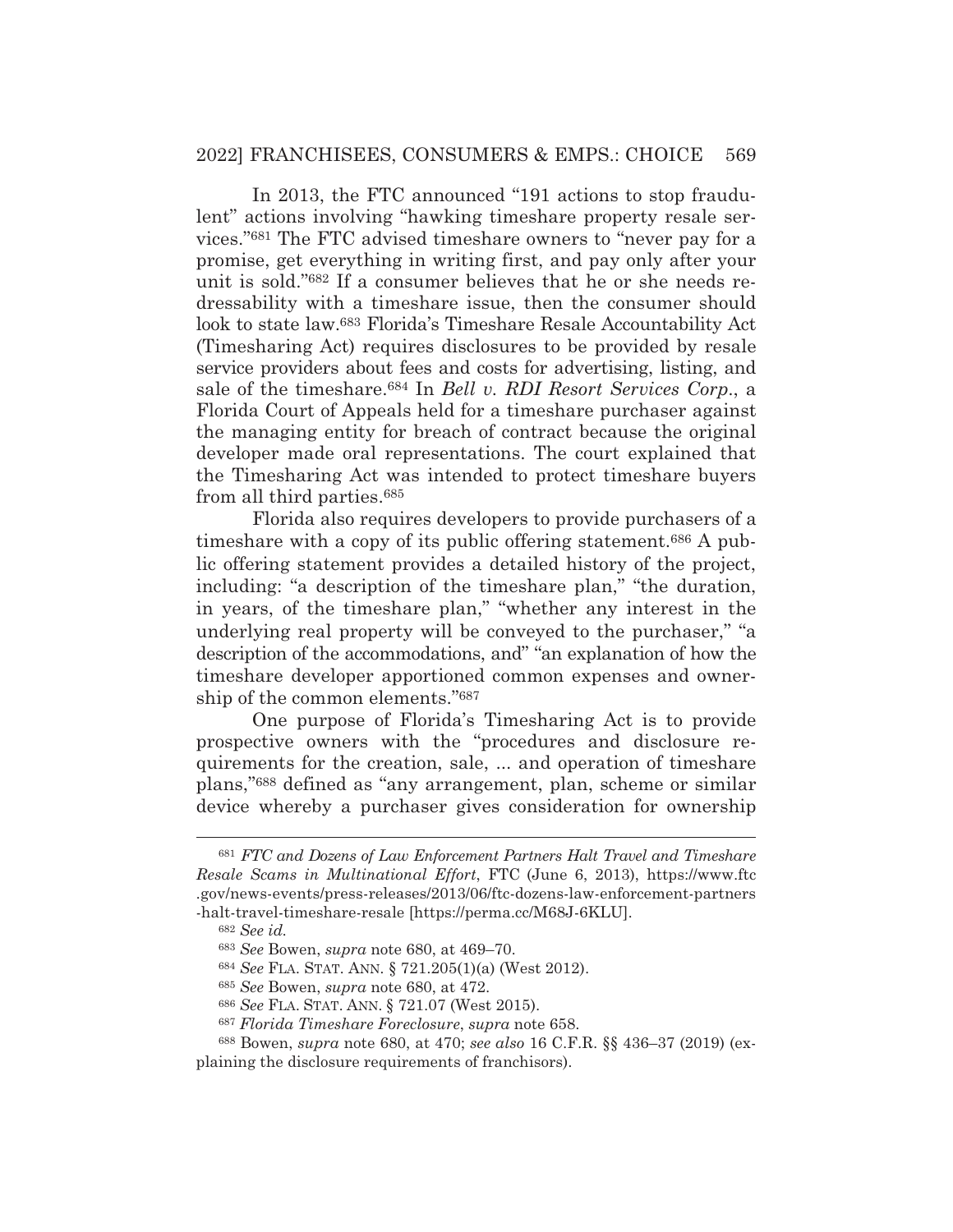In 2013, the FTC announced "191 actions to stop fraudulent" actions involving "hawking timeshare property resale services."[681] The FTC advised timeshare owners to "never pay for a promise, get everything in writing first, and pay only after your unit is sold."[682] If a consumer believes that he or she needs redressability with a timeshare issue, then the consumer should look to state law.[683] Florida's Timeshare Resale Accountability Act (Timesharing Act) requires disclosures to be provided by resale service providers about fees and costs for advertising, listing, and sale of the timeshare.[684] In *Bell v. RDI Resort Services Corp.*, a Florida Court of Appeals held for a timeshare purchaser against the managing entity for breach of contract because the original developer made oral representations. The court explained that the Timesharing Act was intended to protect timeshare buyers from all third parties.[685]

Florida also requires developers to provide purchasers of a timeshare with a copy of its public offering statement.[686] A public offering statement provides a detailed history of the project, including: "a description of the timeshare plan," "the duration, in years, of the timeshare plan," "whether any interest in the underlying real property will be conveyed to the purchaser," "a description of the accommodations, and" "an explanation of how the timeshare developer apportioned common expenses and ownership of the common elements."[687]

One purpose of Florida's Timesharing Act is to provide prospective owners with the "procedures and disclosure requirements for the creation, sale, ... and operation of timeshare plans,"[688] defined as "any arrangement, plan, scheme or similar device whereby a purchaser gives consideration for ownership

---

[681] *FTC and Dozens of Law Enforcement Partners Halt Travel and Timeshare Resale Scams in Multinational Effort*, FTC (June 6, 2013), https://www.ftc.gov/news-events/press-releases/2013/06/ftc-dozens-law-enforcement-partners-halt-travel-timeshare-resale [https://perma.cc/M68J-6KLU].

[682] *See id.*

[683] *See* Bowen, *supra* note 680, at 469–70.

[684] *See* FLA. STAT. ANN. § 721.205(1)(a) (West 2012).

[685] *See* Bowen, *supra* note 680, at 472.

[686] *See* FLA. STAT. ANN. § 721.07 (West 2015).

[687] *Florida Timeshare Foreclosure*, *supra* note 658.

[688] Bowen, *supra* note 680, at 470; *see also* 16 C.F.R. §§ 436–37 (2019) (explaining the disclosure requirements of franchisors).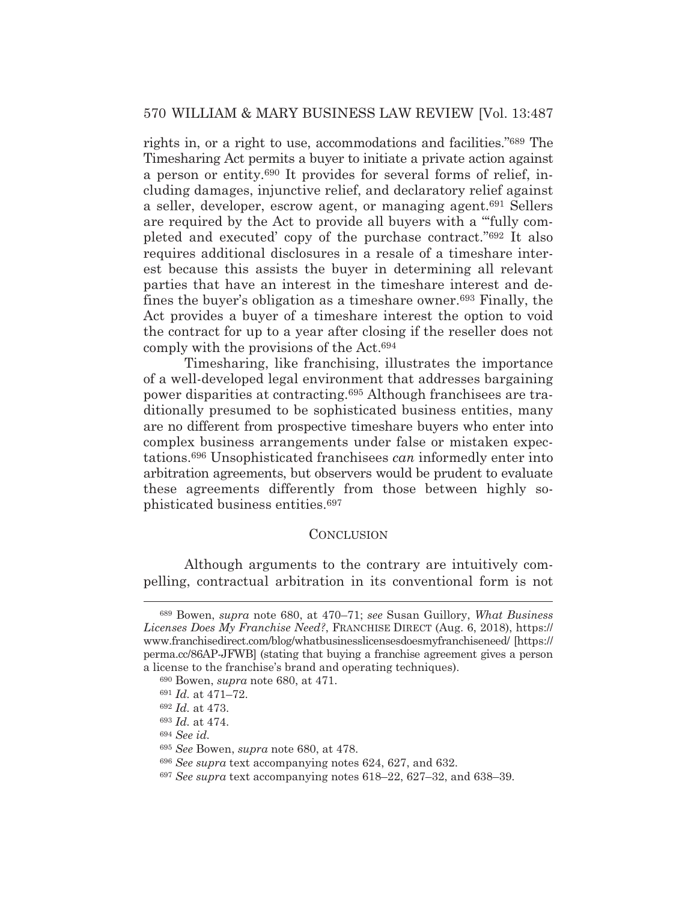rights in, or a right to use, accommodations and facilities."[689] The Timesharing Act permits a buyer to initiate a private action against a person or entity.[690] It provides for several forms of relief, including damages, injunctive relief, and declaratory relief against a seller, developer, escrow agent, or managing agent.[691] Sellers are required by the Act to provide all buyers with a "'fully completed and executed' copy of the purchase contract."[692] It also requires additional disclosures in a resale of a timeshare interest because this assists the buyer in determining all relevant parties that have an interest in the timeshare interest and defines the buyer's obligation as a timeshare owner.[693] Finally, the Act provides a buyer of a timeshare interest the option to void the contract for up to a year after closing if the reseller does not comply with the provisions of the Act.[694]

Timesharing, like franchising, illustrates the importance of a well-developed legal environment that addresses bargaining power disparities at contracting.[695] Although franchisees are traditionally presumed to be sophisticated business entities, many are no different from prospective timeshare buyers who enter into complex business arrangements under false or mistaken expectations.[696] Unsophisticated franchisees *can* informedly enter into arbitration agreements, but observers would be prudent to evaluate these agreements differently from those between highly sophisticated business entities.[697]

## CONCLUSION

Although arguments to the contrary are intuitively compelling, contractual arbitration in its conventional form is not

---

[689] Bowen, *supra* note 680, at 470–71; *see* Susan Guillory, *What Business Licenses Does My Franchise Need?*, FRANCHISE DIRECT (Aug. 6, 2018), https://www.franchisedirect.com/blog/whatbusinesslicensesdoesmyfranchiseneed/ [https://perma.cc/86AP-JFWB] (stating that buying a franchise agreement gives a person a license to the franchise's brand and operating techniques).

[690] Bowen, *supra* note 680, at 471.

[691] *Id.* at 471–72.

[692] *Id.* at 473.

[693] *Id.* at 474.

[694] *See id.*

[695] *See* Bowen, *supra* note 680, at 478.

[696] *See supra* text accompanying notes 624, 627, and 632.

[697] *See supra* text accompanying notes 618–22, 627–32, and 638–39.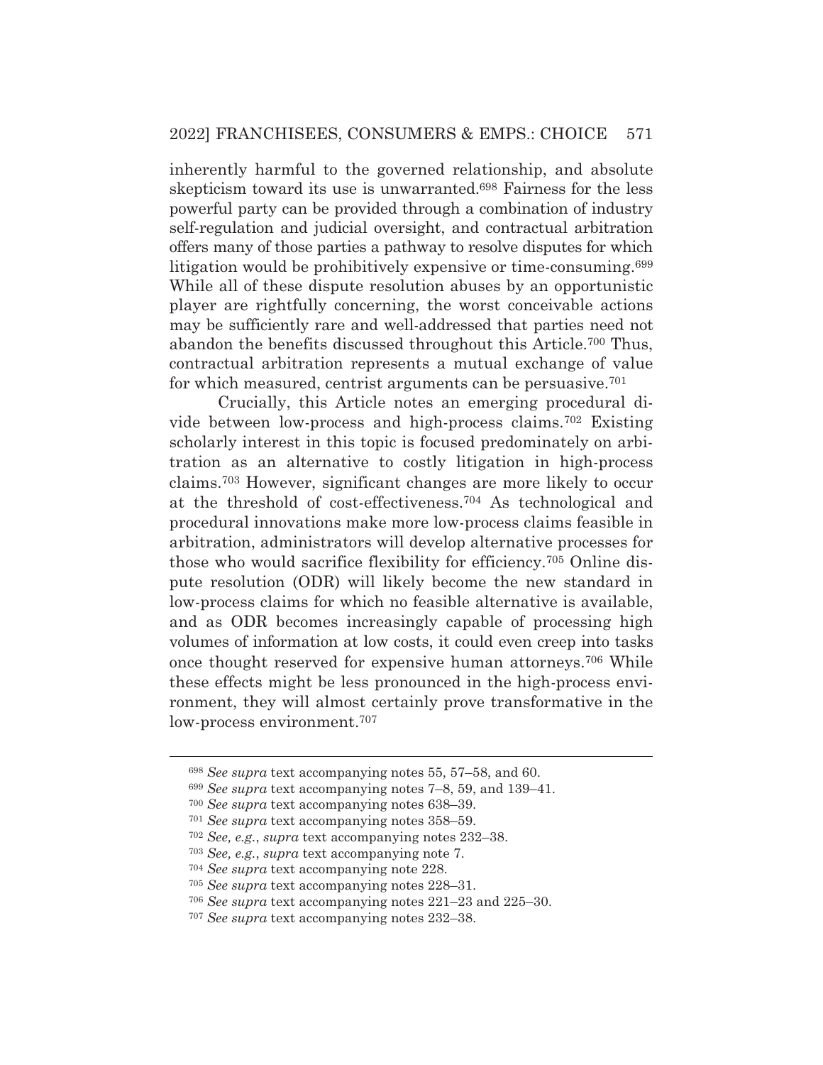inherently harmful to the governed relationship, and absolute skepticism toward its use is unwarranted.[698] Fairness for the less powerful party can be provided through a combination of industry self-regulation and judicial oversight, and contractual arbitration offers many of those parties a pathway to resolve disputes for which litigation would be prohibitively expensive or time-consuming.[699] While all of these dispute resolution abuses by an opportunistic player are rightfully concerning, the worst conceivable actions may be sufficiently rare and well-addressed that parties need not abandon the benefits discussed throughout this Article.[700] Thus, contractual arbitration represents a mutual exchange of value for which measured, centrist arguments can be persuasive.[701]

Crucially, this Article notes an emerging procedural divide between low-process and high-process claims.[702] Existing scholarly interest in this topic is focused predominately on arbitration as an alternative to costly litigation in high-process claims.[703] However, significant changes are more likely to occur at the threshold of cost-effectiveness.[704] As technological and procedural innovations make more low-process claims feasible in arbitration, administrators will develop alternative processes for those who would sacrifice flexibility for efficiency.[705] Online dispute resolution (ODR) will likely become the new standard in low-process claims for which no feasible alternative is available, and as ODR becomes increasingly capable of processing high volumes of information at low costs, it could even creep into tasks once thought reserved for expensive human attorneys.[706] While these effects might be less pronounced in the high-process environment, they will almost certainly prove transformative in the low-process environment.[707]

---

[698] *See supra* text accompanying notes 55, 57–58, and 60.

[699] *See supra* text accompanying notes 7–8, 59, and 139–41.

[700] *See supra* text accompanying notes 638–39.

[701] *See supra* text accompanying notes 358–59.

[702] *See, e.g.*, *supra* text accompanying notes 232–38.

[703] *See, e.g.*, *supra* text accompanying note 7.

[704] *See supra* text accompanying note 228.

[705] *See supra* text accompanying notes 228–31.

[706] *See supra* text accompanying notes 221–23 and 225–30.

[707] *See supra* text accompanying notes 232–38.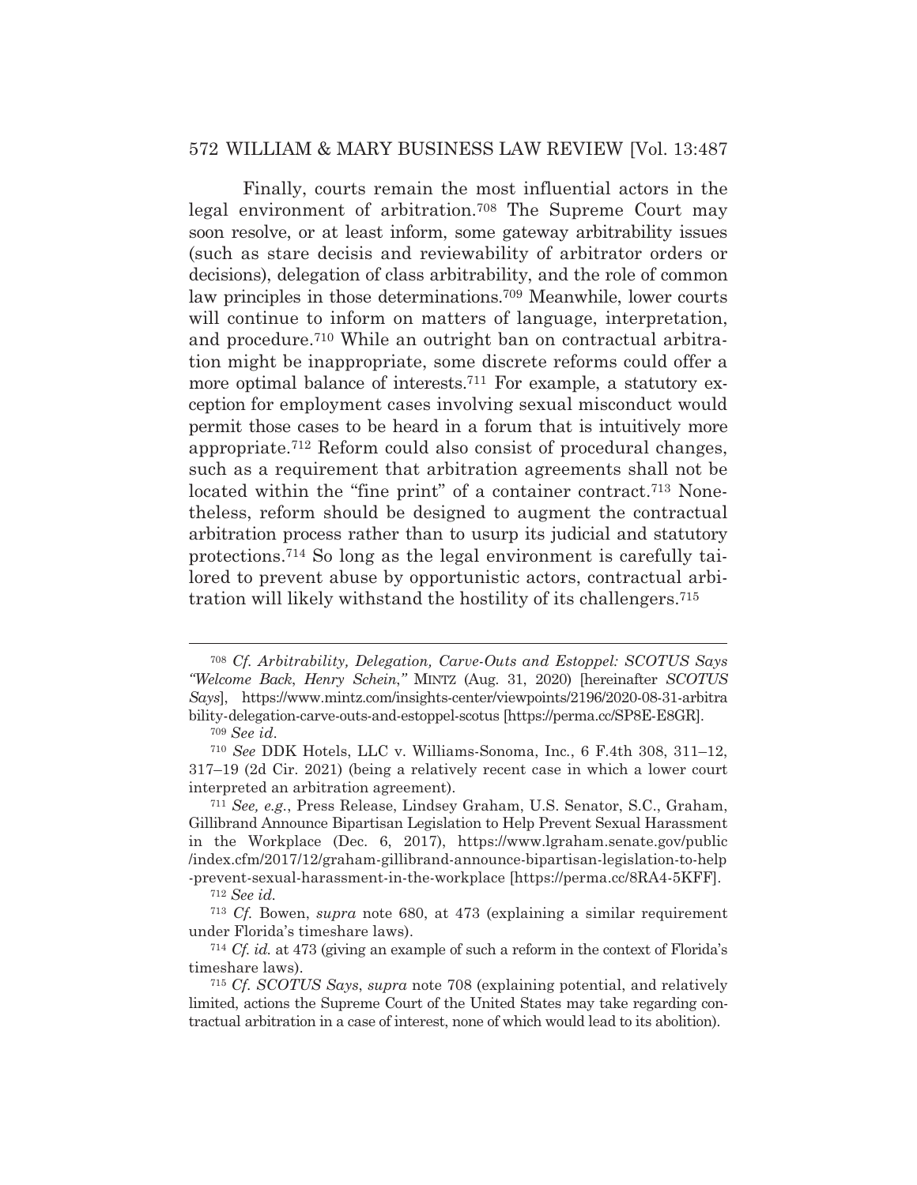Finally, courts remain the most influential actors in the legal environment of arbitration.[708] The Supreme Court may soon resolve, or at least inform, some gateway arbitrability issues (such as stare decisis and reviewability of arbitrator orders or decisions), delegation of class arbitrability, and the role of common law principles in those determinations.[709] Meanwhile, lower courts will continue to inform on matters of language, interpretation, and procedure.[710] While an outright ban on contractual arbitration might be inappropriate, some discrete reforms could offer a more optimal balance of interests.[711] For example, a statutory exception for employment cases involving sexual misconduct would permit those cases to be heard in a forum that is intuitively more appropriate.[712] Reform could also consist of procedural changes, such as a requirement that arbitration agreements shall not be located within the "fine print" of a container contract.[713] Nonetheless, reform should be designed to augment the contractual arbitration process rather than to usurp its judicial and statutory protections.[714] So long as the legal environment is carefully tailored to prevent abuse by opportunistic actors, contractual arbitration will likely withstand the hostility of its challengers.[715]

---

[708] *Cf. Arbitrability, Delegation, Carve-Outs and Estoppel: SCOTUS Says "Welcome Back, Henry Schein,"* MINTZ (Aug. 31, 2020) [hereinafter *SCOTUS Says*], https://www.mintz.com/insights-center/viewpoints/2196/2020-08-31-arbitrability-delegation-carve-outs-and-estoppel-scotus [https://perma.cc/SP8E-E8GR].

[709] *See id.*

[710] *See* DDK Hotels, LLC v. Williams-Sonoma, Inc., 6 F.4th 308, 311–12, 317–19 (2d Cir. 2021) (being a relatively recent case in which a lower court interpreted an arbitration agreement).

[711] *See, e.g.*, Press Release, Lindsey Graham, U.S. Senator, S.C., Graham, Gillibrand Announce Bipartisan Legislation to Help Prevent Sexual Harassment in the Workplace (Dec. 6, 2017), https://www.lgraham.senate.gov/public/index.cfm/2017/12/graham-gillibrand-announce-bipartisan-legislation-to-help-prevent-sexual-harassment-in-the-workplace [https://perma.cc/8RA4-5KFF].

[712] *See id.*

[713] *Cf.* Bowen, *supra* note 680, at 473 (explaining a similar requirement under Florida's timeshare laws).

[714] *Cf. id.* at 473 (giving an example of such a reform in the context of Florida's timeshare laws).

[715] *Cf. SCOTUS Says*, *supra* note 708 (explaining potential, and relatively limited, actions the Supreme Court of the United States may take regarding contractual arbitration in a case of interest, none of which would lead to its abolition).